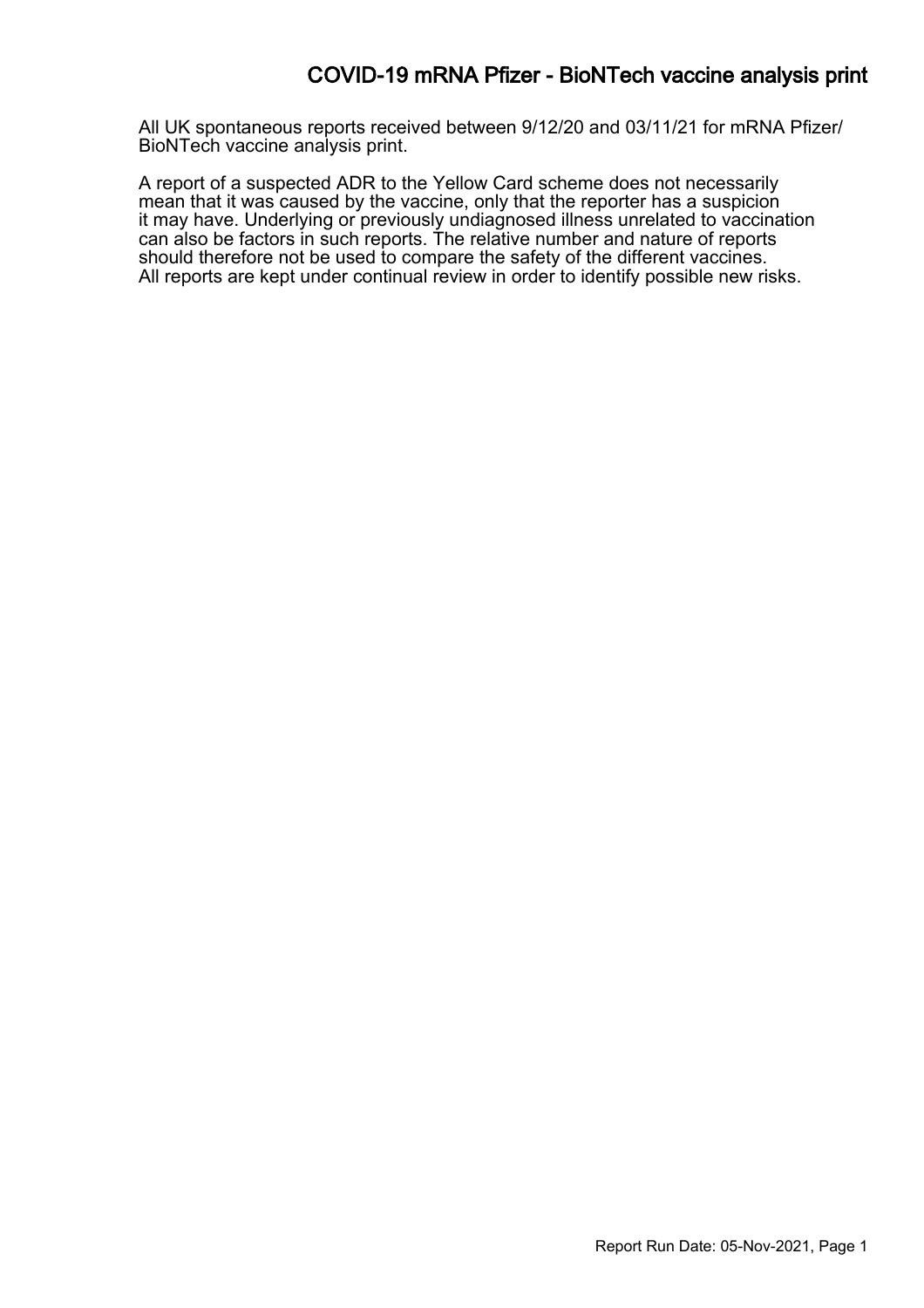# COVID-19 mRNA Pfizer - BioNTech vaccine analysis print

All UK spontaneous reports received between 9/12/20 and 03/11/21 for mRNA Pfizer/ BioNTech vaccine analysis print.

A report of a suspected ADR to the Yellow Card scheme does not necessarily mean that it was caused by the vaccine, only that the reporter has a suspicion it may have. Underlying or previously undiagnosed illness unrelated to vaccination can also be factors in such reports. The relative number and nature of reports should therefore not be used to compare the safety of the different vaccines. All reports are kept under continual review in order to identify possible new risks.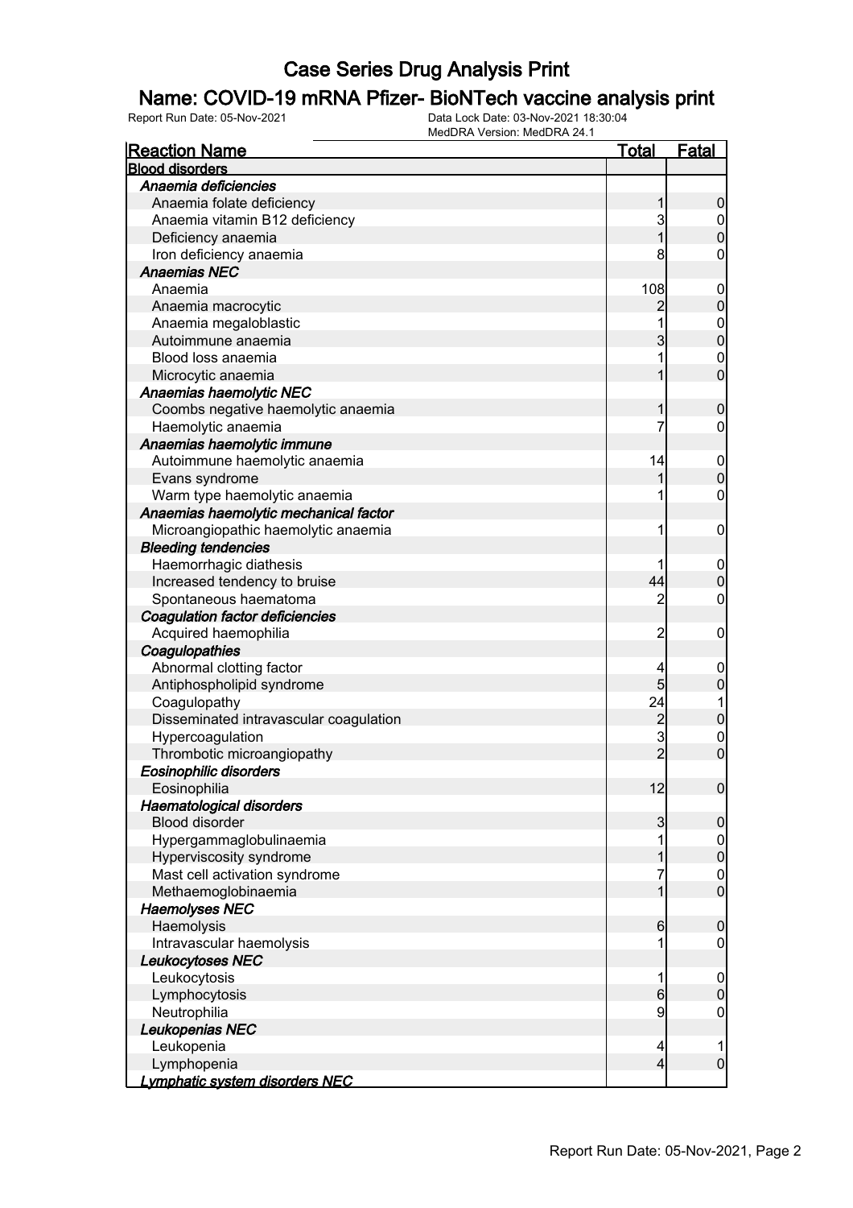# Case Series Drug Analysis Print

## Name: COVID-19 mRNA Pfizer- BioNTech vaccine analysis print

Report Run Date: 05-Nov-2021    Data Lock Date: 03-Nov-2021 18:30:04
MedDRA Version: MedDRA 24.1

| Reaction Name | Total | Fatal |
|---|---|---|
| **Blood disorders** | | |
| ***Anaemia deficiencies*** | | |
| Anaemia folate deficiency | 1 | 0 |
| Anaemia vitamin B12 deficiency | 3 | 0 |
| Deficiency anaemia | 1 | 0 |
| Iron deficiency anaemia | 8 | 0 |
| ***Anaemias NEC*** | | |
| Anaemia | 108 | 0 |
| Anaemia macrocytic | 2 | 0 |
| Anaemia megaloblastic | 1 | 0 |
| Autoimmune anaemia | 3 | 0 |
| Blood loss anaemia | 1 | 0 |
| Microcytic anaemia | 1 | 0 |
| ***Anaemias haemolytic NEC*** | | |
| Coombs negative haemolytic anaemia | 1 | 0 |
| Haemolytic anaemia | 7 | 0 |
| ***Anaemias haemolytic immune*** | | |
| Autoimmune haemolytic anaemia | 14 | 0 |
| Evans syndrome | 1 | 0 |
| Warm type haemolytic anaemia | 1 | 0 |
| ***Anaemias haemolytic mechanical factor*** | | |
| Microangiopathic haemolytic anaemia | 1 | 0 |
| ***Bleeding tendencies*** | | |
| Haemorrhagic diathesis | 1 | 0 |
| Increased tendency to bruise | 44 | 0 |
| Spontaneous haematoma | 2 | 0 |
| ***Coagulation factor deficiencies*** | | |
| Acquired haemophilia | 2 | 0 |
| ***Coagulopathies*** | | |
| Abnormal clotting factor | 4 | 0 |
| Antiphospholipid syndrome | 5 | 0 |
| Coagulopathy | 24 | 1 |
| Disseminated intravascular coagulation | 2 | 0 |
| Hypercoagulation | 3 | 0 |
| Thrombotic microangiopathy | 2 | 0 |
| ***Eosinophilic disorders*** | | |
| Eosinophilia | 12 | 0 |
| ***Haematological disorders*** | | |
| Blood disorder | 3 | 0 |
| Hypergammaglobulinaemia | 1 | 0 |
| Hyperviscosity syndrome | 1 | 0 |
| Mast cell activation syndrome | 7 | 0 |
| Methaemoglobinaemia | 1 | 0 |
| ***Haemolyses NEC*** | | |
| Haemolysis | 6 | 0 |
| Intravascular haemolysis | 1 | 0 |
| ***Leukocytoses NEC*** | | |
| Leukocytosis | 1 | 0 |
| Lymphocytosis | 6 | 0 |
| Neutrophilia | 9 | 0 |
| ***Leukopenias NEC*** | | |
| Leukopenia | 4 | 1 |
| Lymphopenia | 4 | 0 |
| ***Lymphatic system disorders NEC*** | | |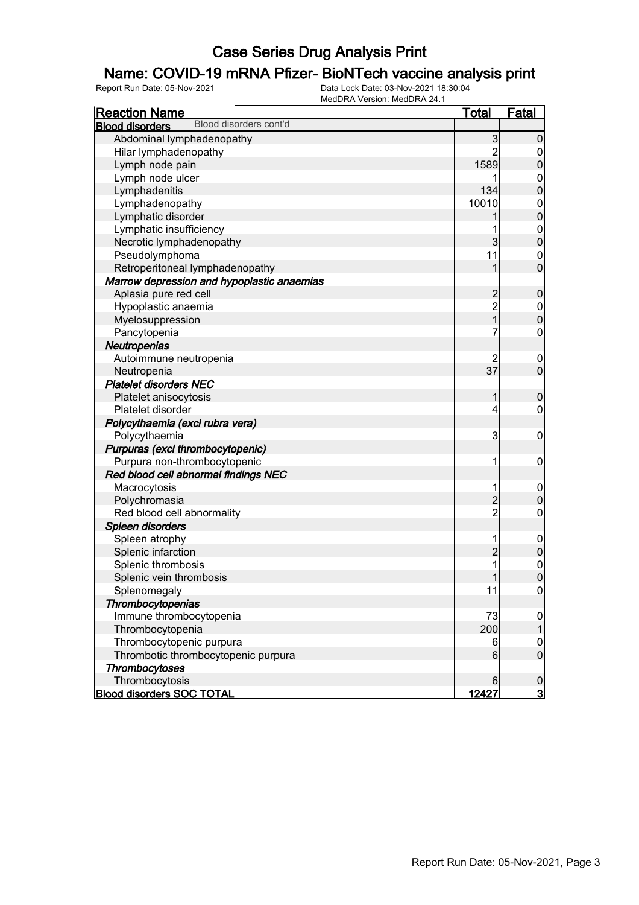# Case Series Drug Analysis Print

## Name: COVID-19 mRNA Pfizer- BioNTech vaccine analysis print

Report Run Date: 05-Nov-2021    Data Lock Date: 03-Nov-2021 18:30:04
MedDRA Version: MedDRA 24.1

| Reaction Name | Total | Fatal |
|---|---|---|
| **Blood disorders** Blood disorders cont'd | | |
| Abdominal lymphadenopathy | 3 | 0 |
| Hilar lymphadenopathy | 2 | 0 |
| Lymph node pain | 1589 | 0 |
| Lymph node ulcer | 1 | 0 |
| Lymphadenitis | 134 | 0 |
| Lymphadenopathy | 10010 | 0 |
| Lymphatic disorder | 1 | 0 |
| Lymphatic insufficiency | 1 | 0 |
| Necrotic lymphadenopathy | 3 | 0 |
| Pseudolymphoma | 11 | 0 |
| Retroperitoneal lymphadenopathy | 1 | 0 |
| ***Marrow depression and hypoplastic anaemias*** | | |
| Aplasia pure red cell | 2 | 0 |
| Hypoplastic anaemia | 2 | 0 |
| Myelosuppression | 1 | 0 |
| Pancytopenia | 7 | 0 |
| ***Neutropenias*** | | |
| Autoimmune neutropenia | 2 | 0 |
| Neutropenia | 37 | 0 |
| ***Platelet disorders NEC*** | | |
| Platelet anisocytosis | 1 | 0 |
| Platelet disorder | 4 | 0 |
| ***Polycythaemia (excl rubra vera)*** | | |
| Polycythaemia | 3 | 0 |
| ***Purpuras (excl thrombocytopenic)*** | | |
| Purpura non-thrombocytopenic | 1 | 0 |
| ***Red blood cell abnormal findings NEC*** | | |
| Macrocytosis | 1 | 0 |
| Polychromasia | 2 | 0 |
| Red blood cell abnormality | 2 | 0 |
| ***Spleen disorders*** | | |
| Spleen atrophy | 1 | 0 |
| Splenic infarction | 2 | 0 |
| Splenic thrombosis | 1 | 0 |
| Splenic vein thrombosis | 1 | 0 |
| Splenomegaly | 11 | 0 |
| ***Thrombocytopenias*** | | |
| Immune thrombocytopenia | 73 | 0 |
| Thrombocytopenia | 200 | 1 |
| Thrombocytopenic purpura | 6 | 0 |
| Thrombotic thrombocytopenic purpura | 6 | 0 |
| ***Thrombocytoses*** | | |
| Thrombocytosis | 6 | 0 |
| **Blood disorders SOC TOTAL** | **12427** | **3** |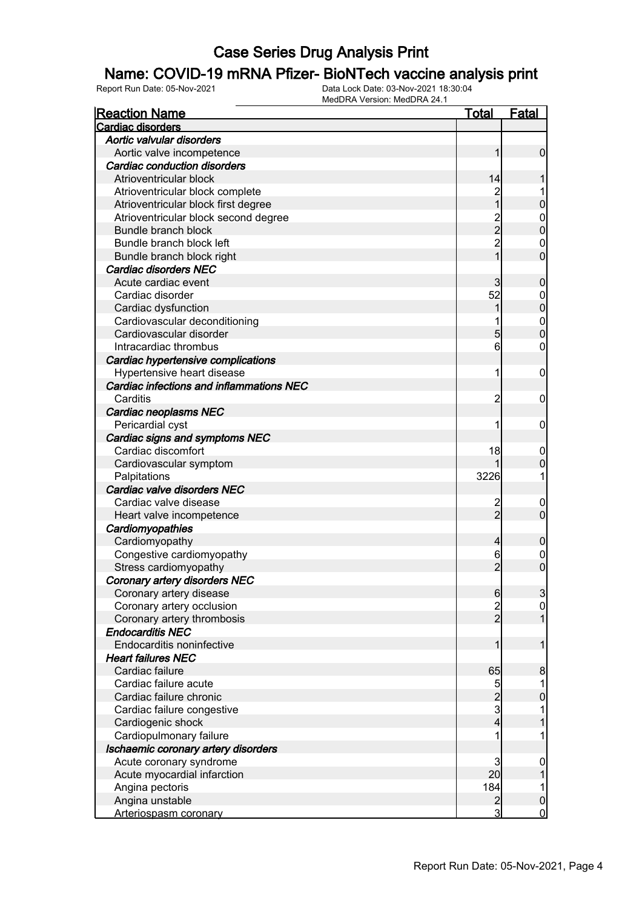# Case Series Drug Analysis Print

## Name: COVID-19 mRNA Pfizer- BioNTech vaccine analysis print

Report Run Date: 05-Nov-2021

Data Lock Date: 03-Nov-2021 18:30:04

MedDRA Version: MedDRA 24.1

| Reaction Name | Total | Fatal |
|---|---|---|
| **Cardiac disorders** | | |
| ***Aortic valvular disorders*** | | |
| Aortic valve incompetence | 1 | 0 |
| ***Cardiac conduction disorders*** | | |
| Atrioventricular block | 14 | 1 |
| Atrioventricular block complete | 2 | 1 |
| Atrioventricular block first degree | 1 | 0 |
| Atrioventricular block second degree | 2 | 0 |
| Bundle branch block | 2 | 0 |
| Bundle branch block left | 2 | 0 |
| Bundle branch block right | 1 | 0 |
| ***Cardiac disorders NEC*** | | |
| Acute cardiac event | 3 | 0 |
| Cardiac disorder | 52 | 0 |
| Cardiac dysfunction | 1 | 0 |
| Cardiovascular deconditioning | 1 | 0 |
| Cardiovascular disorder | 5 | 0 |
| Intracardiac thrombus | 6 | 0 |
| ***Cardiac hypertensive complications*** | | |
| Hypertensive heart disease | 1 | 0 |
| ***Cardiac infections and inflammations NEC*** | | |
| Carditis | 2 | 0 |
| ***Cardiac neoplasms NEC*** | | |
| Pericardial cyst | 1 | 0 |
| ***Cardiac signs and symptoms NEC*** | | |
| Cardiac discomfort | 18 | 0 |
| Cardiovascular symptom | 1 | 0 |
| Palpitations | 3226 | 1 |
| ***Cardiac valve disorders NEC*** | | |
| Cardiac valve disease | 2 | 0 |
| Heart valve incompetence | 2 | 0 |
| ***Cardiomyopathies*** | | |
| Cardiomyopathy | 4 | 0 |
| Congestive cardiomyopathy | 6 | 0 |
| Stress cardiomyopathy | 2 | 0 |
| ***Coronary artery disorders NEC*** | | |
| Coronary artery disease | 6 | 3 |
| Coronary artery occlusion | 2 | 0 |
| Coronary artery thrombosis | 2 | 1 |
| ***Endocarditis NEC*** | | |
| Endocarditis noninfective | 1 | 1 |
| ***Heart failures NEC*** | | |
| Cardiac failure | 65 | 8 |
| Cardiac failure acute | 5 | 1 |
| Cardiac failure chronic | 2 | 0 |
| Cardiac failure congestive | 3 | 1 |
| Cardiogenic shock | 4 | 1 |
| Cardiopulmonary failure | 1 | 1 |
| ***Ischaemic coronary artery disorders*** | | |
| Acute coronary syndrome | 3 | 0 |
| Acute myocardial infarction | 20 | 1 |
| Angina pectoris | 184 | 1 |
| Angina unstable | 2 | 0 |
| Arteriospasm coronary | 3 | 0 |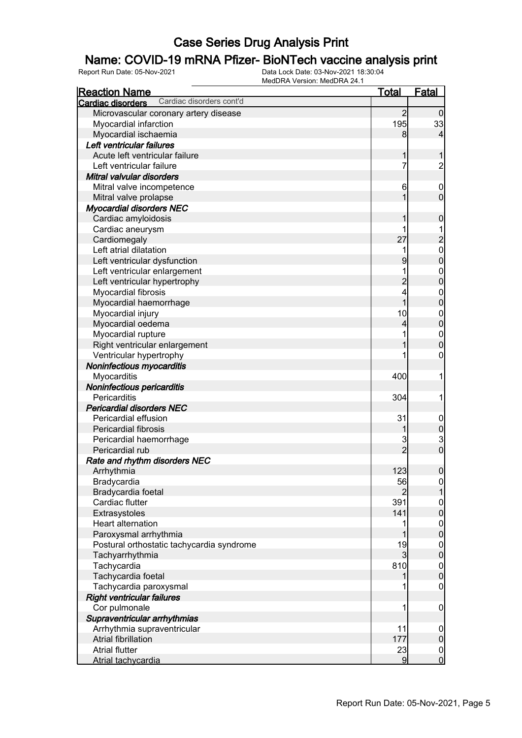# Case Series Drug Analysis Print

## Name: COVID-19 mRNA Pfizer- BioNTech vaccine analysis print

Report Run Date: 05-Nov-2021 | Data Lock Date: 03-Nov-2021 18:30:04 | MedDRA Version: MedDRA 24.1

| Reaction Name | Total | Fatal |
|---|---|---|
| **Cardiac disorders** Cardiac disorders cont'd | | |
| Microvascular coronary artery disease | 2 | 0 |
| Myocardial infarction | 195 | 33 |
| Myocardial ischaemia | 8 | 4 |
| ***Left ventricular failures*** | | |
| Acute left ventricular failure | 1 | 1 |
| Left ventricular failure | 7 | 2 |
| ***Mitral valvular disorders*** | | |
| Mitral valve incompetence | 6 | 0 |
| Mitral valve prolapse | 1 | 0 |
| ***Myocardial disorders NEC*** | | |
| Cardiac amyloidosis | 1 | 0 |
| Cardiac aneurysm | 1 | 1 |
| Cardiomegaly | 27 | 2 |
| Left atrial dilatation | 1 | 0 |
| Left ventricular dysfunction | 9 | 0 |
| Left ventricular enlargement | 1 | 0 |
| Left ventricular hypertrophy | 2 | 0 |
| Myocardial fibrosis | 4 | 0 |
| Myocardial haemorrhage | 1 | 0 |
| Myocardial injury | 10 | 0 |
| Myocardial oedema | 4 | 0 |
| Myocardial rupture | 1 | 0 |
| Right ventricular enlargement | 1 | 0 |
| Ventricular hypertrophy | 1 | 0 |
| ***Noninfectious myocarditis*** | | |
| Myocarditis | 400 | 1 |
| ***Noninfectious pericarditis*** | | |
| Pericarditis | 304 | 1 |
| ***Pericardial disorders NEC*** | | |
| Pericardial effusion | 31 | 0 |
| Pericardial fibrosis | 1 | 0 |
| Pericardial haemorrhage | 3 | 3 |
| Pericardial rub | 2 | 0 |
| ***Rate and rhythm disorders NEC*** | | |
| Arrhythmia | 123 | 0 |
| Bradycardia | 56 | 0 |
| Bradycardia foetal | 2 | 1 |
| Cardiac flutter | 391 | 0 |
| Extrasystoles | 141 | 0 |
| Heart alternation | 1 | 0 |
| Paroxysmal arrhythmia | 1 | 0 |
| Postural orthostatic tachycardia syndrome | 19 | 0 |
| Tachyarrhythmia | 3 | 0 |
| Tachycardia | 810 | 0 |
| Tachycardia foetal | 1 | 0 |
| Tachycardia paroxysmal | 1 | 0 |
| ***Right ventricular failures*** | | |
| Cor pulmonale | 1 | 0 |
| ***Supraventricular arrhythmias*** | | |
| Arrhythmia supraventricular | 11 | 0 |
| Atrial fibrillation | 177 | 0 |
| Atrial flutter | 23 | 0 |
| Atrial tachycardia | 9 | 0 |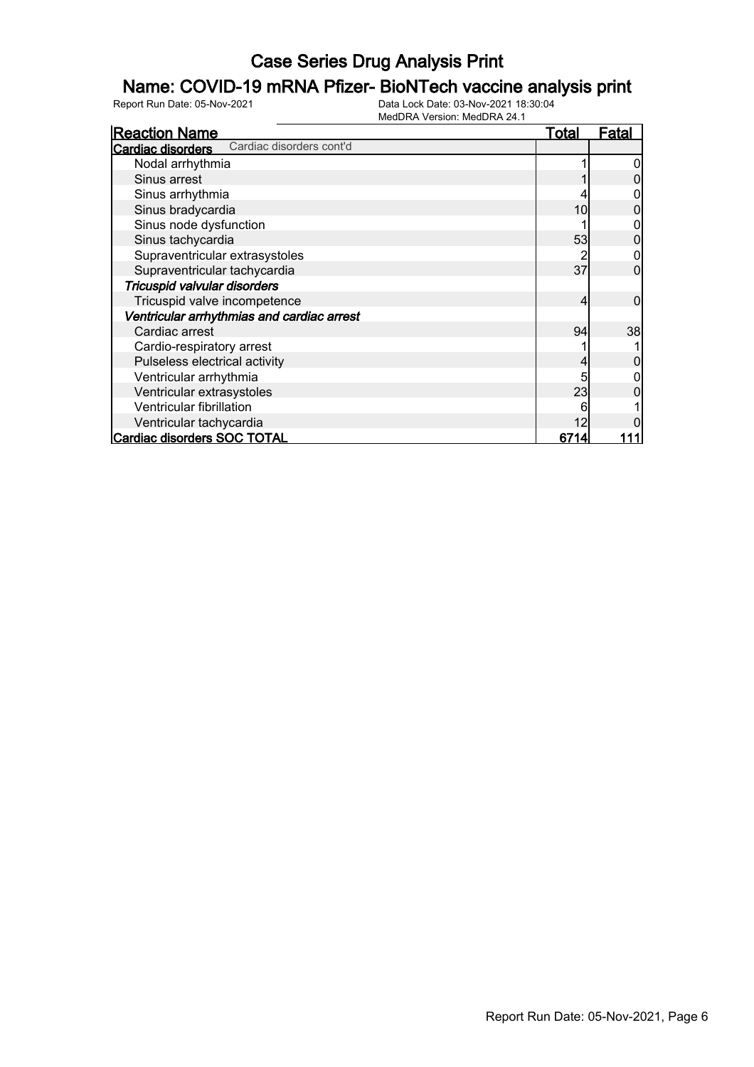# Case Series Drug Analysis Print

## Name: COVID-19 mRNA Pfizer- BioNTech vaccine analysis print

Report Run Date: 05-Nov-2021
Data Lock Date: 03-Nov-2021 18:30:04
MedDRA Version: MedDRA 24.1

| Reaction Name | Total | Fatal |
|---|---|---|
| **Cardiac disorders** Cardiac disorders cont'd | | |
| Nodal arrhythmia | 1 | 0 |
| Sinus arrest | 1 | 0 |
| Sinus arrhythmia | 4 | 0 |
| Sinus bradycardia | 10 | 0 |
| Sinus node dysfunction | 1 | 0 |
| Sinus tachycardia | 53 | 0 |
| Supraventricular extrasystoles | 2 | 0 |
| Supraventricular tachycardia | 37 | 0 |
| ***Tricuspid valvular disorders*** | | |
| Tricuspid valve incompetence | 4 | 0 |
| ***Ventricular arrhythmias and cardiac arrest*** | | |
| Cardiac arrest | 94 | 38 |
| Cardio-respiratory arrest | 1 | 1 |
| Pulseless electrical activity | 4 | 0 |
| Ventricular arrhythmia | 5 | 0 |
| Ventricular extrasystoles | 23 | 0 |
| Ventricular fibrillation | 6 | 1 |
| Ventricular tachycardia | 12 | 0 |
| **Cardiac disorders SOC TOTAL** | **6714** | **111** |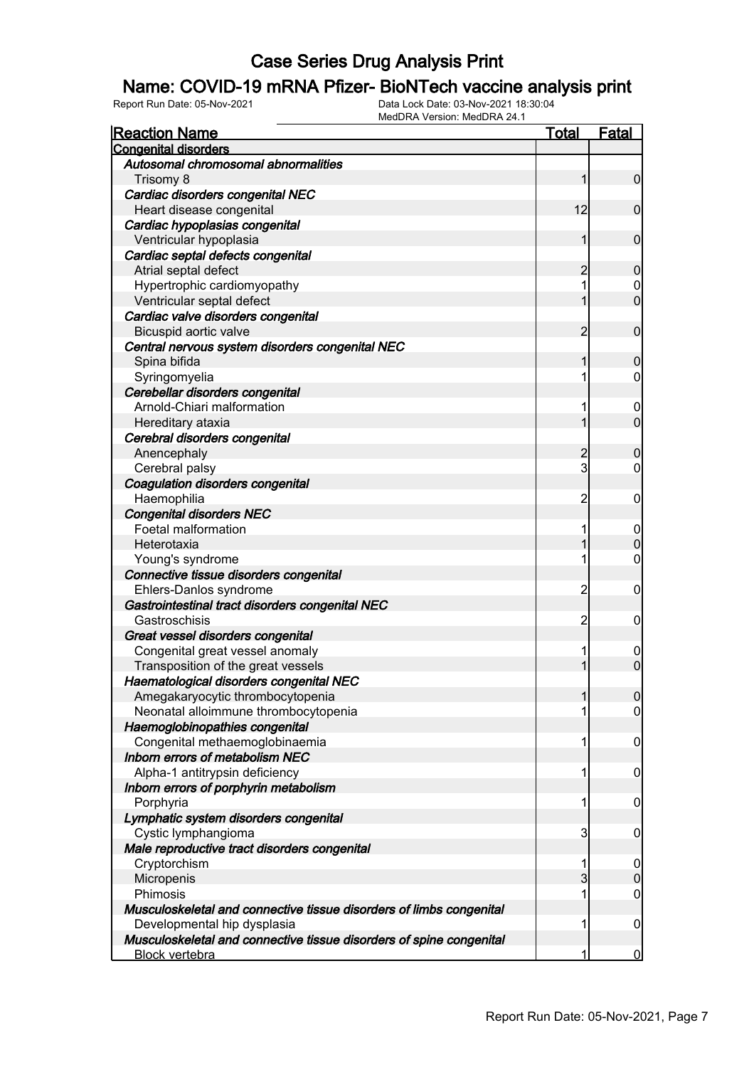# Case Series Drug Analysis Print

## Name: COVID-19 mRNA Pfizer- BioNTech vaccine analysis print

Report Run Date: 05-Nov-2021 | Data Lock Date: 03-Nov-2021 18:30:04 | MedDRA Version: MedDRA 24.1

| Reaction Name | Total | Fatal |
|---|---|---|
| **Congenital disorders** | | |
| ***Autosomal chromosomal abnormalities*** | | |
| Trisomy 8 | 1 | 0 |
| ***Cardiac disorders congenital NEC*** | | |
| Heart disease congenital | 12 | 0 |
| ***Cardiac hypoplasias congenital*** | | |
| Ventricular hypoplasia | 1 | 0 |
| ***Cardiac septal defects congenital*** | | |
| Atrial septal defect | 2 | 0 |
| Hypertrophic cardiomyopathy | 1 | 0 |
| Ventricular septal defect | 1 | 0 |
| ***Cardiac valve disorders congenital*** | | |
| Bicuspid aortic valve | 2 | 0 |
| ***Central nervous system disorders congenital NEC*** | | |
| Spina bifida | 1 | 0 |
| Syringomyelia | 1 | 0 |
| ***Cerebellar disorders congenital*** | | |
| Arnold-Chiari malformation | 1 | 0 |
| Hereditary ataxia | 1 | 0 |
| ***Cerebral disorders congenital*** | | |
| Anencephaly | 2 | 0 |
| Cerebral palsy | 3 | 0 |
| ***Coagulation disorders congenital*** | | |
| Haemophilia | 2 | 0 |
| ***Congenital disorders NEC*** | | |
| Foetal malformation | 1 | 0 |
| Heterotaxia | 1 | 0 |
| Young's syndrome | 1 | 0 |
| ***Connective tissue disorders congenital*** | | |
| Ehlers-Danlos syndrome | 2 | 0 |
| ***Gastrointestinal tract disorders congenital NEC*** | | |
| Gastroschisis | 2 | 0 |
| ***Great vessel disorders congenital*** | | |
| Congenital great vessel anomaly | 1 | 0 |
| Transposition of the great vessels | 1 | 0 |
| ***Haematological disorders congenital NEC*** | | |
| Amegakaryocytic thrombocytopenia | 1 | 0 |
| Neonatal alloimmune thrombocytopenia | 1 | 0 |
| ***Haemoglobinopathies congenital*** | | |
| Congenital methaemoglobinaemia | 1 | 0 |
| ***Inborn errors of metabolism NEC*** | | |
| Alpha-1 antitrypsin deficiency | 1 | 0 |
| ***Inborn errors of porphyrin metabolism*** | | |
| Porphyria | 1 | 0 |
| ***Lymphatic system disorders congenital*** | | |
| Cystic lymphangioma | 3 | 0 |
| ***Male reproductive tract disorders congenital*** | | |
| Cryptorchism | 1 | 0 |
| Micropenis | 3 | 0 |
| Phimosis | 1 | 0 |
| ***Musculoskeletal and connective tissue disorders of limbs congenital*** | | |
| Developmental hip dysplasia | 1 | 0 |
| ***Musculoskeletal and connective tissue disorders of spine congenital*** | | |
| Block vertebra | 1 | 0 |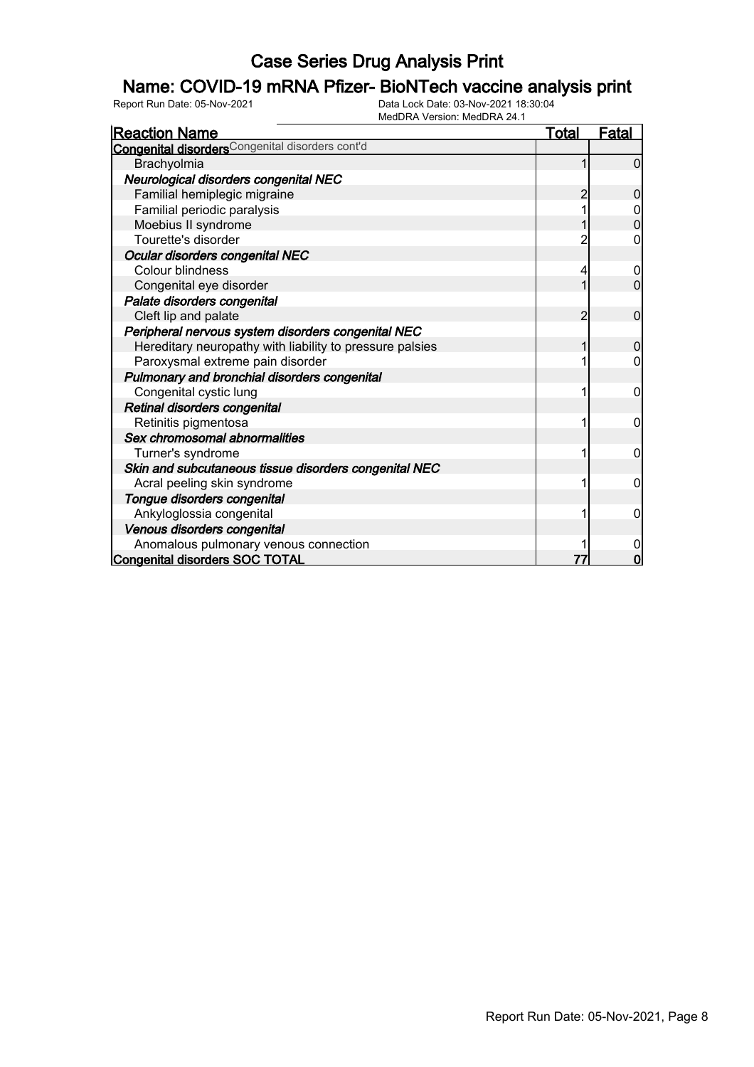# Case Series Drug Analysis Print

## Name: COVID-19 mRNA Pfizer- BioNTech vaccine analysis print

Report Run Date: 05-Nov-2021 | Data Lock Date: 03-Nov-2021 18:30:04 | MedDRA Version: MedDRA 24.1

| Reaction Name | Total | Fatal |
|---|---|---|
| **Congenital disorders** Congenital disorders cont'd | | |
| Brachyolmia | 1 | 0 |
| ***Neurological disorders congenital NEC*** | | |
| Familial hemiplegic migraine | 2 | 0 |
| Familial periodic paralysis | 1 | 0 |
| Moebius II syndrome | 1 | 0 |
| Tourette's disorder | 2 | 0 |
| ***Ocular disorders congenital NEC*** | | |
| Colour blindness | 4 | 0 |
| Congenital eye disorder | 1 | 0 |
| ***Palate disorders congenital*** | | |
| Cleft lip and palate | 2 | 0 |
| ***Peripheral nervous system disorders congenital NEC*** | | |
| Hereditary neuropathy with liability to pressure palsies | 1 | 0 |
| Paroxysmal extreme pain disorder | 1 | 0 |
| ***Pulmonary and bronchial disorders congenital*** | | |
| Congenital cystic lung | 1 | 0 |
| ***Retinal disorders congenital*** | | |
| Retinitis pigmentosa | 1 | 0 |
| ***Sex chromosomal abnormalities*** | | |
| Turner's syndrome | 1 | 0 |
| ***Skin and subcutaneous tissue disorders congenital NEC*** | | |
| Acral peeling skin syndrome | 1 | 0 |
| ***Tongue disorders congenital*** | | |
| Ankyloglossia congenital | 1 | 0 |
| ***Venous disorders congenital*** | | |
| Anomalous pulmonary venous connection | 1 | 0 |
| **Congenital disorders SOC TOTAL** | **77** | **0** |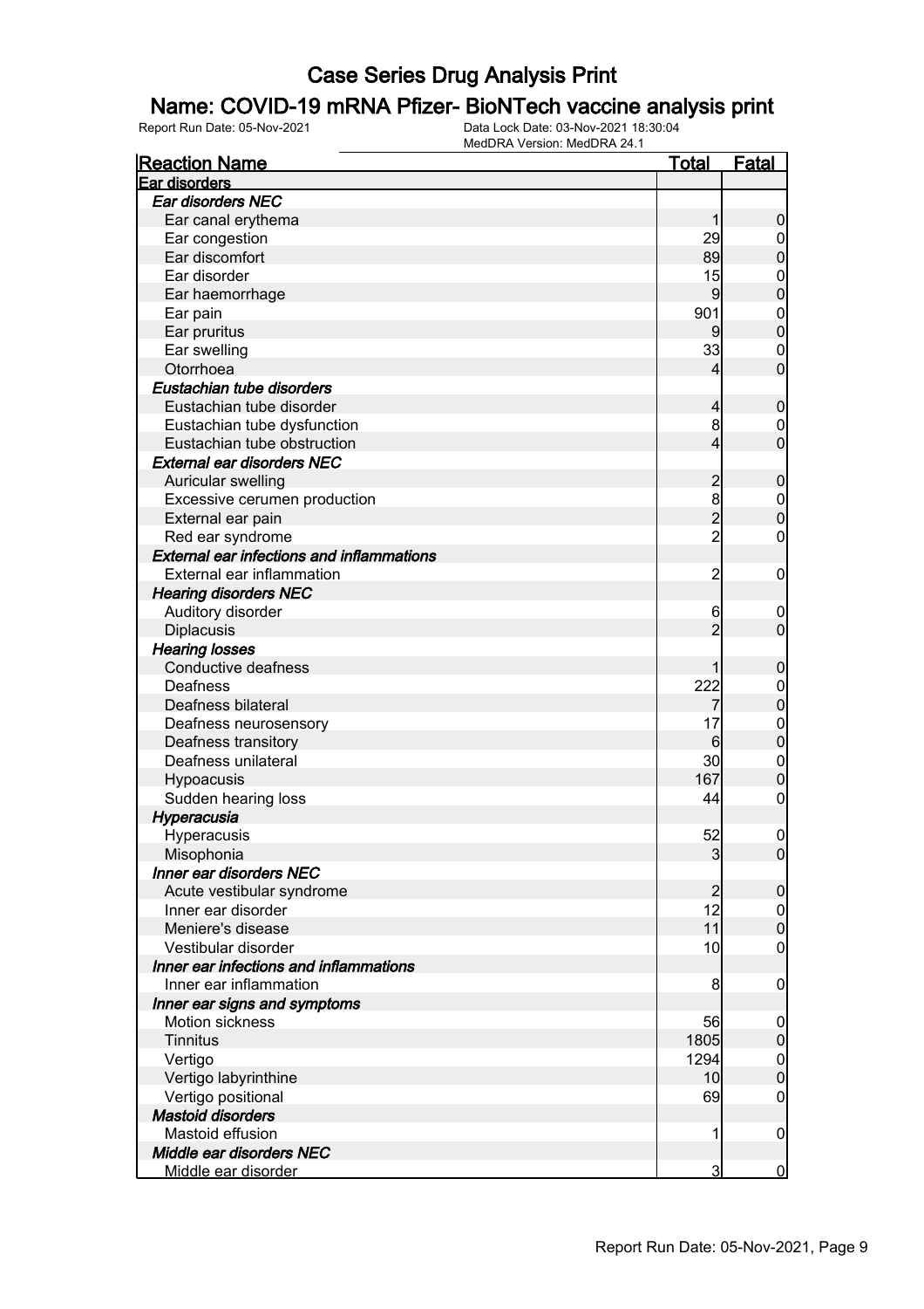# Case Series Drug Analysis Print

## Name: COVID-19 mRNA Pfizer- BioNTech vaccine analysis print

Report Run Date: 05-Nov-2021

Data Lock Date: 03-Nov-2021 18:30:04

MedDRA Version: MedDRA 24.1

| Reaction Name | Total | Fatal |
|---|---|---|
| **Ear disorders** | | |
| ***Ear disorders NEC*** | | |
| Ear canal erythema | 1 | 0 |
| Ear congestion | 29 | 0 |
| Ear discomfort | 89 | 0 |
| Ear disorder | 15 | 0 |
| Ear haemorrhage | 9 | 0 |
| Ear pain | 901 | 0 |
| Ear pruritus | 9 | 0 |
| Ear swelling | 33 | 0 |
| Otorrhoea | 4 | 0 |
| ***Eustachian tube disorders*** | | |
| Eustachian tube disorder | 4 | 0 |
| Eustachian tube dysfunction | 8 | 0 |
| Eustachian tube obstruction | 4 | 0 |
| ***External ear disorders NEC*** | | |
| Auricular swelling | 2 | 0 |
| Excessive cerumen production | 8 | 0 |
| External ear pain | 2 | 0 |
| Red ear syndrome | 2 | 0 |
| ***External ear infections and inflammations*** | | |
| External ear inflammation | 2 | 0 |
| ***Hearing disorders NEC*** | | |
| Auditory disorder | 6 | 0 |
| Diplacusis | 2 | 0 |
| ***Hearing losses*** | | |
| Conductive deafness | 1 | 0 |
| Deafness | 222 | 0 |
| Deafness bilateral | 7 | 0 |
| Deafness neurosensory | 17 | 0 |
| Deafness transitory | 6 | 0 |
| Deafness unilateral | 30 | 0 |
| Hypoacusis | 167 | 0 |
| Sudden hearing loss | 44 | 0 |
| ***Hyperacusia*** | | |
| Hyperacusis | 52 | 0 |
| Misophonia | 3 | 0 |
| ***Inner ear disorders NEC*** | | |
| Acute vestibular syndrome | 2 | 0 |
| Inner ear disorder | 12 | 0 |
| Meniere's disease | 11 | 0 |
| Vestibular disorder | 10 | 0 |
| ***Inner ear infections and inflammations*** | | |
| Inner ear inflammation | 8 | 0 |
| ***Inner ear signs and symptoms*** | | |
| Motion sickness | 56 | 0 |
| Tinnitus | 1805 | 0 |
| Vertigo | 1294 | 0 |
| Vertigo labyrinthine | 10 | 0 |
| Vertigo positional | 69 | 0 |
| ***Mastoid disorders*** | | |
| Mastoid effusion | 1 | 0 |
| ***Middle ear disorders NEC*** | | |
| Middle ear disorder | 3 | 0 |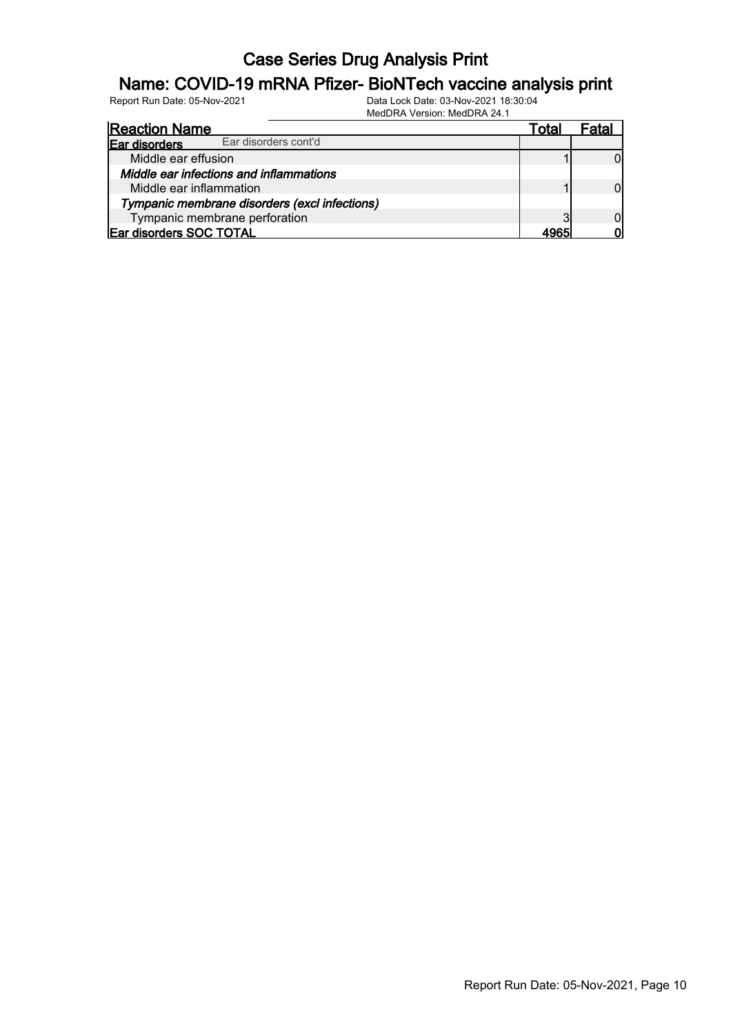# Case Series Drug Analysis Print

## Name: COVID-19 mRNA Pfizer- BioNTech vaccine analysis print

Report Run Date: 05-Nov-2021 Data Lock Date: 03-Nov-2021 18:30:04
MedDRA Version: MedDRA 24.1

| Reaction Name | Total | Fatal |
|---|---|---|
| **Ear disorders** Ear disorders cont'd | | |
| Middle ear effusion | 1 | 0 |
| ***Middle ear infections and inflammations*** | | |
| Middle ear inflammation | 1 | 0 |
| ***Tympanic membrane disorders (excl infections)*** | | |
| Tympanic membrane perforation | 3 | 0 |
| **Ear disorders SOC TOTAL** | **4965** | **0** |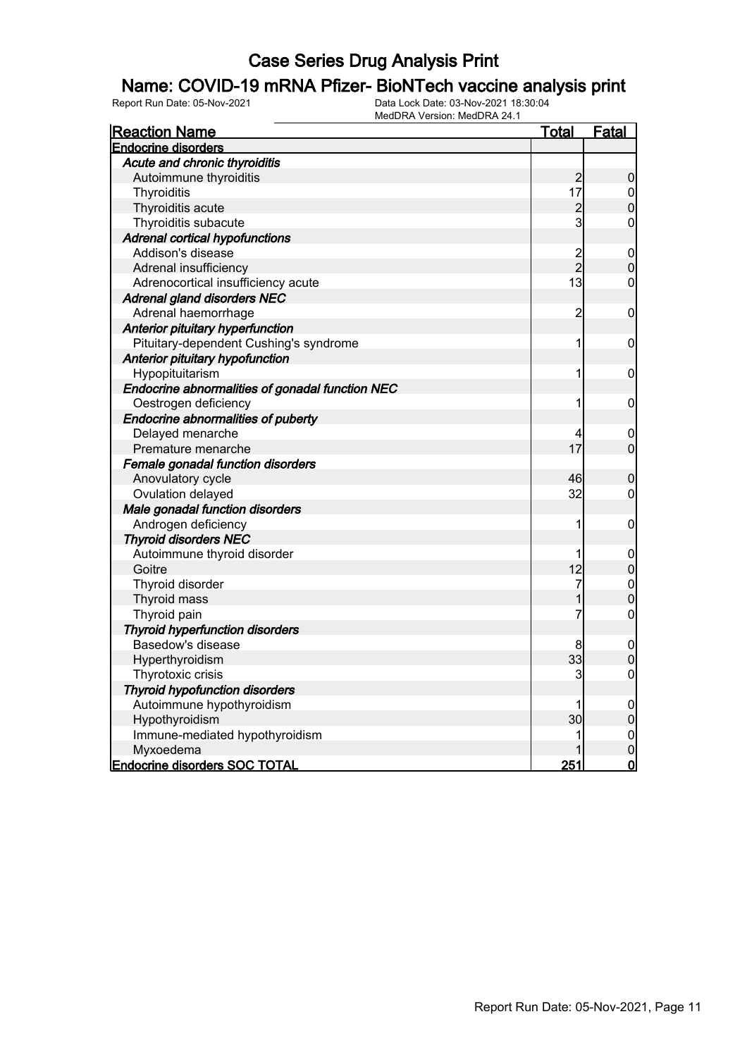# Case Series Drug Analysis Print

## Name: COVID-19 mRNA Pfizer- BioNTech vaccine analysis print

Report Run Date: 05-Nov-2021 | Data Lock Date: 03-Nov-2021 18:30:04 | MedDRA Version: MedDRA 24.1

| Reaction Name | Total | Fatal |
|---|---|---|
| **Endocrine disorders** | | |
| ***Acute and chronic thyroiditis*** | | |
| Autoimmune thyroiditis | 2 | 0 |
| Thyroiditis | 17 | 0 |
| Thyroiditis acute | 2 | 0 |
| Thyroiditis subacute | 3 | 0 |
| ***Adrenal cortical hypofunctions*** | | |
| Addison's disease | 2 | 0 |
| Adrenal insufficiency | 2 | 0 |
| Adrenocortical insufficiency acute | 13 | 0 |
| ***Adrenal gland disorders NEC*** | | |
| Adrenal haemorrhage | 2 | 0 |
| ***Anterior pituitary hyperfunction*** | | |
| Pituitary-dependent Cushing's syndrome | 1 | 0 |
| ***Anterior pituitary hypofunction*** | | |
| Hypopituitarism | 1 | 0 |
| ***Endocrine abnormalities of gonadal function NEC*** | | |
| Oestrogen deficiency | 1 | 0 |
| ***Endocrine abnormalities of puberty*** | | |
| Delayed menarche | 4 | 0 |
| Premature menarche | 17 | 0 |
| ***Female gonadal function disorders*** | | |
| Anovulatory cycle | 46 | 0 |
| Ovulation delayed | 32 | 0 |
| ***Male gonadal function disorders*** | | |
| Androgen deficiency | 1 | 0 |
| ***Thyroid disorders NEC*** | | |
| Autoimmune thyroid disorder | 1 | 0 |
| Goitre | 12 | 0 |
| Thyroid disorder | 7 | 0 |
| Thyroid mass | 1 | 0 |
| Thyroid pain | 7 | 0 |
| ***Thyroid hyperfunction disorders*** | | |
| Basedow's disease | 8 | 0 |
| Hyperthyroidism | 33 | 0 |
| Thyrotoxic crisis | 3 | 0 |
| ***Thyroid hypofunction disorders*** | | |
| Autoimmune hypothyroidism | 1 | 0 |
| Hypothyroidism | 30 | 0 |
| Immune-mediated hypothyroidism | 1 | 0 |
| Myxoedema | 1 | 0 |
| **Endocrine disorders SOC TOTAL** | **251** | **0** |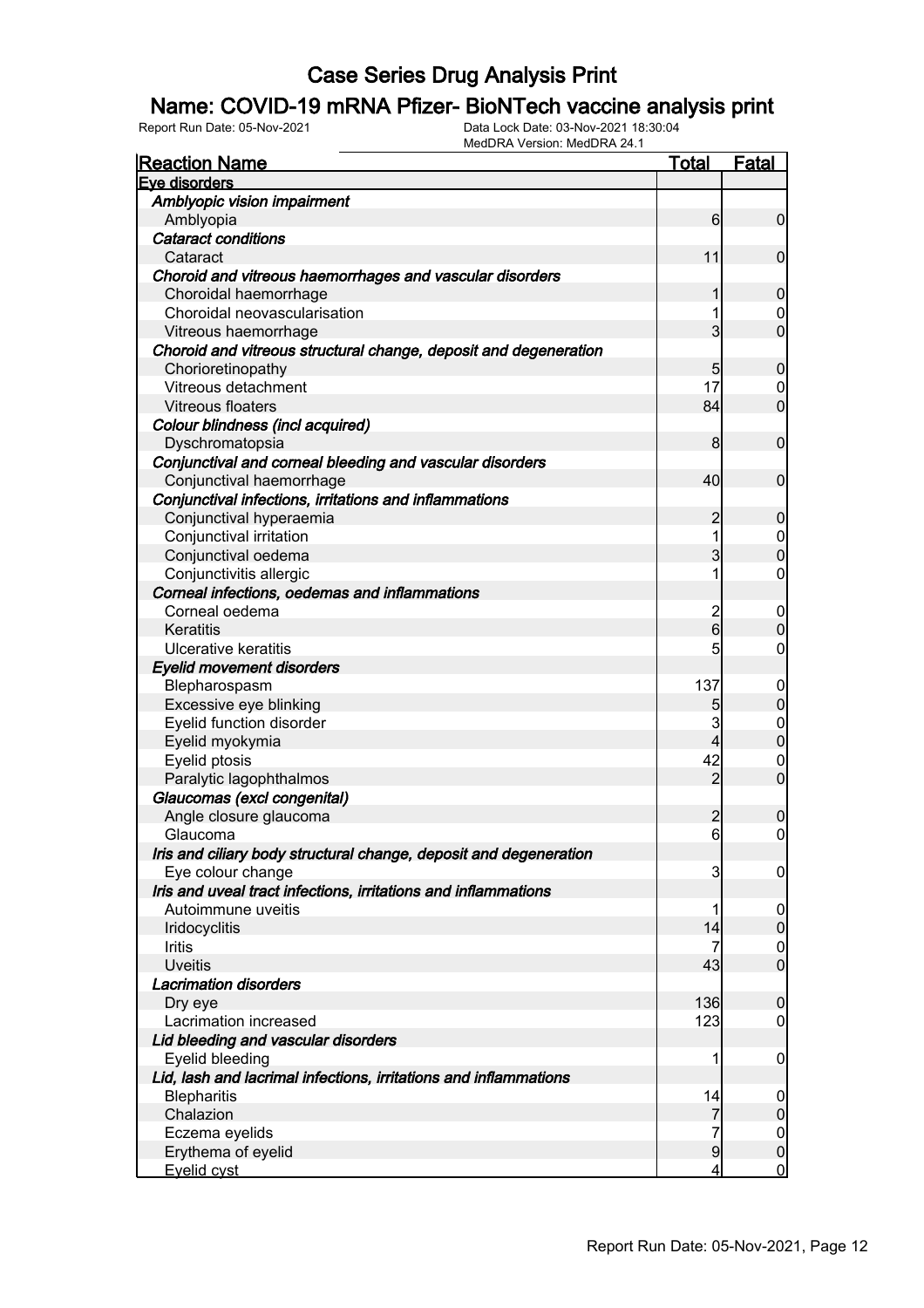# Case Series Drug Analysis Print

## Name: COVID-19 mRNA Pfizer- BioNTech vaccine analysis print

Report Run Date: 05-Nov-2021 | Data Lock Date: 03-Nov-2021 18:30:04 | MedDRA Version: MedDRA 24.1

| Reaction Name | Total | Fatal |
|---|---|---|
| **Eye disorders** | | |
| ***Amblyopic vision impairment*** | | |
| Amblyopia | 6 | 0 |
| ***Cataract conditions*** | | |
| Cataract | 11 | 0 |
| ***Choroid and vitreous haemorrhages and vascular disorders*** | | |
| Choroidal haemorrhage | 1 | 0 |
| Choroidal neovascularisation | 1 | 0 |
| Vitreous haemorrhage | 3 | 0 |
| ***Choroid and vitreous structural change, deposit and degeneration*** | | |
| Chorioretinopathy | 5 | 0 |
| Vitreous detachment | 17 | 0 |
| Vitreous floaters | 84 | 0 |
| ***Colour blindness (incl acquired)*** | | |
| Dyschromatopsia | 8 | 0 |
| ***Conjunctival and corneal bleeding and vascular disorders*** | | |
| Conjunctival haemorrhage | 40 | 0 |
| ***Conjunctival infections, irritations and inflammations*** | | |
| Conjunctival hyperaemia | 2 | 0 |
| Conjunctival irritation | 1 | 0 |
| Conjunctival oedema | 3 | 0 |
| Conjunctivitis allergic | 1 | 0 |
| ***Corneal infections, oedemas and inflammations*** | | |
| Corneal oedema | 2 | 0 |
| Keratitis | 6 | 0 |
| Ulcerative keratitis | 5 | 0 |
| ***Eyelid movement disorders*** | | |
| Blepharospasm | 137 | 0 |
| Excessive eye blinking | 5 | 0 |
| Eyelid function disorder | 3 | 0 |
| Eyelid myokymia | 4 | 0 |
| Eyelid ptosis | 42 | 0 |
| Paralytic lagophthalmos | 2 | 0 |
| ***Glaucomas (excl congenital)*** | | |
| Angle closure glaucoma | 2 | 0 |
| Glaucoma | 6 | 0 |
| ***Iris and ciliary body structural change, deposit and degeneration*** | | |
| Eye colour change | 3 | 0 |
| ***Iris and uveal tract infections, irritations and inflammations*** | | |
| Autoimmune uveitis | 1 | 0 |
| Iridocyclitis | 14 | 0 |
| Iritis | 7 | 0 |
| Uveitis | 43 | 0 |
| ***Lacrimation disorders*** | | |
| Dry eye | 136 | 0 |
| Lacrimation increased | 123 | 0 |
| ***Lid bleeding and vascular disorders*** | | |
| Eyelid bleeding | 1 | 0 |
| ***Lid, lash and lacrimal infections, irritations and inflammations*** | | |
| Blepharitis | 14 | 0 |
| Chalazion | 7 | 0 |
| Eczema eyelids | 7 | 0 |
| Erythema of eyelid | 9 | 0 |
| Eyelid cyst | 4 | 0 |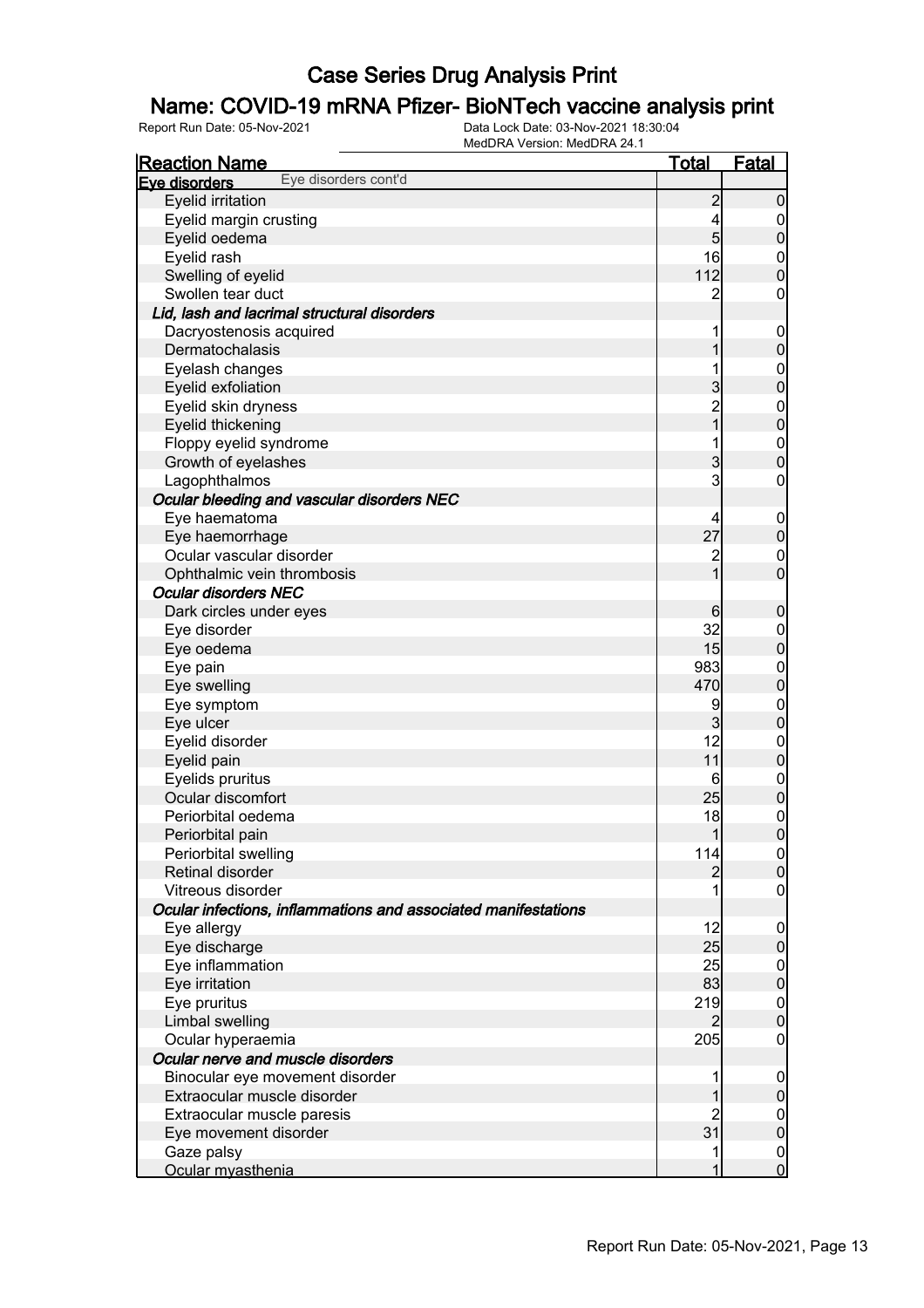# Case Series Drug Analysis Print

## Name: COVID-19 mRNA Pfizer- BioNTech vaccine analysis print

Report Run Date: 05-Nov-2021 | Data Lock Date: 03-Nov-2021 18:30:04 | MedDRA Version: MedDRA 24.1

| Reaction Name | Total | Fatal |
|---|---|---|
| **Eye disorders** Eye disorders cont'd | | |
| Eyelid irritation | 2 | 0 |
| Eyelid margin crusting | 4 | 0 |
| Eyelid oedema | 5 | 0 |
| Eyelid rash | 16 | 0 |
| Swelling of eyelid | 112 | 0 |
| Swollen tear duct | 2 | 0 |
| ***Lid, lash and lacrimal structural disorders*** | | |
| Dacryostenosis acquired | 1 | 0 |
| Dermatochalasis | 1 | 0 |
| Eyelash changes | 1 | 0 |
| Eyelid exfoliation | 3 | 0 |
| Eyelid skin dryness | 2 | 0 |
| Eyelid thickening | 1 | 0 |
| Floppy eyelid syndrome | 1 | 0 |
| Growth of eyelashes | 3 | 0 |
| Lagophthalmos | 3 | 0 |
| ***Ocular bleeding and vascular disorders NEC*** | | |
| Eye haematoma | 4 | 0 |
| Eye haemorrhage | 27 | 0 |
| Ocular vascular disorder | 2 | 0 |
| Ophthalmic vein thrombosis | 1 | 0 |
| ***Ocular disorders NEC*** | | |
| Dark circles under eyes | 6 | 0 |
| Eye disorder | 32 | 0 |
| Eye oedema | 15 | 0 |
| Eye pain | 983 | 0 |
| Eye swelling | 470 | 0 |
| Eye symptom | 9 | 0 |
| Eye ulcer | 3 | 0 |
| Eyelid disorder | 12 | 0 |
| Eyelid pain | 11 | 0 |
| Eyelids pruritus | 6 | 0 |
| Ocular discomfort | 25 | 0 |
| Periorbital oedema | 18 | 0 |
| Periorbital pain | 1 | 0 |
| Periorbital swelling | 114 | 0 |
| Retinal disorder | 2 | 0 |
| Vitreous disorder | 1 | 0 |
| ***Ocular infections, inflammations and associated manifestations*** | | |
| Eye allergy | 12 | 0 |
| Eye discharge | 25 | 0 |
| Eye inflammation | 25 | 0 |
| Eye irritation | 83 | 0 |
| Eye pruritus | 219 | 0 |
| Limbal swelling | 2 | 0 |
| Ocular hyperaemia | 205 | 0 |
| ***Ocular nerve and muscle disorders*** | | |
| Binocular eye movement disorder | 1 | 0 |
| Extraocular muscle disorder | 1 | 0 |
| Extraocular muscle paresis | 2 | 0 |
| Eye movement disorder | 31 | 0 |
| Gaze palsy | 1 | 0 |
| Ocular myasthenia | 1 | 0 |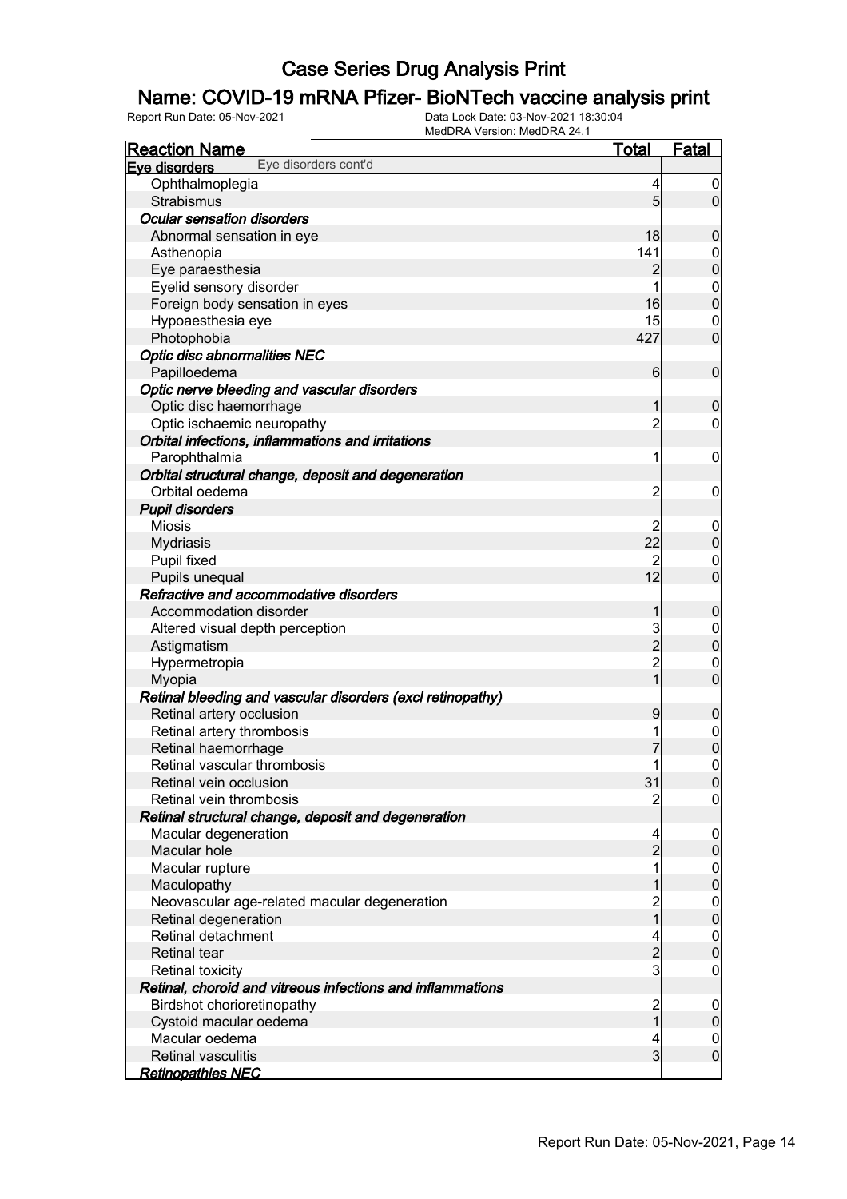# Case Series Drug Analysis Print

## Name: COVID-19 mRNA Pfizer- BioNTech vaccine analysis print

Report Run Date: 05-Nov-2021    Data Lock Date: 03-Nov-2021 18:30:04
MedDRA Version: MedDRA 24.1

| Reaction Name | Total | Fatal |
|---|---|---|
| **Eye disorders** Eye disorders cont'd | | |
| Ophthalmoplegia | 4 | 0 |
| Strabismus | 5 | 0 |
| ***Ocular sensation disorders*** | | |
| Abnormal sensation in eye | 18 | 0 |
| Asthenopia | 141 | 0 |
| Eye paraesthesia | 2 | 0 |
| Eyelid sensory disorder | 1 | 0 |
| Foreign body sensation in eyes | 16 | 0 |
| Hypoaesthesia eye | 15 | 0 |
| Photophobia | 427 | 0 |
| ***Optic disc abnormalities NEC*** | | |
| Papilloedema | 6 | 0 |
| ***Optic nerve bleeding and vascular disorders*** | | |
| Optic disc haemorrhage | 1 | 0 |
| Optic ischaemic neuropathy | 2 | 0 |
| ***Orbital infections, inflammations and irritations*** | | |
| Parophthalmia | 1 | 0 |
| ***Orbital structural change, deposit and degeneration*** | | |
| Orbital oedema | 2 | 0 |
| ***Pupil disorders*** | | |
| Miosis | 2 | 0 |
| Mydriasis | 22 | 0 |
| Pupil fixed | 2 | 0 |
| Pupils unequal | 12 | 0 |
| ***Refractive and accommodative disorders*** | | |
| Accommodation disorder | 1 | 0 |
| Altered visual depth perception | 3 | 0 |
| Astigmatism | 2 | 0 |
| Hypermetropia | 2 | 0 |
| Myopia | 1 | 0 |
| ***Retinal bleeding and vascular disorders (excl retinopathy)*** | | |
| Retinal artery occlusion | 9 | 0 |
| Retinal artery thrombosis | 1 | 0 |
| Retinal haemorrhage | 7 | 0 |
| Retinal vascular thrombosis | 1 | 0 |
| Retinal vein occlusion | 31 | 0 |
| Retinal vein thrombosis | 2 | 0 |
| ***Retinal structural change, deposit and degeneration*** | | |
| Macular degeneration | 4 | 0 |
| Macular hole | 2 | 0 |
| Macular rupture | 1 | 0 |
| Maculopathy | 1 | 0 |
| Neovascular age-related macular degeneration | 2 | 0 |
| Retinal degeneration | 1 | 0 |
| Retinal detachment | 4 | 0 |
| Retinal tear | 2 | 0 |
| Retinal toxicity | 3 | 0 |
| ***Retinal, choroid and vitreous infections and inflammations*** | | |
| Birdshot chorioretinopathy | 2 | 0 |
| Cystoid macular oedema | 1 | 0 |
| Macular oedema | 4 | 0 |
| Retinal vasculitis | 3 | 0 |
| ***Retinopathies NEC*** | | |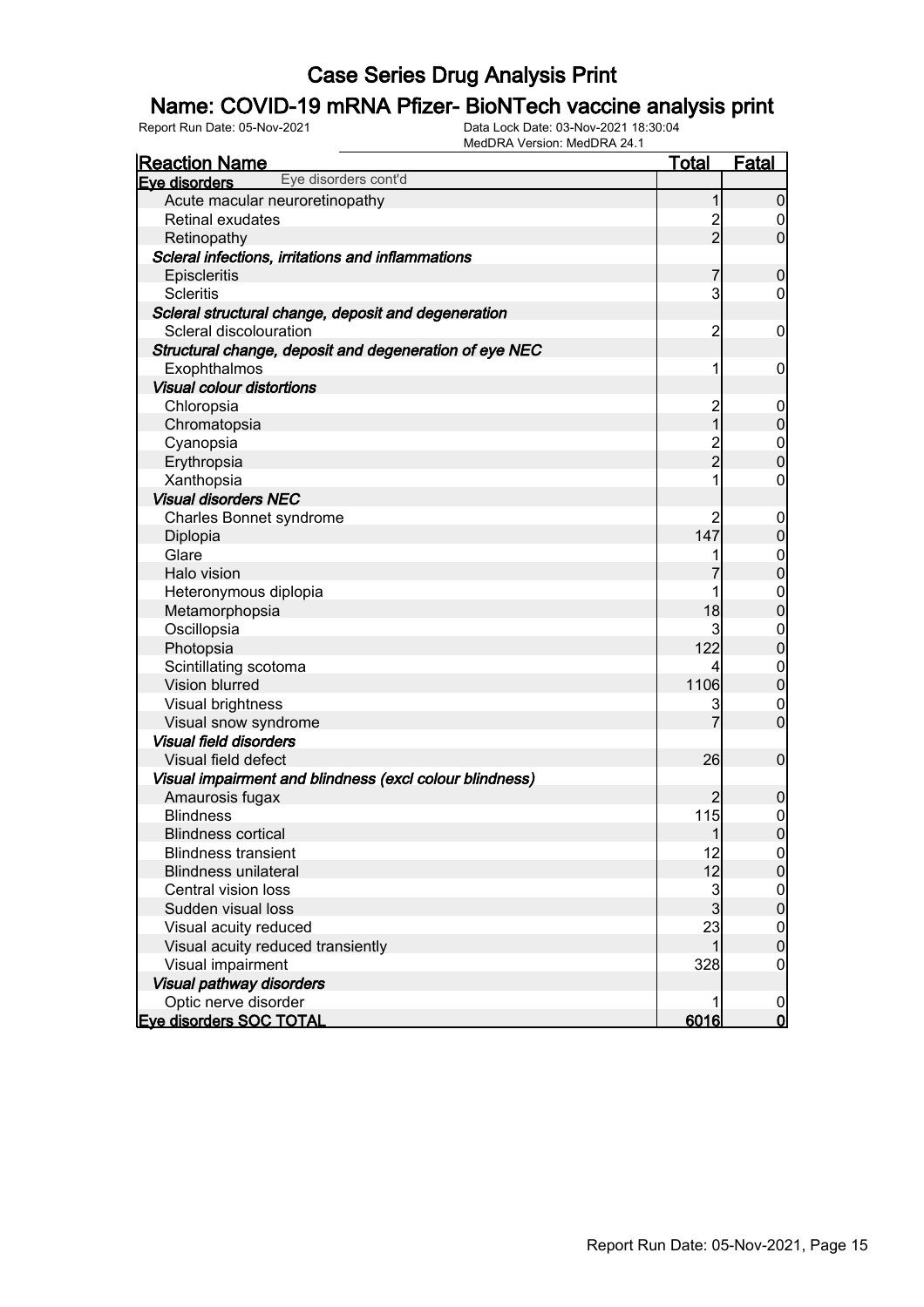# Case Series Drug Analysis Print

## Name: COVID-19 mRNA Pfizer- BioNTech vaccine analysis print

Report Run Date: 05-Nov-2021 | Data Lock Date: 03-Nov-2021 18:30:04 | MedDRA Version: MedDRA 24.1

| Reaction Name | Total | Fatal |
|---|---|---|
| **Eye disorders** Eye disorders cont'd | | |
| Acute macular neuroretinopathy | 1 | 0 |
| Retinal exudates | 2 | 0 |
| Retinopathy | 2 | 0 |
| ***Scleral infections, irritations and inflammations*** | | |
| Episcleritis | 7 | 0 |
| Scleritis | 3 | 0 |
| ***Scleral structural change, deposit and degeneration*** | | |
| Scleral discolouration | 2 | 0 |
| ***Structural change, deposit and degeneration of eye NEC*** | | |
| Exophthalmos | 1 | 0 |
| ***Visual colour distortions*** | | |
| Chloropsia | 2 | 0 |
| Chromatopsia | 1 | 0 |
| Cyanopsia | 2 | 0 |
| Erythropsia | 2 | 0 |
| Xanthopsia | 1 | 0 |
| ***Visual disorders NEC*** | | |
| Charles Bonnet syndrome | 2 | 0 |
| Diplopia | 147 | 0 |
| Glare | 1 | 0 |
| Halo vision | 7 | 0 |
| Heteronymous diplopia | 1 | 0 |
| Metamorphopsia | 18 | 0 |
| Oscillopsia | 3 | 0 |
| Photopsia | 122 | 0 |
| Scintillating scotoma | 4 | 0 |
| Vision blurred | 1106 | 0 |
| Visual brightness | 3 | 0 |
| Visual snow syndrome | 7 | 0 |
| ***Visual field disorders*** | | |
| Visual field defect | 26 | 0 |
| ***Visual impairment and blindness (excl colour blindness)*** | | |
| Amaurosis fugax | 2 | 0 |
| Blindness | 115 | 0 |
| Blindness cortical | 1 | 0 |
| Blindness transient | 12 | 0 |
| Blindness unilateral | 12 | 0 |
| Central vision loss | 3 | 0 |
| Sudden visual loss | 3 | 0 |
| Visual acuity reduced | 23 | 0 |
| Visual acuity reduced transiently | 1 | 0 |
| Visual impairment | 328 | 0 |
| ***Visual pathway disorders*** | | |
| Optic nerve disorder | 1 | 0 |
| **Eye disorders SOC TOTAL** | **6016** | **0** |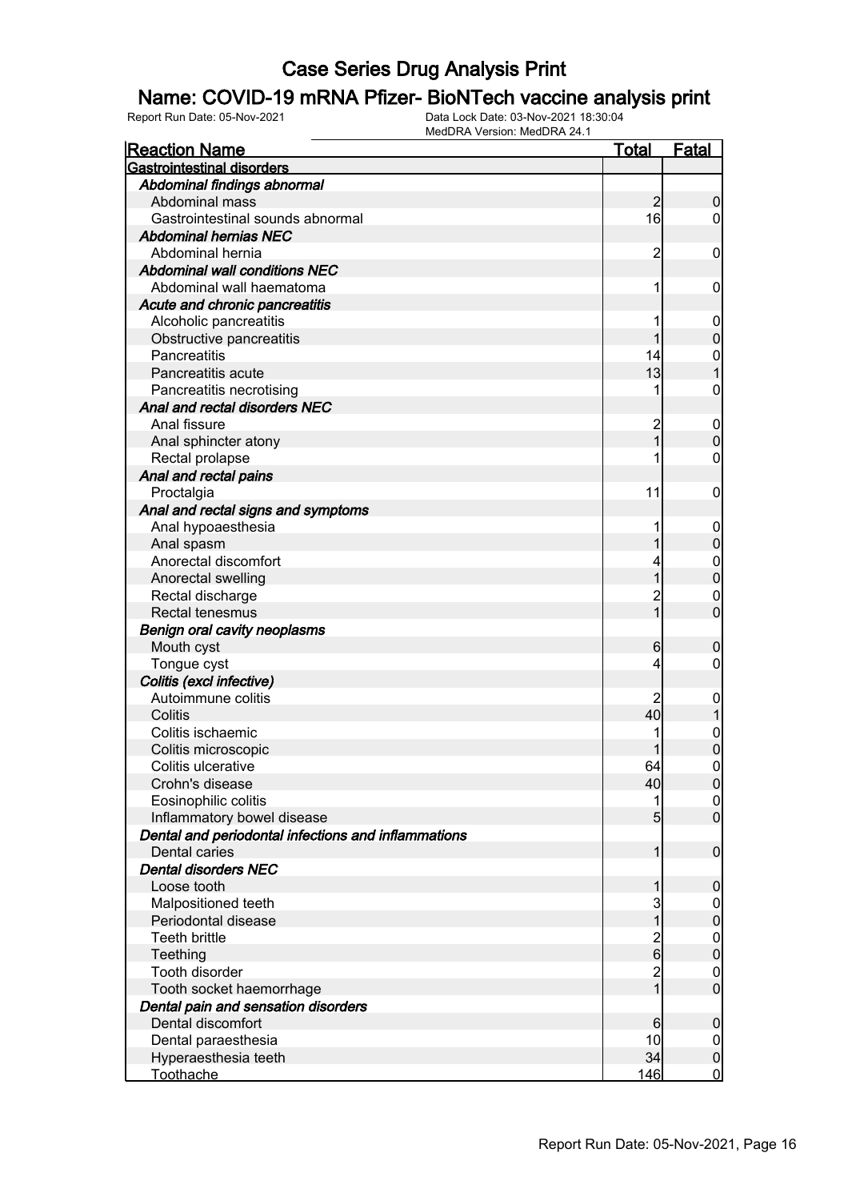# Case Series Drug Analysis Print

## Name: COVID-19 mRNA Pfizer- BioNTech vaccine analysis print

Report Run Date: 05-Nov-2021    Data Lock Date: 03-Nov-2021 18:30:04
MedDRA Version: MedDRA 24.1

| Reaction Name | Total | Fatal |
|---|---|---|
| **Gastrointestinal disorders** | | |
| ***Abdominal findings abnormal*** | | |
| Abdominal mass | 2 | 0 |
| Gastrointestinal sounds abnormal | 16 | 0 |
| ***Abdominal hernias NEC*** | | |
| Abdominal hernia | 2 | 0 |
| ***Abdominal wall conditions NEC*** | | |
| Abdominal wall haematoma | 1 | 0 |
| ***Acute and chronic pancreatitis*** | | |
| Alcoholic pancreatitis | 1 | 0 |
| Obstructive pancreatitis | 1 | 0 |
| Pancreatitis | 14 | 0 |
| Pancreatitis acute | 13 | 1 |
| Pancreatitis necrotising | 1 | 0 |
| ***Anal and rectal disorders NEC*** | | |
| Anal fissure | 2 | 0 |
| Anal sphincter atony | 1 | 0 |
| Rectal prolapse | 1 | 0 |
| ***Anal and rectal pains*** | | |
| Proctalgia | 11 | 0 |
| ***Anal and rectal signs and symptoms*** | | |
| Anal hypoaesthesia | 1 | 0 |
| Anal spasm | 1 | 0 |
| Anorectal discomfort | 4 | 0 |
| Anorectal swelling | 1 | 0 |
| Rectal discharge | 2 | 0 |
| Rectal tenesmus | 1 | 0 |
| ***Benign oral cavity neoplasms*** | | |
| Mouth cyst | 6 | 0 |
| Tongue cyst | 4 | 0 |
| ***Colitis (excl infective)*** | | |
| Autoimmune colitis | 2 | 0 |
| Colitis | 40 | 1 |
| Colitis ischaemic | 1 | 0 |
| Colitis microscopic | 1 | 0 |
| Colitis ulcerative | 64 | 0 |
| Crohn's disease | 40 | 0 |
| Eosinophilic colitis | 1 | 0 |
| Inflammatory bowel disease | 5 | 0 |
| ***Dental and periodontal infections and inflammations*** | | |
| Dental caries | 1 | 0 |
| ***Dental disorders NEC*** | | |
| Loose tooth | 1 | 0 |
| Malpositioned teeth | 3 | 0 |
| Periodontal disease | 1 | 0 |
| Teeth brittle | 2 | 0 |
| Teething | 6 | 0 |
| Tooth disorder | 2 | 0 |
| Tooth socket haemorrhage | 1 | 0 |
| ***Dental pain and sensation disorders*** | | |
| Dental discomfort | 6 | 0 |
| Dental paraesthesia | 10 | 0 |
| Hyperaesthesia teeth | 34 | 0 |
| Toothache | 146 | 0 |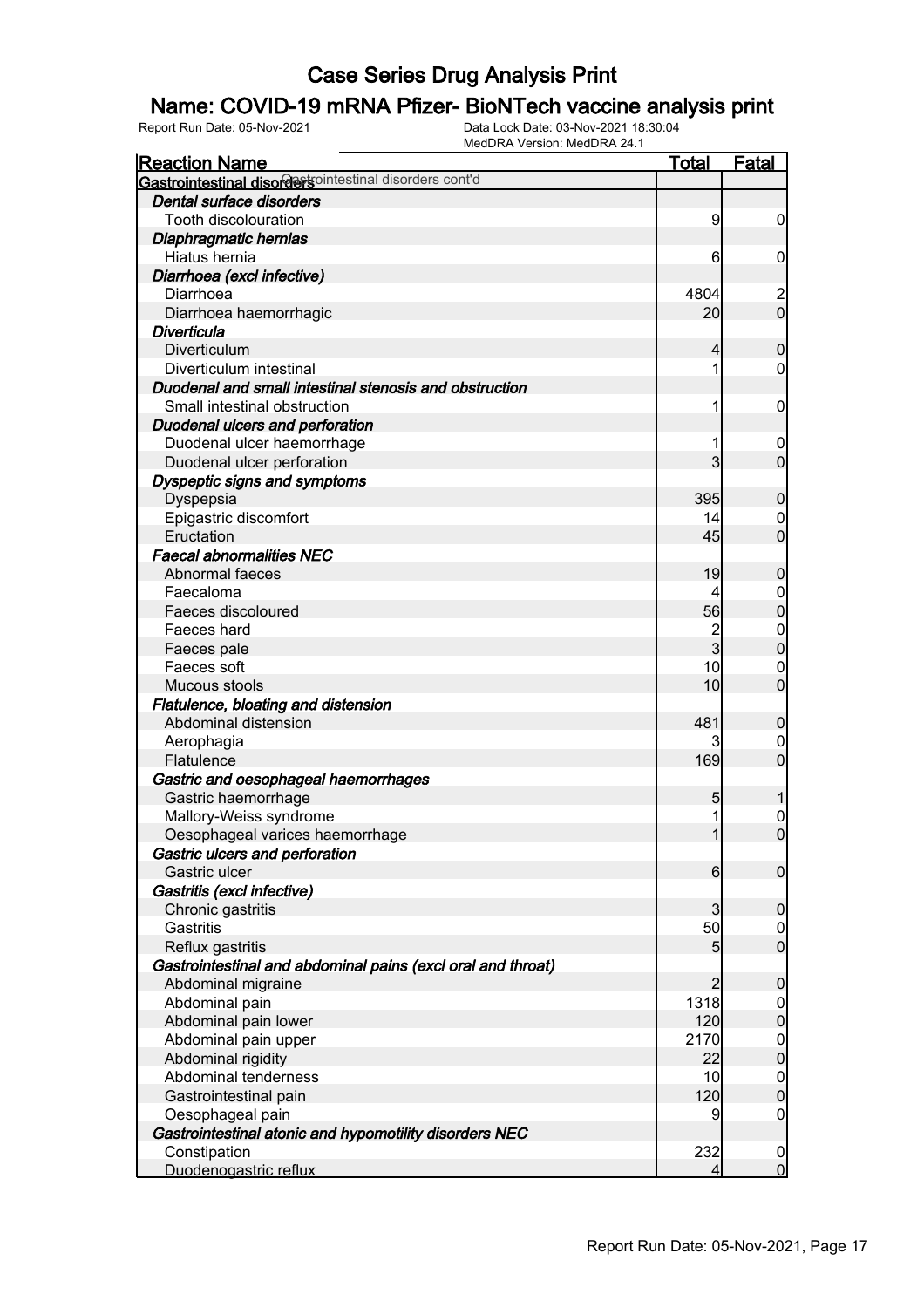# Case Series Drug Analysis Print

## Name: COVID-19 mRNA Pfizer- BioNTech vaccine analysis print

Report Run Date: 05-Nov-2021    Data Lock Date: 03-Nov-2021 18:30:04
MedDRA Version: MedDRA 24.1

| Reaction Name | Total | Fatal |
|---|---|---|
| **Gastrointestinal disorders** Gastrointestinal disorders cont'd | | |
| ***Dental surface disorders*** | | |
| Tooth discolouration | 9 | 0 |
| ***Diaphragmatic hernias*** | | |
| Hiatus hernia | 6 | 0 |
| ***Diarrhoea (excl infective)*** | | |
| Diarrhoea | 4804 | 2 |
| Diarrhoea haemorrhagic | 20 | 0 |
| ***Diverticula*** | | |
| Diverticulum | 4 | 0 |
| Diverticulum intestinal | 1 | 0 |
| ***Duodenal and small intestinal stenosis and obstruction*** | | |
| Small intestinal obstruction | 1 | 0 |
| ***Duodenal ulcers and perforation*** | | |
| Duodenal ulcer haemorrhage | 1 | 0 |
| Duodenal ulcer perforation | 3 | 0 |
| ***Dyspeptic signs and symptoms*** | | |
| Dyspepsia | 395 | 0 |
| Epigastric discomfort | 14 | 0 |
| Eructation | 45 | 0 |
| ***Faecal abnormalities NEC*** | | |
| Abnormal faeces | 19 | 0 |
| Faecaloma | 4 | 0 |
| Faeces discoloured | 56 | 0 |
| Faeces hard | 2 | 0 |
| Faeces pale | 3 | 0 |
| Faeces soft | 10 | 0 |
| Mucous stools | 10 | 0 |
| ***Flatulence, bloating and distension*** | | |
| Abdominal distension | 481 | 0 |
| Aerophagia | 3 | 0 |
| Flatulence | 169 | 0 |
| ***Gastric and oesophageal haemorrhages*** | | |
| Gastric haemorrhage | 5 | 1 |
| Mallory-Weiss syndrome | 1 | 0 |
| Oesophageal varices haemorrhage | 1 | 0 |
| ***Gastric ulcers and perforation*** | | |
| Gastric ulcer | 6 | 0 |
| ***Gastritis (excl infective)*** | | |
| Chronic gastritis | 3 | 0 |
| Gastritis | 50 | 0 |
| Reflux gastritis | 5 | 0 |
| ***Gastrointestinal and abdominal pains (excl oral and throat)*** | | |
| Abdominal migraine | 2 | 0 |
| Abdominal pain | 1318 | 0 |
| Abdominal pain lower | 120 | 0 |
| Abdominal pain upper | 2170 | 0 |
| Abdominal rigidity | 22 | 0 |
| Abdominal tenderness | 10 | 0 |
| Gastrointestinal pain | 120 | 0 |
| Oesophageal pain | 9 | 0 |
| ***Gastrointestinal atonic and hypomotility disorders NEC*** | | |
| Constipation | 232 | 0 |
| Duodenogastric reflux | 4 | 0 |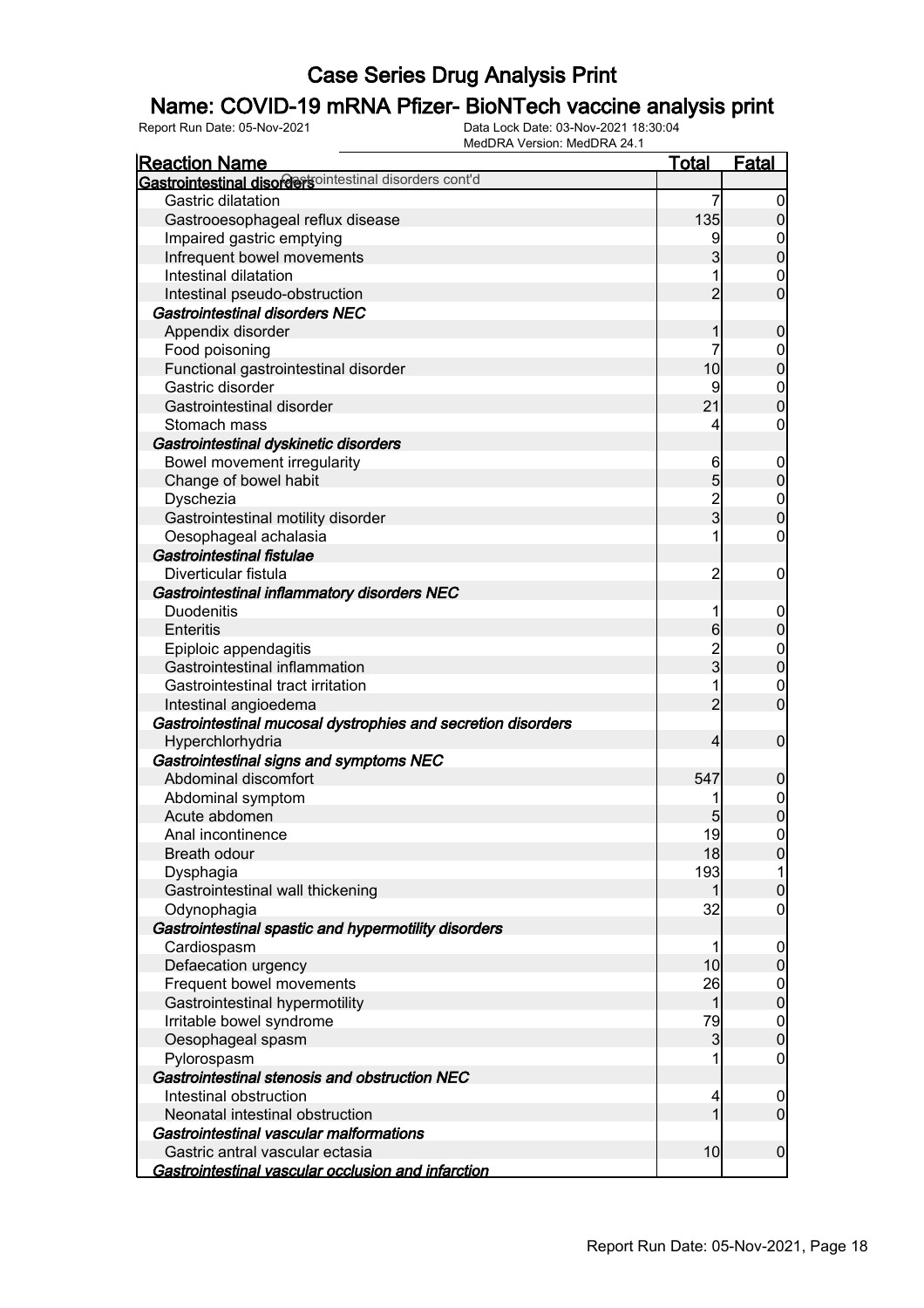# Case Series Drug Analysis Print

## Name: COVID-19 mRNA Pfizer- BioNTech vaccine analysis print

Report Run Date: 05-Nov-2021    Data Lock Date: 03-Nov-2021 18:30:04
MedDRA Version: MedDRA 24.1

| Reaction Name | Total | Fatal |
|---|---|---|
| **Gastrointestinal disorders** Gastrointestinal disorders cont'd | | |
| Gastric dilatation | 7 | 0 |
| Gastrooesophageal reflux disease | 135 | 0 |
| Impaired gastric emptying | 9 | 0 |
| Infrequent bowel movements | 3 | 0 |
| Intestinal dilatation | 1 | 0 |
| Intestinal pseudo-obstruction | 2 | 0 |
| ***Gastrointestinal disorders NEC*** | | |
| Appendix disorder | 1 | 0 |
| Food poisoning | 7 | 0 |
| Functional gastrointestinal disorder | 10 | 0 |
| Gastric disorder | 9 | 0 |
| Gastrointestinal disorder | 21 | 0 |
| Stomach mass | 4 | 0 |
| ***Gastrointestinal dyskinetic disorders*** | | |
| Bowel movement irregularity | 6 | 0 |
| Change of bowel habit | 5 | 0 |
| Dyschezia | 2 | 0 |
| Gastrointestinal motility disorder | 3 | 0 |
| Oesophageal achalasia | 1 | 0 |
| ***Gastrointestinal fistulae*** | | |
| Diverticular fistula | 2 | 0 |
| ***Gastrointestinal inflammatory disorders NEC*** | | |
| Duodenitis | 1 | 0 |
| Enteritis | 6 | 0 |
| Epiploic appendagitis | 2 | 0 |
| Gastrointestinal inflammation | 3 | 0 |
| Gastrointestinal tract irritation | 1 | 0 |
| Intestinal angioedema | 2 | 0 |
| ***Gastrointestinal mucosal dystrophies and secretion disorders*** | | |
| Hyperchlorhydria | 4 | 0 |
| ***Gastrointestinal signs and symptoms NEC*** | | |
| Abdominal discomfort | 547 | 0 |
| Abdominal symptom | 1 | 0 |
| Acute abdomen | 5 | 0 |
| Anal incontinence | 19 | 0 |
| Breath odour | 18 | 0 |
| Dysphagia | 193 | 1 |
| Gastrointestinal wall thickening | 1 | 0 |
| Odynophagia | 32 | 0 |
| ***Gastrointestinal spastic and hypermotility disorders*** | | |
| Cardiospasm | 1 | 0 |
| Defaecation urgency | 10 | 0 |
| Frequent bowel movements | 26 | 0 |
| Gastrointestinal hypermotility | 1 | 0 |
| Irritable bowel syndrome | 79 | 0 |
| Oesophageal spasm | 3 | 0 |
| Pylorospasm | 1 | 0 |
| ***Gastrointestinal stenosis and obstruction NEC*** | | |
| Intestinal obstruction | 4 | 0 |
| Neonatal intestinal obstruction | 1 | 0 |
| ***Gastrointestinal vascular malformations*** | | |
| Gastric antral vascular ectasia | 10 | 0 |
| ***Gastrointestinal vascular occlusion and infarction*** | | |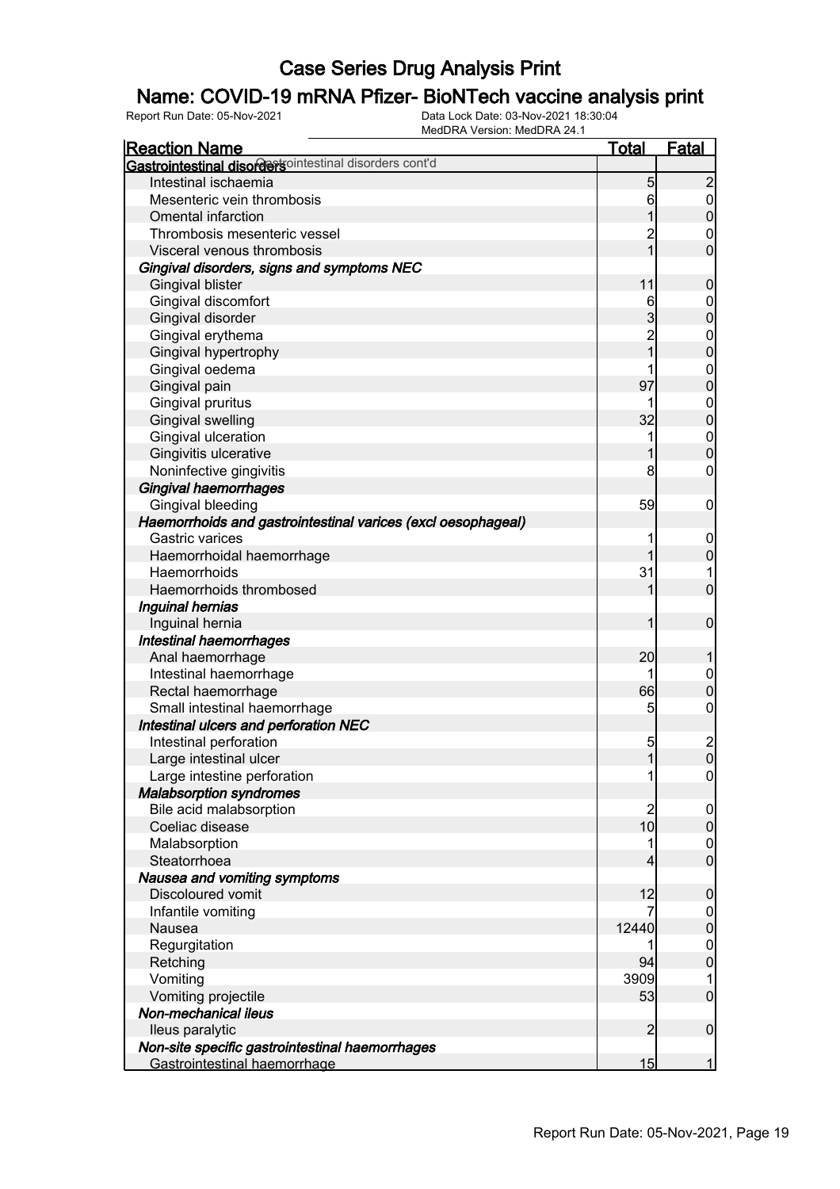# Case Series Drug Analysis Print

## Name: COVID-19 mRNA Pfizer- BioNTech vaccine analysis print

Report Run Date: 05-Nov-2021 | Data Lock Date: 03-Nov-2021 18:30:04 | MedDRA Version: MedDRA 24.1

| Reaction Name | Total | Fatal |
|---|---|---|
| **Gastrointestinal disorders** Gastrointestinal disorders cont'd | | |
| Intestinal ischaemia | 5 | 2 |
| Mesenteric vein thrombosis | 6 | 0 |
| Omental infarction | 1 | 0 |
| Thrombosis mesenteric vessel | 2 | 0 |
| Visceral venous thrombosis | 1 | 0 |
| ***Gingival disorders, signs and symptoms NEC*** | | |
| Gingival blister | 11 | 0 |
| Gingival discomfort | 6 | 0 |
| Gingival disorder | 3 | 0 |
| Gingival erythema | 2 | 0 |
| Gingival hypertrophy | 1 | 0 |
| Gingival oedema | 1 | 0 |
| Gingival pain | 97 | 0 |
| Gingival pruritus | 1 | 0 |
| Gingival swelling | 32 | 0 |
| Gingival ulceration | 1 | 0 |
| Gingivitis ulcerative | 1 | 0 |
| Noninfective gingivitis | 8 | 0 |
| ***Gingival haemorrhages*** | | |
| Gingival bleeding | 59 | 0 |
| ***Haemorrhoids and gastrointestinal varices (excl oesophageal)*** | | |
| Gastric varices | 1 | 0 |
| Haemorrhoidal haemorrhage | 1 | 0 |
| Haemorrhoids | 31 | 1 |
| Haemorrhoids thrombosed | 1 | 0 |
| ***Inguinal hernias*** | | |
| Inguinal hernia | 1 | 0 |
| ***Intestinal haemorrhages*** | | |
| Anal haemorrhage | 20 | 1 |
| Intestinal haemorrhage | 1 | 0 |
| Rectal haemorrhage | 66 | 0 |
| Small intestinal haemorrhage | 5 | 0 |
| ***Intestinal ulcers and perforation NEC*** | | |
| Intestinal perforation | 5 | 2 |
| Large intestinal ulcer | 1 | 0 |
| Large intestine perforation | 1 | 0 |
| ***Malabsorption syndromes*** | | |
| Bile acid malabsorption | 2 | 0 |
| Coeliac disease | 10 | 0 |
| Malabsorption | 1 | 0 |
| Steatorrhoea | 4 | 0 |
| ***Nausea and vomiting symptoms*** | | |
| Discoloured vomit | 12 | 0 |
| Infantile vomiting | 7 | 0 |
| Nausea | 12440 | 0 |
| Regurgitation | 1 | 0 |
| Retching | 94 | 0 |
| Vomiting | 3909 | 1 |
| Vomiting projectile | 53 | 0 |
| ***Non-mechanical ileus*** | | |
| Ileus paralytic | 2 | 0 |
| ***Non-site specific gastrointestinal haemorrhages*** | | |
| Gastrointestinal haemorrhage | 15 | 1 |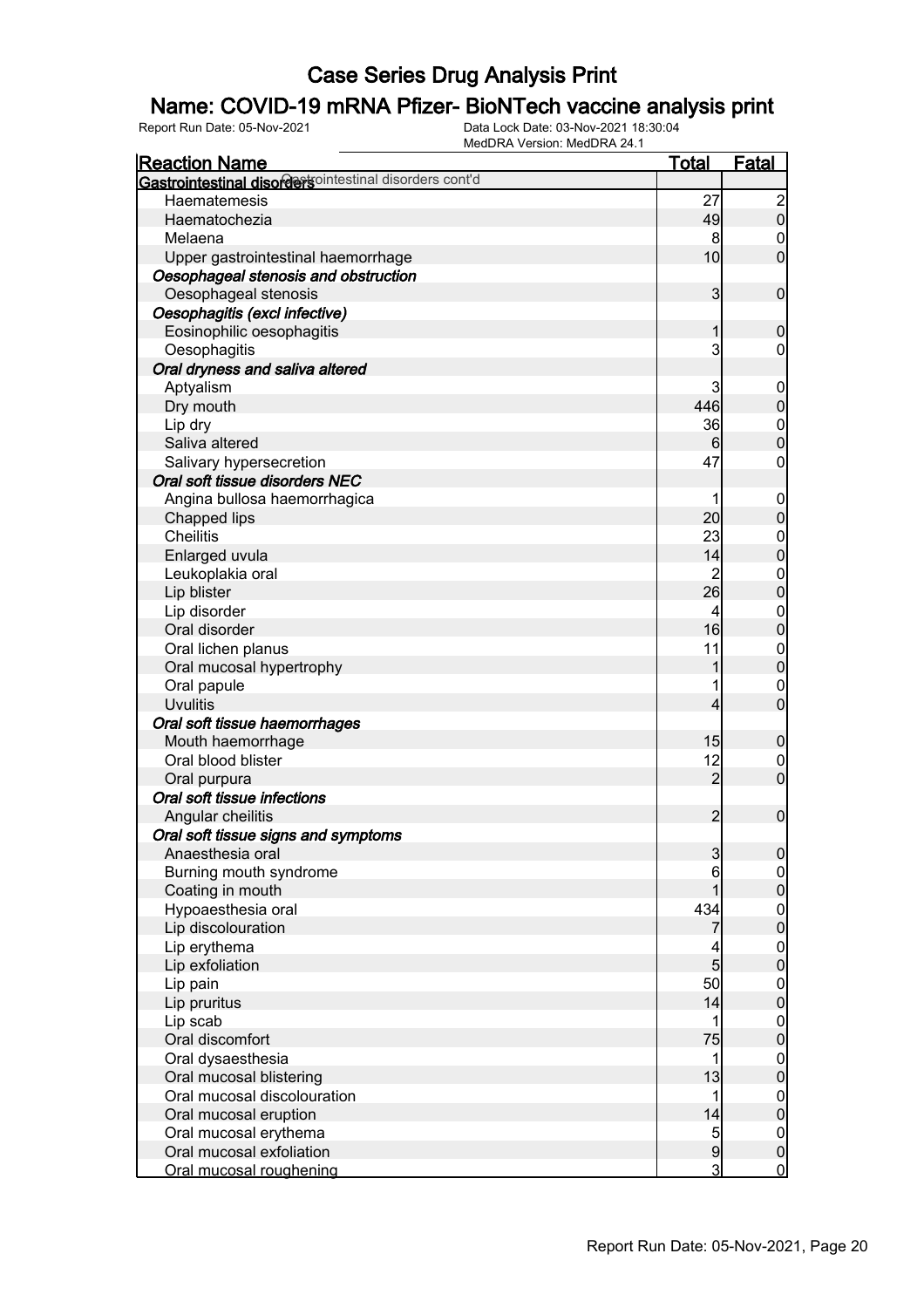# Case Series Drug Analysis Print

## Name: COVID-19 mRNA Pfizer- BioNTech vaccine analysis print

Report Run Date: 05-Nov-2021 | Data Lock Date: 03-Nov-2021 18:30:04 | MedDRA Version: MedDRA 24.1

| Reaction Name | Total | Fatal |
|---|---|---|
| **Gastrointestinal disorders** Gastrointestinal disorders cont'd | | |
| Haematemesis | 27 | 2 |
| Haematochezia | 49 | 0 |
| Melaena | 8 | 0 |
| Upper gastrointestinal haemorrhage | 10 | 0 |
| ***Oesophageal stenosis and obstruction*** | | |
| Oesophageal stenosis | 3 | 0 |
| ***Oesophagitis (excl infective)*** | | |
| Eosinophilic oesophagitis | 1 | 0 |
| Oesophagitis | 3 | 0 |
| ***Oral dryness and saliva altered*** | | |
| Aptyalism | 3 | 0 |
| Dry mouth | 446 | 0 |
| Lip dry | 36 | 0 |
| Saliva altered | 6 | 0 |
| Salivary hypersecretion | 47 | 0 |
| ***Oral soft tissue disorders NEC*** | | |
| Angina bullosa haemorrhagica | 1 | 0 |
| Chapped lips | 20 | 0 |
| Cheilitis | 23 | 0 |
| Enlarged uvula | 14 | 0 |
| Leukoplakia oral | 2 | 0 |
| Lip blister | 26 | 0 |
| Lip disorder | 4 | 0 |
| Oral disorder | 16 | 0 |
| Oral lichen planus | 11 | 0 |
| Oral mucosal hypertrophy | 1 | 0 |
| Oral papule | 1 | 0 |
| Uvulitis | 4 | 0 |
| ***Oral soft tissue haemorrhages*** | | |
| Mouth haemorrhage | 15 | 0 |
| Oral blood blister | 12 | 0 |
| Oral purpura | 2 | 0 |
| ***Oral soft tissue infections*** | | |
| Angular cheilitis | 2 | 0 |
| ***Oral soft tissue signs and symptoms*** | | |
| Anaesthesia oral | 3 | 0 |
| Burning mouth syndrome | 6 | 0 |
| Coating in mouth | 1 | 0 |
| Hypoaesthesia oral | 434 | 0 |
| Lip discolouration | 7 | 0 |
| Lip erythema | 4 | 0 |
| Lip exfoliation | 5 | 0 |
| Lip pain | 50 | 0 |
| Lip pruritus | 14 | 0 |
| Lip scab | 1 | 0 |
| Oral discomfort | 75 | 0 |
| Oral dysaesthesia | 1 | 0 |
| Oral mucosal blistering | 13 | 0 |
| Oral mucosal discolouration | 1 | 0 |
| Oral mucosal eruption | 14 | 0 |
| Oral mucosal erythema | 5 | 0 |
| Oral mucosal exfoliation | 9 | 0 |
| Oral mucosal roughening | 3 | 0 |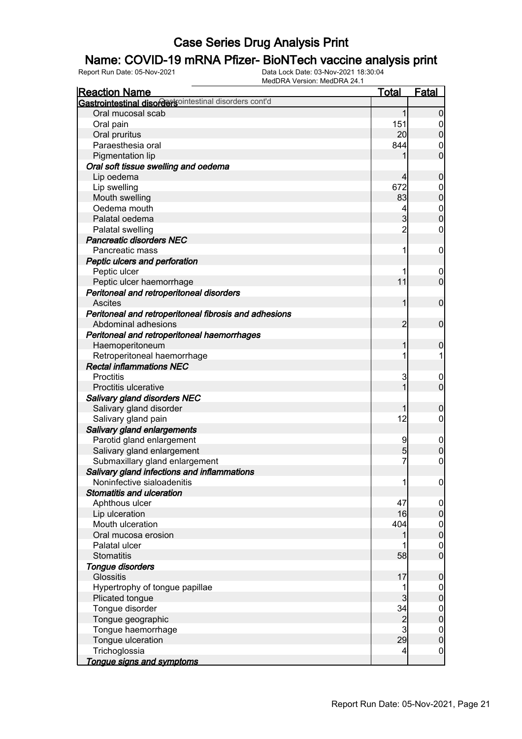# Case Series Drug Analysis Print

## Name: COVID-19 mRNA Pfizer- BioNTech vaccine analysis print

Report Run Date: 05-Nov-2021    Data Lock Date: 03-Nov-2021 18:30:04
MedDRA Version: MedDRA 24.1

| Reaction Name | Total | Fatal |
|---|---|---|
| **Gastrointestinal disorders** Gastrointestinal disorders cont'd | | |
| Oral mucosal scab | 1 | 0 |
| Oral pain | 151 | 0 |
| Oral pruritus | 20 | 0 |
| Paraesthesia oral | 844 | 0 |
| Pigmentation lip | 1 | 0 |
| ***Oral soft tissue swelling and oedema*** | | |
| Lip oedema | 4 | 0 |
| Lip swelling | 672 | 0 |
| Mouth swelling | 83 | 0 |
| Oedema mouth | 4 | 0 |
| Palatal oedema | 3 | 0 |
| Palatal swelling | 2 | 0 |
| ***Pancreatic disorders NEC*** | | |
| Pancreatic mass | 1 | 0 |
| ***Peptic ulcers and perforation*** | | |
| Peptic ulcer | 1 | 0 |
| Peptic ulcer haemorrhage | 11 | 0 |
| ***Peritoneal and retroperitoneal disorders*** | | |
| Ascites | 1 | 0 |
| ***Peritoneal and retroperitoneal fibrosis and adhesions*** | | |
| Abdominal adhesions | 2 | 0 |
| ***Peritoneal and retroperitoneal haemorrhages*** | | |
| Haemoperitoneum | 1 | 0 |
| Retroperitoneal haemorrhage | 1 | 1 |
| ***Rectal inflammations NEC*** | | |
| Proctitis | 3 | 0 |
| Proctitis ulcerative | 1 | 0 |
| ***Salivary gland disorders NEC*** | | |
| Salivary gland disorder | 1 | 0 |
| Salivary gland pain | 12 | 0 |
| ***Salivary gland enlargements*** | | |
| Parotid gland enlargement | 9 | 0 |
| Salivary gland enlargement | 5 | 0 |
| Submaxillary gland enlargement | 7 | 0 |
| ***Salivary gland infections and inflammations*** | | |
| Noninfective sialoadenitis | 1 | 0 |
| ***Stomatitis and ulceration*** | | |
| Aphthous ulcer | 47 | 0 |
| Lip ulceration | 16 | 0 |
| Mouth ulceration | 404 | 0 |
| Oral mucosa erosion | 1 | 0 |
| Palatal ulcer | 1 | 0 |
| Stomatitis | 58 | 0 |
| ***Tongue disorders*** | | |
| Glossitis | 17 | 0 |
| Hypertrophy of tongue papillae | 1 | 0 |
| Plicated tongue | 3 | 0 |
| Tongue disorder | 34 | 0 |
| Tongue geographic | 2 | 0 |
| Tongue haemorrhage | 3 | 0 |
| Tongue ulceration | 29 | 0 |
| Trichoglossia | 4 | 0 |
| ***Tongue signs and symptoms*** | | |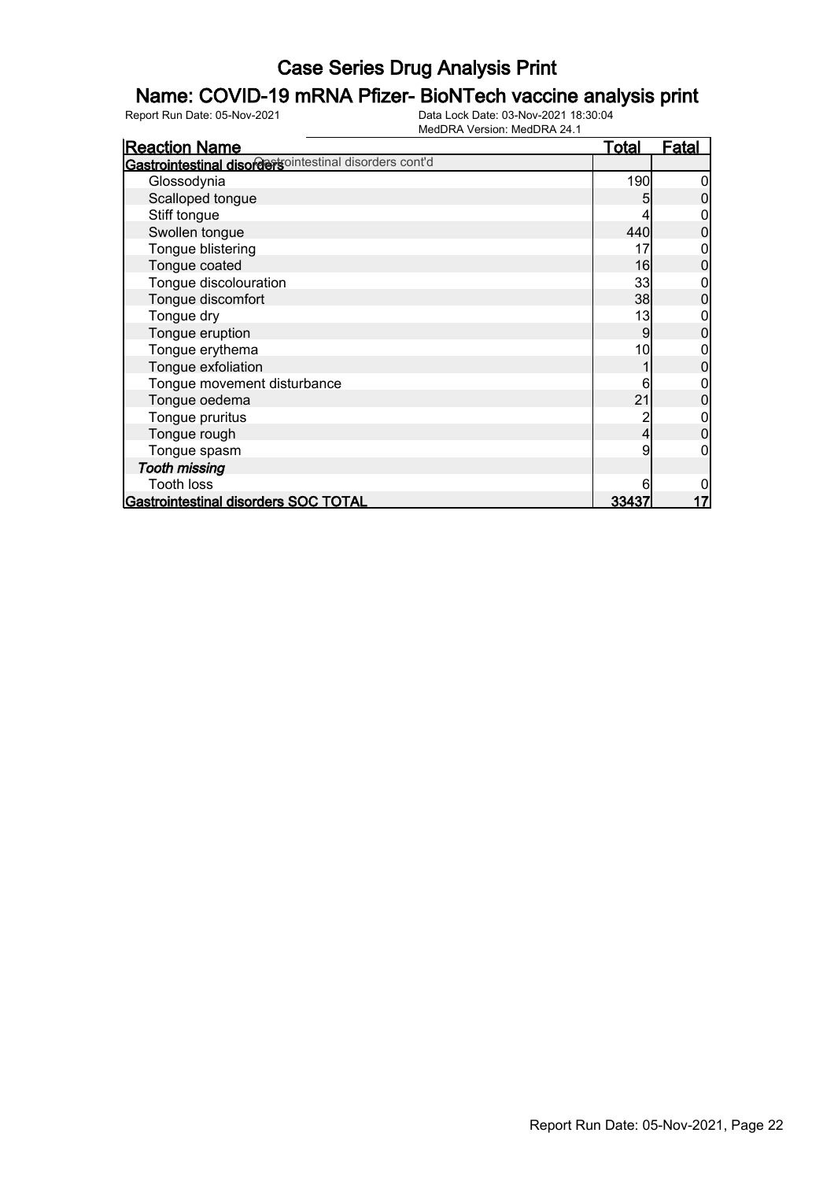# Case Series Drug Analysis Print

## Name: COVID-19 mRNA Pfizer- BioNTech vaccine analysis print

Report Run Date: 05-Nov-2021    Data Lock Date: 03-Nov-2021 18:30:04
MedDRA Version: MedDRA 24.1

| Reaction Name | Total | Fatal |
|---|---|---|
| **Gastrointestinal disorders** Gastrointestinal disorders cont'd | | |
| Glossodynia | 190 | 0 |
| Scalloped tongue | 5 | 0 |
| Stiff tongue | 4 | 0 |
| Swollen tongue | 440 | 0 |
| Tongue blistering | 17 | 0 |
| Tongue coated | 16 | 0 |
| Tongue discolouration | 33 | 0 |
| Tongue discomfort | 38 | 0 |
| Tongue dry | 13 | 0 |
| Tongue eruption | 9 | 0 |
| Tongue erythema | 10 | 0 |
| Tongue exfoliation | 1 | 0 |
| Tongue movement disturbance | 6 | 0 |
| Tongue oedema | 21 | 0 |
| Tongue pruritus | 2 | 0 |
| Tongue rough | 4 | 0 |
| Tongue spasm | 9 | 0 |
| *Tooth missing* | | |
| Tooth loss | 6 | 0 |
| **Gastrointestinal disorders SOC TOTAL** | **33437** | **17** |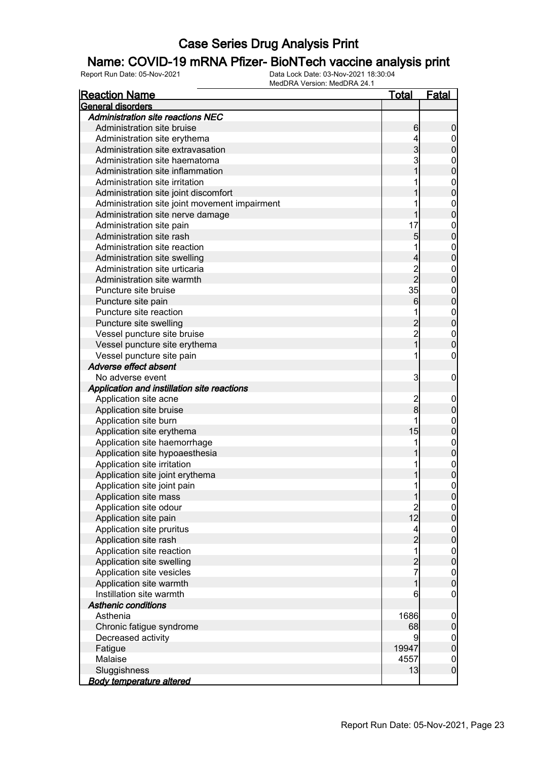# Case Series Drug Analysis Print

## Name: COVID-19 mRNA Pfizer- BioNTech vaccine analysis print

Report Run Date: 05-Nov-2021

Data Lock Date: 03-Nov-2021 18:30:04
MedDRA Version: MedDRA 24.1

| Reaction Name | Total | Fatal |
|---|---|---|
| **General disorders** | | |
| ***Administration site reactions NEC*** | | |
| Administration site bruise | 6 | 0 |
| Administration site erythema | 4 | 0 |
| Administration site extravasation | 3 | 0 |
| Administration site haematoma | 3 | 0 |
| Administration site inflammation | 1 | 0 |
| Administration site irritation | 1 | 0 |
| Administration site joint discomfort | 1 | 0 |
| Administration site joint movement impairment | 1 | 0 |
| Administration site nerve damage | 1 | 0 |
| Administration site pain | 17 | 0 |
| Administration site rash | 5 | 0 |
| Administration site reaction | 1 | 0 |
| Administration site swelling | 4 | 0 |
| Administration site urticaria | 2 | 0 |
| Administration site warmth | 2 | 0 |
| Puncture site bruise | 35 | 0 |
| Puncture site pain | 6 | 0 |
| Puncture site reaction | 1 | 0 |
| Puncture site swelling | 2 | 0 |
| Vessel puncture site bruise | 2 | 0 |
| Vessel puncture site erythema | 1 | 0 |
| Vessel puncture site pain | 1 | 0 |
| ***Adverse effect absent*** | | |
| No adverse event | 3 | 0 |
| ***Application and instillation site reactions*** | | |
| Application site acne | 2 | 0 |
| Application site bruise | 8 | 0 |
| Application site burn | 1 | 0 |
| Application site erythema | 15 | 0 |
| Application site haemorrhage | 1 | 0 |
| Application site hypoaesthesia | 1 | 0 |
| Application site irritation | 1 | 0 |
| Application site joint erythema | 1 | 0 |
| Application site joint pain | 1 | 0 |
| Application site mass | 1 | 0 |
| Application site odour | 2 | 0 |
| Application site pain | 12 | 0 |
| Application site pruritus | 4 | 0 |
| Application site rash | 2 | 0 |
| Application site reaction | 1 | 0 |
| Application site swelling | 2 | 0 |
| Application site vesicles | 7 | 0 |
| Application site warmth | 1 | 0 |
| Instillation site warmth | 6 | 0 |
| ***Asthenic conditions*** | | |
| Asthenia | 1686 | 0 |
| Chronic fatigue syndrome | 68 | 0 |
| Decreased activity | 9 | 0 |
| Fatigue | 19947 | 0 |
| Malaise | 4557 | 0 |
| Sluggishness | 13 | 0 |
| ***Body temperature altered*** | | |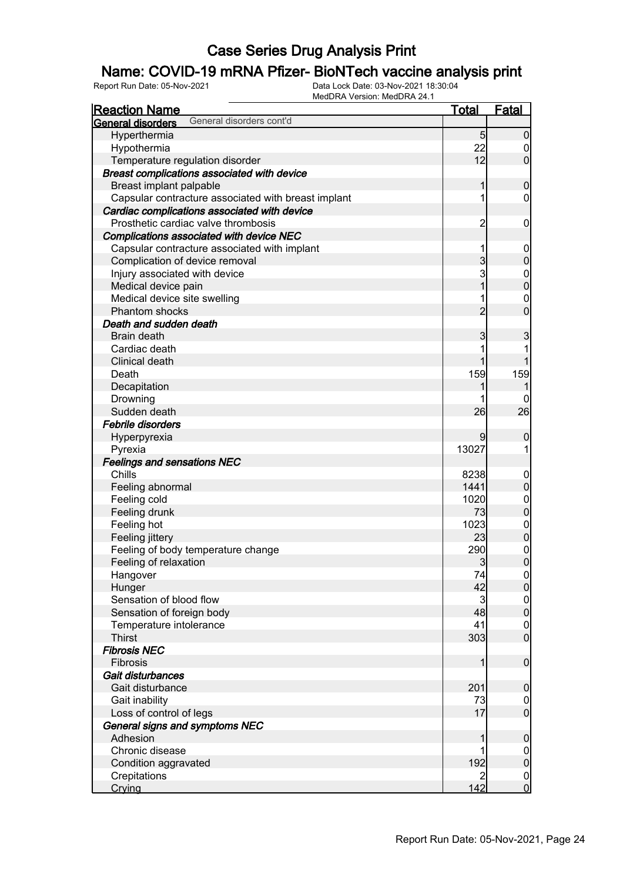# Case Series Drug Analysis Print

## Name: COVID-19 mRNA Pfizer- BioNTech vaccine analysis print

Report Run Date: 05-Nov-2021 | Data Lock Date: 03-Nov-2021 18:30:04
MedDRA Version: MedDRA 24.1

| Reaction Name | Total | Fatal |
|---|---|---|
| **General disorders** General disorders cont'd | | |
| Hyperthermia | 5 | 0 |
| Hypothermia | 22 | 0 |
| Temperature regulation disorder | 12 | 0 |
| ***Breast complications associated with device*** | | |
| Breast implant palpable | 1 | 0 |
| Capsular contracture associated with breast implant | 1 | 0 |
| ***Cardiac complications associated with device*** | | |
| Prosthetic cardiac valve thrombosis | 2 | 0 |
| ***Complications associated with device NEC*** | | |
| Capsular contracture associated with implant | 1 | 0 |
| Complication of device removal | 3 | 0 |
| Injury associated with device | 3 | 0 |
| Medical device pain | 1 | 0 |
| Medical device site swelling | 1 | 0 |
| Phantom shocks | 2 | 0 |
| ***Death and sudden death*** | | |
| Brain death | 3 | 3 |
| Cardiac death | 1 | 1 |
| Clinical death | 1 | 1 |
| Death | 159 | 159 |
| Decapitation | 1 | 1 |
| Drowning | 1 | 0 |
| Sudden death | 26 | 26 |
| ***Febrile disorders*** | | |
| Hyperpyrexia | 9 | 0 |
| Pyrexia | 13027 | 1 |
| ***Feelings and sensations NEC*** | | |
| Chills | 8238 | 0 |
| Feeling abnormal | 1441 | 0 |
| Feeling cold | 1020 | 0 |
| Feeling drunk | 73 | 0 |
| Feeling hot | 1023 | 0 |
| Feeling jittery | 23 | 0 |
| Feeling of body temperature change | 290 | 0 |
| Feeling of relaxation | 3 | 0 |
| Hangover | 74 | 0 |
| Hunger | 42 | 0 |
| Sensation of blood flow | 3 | 0 |
| Sensation of foreign body | 48 | 0 |
| Temperature intolerance | 41 | 0 |
| Thirst | 303 | 0 |
| ***Fibrosis NEC*** | | |
| Fibrosis | 1 | 0 |
| ***Gait disturbances*** | | |
| Gait disturbance | 201 | 0 |
| Gait inability | 73 | 0 |
| Loss of control of legs | 17 | 0 |
| ***General signs and symptoms NEC*** | | |
| Adhesion | 1 | 0 |
| Chronic disease | 1 | 0 |
| Condition aggravated | 192 | 0 |
| Crepitations | 2 | 0 |
| Crying | 142 | 0 |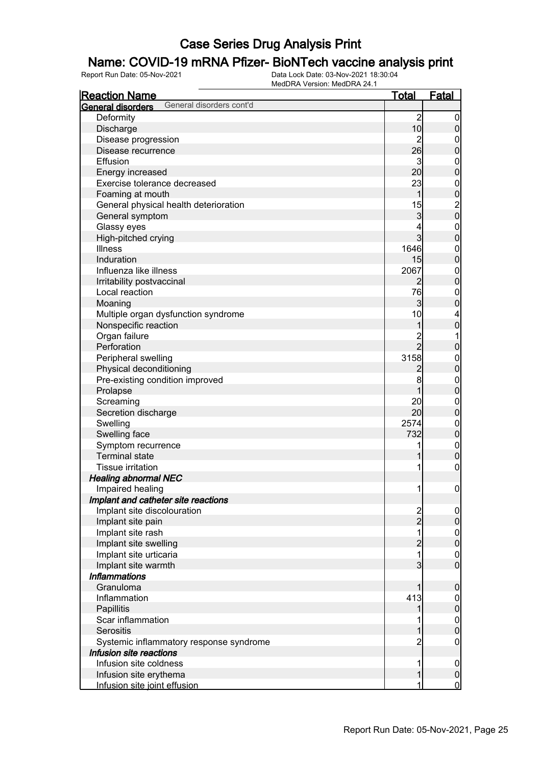# Case Series Drug Analysis Print

## Name: COVID-19 mRNA Pfizer- BioNTech vaccine analysis print

Report Run Date: 05-Nov-2021 | Data Lock Date: 03-Nov-2021 18:30:04 | MedDRA Version: MedDRA 24.1

| Reaction Name | Total | Fatal |
|---|---|---|
| **General disorders** General disorders cont'd | | |
| Deformity | 2 | 0 |
| Discharge | 10 | 0 |
| Disease progression | 2 | 0 |
| Disease recurrence | 26 | 0 |
| Effusion | 3 | 0 |
| Energy increased | 20 | 0 |
| Exercise tolerance decreased | 23 | 0 |
| Foaming at mouth | 1 | 0 |
| General physical health deterioration | 15 | 2 |
| General symptom | 3 | 0 |
| Glassy eyes | 4 | 0 |
| High-pitched crying | 3 | 0 |
| Illness | 1646 | 0 |
| Induration | 15 | 0 |
| Influenza like illness | 2067 | 0 |
| Irritability postvaccinal | 2 | 0 |
| Local reaction | 76 | 0 |
| Moaning | 3 | 0 |
| Multiple organ dysfunction syndrome | 10 | 4 |
| Nonspecific reaction | 1 | 0 |
| Organ failure | 2 | 1 |
| Perforation | 2 | 0 |
| Peripheral swelling | 3158 | 0 |
| Physical deconditioning | 2 | 0 |
| Pre-existing condition improved | 8 | 0 |
| Prolapse | 1 | 0 |
| Screaming | 20 | 0 |
| Secretion discharge | 20 | 0 |
| Swelling | 2574 | 0 |
| Swelling face | 732 | 0 |
| Symptom recurrence | 1 | 0 |
| Terminal state | 1 | 0 |
| Tissue irritation | 1 | 0 |
| ***Healing abnormal NEC*** | | |
| Impaired healing | 1 | 0 |
| ***Implant and catheter site reactions*** | | |
| Implant site discolouration | 2 | 0 |
| Implant site pain | 2 | 0 |
| Implant site rash | 1 | 0 |
| Implant site swelling | 2 | 0 |
| Implant site urticaria | 1 | 0 |
| Implant site warmth | 3 | 0 |
| ***Inflammations*** | | |
| Granuloma | 1 | 0 |
| Inflammation | 413 | 0 |
| Papillitis | 1 | 0 |
| Scar inflammation | 1 | 0 |
| Serositis | 1 | 0 |
| Systemic inflammatory response syndrome | 2 | 0 |
| ***Infusion site reactions*** | | |
| Infusion site coldness | 1 | 0 |
| Infusion site erythema | 1 | 0 |
| Infusion site joint effusion | 1 | 0 |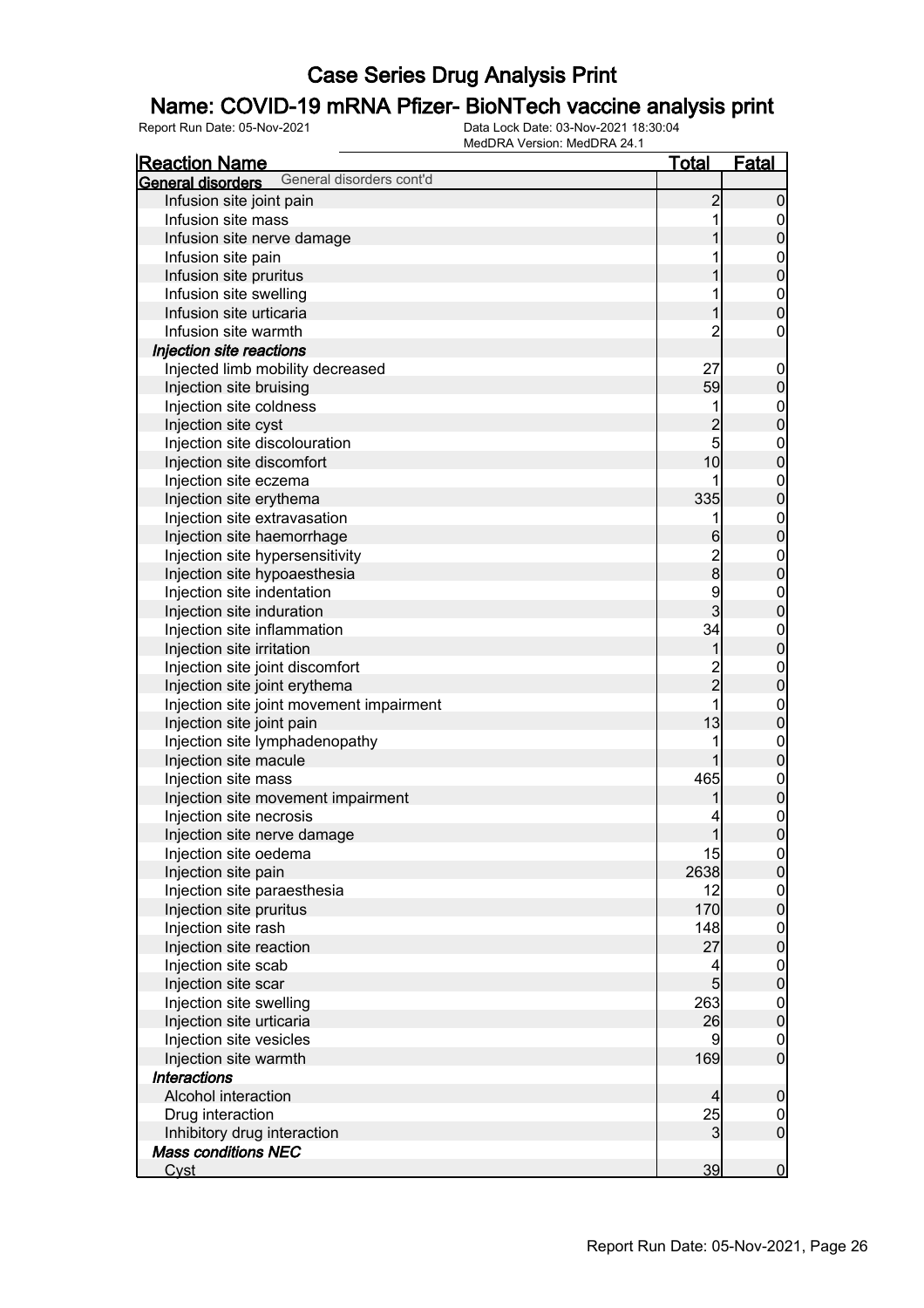# Case Series Drug Analysis Print

## Name: COVID-19 mRNA Pfizer- BioNTech vaccine analysis print

Report Run Date: 05-Nov-2021    Data Lock Date: 03-Nov-2021 18:30:04
MedDRA Version: MedDRA 24.1

| Reaction Name | Total | Fatal |
|---|---|---|
| **General disorders** General disorders cont'd | | |
| Infusion site joint pain | 2 | 0 |
| Infusion site mass | 1 | 0 |
| Infusion site nerve damage | 1 | 0 |
| Infusion site pain | 1 | 0 |
| Infusion site pruritus | 1 | 0 |
| Infusion site swelling | 1 | 0 |
| Infusion site urticaria | 1 | 0 |
| Infusion site warmth | 2 | 0 |
| ***Injection site reactions*** | | |
| Injected limb mobility decreased | 27 | 0 |
| Injection site bruising | 59 | 0 |
| Injection site coldness | 1 | 0 |
| Injection site cyst | 2 | 0 |
| Injection site discolouration | 5 | 0 |
| Injection site discomfort | 10 | 0 |
| Injection site eczema | 1 | 0 |
| Injection site erythema | 335 | 0 |
| Injection site extravasation | 1 | 0 |
| Injection site haemorrhage | 6 | 0 |
| Injection site hypersensitivity | 2 | 0 |
| Injection site hypoaesthesia | 8 | 0 |
| Injection site indentation | 9 | 0 |
| Injection site induration | 3 | 0 |
| Injection site inflammation | 34 | 0 |
| Injection site irritation | 1 | 0 |
| Injection site joint discomfort | 2 | 0 |
| Injection site joint erythema | 2 | 0 |
| Injection site joint movement impairment | 1 | 0 |
| Injection site joint pain | 13 | 0 |
| Injection site lymphadenopathy | 1 | 0 |
| Injection site macule | 1 | 0 |
| Injection site mass | 465 | 0 |
| Injection site movement impairment | 1 | 0 |
| Injection site necrosis | 4 | 0 |
| Injection site nerve damage | 1 | 0 |
| Injection site oedema | 15 | 0 |
| Injection site pain | 2638 | 0 |
| Injection site paraesthesia | 12 | 0 |
| Injection site pruritus | 170 | 0 |
| Injection site rash | 148 | 0 |
| Injection site reaction | 27 | 0 |
| Injection site scab | 4 | 0 |
| Injection site scar | 5 | 0 |
| Injection site swelling | 263 | 0 |
| Injection site urticaria | 26 | 0 |
| Injection site vesicles | 9 | 0 |
| Injection site warmth | 169 | 0 |
| ***Interactions*** | | |
| Alcohol interaction | 4 | 0 |
| Drug interaction | 25 | 0 |
| Inhibitory drug interaction | 3 | 0 |
| ***Mass conditions NEC*** | | |
| Cyst | 39 | 0 |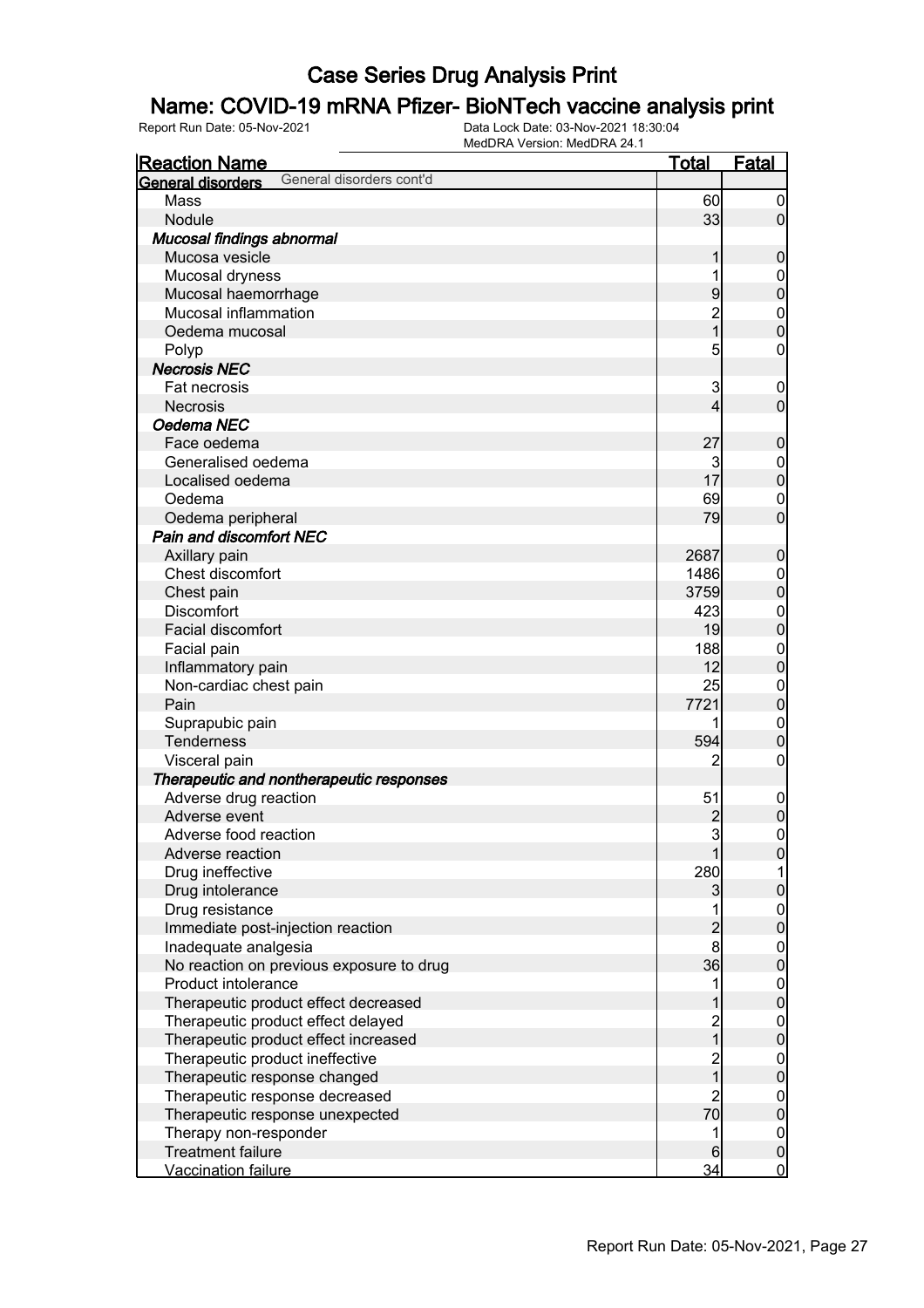# Case Series Drug Analysis Print

## Name: COVID-19 mRNA Pfizer- BioNTech vaccine analysis print

Report Run Date: 05-Nov-2021 | Data Lock Date: 03-Nov-2021 18:30:04 | MedDRA Version: MedDRA 24.1

| Reaction Name | Total | Fatal |
|---|---|---|
| **General disorders** General disorders cont'd | | |
| Mass | 60 | 0 |
| Nodule | 33 | 0 |
| ***Mucosal findings abnormal*** | | |
| Mucosa vesicle | 1 | 0 |
| Mucosal dryness | 1 | 0 |
| Mucosal haemorrhage | 9 | 0 |
| Mucosal inflammation | 2 | 0 |
| Oedema mucosal | 1 | 0 |
| Polyp | 5 | 0 |
| ***Necrosis NEC*** | | |
| Fat necrosis | 3 | 0 |
| Necrosis | 4 | 0 |
| ***Oedema NEC*** | | |
| Face oedema | 27 | 0 |
| Generalised oedema | 3 | 0 |
| Localised oedema | 17 | 0 |
| Oedema | 69 | 0 |
| Oedema peripheral | 79 | 0 |
| ***Pain and discomfort NEC*** | | |
| Axillary pain | 2687 | 0 |
| Chest discomfort | 1486 | 0 |
| Chest pain | 3759 | 0 |
| Discomfort | 423 | 0 |
| Facial discomfort | 19 | 0 |
| Facial pain | 188 | 0 |
| Inflammatory pain | 12 | 0 |
| Non-cardiac chest pain | 25 | 0 |
| Pain | 7721 | 0 |
| Suprapubic pain | 1 | 0 |
| Tenderness | 594 | 0 |
| Visceral pain | 2 | 0 |
| ***Therapeutic and nontherapeutic responses*** | | |
| Adverse drug reaction | 51 | 0 |
| Adverse event | 2 | 0 |
| Adverse food reaction | 3 | 0 |
| Adverse reaction | 1 | 0 |
| Drug ineffective | 280 | 1 |
| Drug intolerance | 3 | 0 |
| Drug resistance | 1 | 0 |
| Immediate post-injection reaction | 2 | 0 |
| Inadequate analgesia | 8 | 0 |
| No reaction on previous exposure to drug | 36 | 0 |
| Product intolerance | 1 | 0 |
| Therapeutic product effect decreased | 1 | 0 |
| Therapeutic product effect delayed | 2 | 0 |
| Therapeutic product effect increased | 1 | 0 |
| Therapeutic product ineffective | 2 | 0 |
| Therapeutic response changed | 1 | 0 |
| Therapeutic response decreased | 2 | 0 |
| Therapeutic response unexpected | 70 | 0 |
| Therapy non-responder | 1 | 0 |
| Treatment failure | 6 | 0 |
| Vaccination failure | 34 | 0 |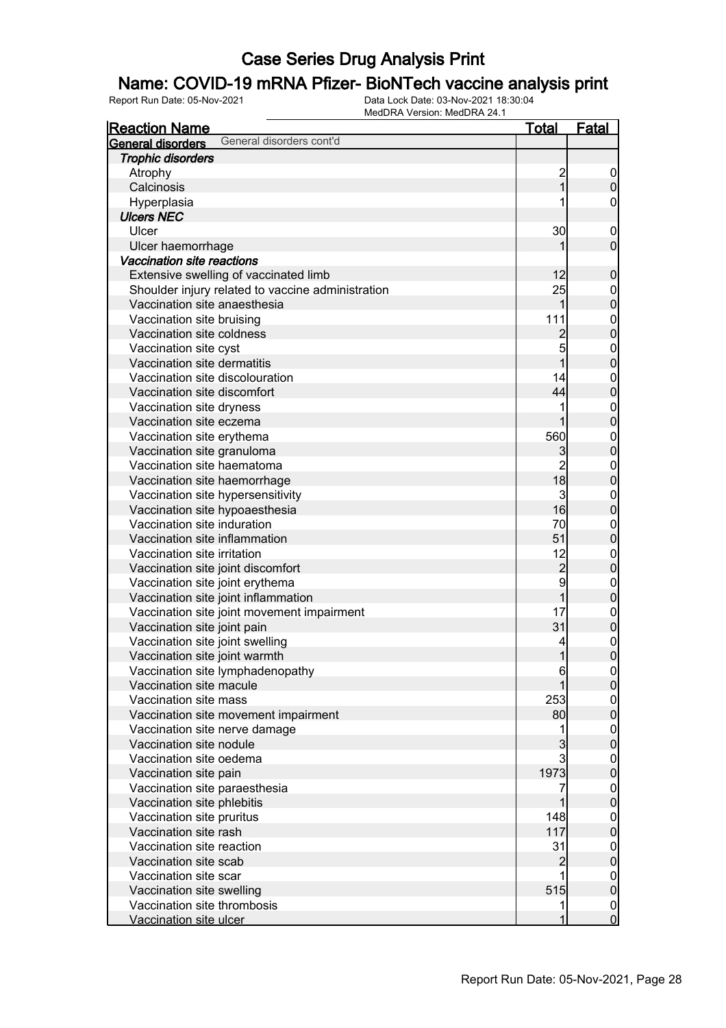# Case Series Drug Analysis Print

## Name: COVID-19 mRNA Pfizer- BioNTech vaccine analysis print

Report Run Date: 05-Nov-2021 | Data Lock Date: 03-Nov-2021 18:30:04 | MedDRA Version: MedDRA 24.1

| Reaction Name | Total | Fatal |
|---|---|---|
| **General disorders** General disorders cont'd | | |
| ***Trophic disorders*** | | |
| Atrophy | 2 | 0 |
| Calcinosis | 1 | 0 |
| Hyperplasia | 1 | 0 |
| ***Ulcers NEC*** | | |
| Ulcer | 30 | 0 |
| Ulcer haemorrhage | 1 | 0 |
| ***Vaccination site reactions*** | | |
| Extensive swelling of vaccinated limb | 12 | 0 |
| Shoulder injury related to vaccine administration | 25 | 0 |
| Vaccination site anaesthesia | 1 | 0 |
| Vaccination site bruising | 111 | 0 |
| Vaccination site coldness | 2 | 0 |
| Vaccination site cyst | 5 | 0 |
| Vaccination site dermatitis | 1 | 0 |
| Vaccination site discolouration | 14 | 0 |
| Vaccination site discomfort | 44 | 0 |
| Vaccination site dryness | 1 | 0 |
| Vaccination site eczema | 1 | 0 |
| Vaccination site erythema | 560 | 0 |
| Vaccination site granuloma | 3 | 0 |
| Vaccination site haematoma | 2 | 0 |
| Vaccination site haemorrhage | 18 | 0 |
| Vaccination site hypersensitivity | 3 | 0 |
| Vaccination site hypoaesthesia | 16 | 0 |
| Vaccination site induration | 70 | 0 |
| Vaccination site inflammation | 51 | 0 |
| Vaccination site irritation | 12 | 0 |
| Vaccination site joint discomfort | 2 | 0 |
| Vaccination site joint erythema | 9 | 0 |
| Vaccination site joint inflammation | 1 | 0 |
| Vaccination site joint movement impairment | 17 | 0 |
| Vaccination site joint pain | 31 | 0 |
| Vaccination site joint swelling | 4 | 0 |
| Vaccination site joint warmth | 1 | 0 |
| Vaccination site lymphadenopathy | 6 | 0 |
| Vaccination site macule | 1 | 0 |
| Vaccination site mass | 253 | 0 |
| Vaccination site movement impairment | 80 | 0 |
| Vaccination site nerve damage | 1 | 0 |
| Vaccination site nodule | 3 | 0 |
| Vaccination site oedema | 3 | 0 |
| Vaccination site pain | 1973 | 0 |
| Vaccination site paraesthesia | 7 | 0 |
| Vaccination site phlebitis | 1 | 0 |
| Vaccination site pruritus | 148 | 0 |
| Vaccination site rash | 117 | 0 |
| Vaccination site reaction | 31 | 0 |
| Vaccination site scab | 2 | 0 |
| Vaccination site scar | 1 | 0 |
| Vaccination site swelling | 515 | 0 |
| Vaccination site thrombosis | 1 | 0 |
| Vaccination site ulcer | 1 | 0 |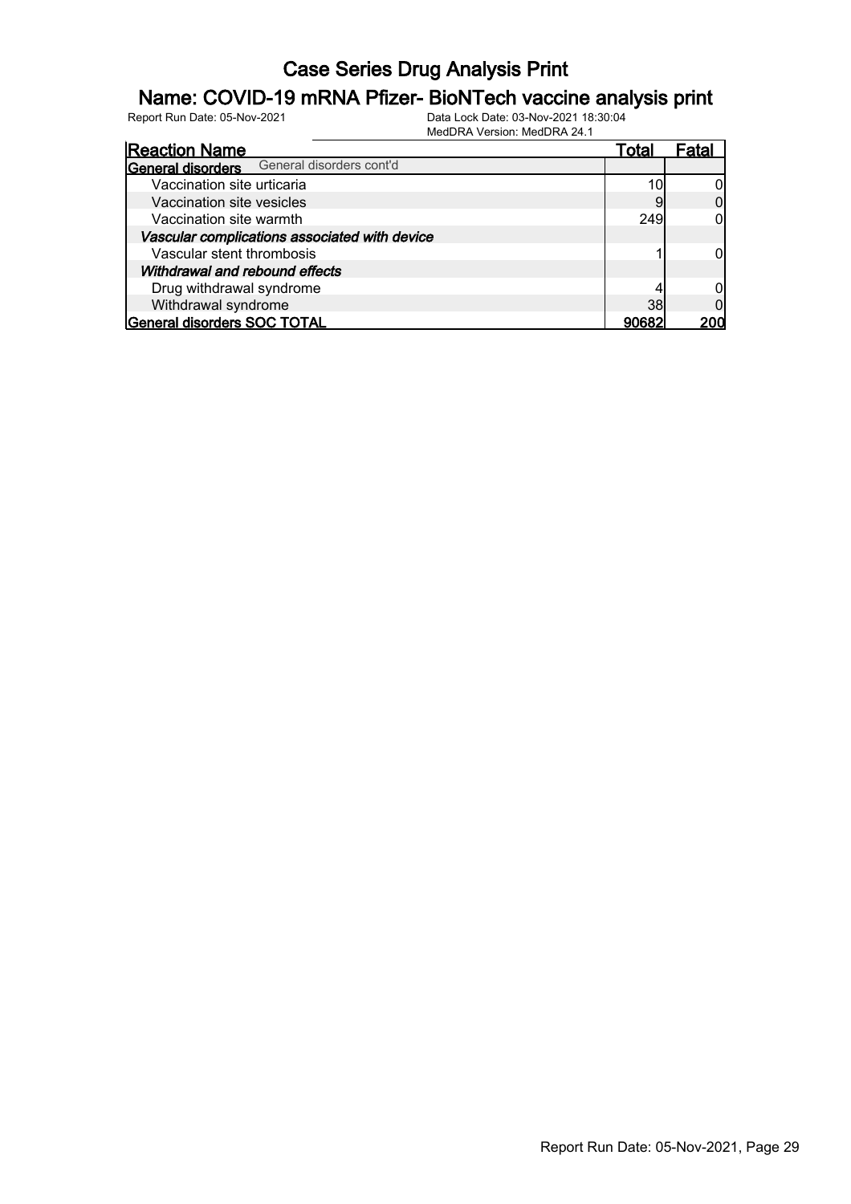# Case Series Drug Analysis Print

## Name: COVID-19 mRNA Pfizer- BioNTech vaccine analysis print

Report Run Date: 05-Nov-2021

Data Lock Date: 03-Nov-2021 18:30:04
MedDRA Version: MedDRA 24.1

| Reaction Name | Total | Fatal |
|---|---|---|
| **General disorders** General disorders cont'd | | |
| Vaccination site urticaria | 10 | 0 |
| Vaccination site vesicles | 9 | 0 |
| Vaccination site warmth | 249 | 0 |
| ***Vascular complications associated with device*** | | |
| Vascular stent thrombosis | 1 | 0 |
| ***Withdrawal and rebound effects*** | | |
| Drug withdrawal syndrome | 4 | 0 |
| Withdrawal syndrome | 38 | 0 |
| **General disorders SOC TOTAL** | **90682** | **200** |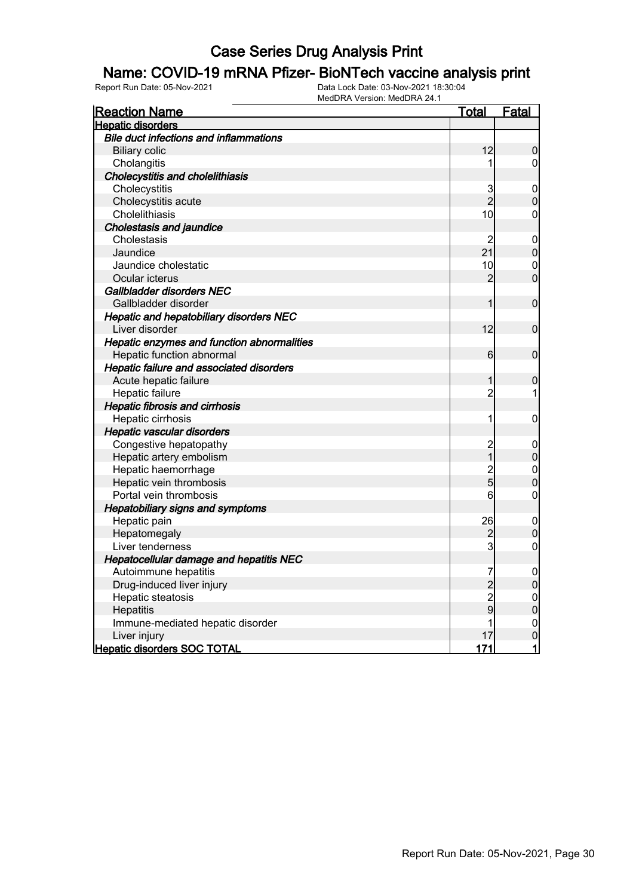# Case Series Drug Analysis Print

## Name: COVID-19 mRNA Pfizer- BioNTech vaccine analysis print

Report Run Date: 05-Nov-2021 | Data Lock Date: 03-Nov-2021 18:30:04 | MedDRA Version: MedDRA 24.1

| Reaction Name | Total | Fatal |
|---|---|---|
| **Hepatic disorders** | | |
| ***Bile duct infections and inflammations*** | | |
| Biliary colic | 12 | 0 |
| Cholangitis | 1 | 0 |
| ***Cholecystitis and cholelithiasis*** | | |
| Cholecystitis | 3 | 0 |
| Cholecystitis acute | 2 | 0 |
| Cholelithiasis | 10 | 0 |
| ***Cholestasis and jaundice*** | | |
| Cholestasis | 2 | 0 |
| Jaundice | 21 | 0 |
| Jaundice cholestatic | 10 | 0 |
| Ocular icterus | 2 | 0 |
| ***Gallbladder disorders NEC*** | | |
| Gallbladder disorder | 1 | 0 |
| ***Hepatic and hepatobiliary disorders NEC*** | | |
| Liver disorder | 12 | 0 |
| ***Hepatic enzymes and function abnormalities*** | | |
| Hepatic function abnormal | 6 | 0 |
| ***Hepatic failure and associated disorders*** | | |
| Acute hepatic failure | 1 | 0 |
| Hepatic failure | 2 | 1 |
| ***Hepatic fibrosis and cirrhosis*** | | |
| Hepatic cirrhosis | 1 | 0 |
| ***Hepatic vascular disorders*** | | |
| Congestive hepatopathy | 2 | 0 |
| Hepatic artery embolism | 1 | 0 |
| Hepatic haemorrhage | 2 | 0 |
| Hepatic vein thrombosis | 5 | 0 |
| Portal vein thrombosis | 6 | 0 |
| ***Hepatobiliary signs and symptoms*** | | |
| Hepatic pain | 26 | 0 |
| Hepatomegaly | 2 | 0 |
| Liver tenderness | 3 | 0 |
| ***Hepatocellular damage and hepatitis NEC*** | | |
| Autoimmune hepatitis | 7 | 0 |
| Drug-induced liver injury | 2 | 0 |
| Hepatic steatosis | 2 | 0 |
| Hepatitis | 9 | 0 |
| Immune-mediated hepatic disorder | 1 | 0 |
| Liver injury | 17 | 0 |
| **Hepatic disorders SOC TOTAL** | **171** | **1** |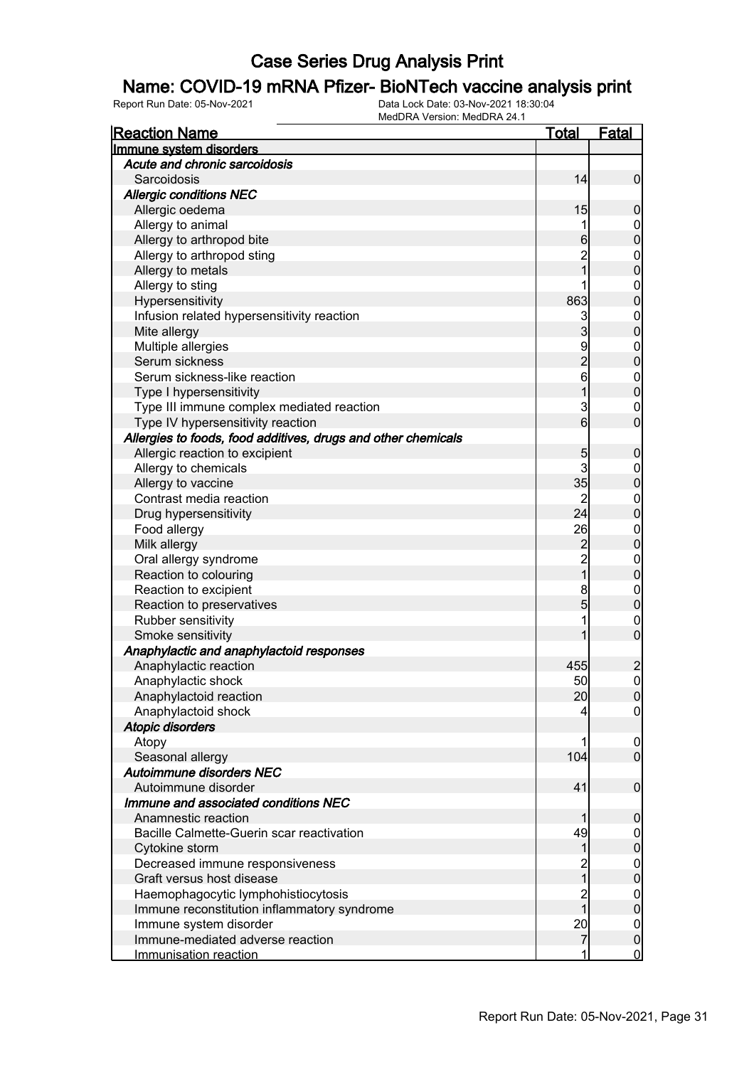# Case Series Drug Analysis Print

## Name: COVID-19 mRNA Pfizer- BioNTech vaccine analysis print

Report Run Date: 05-Nov-2021    Data Lock Date: 03-Nov-2021 18:30:04
MedDRA Version: MedDRA 24.1

| Reaction Name | Total | Fatal |
|---|---|---|
| **Immune system disorders** | | |
| ***Acute and chronic sarcoidosis*** | | |
| Sarcoidosis | 14 | 0 |
| ***Allergic conditions NEC*** | | |
| Allergic oedema | 15 | 0 |
| Allergy to animal | 1 | 0 |
| Allergy to arthropod bite | 6 | 0 |
| Allergy to arthropod sting | 2 | 0 |
| Allergy to metals | 1 | 0 |
| Allergy to sting | 1 | 0 |
| Hypersensitivity | 863 | 0 |
| Infusion related hypersensitivity reaction | 3 | 0 |
| Mite allergy | 3 | 0 |
| Multiple allergies | 9 | 0 |
| Serum sickness | 2 | 0 |
| Serum sickness-like reaction | 6 | 0 |
| Type I hypersensitivity | 1 | 0 |
| Type III immune complex mediated reaction | 3 | 0 |
| Type IV hypersensitivity reaction | 6 | 0 |
| ***Allergies to foods, food additives, drugs and other chemicals*** | | |
| Allergic reaction to excipient | 5 | 0 |
| Allergy to chemicals | 3 | 0 |
| Allergy to vaccine | 35 | 0 |
| Contrast media reaction | 2 | 0 |
| Drug hypersensitivity | 24 | 0 |
| Food allergy | 26 | 0 |
| Milk allergy | 2 | 0 |
| Oral allergy syndrome | 2 | 0 |
| Reaction to colouring | 1 | 0 |
| Reaction to excipient | 8 | 0 |
| Reaction to preservatives | 5 | 0 |
| Rubber sensitivity | 1 | 0 |
| Smoke sensitivity | 1 | 0 |
| ***Anaphylactic and anaphylactoid responses*** | | |
| Anaphylactic reaction | 455 | 2 |
| Anaphylactic shock | 50 | 0 |
| Anaphylactoid reaction | 20 | 0 |
| Anaphylactoid shock | 4 | 0 |
| ***Atopic disorders*** | | |
| Atopy | 1 | 0 |
| Seasonal allergy | 104 | 0 |
| ***Autoimmune disorders NEC*** | | |
| Autoimmune disorder | 41 | 0 |
| ***Immune and associated conditions NEC*** | | |
| Anamnestic reaction | 1 | 0 |
| Bacille Calmette-Guerin scar reactivation | 49 | 0 |
| Cytokine storm | 1 | 0 |
| Decreased immune responsiveness | 2 | 0 |
| Graft versus host disease | 1 | 0 |
| Haemophagocytic lymphohistiocytosis | 2 | 0 |
| Immune reconstitution inflammatory syndrome | 1 | 0 |
| Immune system disorder | 20 | 0 |
| Immune-mediated adverse reaction | 7 | 0 |
| Immunisation reaction | 1 | 0 |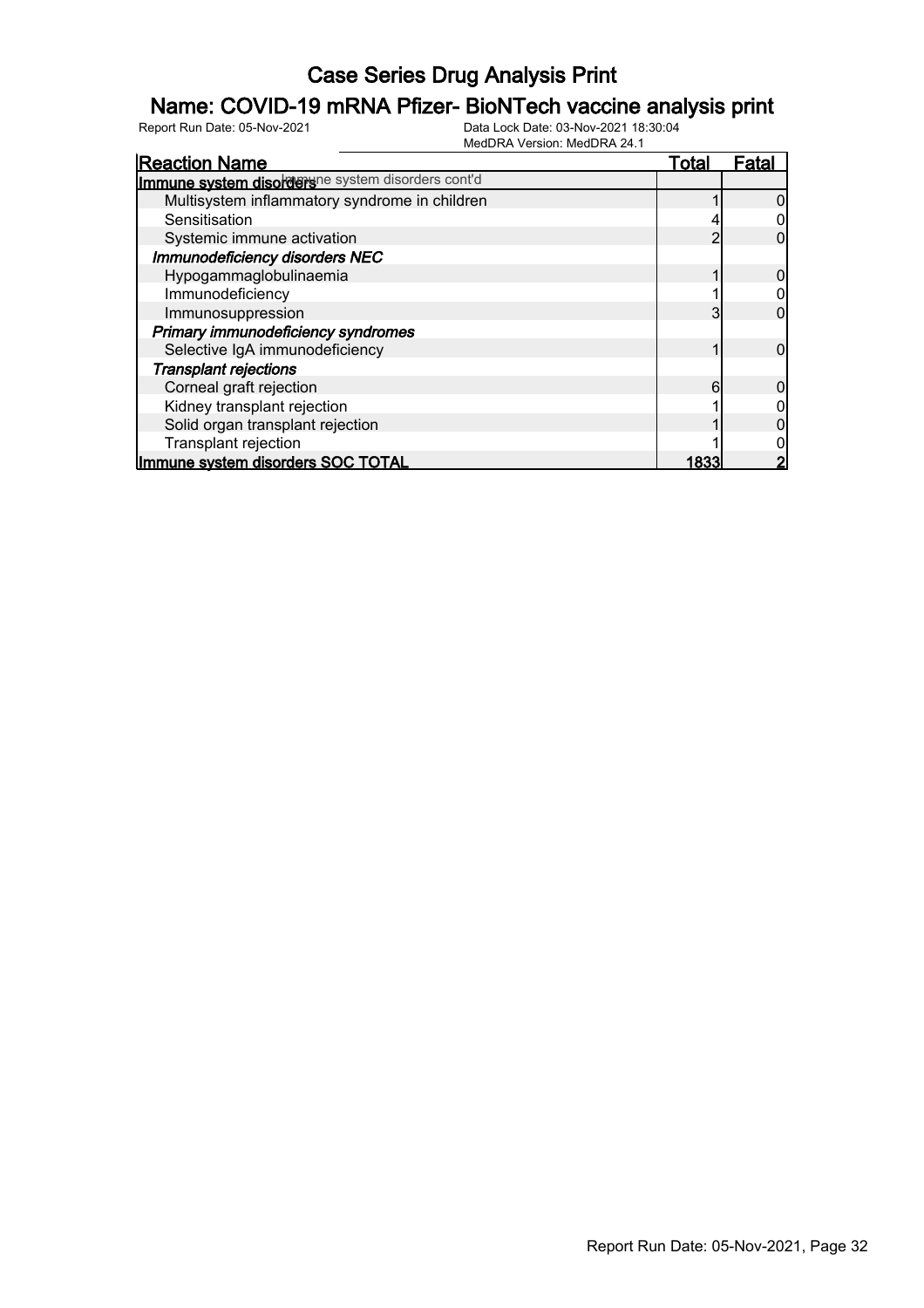# Case Series Drug Analysis Print

## Name: COVID-19 mRNA Pfizer- BioNTech vaccine analysis print

Report Run Date: 05-Nov-2021    Data Lock Date: 03-Nov-2021 18:30:04    MedDRA Version: MedDRA 24.1

| Reaction Name | Total | Fatal |
|---|---|---|
| **Immune system disorders** Immune system disorders cont'd | | |
| Multisystem inflammatory syndrome in children | 1 | 0 |
| Sensitisation | 4 | 0 |
| Systemic immune activation | 2 | 0 |
| *Immunodeficiency disorders NEC* | | |
| Hypogammaglobulinaemia | 1 | 0 |
| Immunodeficiency | 1 | 0 |
| Immunosuppression | 3 | 0 |
| *Primary immunodeficiency syndromes* | | |
| Selective IgA immunodeficiency | 1 | 0 |
| *Transplant rejections* | | |
| Corneal graft rejection | 6 | 0 |
| Kidney transplant rejection | 1 | 0 |
| Solid organ transplant rejection | 1 | 0 |
| Transplant rejection | 1 | 0 |
| **Immune system disorders SOC TOTAL** | **1833** | **2** |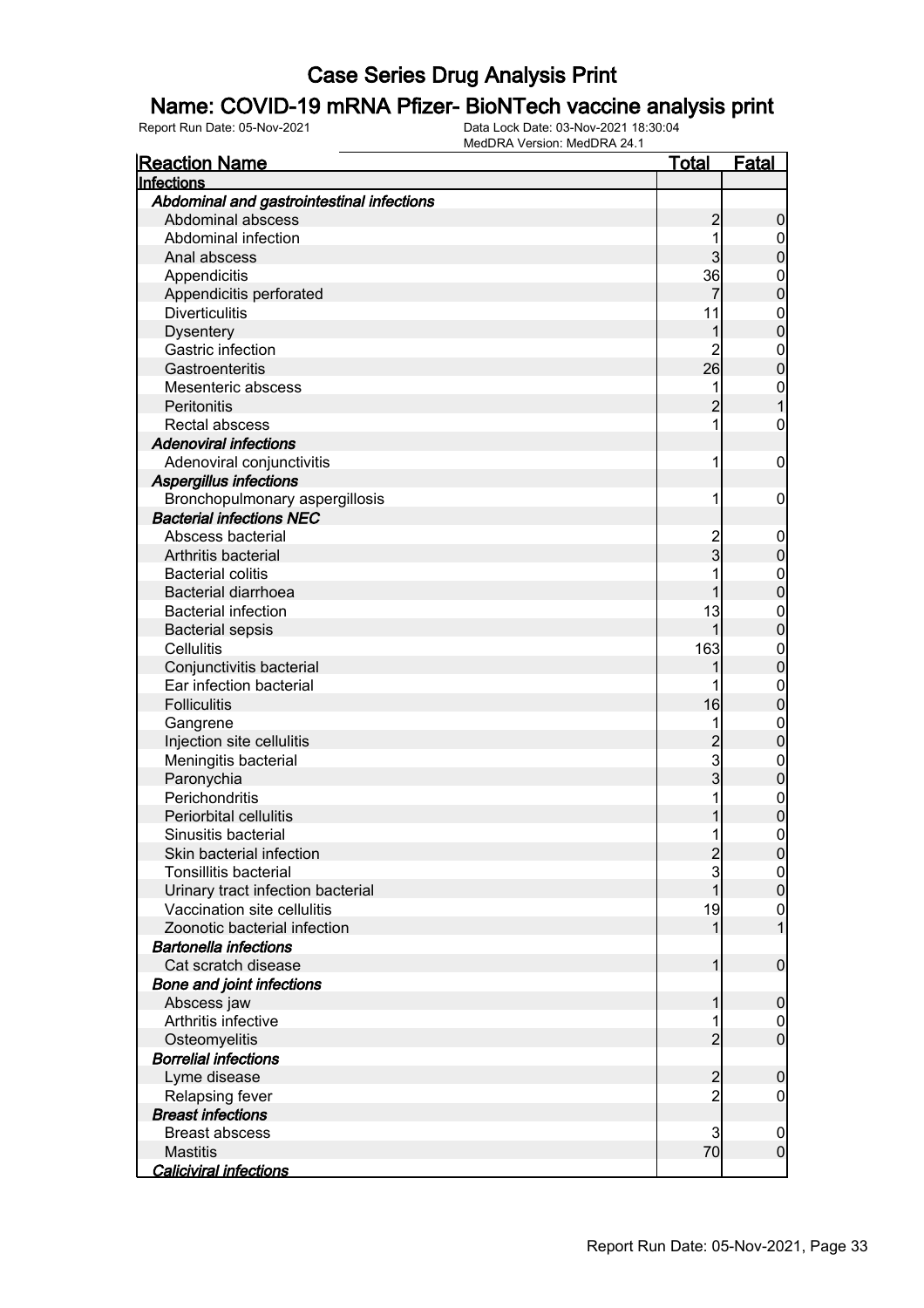# Case Series Drug Analysis Print

## Name: COVID-19 mRNA Pfizer- BioNTech vaccine analysis print

Report Run Date: 05-Nov-2021 | Data Lock Date: 03-Nov-2021 18:30:04 | MedDRA Version: MedDRA 24.1

| Reaction Name | Total | Fatal |
|---|---|---|
| **Infections** | | |
| ***Abdominal and gastrointestinal infections*** | | |
| Abdominal abscess | 2 | 0 |
| Abdominal infection | 1 | 0 |
| Anal abscess | 3 | 0 |
| Appendicitis | 36 | 0 |
| Appendicitis perforated | 7 | 0 |
| Diverticulitis | 11 | 0 |
| Dysentery | 1 | 0 |
| Gastric infection | 2 | 0 |
| Gastroenteritis | 26 | 0 |
| Mesenteric abscess | 1 | 0 |
| Peritonitis | 2 | 1 |
| Rectal abscess | 1 | 0 |
| ***Adenoviral infections*** | | |
| Adenoviral conjunctivitis | 1 | 0 |
| ***Aspergillus infections*** | | |
| Bronchopulmonary aspergillosis | 1 | 0 |
| ***Bacterial infections NEC*** | | |
| Abscess bacterial | 2 | 0 |
| Arthritis bacterial | 3 | 0 |
| Bacterial colitis | 1 | 0 |
| Bacterial diarrhoea | 1 | 0 |
| Bacterial infection | 13 | 0 |
| Bacterial sepsis | 1 | 0 |
| Cellulitis | 163 | 0 |
| Conjunctivitis bacterial | 1 | 0 |
| Ear infection bacterial | 1 | 0 |
| Folliculitis | 16 | 0 |
| Gangrene | 1 | 0 |
| Injection site cellulitis | 2 | 0 |
| Meningitis bacterial | 3 | 0 |
| Paronychia | 3 | 0 |
| Perichondritis | 1 | 0 |
| Periorbital cellulitis | 1 | 0 |
| Sinusitis bacterial | 1 | 0 |
| Skin bacterial infection | 2 | 0 |
| Tonsillitis bacterial | 3 | 0 |
| Urinary tract infection bacterial | 1 | 0 |
| Vaccination site cellulitis | 19 | 0 |
| Zoonotic bacterial infection | 1 | 1 |
| ***Bartonella infections*** | | |
| Cat scratch disease | 1 | 0 |
| ***Bone and joint infections*** | | |
| Abscess jaw | 1 | 0 |
| Arthritis infective | 1 | 0 |
| Osteomyelitis | 2 | 0 |
| ***Borrelial infections*** | | |
| Lyme disease | 2 | 0 |
| Relapsing fever | 2 | 0 |
| ***Breast infections*** | | |
| Breast abscess | 3 | 0 |
| Mastitis | 70 | 0 |
| ***Caliciviral infections*** | | |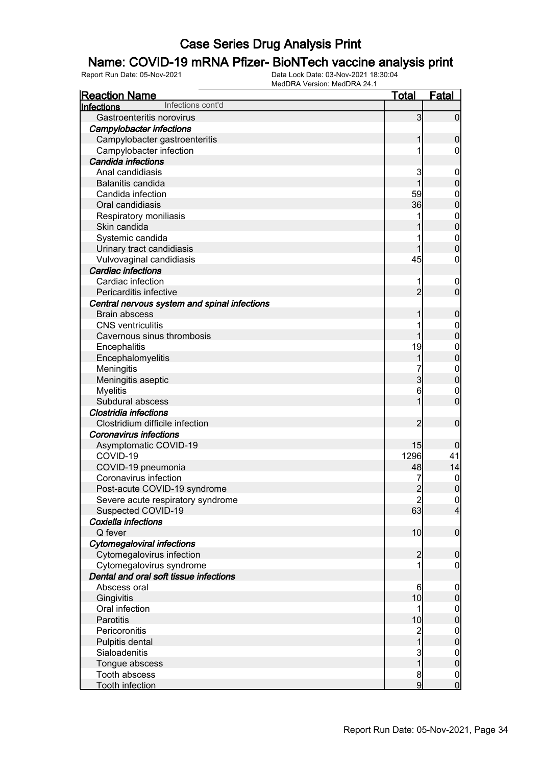# Case Series Drug Analysis Print

## Name: COVID-19 mRNA Pfizer- BioNTech vaccine analysis print

Report Run Date: 05-Nov-2021    Data Lock Date: 03-Nov-2021 18:30:04
MedDRA Version: MedDRA 24.1

| Reaction Name | Total | Fatal |
|---|---|---|
| **Infections** Infections cont'd | | |
| Gastroenteritis norovirus | 3 | 0 |
| ***Campylobacter infections*** | | |
| Campylobacter gastroenteritis | 1 | 0 |
| Campylobacter infection | 1 | 0 |
| ***Candida infections*** | | |
| Anal candidiasis | 3 | 0 |
| Balanitis candida | 1 | 0 |
| Candida infection | 59 | 0 |
| Oral candidiasis | 36 | 0 |
| Respiratory moniliasis | 1 | 0 |
| Skin candida | 1 | 0 |
| Systemic candida | 1 | 0 |
| Urinary tract candidiasis | 1 | 0 |
| Vulvovaginal candidiasis | 45 | 0 |
| ***Cardiac infections*** | | |
| Cardiac infection | 1 | 0 |
| Pericarditis infective | 2 | 0 |
| ***Central nervous system and spinal infections*** | | |
| Brain abscess | 1 | 0 |
| CNS ventriculitis | 1 | 0 |
| Cavernous sinus thrombosis | 1 | 0 |
| Encephalitis | 19 | 0 |
| Encephalomyelitis | 1 | 0 |
| Meningitis | 7 | 0 |
| Meningitis aseptic | 3 | 0 |
| Myelitis | 6 | 0 |
| Subdural abscess | 1 | 0 |
| ***Clostridia infections*** | | |
| Clostridium difficile infection | 2 | 0 |
| ***Coronavirus infections*** | | |
| Asymptomatic COVID-19 | 15 | 0 |
| COVID-19 | 1296 | 41 |
| COVID-19 pneumonia | 48 | 14 |
| Coronavirus infection | 7 | 0 |
| Post-acute COVID-19 syndrome | 2 | 0 |
| Severe acute respiratory syndrome | 2 | 0 |
| Suspected COVID-19 | 63 | 4 |
| ***Coxiella infections*** | | |
| Q fever | 10 | 0 |
| ***Cytomegaloviral infections*** | | |
| Cytomegalovirus infection | 2 | 0 |
| Cytomegalovirus syndrome | 1 | 0 |
| ***Dental and oral soft tissue infections*** | | |
| Abscess oral | 6 | 0 |
| Gingivitis | 10 | 0 |
| Oral infection | 1 | 0 |
| Parotitis | 10 | 0 |
| Pericoronitis | 2 | 0 |
| Pulpitis dental | 1 | 0 |
| Sialoadenitis | 3 | 0 |
| Tongue abscess | 1 | 0 |
| Tooth abscess | 8 | 0 |
| Tooth infection | 9 | 0 |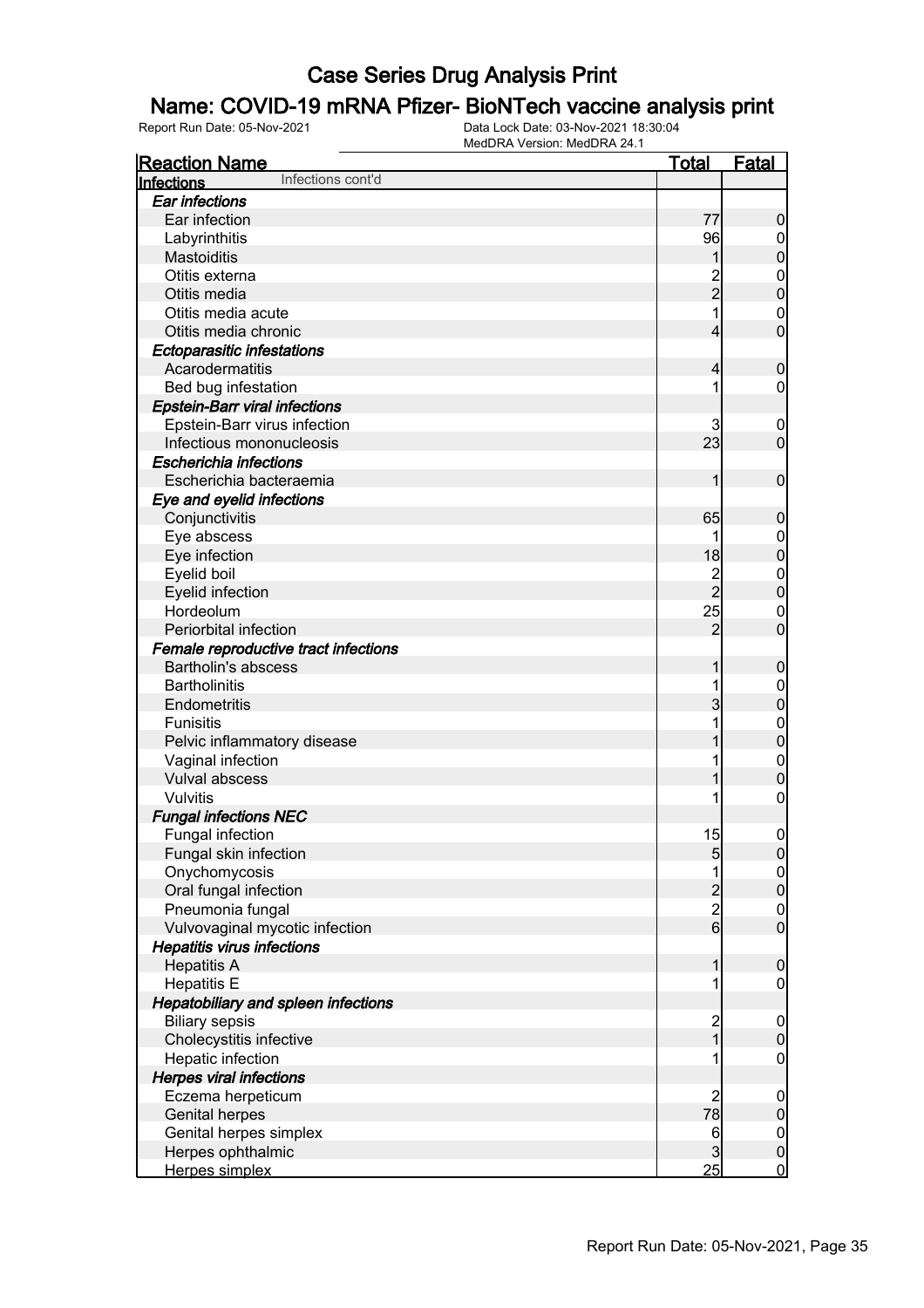# Case Series Drug Analysis Print

## Name: COVID-19 mRNA Pfizer- BioNTech vaccine analysis print

Report Run Date: 05-Nov-2021  Data Lock Date: 03-Nov-2021 18:30:04  MedDRA Version: MedDRA 24.1

| Reaction Name | Total | Fatal |
|---|---|---|
| **Infections** Infections cont'd | | |
| ***Ear infections*** | | |
| Ear infection | 77 | 0 |
| Labyrinthitis | 96 | 0 |
| Mastoiditis | 1 | 0 |
| Otitis externa | 2 | 0 |
| Otitis media | 2 | 0 |
| Otitis media acute | 1 | 0 |
| Otitis media chronic | 4 | 0 |
| ***Ectoparasitic infestations*** | | |
| Acarodermatitis | 4 | 0 |
| Bed bug infestation | 1 | 0 |
| ***Epstein-Barr viral infections*** | | |
| Epstein-Barr virus infection | 3 | 0 |
| Infectious mononucleosis | 23 | 0 |
| ***Escherichia infections*** | | |
| Escherichia bacteraemia | 1 | 0 |
| ***Eye and eyelid infections*** | | |
| Conjunctivitis | 65 | 0 |
| Eye abscess | 1 | 0 |
| Eye infection | 18 | 0 |
| Eyelid boil | 2 | 0 |
| Eyelid infection | 2 | 0 |
| Hordeolum | 25 | 0 |
| Periorbital infection | 2 | 0 |
| ***Female reproductive tract infections*** | | |
| Bartholin's abscess | 1 | 0 |
| Bartholinitis | 1 | 0 |
| Endometritis | 3 | 0 |
| Funisitis | 1 | 0 |
| Pelvic inflammatory disease | 1 | 0 |
| Vaginal infection | 1 | 0 |
| Vulval abscess | 1 | 0 |
| Vulvitis | 1 | 0 |
| ***Fungal infections NEC*** | | |
| Fungal infection | 15 | 0 |
| Fungal skin infection | 5 | 0 |
| Onychomycosis | 1 | 0 |
| Oral fungal infection | 2 | 0 |
| Pneumonia fungal | 2 | 0 |
| Vulvovaginal mycotic infection | 6 | 0 |
| ***Hepatitis virus infections*** | | |
| Hepatitis A | 1 | 0 |
| Hepatitis E | 1 | 0 |
| ***Hepatobiliary and spleen infections*** | | |
| Biliary sepsis | 2 | 0 |
| Cholecystitis infective | 1 | 0 |
| Hepatic infection | 1 | 0 |
| ***Herpes viral infections*** | | |
| Eczema herpeticum | 2 | 0 |
| Genital herpes | 78 | 0 |
| Genital herpes simplex | 6 | 0 |
| Herpes ophthalmic | 3 | 0 |
| Herpes simplex | 25 | 0 |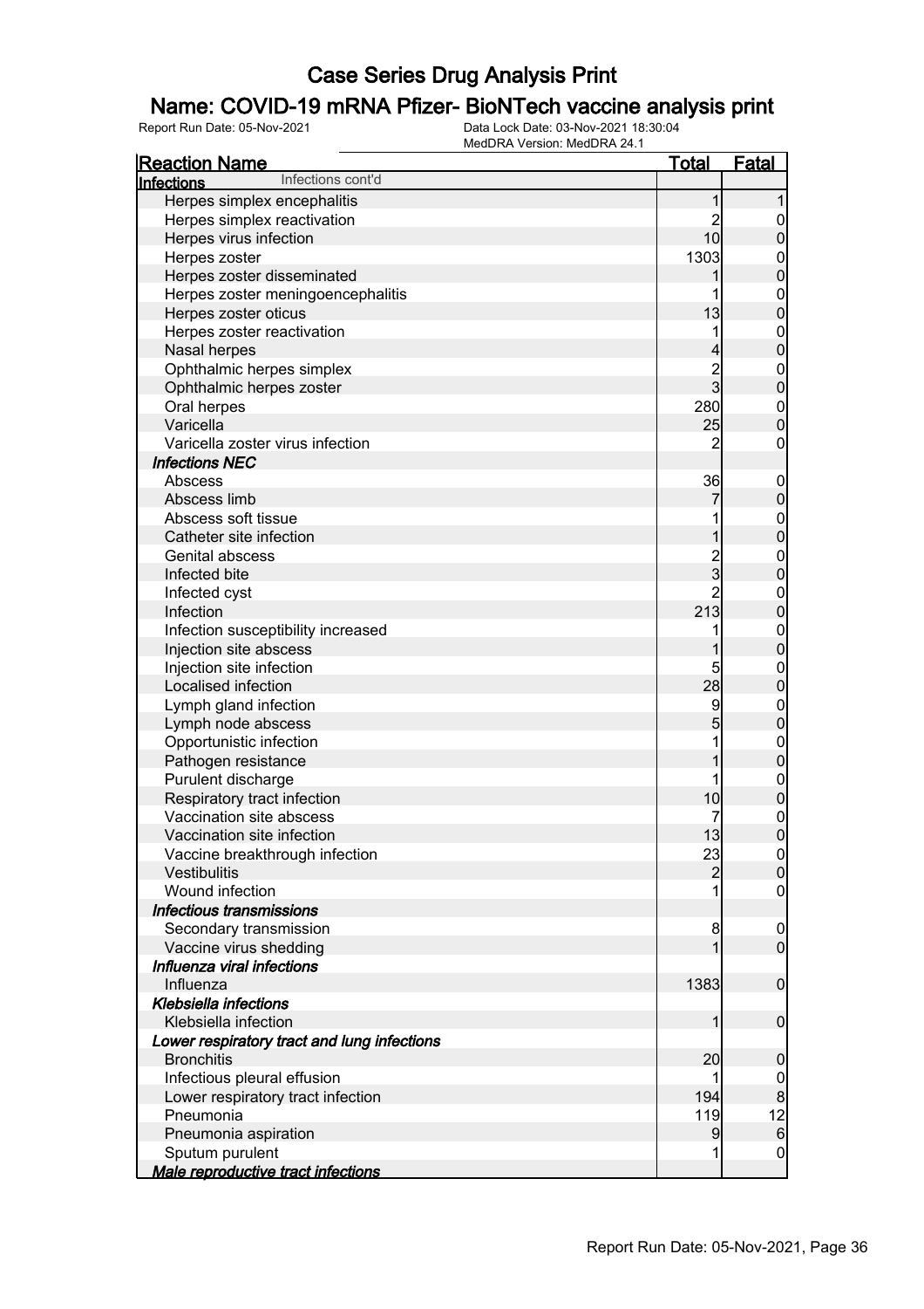# Case Series Drug Analysis Print

## Name: COVID-19 mRNA Pfizer- BioNTech vaccine analysis print

Report Run Date: 05-Nov-2021 | Data Lock Date: 03-Nov-2021 18:30:04 | MedDRA Version: MedDRA 24.1

| Reaction Name | Total | Fatal |
|---|---|---|
| **Infections** Infections cont'd | | |
| Herpes simplex encephalitis | 1 | 1 |
| Herpes simplex reactivation | 2 | 0 |
| Herpes virus infection | 10 | 0 |
| Herpes zoster | 1303 | 0 |
| Herpes zoster disseminated | 1 | 0 |
| Herpes zoster meningoencephalitis | 1 | 0 |
| Herpes zoster oticus | 13 | 0 |
| Herpes zoster reactivation | 1 | 0 |
| Nasal herpes | 4 | 0 |
| Ophthalmic herpes simplex | 2 | 0 |
| Ophthalmic herpes zoster | 3 | 0 |
| Oral herpes | 280 | 0 |
| Varicella | 25 | 0 |
| Varicella zoster virus infection | 2 | 0 |
| ***Infections NEC*** | | |
| Abscess | 36 | 0 |
| Abscess limb | 7 | 0 |
| Abscess soft tissue | 1 | 0 |
| Catheter site infection | 1 | 0 |
| Genital abscess | 2 | 0 |
| Infected bite | 3 | 0 |
| Infected cyst | 2 | 0 |
| Infection | 213 | 0 |
| Infection susceptibility increased | 1 | 0 |
| Injection site abscess | 1 | 0 |
| Injection site infection | 5 | 0 |
| Localised infection | 28 | 0 |
| Lymph gland infection | 9 | 0 |
| Lymph node abscess | 5 | 0 |
| Opportunistic infection | 1 | 0 |
| Pathogen resistance | 1 | 0 |
| Purulent discharge | 1 | 0 |
| Respiratory tract infection | 10 | 0 |
| Vaccination site abscess | 7 | 0 |
| Vaccination site infection | 13 | 0 |
| Vaccine breakthrough infection | 23 | 0 |
| Vestibulitis | 2 | 0 |
| Wound infection | 1 | 0 |
| ***Infectious transmissions*** | | |
| Secondary transmission | 8 | 0 |
| Vaccine virus shedding | 1 | 0 |
| ***Influenza viral infections*** | | |
| Influenza | 1383 | 0 |
| ***Klebsiella infections*** | | |
| Klebsiella infection | 1 | 0 |
| ***Lower respiratory tract and lung infections*** | | |
| Bronchitis | 20 | 0 |
| Infectious pleural effusion | 1 | 0 |
| Lower respiratory tract infection | 194 | 8 |
| Pneumonia | 119 | 12 |
| Pneumonia aspiration | 9 | 6 |
| Sputum purulent | 1 | 0 |
| ***Male reproductive tract infections*** | | |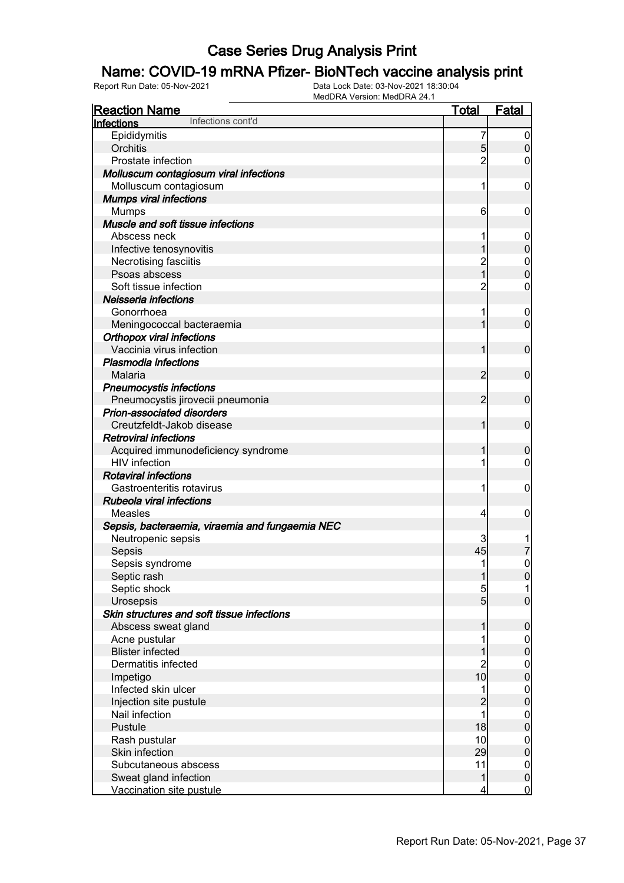# Case Series Drug Analysis Print

## Name: COVID-19 mRNA Pfizer- BioNTech vaccine analysis print

Report Run Date: 05-Nov-2021    Data Lock Date: 03-Nov-2021 18:30:04
MedDRA Version: MedDRA 24.1

| Reaction Name | Total | Fatal |
|---|---|---|
| **Infections** Infections cont'd | | |
| Epididymitis | 7 | 0 |
| Orchitis | 5 | 0 |
| Prostate infection | 2 | 0 |
| ***Molluscum contagiosum viral infections*** | | |
| Molluscum contagiosum | 1 | 0 |
| ***Mumps viral infections*** | | |
| Mumps | 6 | 0 |
| ***Muscle and soft tissue infections*** | | |
| Abscess neck | 1 | 0 |
| Infective tenosynovitis | 1 | 0 |
| Necrotising fasciitis | 2 | 0 |
| Psoas abscess | 1 | 0 |
| Soft tissue infection | 2 | 0 |
| ***Neisseria infections*** | | |
| Gonorrhoea | 1 | 0 |
| Meningococcal bacteraemia | 1 | 0 |
| ***Orthopox viral infections*** | | |
| Vaccinia virus infection | 1 | 0 |
| ***Plasmodia infections*** | | |
| Malaria | 2 | 0 |
| ***Pneumocystis infections*** | | |
| Pneumocystis jirovecii pneumonia | 2 | 0 |
| ***Prion-associated disorders*** | | |
| Creutzfeldt-Jakob disease | 1 | 0 |
| ***Retroviral infections*** | | |
| Acquired immunodeficiency syndrome | 1 | 0 |
| HIV infection | 1 | 0 |
| ***Rotaviral infections*** | | |
| Gastroenteritis rotavirus | 1 | 0 |
| ***Rubeola viral infections*** | | |
| Measles | 4 | 0 |
| ***Sepsis, bacteraemia, viraemia and fungaemia NEC*** | | |
| Neutropenic sepsis | 3 | 1 |
| Sepsis | 45 | 7 |
| Sepsis syndrome | 1 | 0 |
| Septic rash | 1 | 0 |
| Septic shock | 5 | 1 |
| Urosepsis | 5 | 0 |
| ***Skin structures and soft tissue infections*** | | |
| Abscess sweat gland | 1 | 0 |
| Acne pustular | 1 | 0 |
| Blister infected | 1 | 0 |
| Dermatitis infected | 2 | 0 |
| Impetigo | 10 | 0 |
| Infected skin ulcer | 1 | 0 |
| Injection site pustule | 2 | 0 |
| Nail infection | 1 | 0 |
| Pustule | 18 | 0 |
| Rash pustular | 10 | 0 |
| Skin infection | 29 | 0 |
| Subcutaneous abscess | 11 | 0 |
| Sweat gland infection | 1 | 0 |
| Vaccination site pustule | 4 | 0 |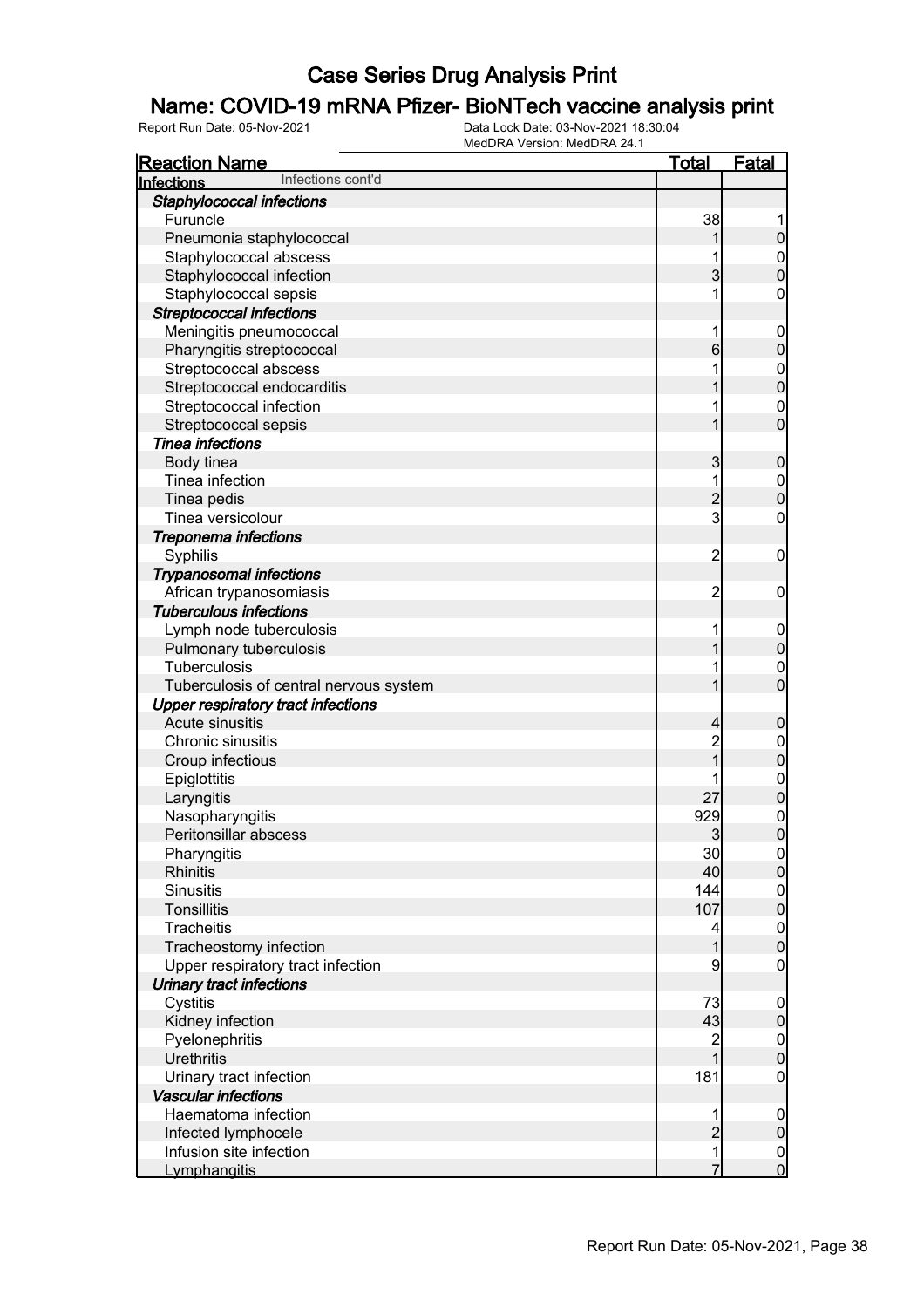# Case Series Drug Analysis Print

## Name: COVID-19 mRNA Pfizer- BioNTech vaccine analysis print

Report Run Date: 05-Nov-2021    Data Lock Date: 03-Nov-2021 18:30:04
MedDRA Version: MedDRA 24.1

| Reaction Name | Total | Fatal |
|---|---|---|
| **Infections** Infections cont'd | | |
| ***Staphylococcal infections*** | | |
| Furuncle | 38 | 1 |
| Pneumonia staphylococcal | 1 | 0 |
| Staphylococcal abscess | 1 | 0 |
| Staphylococcal infection | 3 | 0 |
| Staphylococcal sepsis | 1 | 0 |
| ***Streptococcal infections*** | | |
| Meningitis pneumococcal | 1 | 0 |
| Pharyngitis streptococcal | 6 | 0 |
| Streptococcal abscess | 1 | 0 |
| Streptococcal endocarditis | 1 | 0 |
| Streptococcal infection | 1 | 0 |
| Streptococcal sepsis | 1 | 0 |
| ***Tinea infections*** | | |
| Body tinea | 3 | 0 |
| Tinea infection | 1 | 0 |
| Tinea pedis | 2 | 0 |
| Tinea versicolour | 3 | 0 |
| ***Treponema infections*** | | |
| Syphilis | 2 | 0 |
| ***Trypanosomal infections*** | | |
| African trypanosomiasis | 2 | 0 |
| ***Tuberculous infections*** | | |
| Lymph node tuberculosis | 1 | 0 |
| Pulmonary tuberculosis | 1 | 0 |
| Tuberculosis | 1 | 0 |
| Tuberculosis of central nervous system | 1 | 0 |
| ***Upper respiratory tract infections*** | | |
| Acute sinusitis | 4 | 0 |
| Chronic sinusitis | 2 | 0 |
| Croup infectious | 1 | 0 |
| Epiglottitis | 1 | 0 |
| Laryngitis | 27 | 0 |
| Nasopharyngitis | 929 | 0 |
| Peritonsillar abscess | 3 | 0 |
| Pharyngitis | 30 | 0 |
| Rhinitis | 40 | 0 |
| Sinusitis | 144 | 0 |
| Tonsillitis | 107 | 0 |
| Tracheitis | 4 | 0 |
| Tracheostomy infection | 1 | 0 |
| Upper respiratory tract infection | 9 | 0 |
| ***Urinary tract infections*** | | |
| Cystitis | 73 | 0 |
| Kidney infection | 43 | 0 |
| Pyelonephritis | 2 | 0 |
| Urethritis | 1 | 0 |
| Urinary tract infection | 181 | 0 |
| ***Vascular infections*** | | |
| Haematoma infection | 1 | 0 |
| Infected lymphocele | 2 | 0 |
| Infusion site infection | 1 | 0 |
| Lymphangitis | 7 | 0 |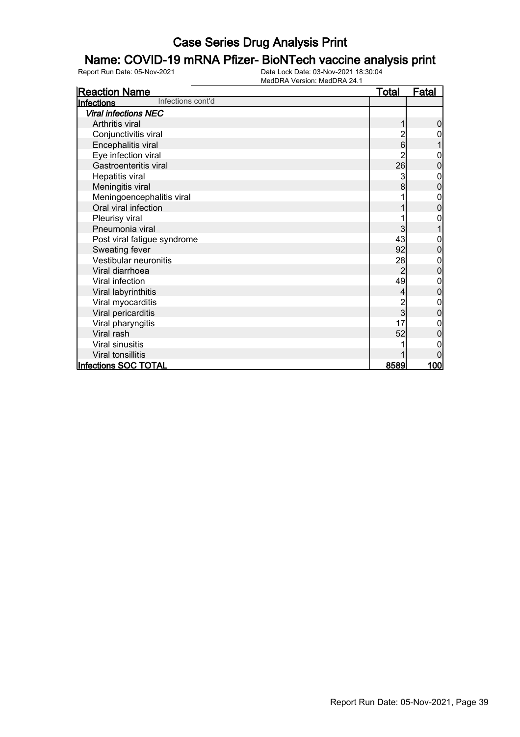# Case Series Drug Analysis Print

## Name: COVID-19 mRNA Pfizer- BioNTech vaccine analysis print

Report Run Date: 05-Nov-2021

Data Lock Date: 03-Nov-2021 18:30:04
MedDRA Version: MedDRA 24.1

| Reaction Name | Total | Fatal |
|---|---|---|
| **Infections** Infections cont'd | | |
| ***Viral infections NEC*** | | |
| Arthritis viral | 1 | 0 |
| Conjunctivitis viral | 2 | 0 |
| Encephalitis viral | 6 | 1 |
| Eye infection viral | 2 | 0 |
| Gastroenteritis viral | 26 | 0 |
| Hepatitis viral | 3 | 0 |
| Meningitis viral | 8 | 0 |
| Meningoencephalitis viral | 1 | 0 |
| Oral viral infection | 1 | 0 |
| Pleurisy viral | 1 | 0 |
| Pneumonia viral | 3 | 1 |
| Post viral fatigue syndrome | 43 | 0 |
| Sweating fever | 92 | 0 |
| Vestibular neuronitis | 28 | 0 |
| Viral diarrhoea | 2 | 0 |
| Viral infection | 49 | 0 |
| Viral labyrinthitis | 4 | 0 |
| Viral myocarditis | 2 | 0 |
| Viral pericarditis | 3 | 0 |
| Viral pharyngitis | 17 | 0 |
| Viral rash | 52 | 0 |
| Viral sinusitis | 1 | 0 |
| Viral tonsillitis | 1 | 0 |
| **Infections SOC TOTAL** | **8589** | **100** |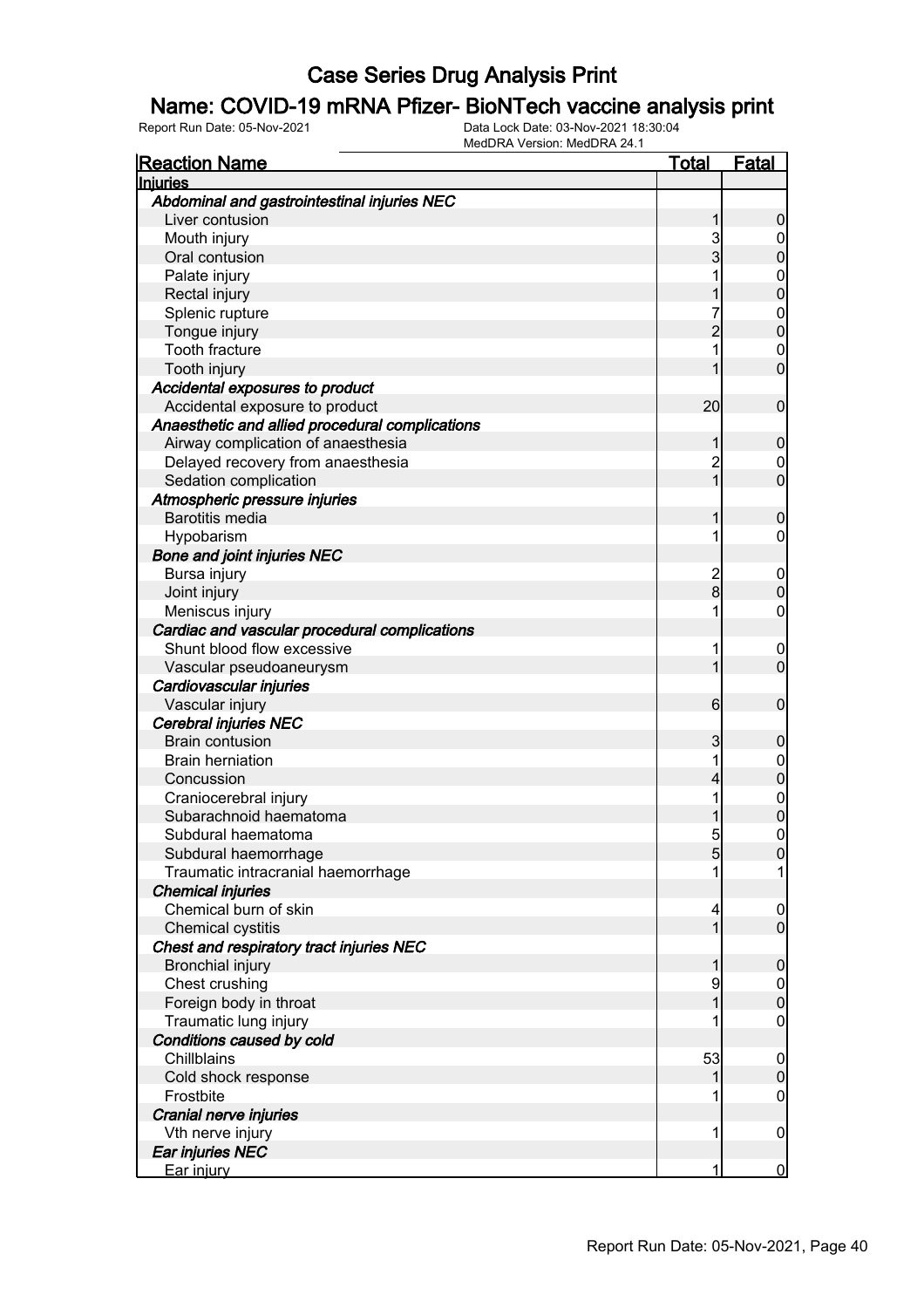# Case Series Drug Analysis Print

## Name: COVID-19 mRNA Pfizer- BioNTech vaccine analysis print

Report Run Date: 05-Nov-2021
Data Lock Date: 03-Nov-2021 18:30:04
MedDRA Version: MedDRA 24.1

| Reaction Name | Total | Fatal |
|---|---|---|
| **Injuries** | | |
| ***Abdominal and gastrointestinal injuries NEC*** | | |
| Liver contusion | 1 | 0 |
| Mouth injury | 3 | 0 |
| Oral contusion | 3 | 0 |
| Palate injury | 1 | 0 |
| Rectal injury | 1 | 0 |
| Splenic rupture | 7 | 0 |
| Tongue injury | 2 | 0 |
| Tooth fracture | 1 | 0 |
| Tooth injury | 1 | 0 |
| ***Accidental exposures to product*** | | |
| Accidental exposure to product | 20 | 0 |
| ***Anaesthetic and allied procedural complications*** | | |
| Airway complication of anaesthesia | 1 | 0 |
| Delayed recovery from anaesthesia | 2 | 0 |
| Sedation complication | 1 | 0 |
| ***Atmospheric pressure injuries*** | | |
| Barotitis media | 1 | 0 |
| Hypobarism | 1 | 0 |
| ***Bone and joint injuries NEC*** | | |
| Bursa injury | 2 | 0 |
| Joint injury | 8 | 0 |
| Meniscus injury | 1 | 0 |
| ***Cardiac and vascular procedural complications*** | | |
| Shunt blood flow excessive | 1 | 0 |
| Vascular pseudoaneurysm | 1 | 0 |
| ***Cardiovascular injuries*** | | |
| Vascular injury | 6 | 0 |
| ***Cerebral injuries NEC*** | | |
| Brain contusion | 3 | 0 |
| Brain herniation | 1 | 0 |
| Concussion | 4 | 0 |
| Craniocerebral injury | 1 | 0 |
| Subarachnoid haematoma | 1 | 0 |
| Subdural haematoma | 5 | 0 |
| Subdural haemorrhage | 5 | 0 |
| Traumatic intracranial haemorrhage | 1 | 1 |
| ***Chemical injuries*** | | |
| Chemical burn of skin | 4 | 0 |
| Chemical cystitis | 1 | 0 |
| ***Chest and respiratory tract injuries NEC*** | | |
| Bronchial injury | 1 | 0 |
| Chest crushing | 9 | 0 |
| Foreign body in throat | 1 | 0 |
| Traumatic lung injury | 1 | 0 |
| ***Conditions caused by cold*** | | |
| Chillblains | 53 | 0 |
| Cold shock response | 1 | 0 |
| Frostbite | 1 | 0 |
| ***Cranial nerve injuries*** | | |
| Vth nerve injury | 1 | 0 |
| ***Ear injuries NEC*** | | |
| Ear injury | 1 | 0 |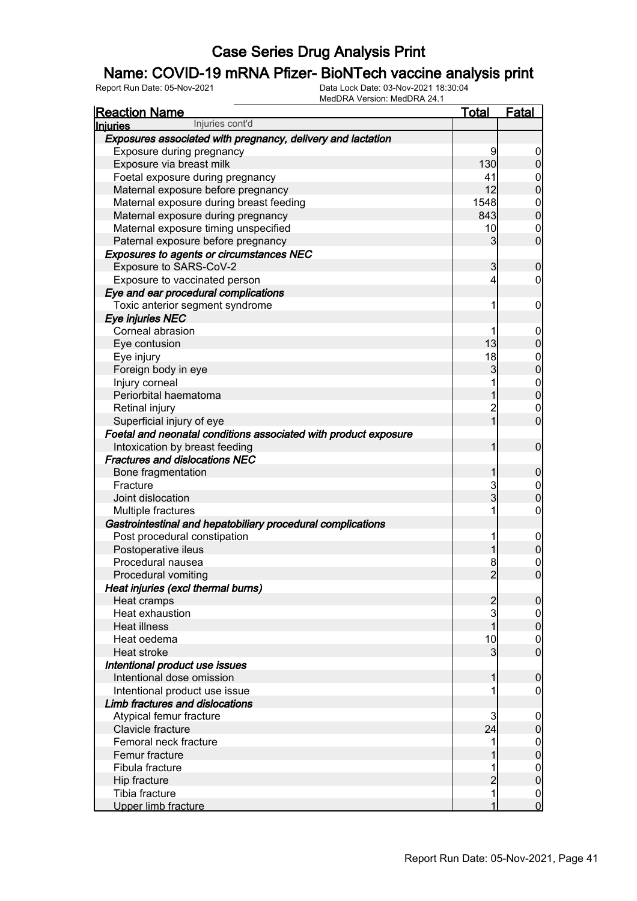# Case Series Drug Analysis Print

## Name: COVID-19 mRNA Pfizer- BioNTech vaccine analysis print

Report Run Date: 05-Nov-2021 | Data Lock Date: 03-Nov-2021 18:30:04
MedDRA Version: MedDRA 24.1

| Reaction Name | Total | Fatal |
|---|---|---|
| **Injuries** Injuries cont'd | | |
| ***Exposures associated with pregnancy, delivery and lactation*** | | |
| Exposure during pregnancy | 9 | 0 |
| Exposure via breast milk | 130 | 0 |
| Foetal exposure during pregnancy | 41 | 0 |
| Maternal exposure before pregnancy | 12 | 0 |
| Maternal exposure during breast feeding | 1548 | 0 |
| Maternal exposure during pregnancy | 843 | 0 |
| Maternal exposure timing unspecified | 10 | 0 |
| Paternal exposure before pregnancy | 3 | 0 |
| ***Exposures to agents or circumstances NEC*** | | |
| Exposure to SARS-CoV-2 | 3 | 0 |
| Exposure to vaccinated person | 4 | 0 |
| ***Eye and ear procedural complications*** | | |
| Toxic anterior segment syndrome | 1 | 0 |
| ***Eye injuries NEC*** | | |
| Corneal abrasion | 1 | 0 |
| Eye contusion | 13 | 0 |
| Eye injury | 18 | 0 |
| Foreign body in eye | 3 | 0 |
| Injury corneal | 1 | 0 |
| Periorbital haematoma | 1 | 0 |
| Retinal injury | 2 | 0 |
| Superficial injury of eye | 1 | 0 |
| ***Foetal and neonatal conditions associated with product exposure*** | | |
| Intoxication by breast feeding | 1 | 0 |
| ***Fractures and dislocations NEC*** | | |
| Bone fragmentation | 1 | 0 |
| Fracture | 3 | 0 |
| Joint dislocation | 3 | 0 |
| Multiple fractures | 1 | 0 |
| ***Gastrointestinal and hepatobiliary procedural complications*** | | |
| Post procedural constipation | 1 | 0 |
| Postoperative ileus | 1 | 0 |
| Procedural nausea | 8 | 0 |
| Procedural vomiting | 2 | 0 |
| ***Heat injuries (excl thermal burns)*** | | |
| Heat cramps | 2 | 0 |
| Heat exhaustion | 3 | 0 |
| Heat illness | 1 | 0 |
| Heat oedema | 10 | 0 |
| Heat stroke | 3 | 0 |
| ***Intentional product use issues*** | | |
| Intentional dose omission | 1 | 0 |
| Intentional product use issue | 1 | 0 |
| ***Limb fractures and dislocations*** | | |
| Atypical femur fracture | 3 | 0 |
| Clavicle fracture | 24 | 0 |
| Femoral neck fracture | 1 | 0 |
| Femur fracture | 1 | 0 |
| Fibula fracture | 1 | 0 |
| Hip fracture | 2 | 0 |
| Tibia fracture | 1 | 0 |
| Upper limb fracture | 1 | 0 |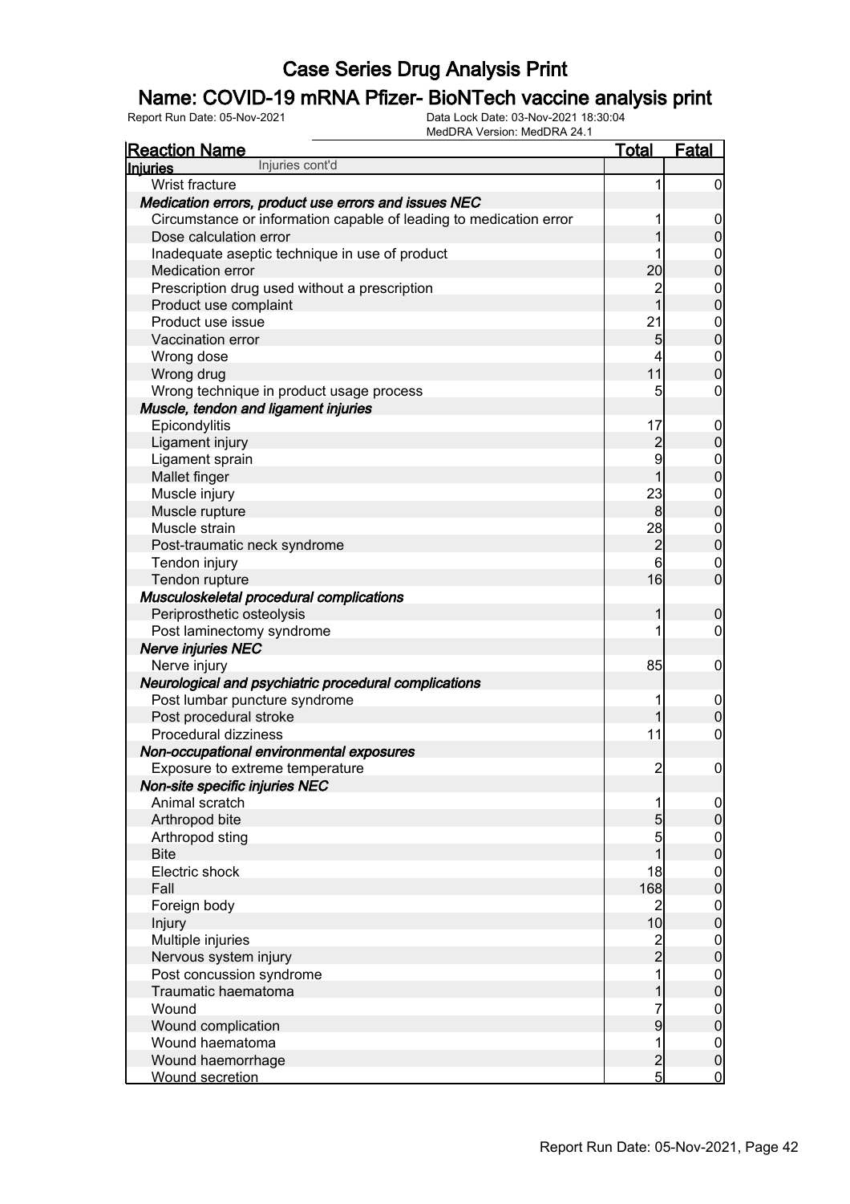# Case Series Drug Analysis Print

## Name: COVID-19 mRNA Pfizer- BioNTech vaccine analysis print

Report Run Date: 05-Nov-2021    Data Lock Date: 03-Nov-2021 18:30:04
MedDRA Version: MedDRA 24.1

| Reaction Name | Total | Fatal |
|---|---|---|
| **Injuries** Injuries cont'd | | |
| Wrist fracture | 1 | 0 |
| ***Medication errors, product use errors and issues NEC*** | | |
| Circumstance or information capable of leading to medication error | 1 | 0 |
| Dose calculation error | 1 | 0 |
| Inadequate aseptic technique in use of product | 1 | 0 |
| Medication error | 20 | 0 |
| Prescription drug used without a prescription | 2 | 0 |
| Product use complaint | 1 | 0 |
| Product use issue | 21 | 0 |
| Vaccination error | 5 | 0 |
| Wrong dose | 4 | 0 |
| Wrong drug | 11 | 0 |
| Wrong technique in product usage process | 5 | 0 |
| ***Muscle, tendon and ligament injuries*** | | |
| Epicondylitis | 17 | 0 |
| Ligament injury | 2 | 0 |
| Ligament sprain | 9 | 0 |
| Mallet finger | 1 | 0 |
| Muscle injury | 23 | 0 |
| Muscle rupture | 8 | 0 |
| Muscle strain | 28 | 0 |
| Post-traumatic neck syndrome | 2 | 0 |
| Tendon injury | 6 | 0 |
| Tendon rupture | 16 | 0 |
| ***Musculoskeletal procedural complications*** | | |
| Periprosthetic osteolysis | 1 | 0 |
| Post laminectomy syndrome | 1 | 0 |
| ***Nerve injuries NEC*** | | |
| Nerve injury | 85 | 0 |
| ***Neurological and psychiatric procedural complications*** | | |
| Post lumbar puncture syndrome | 1 | 0 |
| Post procedural stroke | 1 | 0 |
| Procedural dizziness | 11 | 0 |
| ***Non-occupational environmental exposures*** | | |
| Exposure to extreme temperature | 2 | 0 |
| ***Non-site specific injuries NEC*** | | |
| Animal scratch | 1 | 0 |
| Arthropod bite | 5 | 0 |
| Arthropod sting | 5 | 0 |
| Bite | 1 | 0 |
| Electric shock | 18 | 0 |
| Fall | 168 | 0 |
| Foreign body | 2 | 0 |
| Injury | 10 | 0 |
| Multiple injuries | 2 | 0 |
| Nervous system injury | 2 | 0 |
| Post concussion syndrome | 1 | 0 |
| Traumatic haematoma | 1 | 0 |
| Wound | 7 | 0 |
| Wound complication | 9 | 0 |
| Wound haematoma | 1 | 0 |
| Wound haemorrhage | 2 | 0 |
| Wound secretion | 5 | 0 |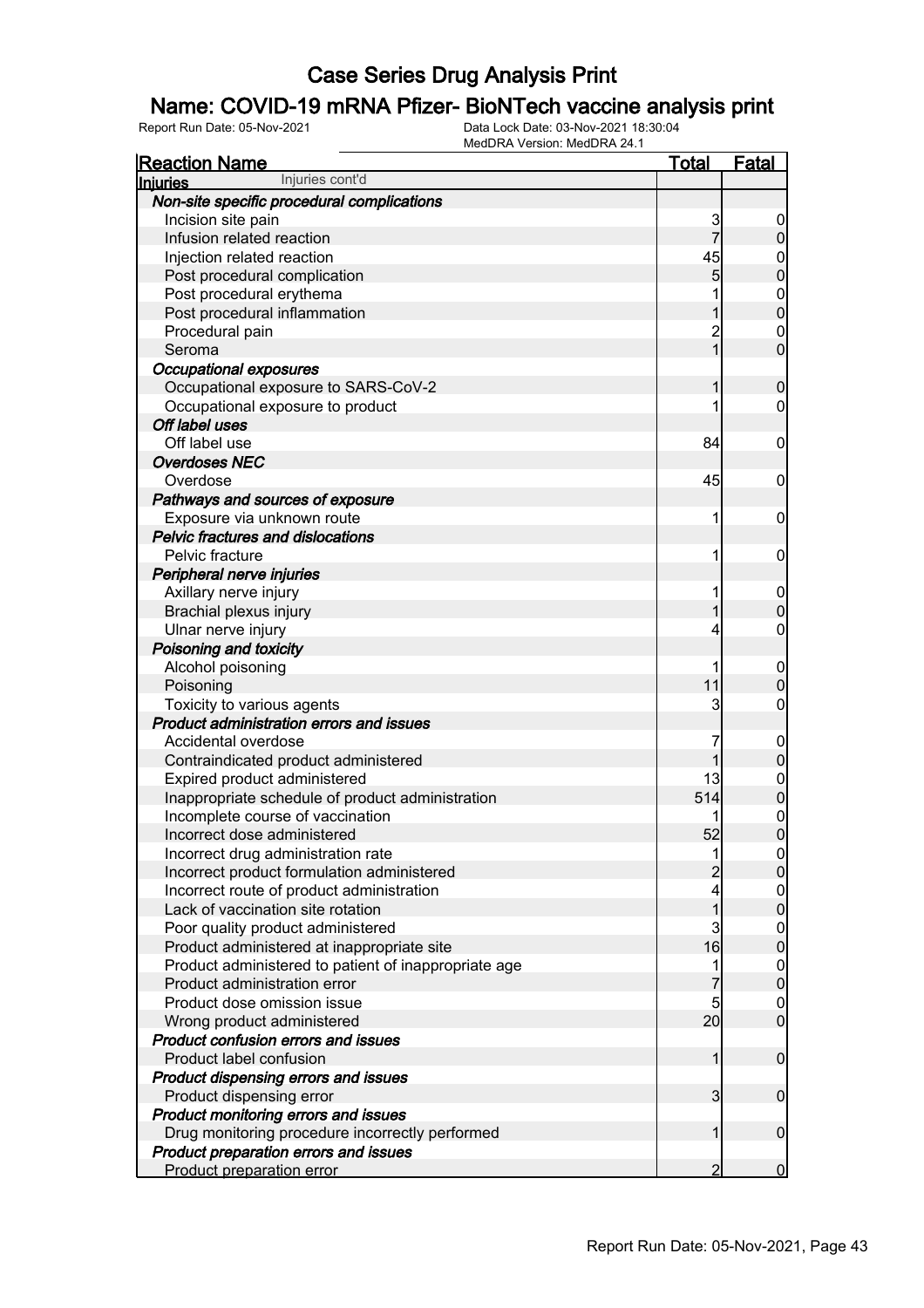# Case Series Drug Analysis Print

## Name: COVID-19 mRNA Pfizer- BioNTech vaccine analysis print

Report Run Date: 05-Nov-2021

Data Lock Date: 03-Nov-2021 18:30:04
MedDRA Version: MedDRA 24.1

| Reaction Name | Total | Fatal |
|---|---|---|
| **Injuries** Injuries cont'd | | |
| ***Non-site specific procedural complications*** | | |
| Incision site pain | 3 | 0 |
| Infusion related reaction | 7 | 0 |
| Injection related reaction | 45 | 0 |
| Post procedural complication | 5 | 0 |
| Post procedural erythema | 1 | 0 |
| Post procedural inflammation | 1 | 0 |
| Procedural pain | 2 | 0 |
| Seroma | 1 | 0 |
| ***Occupational exposures*** | | |
| Occupational exposure to SARS-CoV-2 | 1 | 0 |
| Occupational exposure to product | 1 | 0 |
| ***Off label uses*** | | |
| Off label use | 84 | 0 |
| ***Overdoses NEC*** | | |
| Overdose | 45 | 0 |
| ***Pathways and sources of exposure*** | | |
| Exposure via unknown route | 1 | 0 |
| ***Pelvic fractures and dislocations*** | | |
| Pelvic fracture | 1 | 0 |
| ***Peripheral nerve injuries*** | | |
| Axillary nerve injury | 1 | 0 |
| Brachial plexus injury | 1 | 0 |
| Ulnar nerve injury | 4 | 0 |
| ***Poisoning and toxicity*** | | |
| Alcohol poisoning | 1 | 0 |
| Poisoning | 11 | 0 |
| Toxicity to various agents | 3 | 0 |
| ***Product administration errors and issues*** | | |
| Accidental overdose | 7 | 0 |
| Contraindicated product administered | 1 | 0 |
| Expired product administered | 13 | 0 |
| Inappropriate schedule of product administration | 514 | 0 |
| Incomplete course of vaccination | 1 | 0 |
| Incorrect dose administered | 52 | 0 |
| Incorrect drug administration rate | 1 | 0 |
| Incorrect product formulation administered | 2 | 0 |
| Incorrect route of product administration | 4 | 0 |
| Lack of vaccination site rotation | 1 | 0 |
| Poor quality product administered | 3 | 0 |
| Product administered at inappropriate site | 16 | 0 |
| Product administered to patient of inappropriate age | 1 | 0 |
| Product administration error | 7 | 0 |
| Product dose omission issue | 5 | 0 |
| Wrong product administered | 20 | 0 |
| ***Product confusion errors and issues*** | | |
| Product label confusion | 1 | 0 |
| ***Product dispensing errors and issues*** | | |
| Product dispensing error | 3 | 0 |
| ***Product monitoring errors and issues*** | | |
| Drug monitoring procedure incorrectly performed | 1 | 0 |
| ***Product preparation errors and issues*** | | |
| Product preparation error | 2 | 0 |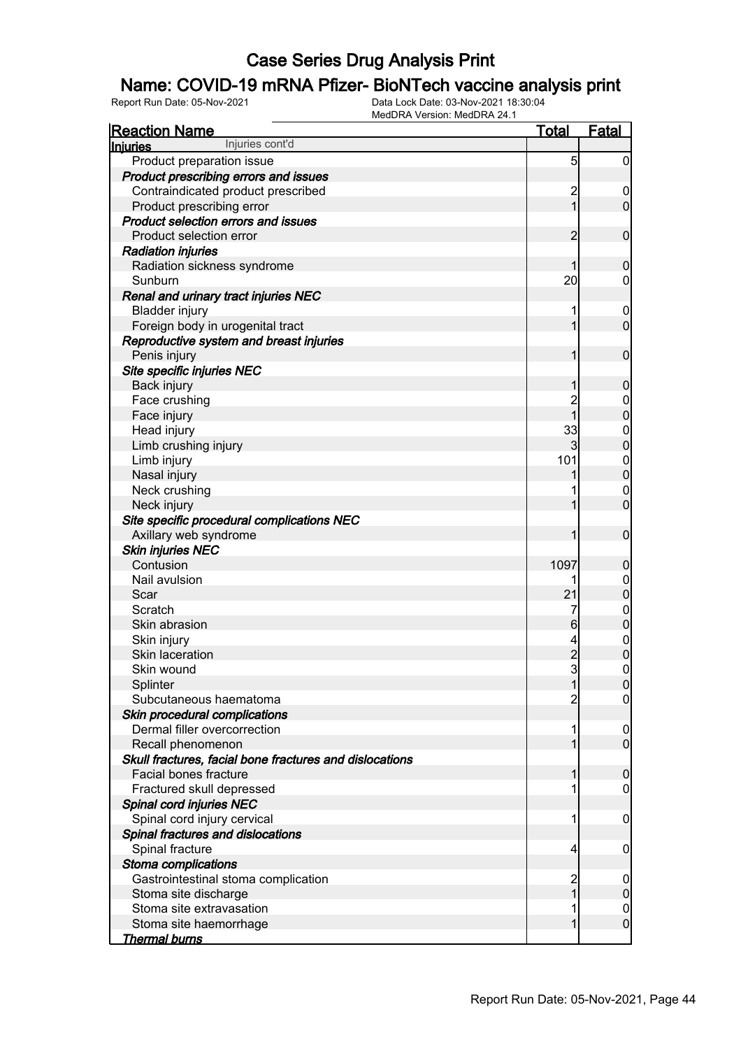# Case Series Drug Analysis Print

## Name: COVID-19 mRNA Pfizer- BioNTech vaccine analysis print

Report Run Date: 05-Nov-2021

Data Lock Date: 03-Nov-2021 18:30:04

MedDRA Version: MedDRA 24.1

| Reaction Name | Total | Fatal |
|---|---|---|
| **Injuries** Injuries cont'd | | |
| Product preparation issue | 5 | 0 |
| ***Product prescribing errors and issues*** | | |
| Contraindicated product prescribed | 2 | 0 |
| Product prescribing error | 1 | 0 |
| ***Product selection errors and issues*** | | |
| Product selection error | 2 | 0 |
| ***Radiation injuries*** | | |
| Radiation sickness syndrome | 1 | 0 |
| Sunburn | 20 | 0 |
| ***Renal and urinary tract injuries NEC*** | | |
| Bladder injury | 1 | 0 |
| Foreign body in urogenital tract | 1 | 0 |
| ***Reproductive system and breast injuries*** | | |
| Penis injury | 1 | 0 |
| ***Site specific injuries NEC*** | | |
| Back injury | 1 | 0 |
| Face crushing | 2 | 0 |
| Face injury | 1 | 0 |
| Head injury | 33 | 0 |
| Limb crushing injury | 3 | 0 |
| Limb injury | 101 | 0 |
| Nasal injury | 1 | 0 |
| Neck crushing | 1 | 0 |
| Neck injury | 1 | 0 |
| ***Site specific procedural complications NEC*** | | |
| Axillary web syndrome | 1 | 0 |
| ***Skin injuries NEC*** | | |
| Contusion | 1097 | 0 |
| Nail avulsion | 1 | 0 |
| Scar | 21 | 0 |
| Scratch | 7 | 0 |
| Skin abrasion | 6 | 0 |
| Skin injury | 4 | 0 |
| Skin laceration | 2 | 0 |
| Skin wound | 3 | 0 |
| Splinter | 1 | 0 |
| Subcutaneous haematoma | 2 | 0 |
| ***Skin procedural complications*** | | |
| Dermal filler overcorrection | 1 | 0 |
| Recall phenomenon | 1 | 0 |
| ***Skull fractures, facial bone fractures and dislocations*** | | |
| Facial bones fracture | 1 | 0 |
| Fractured skull depressed | 1 | 0 |
| ***Spinal cord injuries NEC*** | | |
| Spinal cord injury cervical | 1 | 0 |
| ***Spinal fractures and dislocations*** | | |
| Spinal fracture | 4 | 0 |
| ***Stoma complications*** | | |
| Gastrointestinal stoma complication | 2 | 0 |
| Stoma site discharge | 1 | 0 |
| Stoma site extravasation | 1 | 0 |
| Stoma site haemorrhage | 1 | 0 |
| ***Thermal burns*** | | |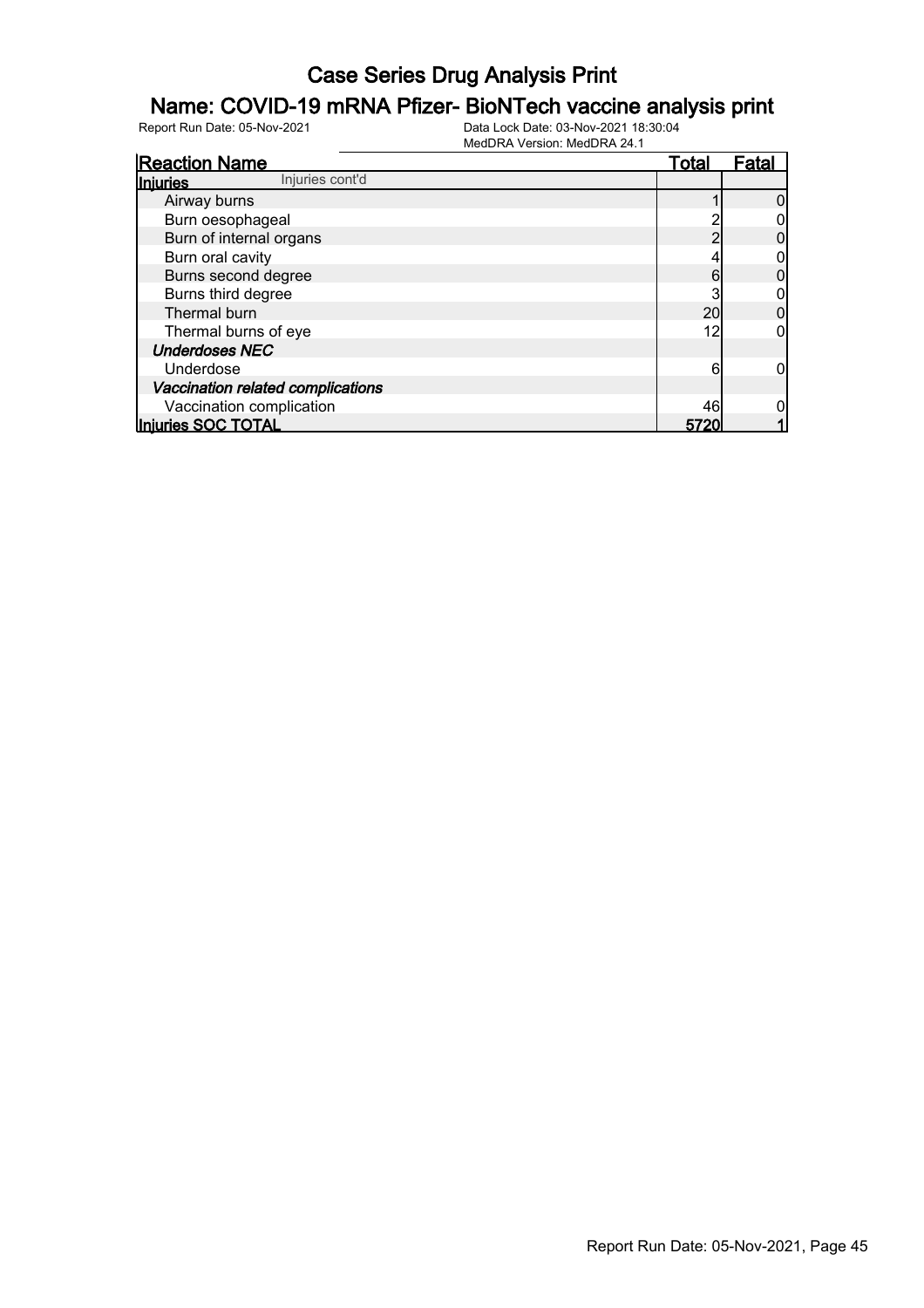# Case Series Drug Analysis Print

## Name: COVID-19 mRNA Pfizer- BioNTech vaccine analysis print

Report Run Date: 05-Nov-2021 | Data Lock Date: 03-Nov-2021 18:30:04 | MedDRA Version: MedDRA 24.1

| Reaction Name | Total | Fatal |
|---|---|---|
| **Injuries** Injuries cont'd | | |
| Airway burns | 1 | 0 |
| Burn oesophageal | 2 | 0 |
| Burn of internal organs | 2 | 0 |
| Burn oral cavity | 4 | 0 |
| Burns second degree | 6 | 0 |
| Burns third degree | 3 | 0 |
| Thermal burn | 20 | 0 |
| Thermal burns of eye | 12 | 0 |
| ***Underdoses NEC*** | | |
| Underdose | 6 | 0 |
| ***Vaccination related complications*** | | |
| Vaccination complication | 46 | 0 |
| **Injuries SOC TOTAL** | **5720** | **1** |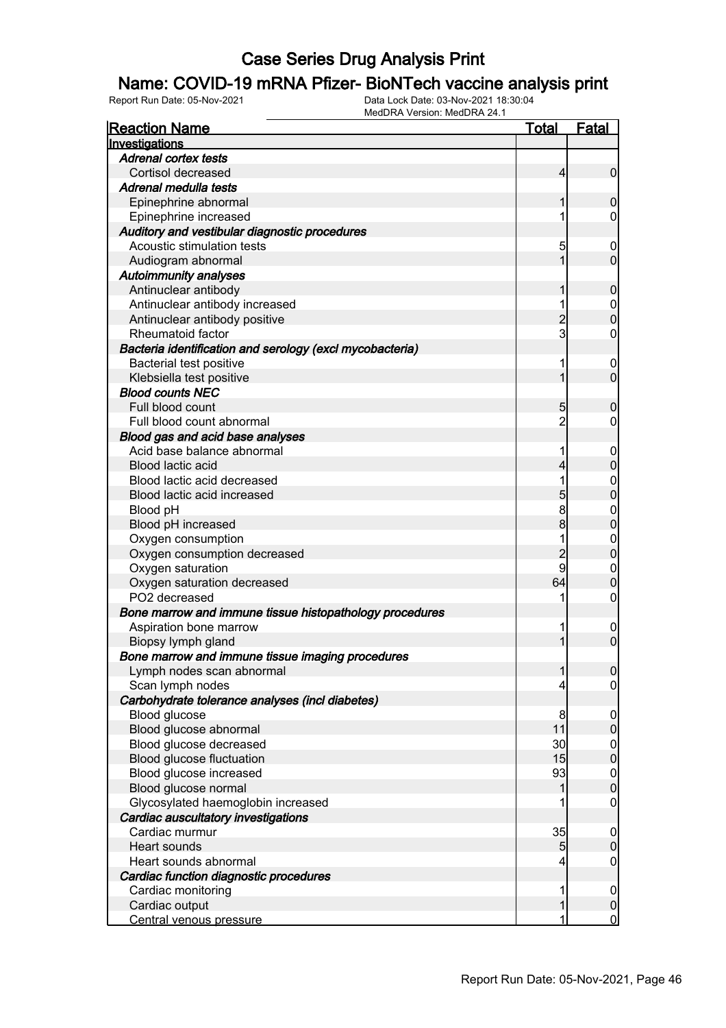# Case Series Drug Analysis Print

## Name: COVID-19 mRNA Pfizer- BioNTech vaccine analysis print

Report Run Date: 05-Nov-2021 | Data Lock Date: 03-Nov-2021 18:30:04 | MedDRA Version: MedDRA 24.1

| Reaction Name | Total | Fatal |
|---|---|---|
| **Investigations** | | |
| ***Adrenal cortex tests*** | | |
| Cortisol decreased | 4 | 0 |
| ***Adrenal medulla tests*** | | |
| Epinephrine abnormal | 1 | 0 |
| Epinephrine increased | 1 | 0 |
| ***Auditory and vestibular diagnostic procedures*** | | |
| Acoustic stimulation tests | 5 | 0 |
| Audiogram abnormal | 1 | 0 |
| ***Autoimmunity analyses*** | | |
| Antinuclear antibody | 1 | 0 |
| Antinuclear antibody increased | 1 | 0 |
| Antinuclear antibody positive | 2 | 0 |
| Rheumatoid factor | 3 | 0 |
| ***Bacteria identification and serology (excl mycobacteria)*** | | |
| Bacterial test positive | 1 | 0 |
| Klebsiella test positive | 1 | 0 |
| ***Blood counts NEC*** | | |
| Full blood count | 5 | 0 |
| Full blood count abnormal | 2 | 0 |
| ***Blood gas and acid base analyses*** | | |
| Acid base balance abnormal | 1 | 0 |
| Blood lactic acid | 4 | 0 |
| Blood lactic acid decreased | 1 | 0 |
| Blood lactic acid increased | 5 | 0 |
| Blood pH | 8 | 0 |
| Blood pH increased | 8 | 0 |
| Oxygen consumption | 1 | 0 |
| Oxygen consumption decreased | 2 | 0 |
| Oxygen saturation | 9 | 0 |
| Oxygen saturation decreased | 64 | 0 |
| PO2 decreased | 1 | 0 |
| ***Bone marrow and immune tissue histopathology procedures*** | | |
| Aspiration bone marrow | 1 | 0 |
| Biopsy lymph gland | 1 | 0 |
| ***Bone marrow and immune tissue imaging procedures*** | | |
| Lymph nodes scan abnormal | 1 | 0 |
| Scan lymph nodes | 4 | 0 |
| ***Carbohydrate tolerance analyses (incl diabetes)*** | | |
| Blood glucose | 8 | 0 |
| Blood glucose abnormal | 11 | 0 |
| Blood glucose decreased | 30 | 0 |
| Blood glucose fluctuation | 15 | 0 |
| Blood glucose increased | 93 | 0 |
| Blood glucose normal | 1 | 0 |
| Glycosylated haemoglobin increased | 1 | 0 |
| ***Cardiac auscultatory investigations*** | | |
| Cardiac murmur | 35 | 0 |
| Heart sounds | 5 | 0 |
| Heart sounds abnormal | 4 | 0 |
| ***Cardiac function diagnostic procedures*** | | |
| Cardiac monitoring | 1 | 0 |
| Cardiac output | 1 | 0 |
| Central venous pressure | 1 | 0 |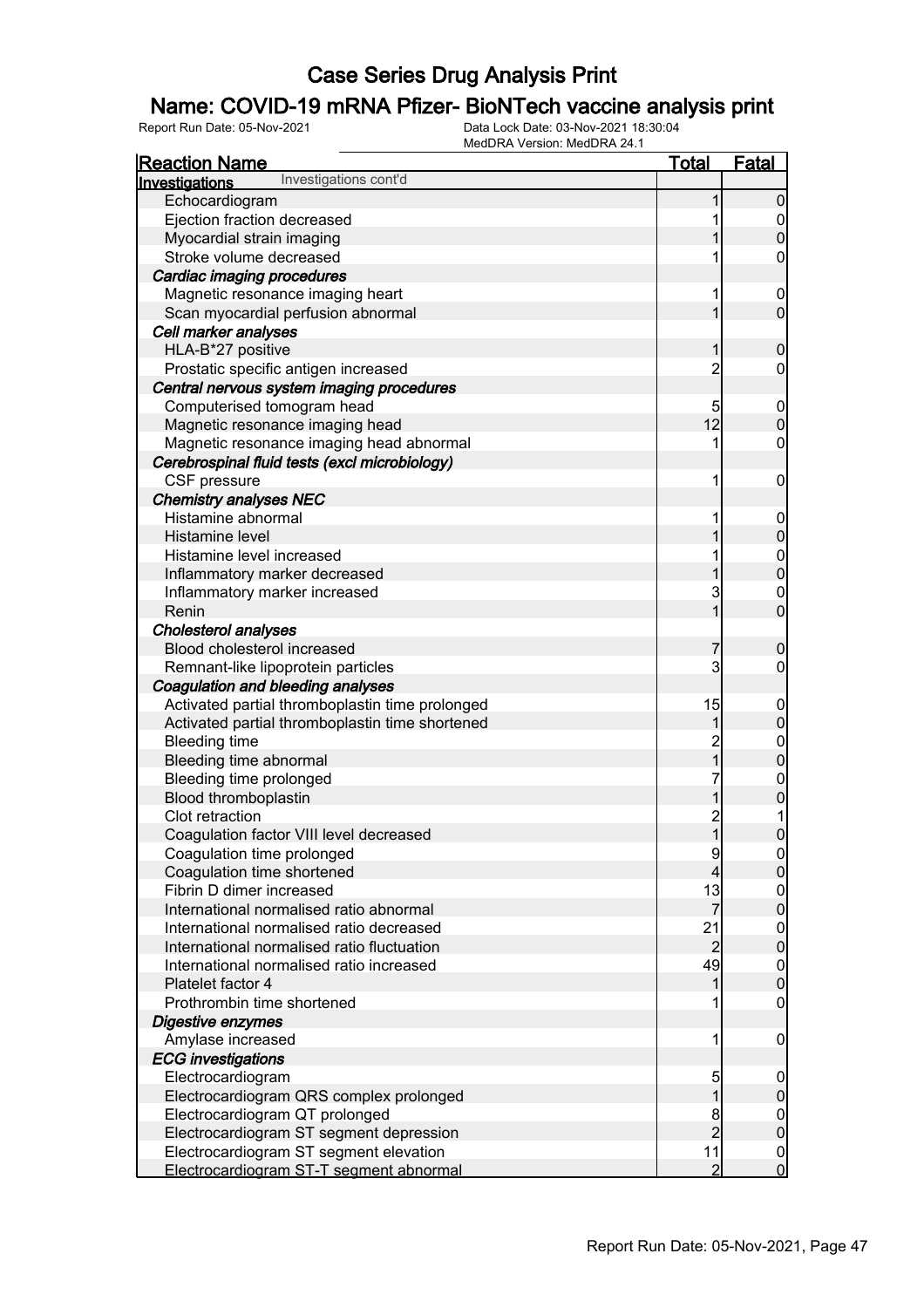# Case Series Drug Analysis Print

## Name: COVID-19 mRNA Pfizer- BioNTech vaccine analysis print

Report Run Date: 05-Nov-2021
Data Lock Date: 03-Nov-2021 18:30:04
MedDRA Version: MedDRA 24.1

| Reaction Name | Total | Fatal |
|---|---|---|
| **Investigations** Investigations cont'd | | |
| Echocardiogram | 1 | 0 |
| Ejection fraction decreased | 1 | 0 |
| Myocardial strain imaging | 1 | 0 |
| Stroke volume decreased | 1 | 0 |
| ***Cardiac imaging procedures*** | | |
| Magnetic resonance imaging heart | 1 | 0 |
| Scan myocardial perfusion abnormal | 1 | 0 |
| ***Cell marker analyses*** | | |
| HLA-B*27 positive | 1 | 0 |
| Prostatic specific antigen increased | 2 | 0 |
| ***Central nervous system imaging procedures*** | | |
| Computerised tomogram head | 5 | 0 |
| Magnetic resonance imaging head | 12 | 0 |
| Magnetic resonance imaging head abnormal | 1 | 0 |
| ***Cerebrospinal fluid tests (excl microbiology)*** | | |
| CSF pressure | 1 | 0 |
| ***Chemistry analyses NEC*** | | |
| Histamine abnormal | 1 | 0 |
| Histamine level | 1 | 0 |
| Histamine level increased | 1 | 0 |
| Inflammatory marker decreased | 1 | 0 |
| Inflammatory marker increased | 3 | 0 |
| Renin | 1 | 0 |
| ***Cholesterol analyses*** | | |
| Blood cholesterol increased | 7 | 0 |
| Remnant-like lipoprotein particles | 3 | 0 |
| ***Coagulation and bleeding analyses*** | | |
| Activated partial thromboplastin time prolonged | 15 | 0 |
| Activated partial thromboplastin time shortened | 1 | 0 |
| Bleeding time | 2 | 0 |
| Bleeding time abnormal | 1 | 0 |
| Bleeding time prolonged | 7 | 0 |
| Blood thromboplastin | 1 | 0 |
| Clot retraction | 2 | 1 |
| Coagulation factor VIII level decreased | 1 | 0 |
| Coagulation time prolonged | 9 | 0 |
| Coagulation time shortened | 4 | 0 |
| Fibrin D dimer increased | 13 | 0 |
| International normalised ratio abnormal | 7 | 0 |
| International normalised ratio decreased | 21 | 0 |
| International normalised ratio fluctuation | 2 | 0 |
| International normalised ratio increased | 49 | 0 |
| Platelet factor 4 | 1 | 0 |
| Prothrombin time shortened | 1 | 0 |
| ***Digestive enzymes*** | | |
| Amylase increased | 1 | 0 |
| ***ECG investigations*** | | |
| Electrocardiogram | 5 | 0 |
| Electrocardiogram QRS complex prolonged | 1 | 0 |
| Electrocardiogram QT prolonged | 8 | 0 |
| Electrocardiogram ST segment depression | 2 | 0 |
| Electrocardiogram ST segment elevation | 11 | 0 |
| Electrocardiogram ST-T segment abnormal | 2 | 0 |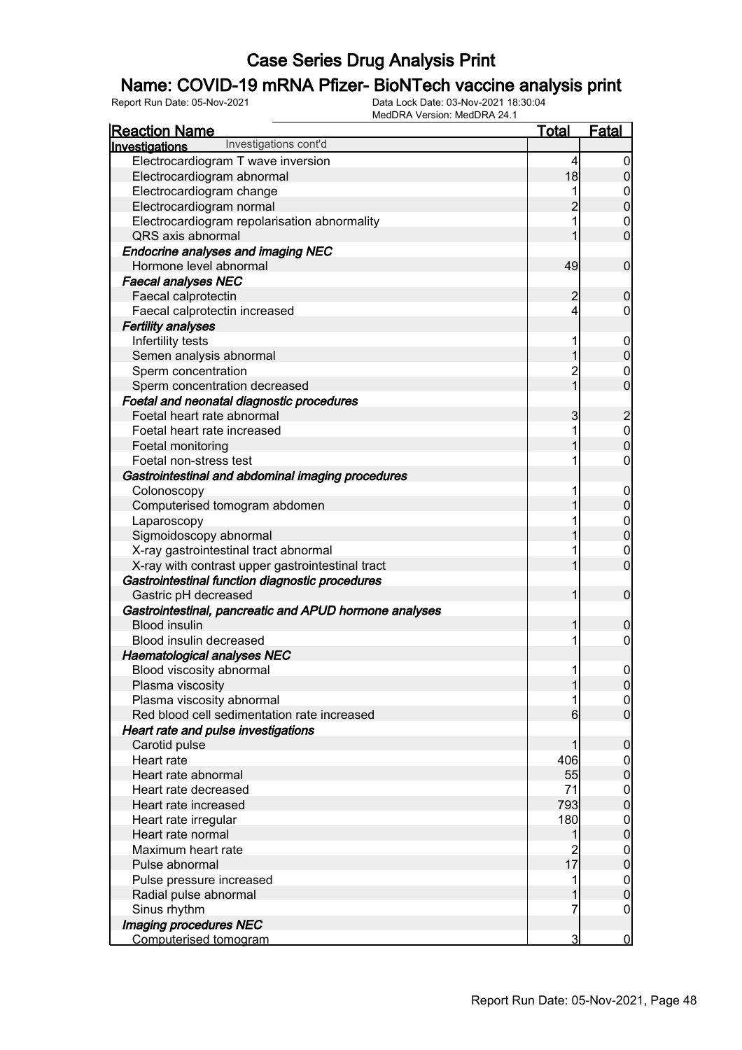# Case Series Drug Analysis Print

## Name: COVID-19 mRNA Pfizer- BioNTech vaccine analysis print

Report Run Date: 05-Nov-2021    Data Lock Date: 03-Nov-2021 18:30:04    MedDRA Version: MedDRA 24.1

| Reaction Name | Total | Fatal |
|---|---|---|
| **Investigations** Investigations cont'd | | |
| Electrocardiogram T wave inversion | 4 | 0 |
| Electrocardiogram abnormal | 18 | 0 |
| Electrocardiogram change | 1 | 0 |
| Electrocardiogram normal | 2 | 0 |
| Electrocardiogram repolarisation abnormality | 1 | 0 |
| QRS axis abnormal | 1 | 0 |
| ***Endocrine analyses and imaging NEC*** | | |
| Hormone level abnormal | 49 | 0 |
| ***Faecal analyses NEC*** | | |
| Faecal calprotectin | 2 | 0 |
| Faecal calprotectin increased | 4 | 0 |
| ***Fertility analyses*** | | |
| Infertility tests | 1 | 0 |
| Semen analysis abnormal | 1 | 0 |
| Sperm concentration | 2 | 0 |
| Sperm concentration decreased | 1 | 0 |
| ***Foetal and neonatal diagnostic procedures*** | | |
| Foetal heart rate abnormal | 3 | 2 |
| Foetal heart rate increased | 1 | 0 |
| Foetal monitoring | 1 | 0 |
| Foetal non-stress test | 1 | 0 |
| ***Gastrointestinal and abdominal imaging procedures*** | | |
| Colonoscopy | 1 | 0 |
| Computerised tomogram abdomen | 1 | 0 |
| Laparoscopy | 1 | 0 |
| Sigmoidoscopy abnormal | 1 | 0 |
| X-ray gastrointestinal tract abnormal | 1 | 0 |
| X-ray with contrast upper gastrointestinal tract | 1 | 0 |
| ***Gastrointestinal function diagnostic procedures*** | | |
| Gastric pH decreased | 1 | 0 |
| ***Gastrointestinal, pancreatic and APUD hormone analyses*** | | |
| Blood insulin | 1 | 0 |
| Blood insulin decreased | 1 | 0 |
| ***Haematological analyses NEC*** | | |
| Blood viscosity abnormal | 1 | 0 |
| Plasma viscosity | 1 | 0 |
| Plasma viscosity abnormal | 1 | 0 |
| Red blood cell sedimentation rate increased | 6 | 0 |
| ***Heart rate and pulse investigations*** | | |
| Carotid pulse | 1 | 0 |
| Heart rate | 406 | 0 |
| Heart rate abnormal | 55 | 0 |
| Heart rate decreased | 71 | 0 |
| Heart rate increased | 793 | 0 |
| Heart rate irregular | 180 | 0 |
| Heart rate normal | 1 | 0 |
| Maximum heart rate | 2 | 0 |
| Pulse abnormal | 17 | 0 |
| Pulse pressure increased | 1 | 0 |
| Radial pulse abnormal | 1 | 0 |
| Sinus rhythm | 7 | 0 |
| ***Imaging procedures NEC*** | | |
| Computerised tomogram | 3 | 0 |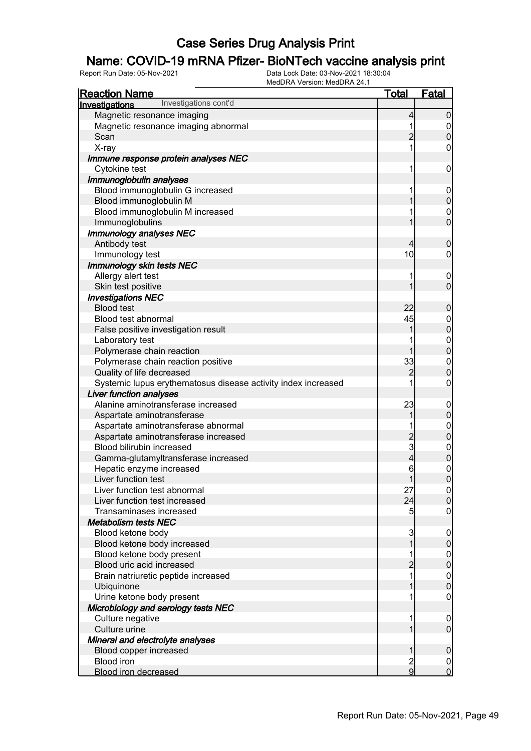# Case Series Drug Analysis Print

## Name: COVID-19 mRNA Pfizer- BioNTech vaccine analysis print

Report Run Date: 05-Nov-2021 Data Lock Date: 03-Nov-2021 18:30:04
MedDRA Version: MedDRA 24.1

| Reaction Name | Total | Fatal |
|---|---|---|
| **Investigations** Investigations cont'd | | |
| Magnetic resonance imaging | 4 | 0 |
| Magnetic resonance imaging abnormal | 1 | 0 |
| Scan | 2 | 0 |
| X-ray | 1 | 0 |
| ***Immune response protein analyses NEC*** | | |
| Cytokine test | 1 | 0 |
| ***Immunoglobulin analyses*** | | |
| Blood immunoglobulin G increased | 1 | 0 |
| Blood immunoglobulin M | 1 | 0 |
| Blood immunoglobulin M increased | 1 | 0 |
| Immunoglobulins | 1 | 0 |
| ***Immunology analyses NEC*** | | |
| Antibody test | 4 | 0 |
| Immunology test | 10 | 0 |
| ***Immunology skin tests NEC*** | | |
| Allergy alert test | 1 | 0 |
| Skin test positive | 1 | 0 |
| ***Investigations NEC*** | | |
| Blood test | 22 | 0 |
| Blood test abnormal | 45 | 0 |
| False positive investigation result | 1 | 0 |
| Laboratory test | 1 | 0 |
| Polymerase chain reaction | 1 | 0 |
| Polymerase chain reaction positive | 33 | 0 |
| Quality of life decreased | 2 | 0 |
| Systemic lupus erythematosus disease activity index increased | 1 | 0 |
| ***Liver function analyses*** | | |
| Alanine aminotransferase increased | 23 | 0 |
| Aspartate aminotransferase | 1 | 0 |
| Aspartate aminotransferase abnormal | 1 | 0 |
| Aspartate aminotransferase increased | 2 | 0 |
| Blood bilirubin increased | 3 | 0 |
| Gamma-glutamyltransferase increased | 4 | 0 |
| Hepatic enzyme increased | 6 | 0 |
| Liver function test | 1 | 0 |
| Liver function test abnormal | 27 | 0 |
| Liver function test increased | 24 | 0 |
| Transaminases increased | 5 | 0 |
| ***Metabolism tests NEC*** | | |
| Blood ketone body | 3 | 0 |
| Blood ketone body increased | 1 | 0 |
| Blood ketone body present | 1 | 0 |
| Blood uric acid increased | 2 | 0 |
| Brain natriuretic peptide increased | 1 | 0 |
| Ubiquinone | 1 | 0 |
| Urine ketone body present | 1 | 0 |
| ***Microbiology and serology tests NEC*** | | |
| Culture negative | 1 | 0 |
| Culture urine | 1 | 0 |
| ***Mineral and electrolyte analyses*** | | |
| Blood copper increased | 1 | 0 |
| Blood iron | 2 | 0 |
| Blood iron decreased | 9 | 0 |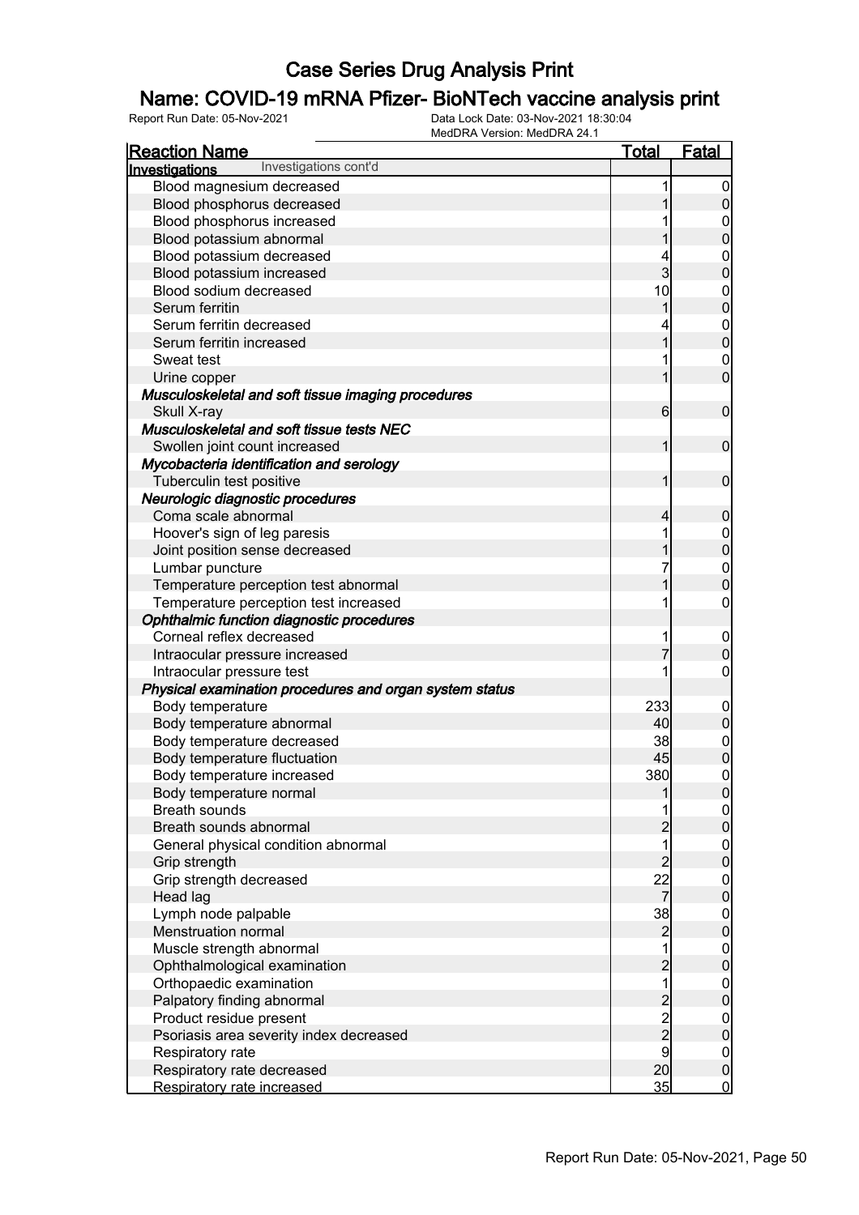# Case Series Drug Analysis Print

## Name: COVID-19 mRNA Pfizer- BioNTech vaccine analysis print

Report Run Date: 05-Nov-2021 | Data Lock Date: 03-Nov-2021 18:30:04 | MedDRA Version: MedDRA 24.1

| Reaction Name | Total | Fatal |
|---|---|---|
| **Investigations** Investigations cont'd | | |
| Blood magnesium decreased | 1 | 0 |
| Blood phosphorus decreased | 1 | 0 |
| Blood phosphorus increased | 1 | 0 |
| Blood potassium abnormal | 1 | 0 |
| Blood potassium decreased | 4 | 0 |
| Blood potassium increased | 3 | 0 |
| Blood sodium decreased | 10 | 0 |
| Serum ferritin | 1 | 0 |
| Serum ferritin decreased | 4 | 0 |
| Serum ferritin increased | 1 | 0 |
| Sweat test | 1 | 0 |
| Urine copper | 1 | 0 |
| ***Musculoskeletal and soft tissue imaging procedures*** | | |
| Skull X-ray | 6 | 0 |
| ***Musculoskeletal and soft tissue tests NEC*** | | |
| Swollen joint count increased | 1 | 0 |
| ***Mycobacteria identification and serology*** | | |
| Tuberculin test positive | 1 | 0 |
| ***Neurologic diagnostic procedures*** | | |
| Coma scale abnormal | 4 | 0 |
| Hoover's sign of leg paresis | 1 | 0 |
| Joint position sense decreased | 1 | 0 |
| Lumbar puncture | 7 | 0 |
| Temperature perception test abnormal | 1 | 0 |
| Temperature perception test increased | 1 | 0 |
| ***Ophthalmic function diagnostic procedures*** | | |
| Corneal reflex decreased | 1 | 0 |
| Intraocular pressure increased | 7 | 0 |
| Intraocular pressure test | 1 | 0 |
| ***Physical examination procedures and organ system status*** | | |
| Body temperature | 233 | 0 |
| Body temperature abnormal | 40 | 0 |
| Body temperature decreased | 38 | 0 |
| Body temperature fluctuation | 45 | 0 |
| Body temperature increased | 380 | 0 |
| Body temperature normal | 1 | 0 |
| Breath sounds | 1 | 0 |
| Breath sounds abnormal | 2 | 0 |
| General physical condition abnormal | 1 | 0 |
| Grip strength | 2 | 0 |
| Grip strength decreased | 22 | 0 |
| Head lag | 7 | 0 |
| Lymph node palpable | 38 | 0 |
| Menstruation normal | 2 | 0 |
| Muscle strength abnormal | 1 | 0 |
| Ophthalmological examination | 2 | 0 |
| Orthopaedic examination | 1 | 0 |
| Palpatory finding abnormal | 2 | 0 |
| Product residue present | 2 | 0 |
| Psoriasis area severity index decreased | 2 | 0 |
| Respiratory rate | 9 | 0 |
| Respiratory rate decreased | 20 | 0 |
| Respiratory rate increased | 35 | 0 |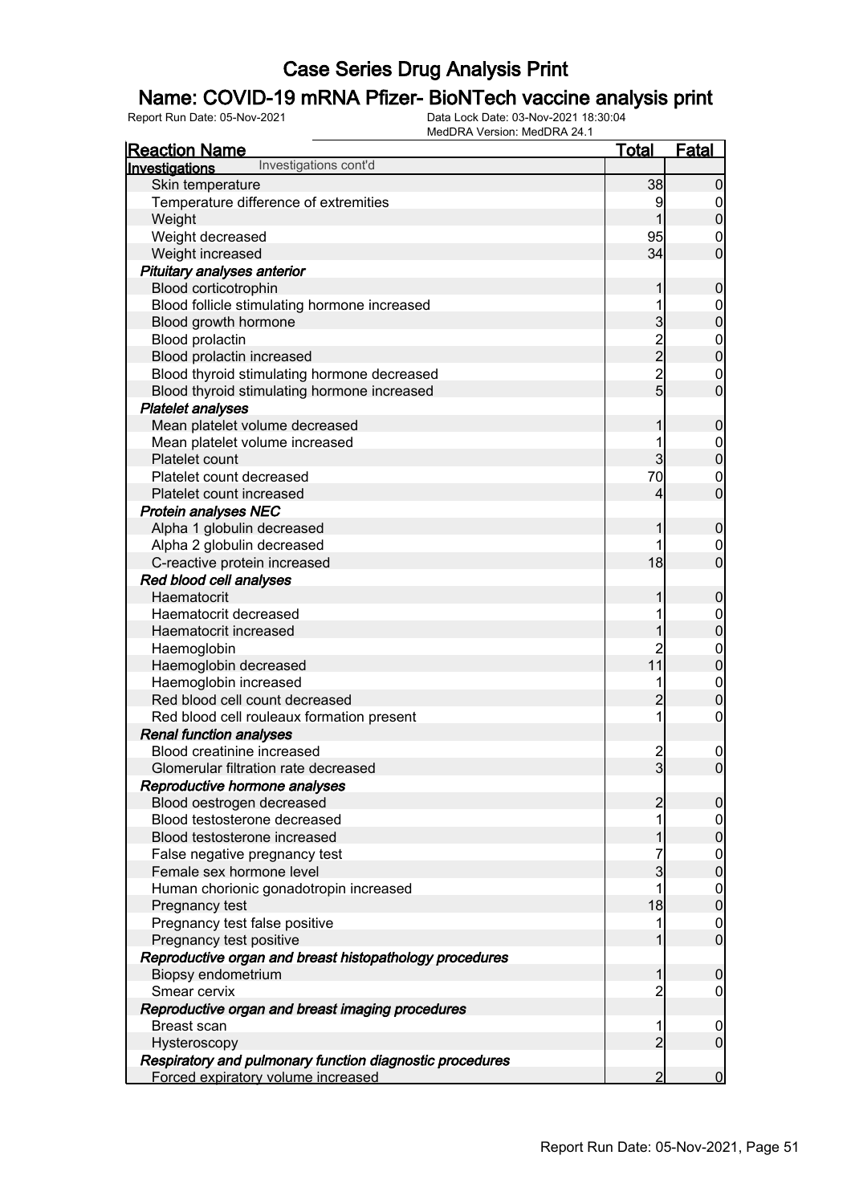# Case Series Drug Analysis Print

## Name: COVID-19 mRNA Pfizer- BioNTech vaccine analysis print

Report Run Date: 05-Nov-2021 | Data Lock Date: 03-Nov-2021 18:30:04 | MedDRA Version: MedDRA 24.1

| Reaction Name | Total | Fatal |
|---|---|---|
| **Investigations** Investigations cont'd | | |
| Skin temperature | 38 | 0 |
| Temperature difference of extremities | 9 | 0 |
| Weight | 1 | 0 |
| Weight decreased | 95 | 0 |
| Weight increased | 34 | 0 |
| ***Pituitary analyses anterior*** | | |
| Blood corticotrophin | 1 | 0 |
| Blood follicle stimulating hormone increased | 1 | 0 |
| Blood growth hormone | 3 | 0 |
| Blood prolactin | 2 | 0 |
| Blood prolactin increased | 2 | 0 |
| Blood thyroid stimulating hormone decreased | 2 | 0 |
| Blood thyroid stimulating hormone increased | 5 | 0 |
| ***Platelet analyses*** | | |
| Mean platelet volume decreased | 1 | 0 |
| Mean platelet volume increased | 1 | 0 |
| Platelet count | 3 | 0 |
| Platelet count decreased | 70 | 0 |
| Platelet count increased | 4 | 0 |
| ***Protein analyses NEC*** | | |
| Alpha 1 globulin decreased | 1 | 0 |
| Alpha 2 globulin decreased | 1 | 0 |
| C-reactive protein increased | 18 | 0 |
| ***Red blood cell analyses*** | | |
| Haematocrit | 1 | 0 |
| Haematocrit decreased | 1 | 0 |
| Haematocrit increased | 1 | 0 |
| Haemoglobin | 2 | 0 |
| Haemoglobin decreased | 11 | 0 |
| Haemoglobin increased | 1 | 0 |
| Red blood cell count decreased | 2 | 0 |
| Red blood cell rouleaux formation present | 1 | 0 |
| ***Renal function analyses*** | | |
| Blood creatinine increased | 2 | 0 |
| Glomerular filtration rate decreased | 3 | 0 |
| ***Reproductive hormone analyses*** | | |
| Blood oestrogen decreased | 2 | 0 |
| Blood testosterone decreased | 1 | 0 |
| Blood testosterone increased | 1 | 0 |
| False negative pregnancy test | 7 | 0 |
| Female sex hormone level | 3 | 0 |
| Human chorionic gonadotropin increased | 1 | 0 |
| Pregnancy test | 18 | 0 |
| Pregnancy test false positive | 1 | 0 |
| Pregnancy test positive | 1 | 0 |
| ***Reproductive organ and breast histopathology procedures*** | | |
| Biopsy endometrium | 1 | 0 |
| Smear cervix | 2 | 0 |
| ***Reproductive organ and breast imaging procedures*** | | |
| Breast scan | 1 | 0 |
| Hysteroscopy | 2 | 0 |
| ***Respiratory and pulmonary function diagnostic procedures*** | | |
| Forced expiratory volume increased | 2 | 0 |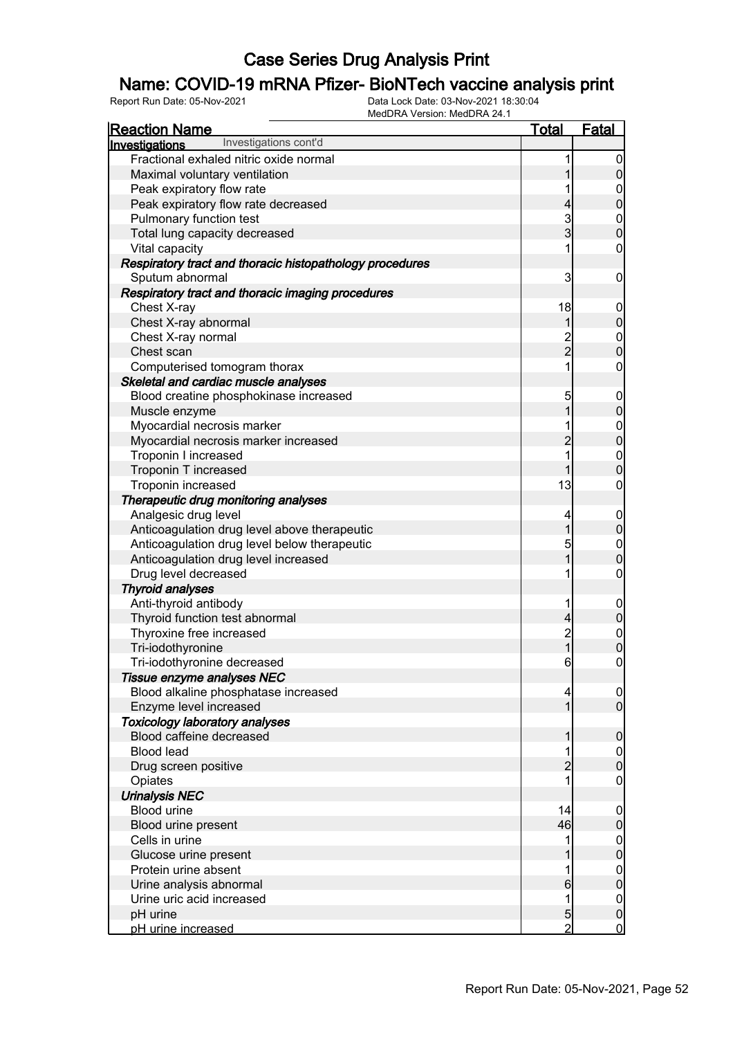# Case Series Drug Analysis Print

## Name: COVID-19 mRNA Pfizer- BioNTech vaccine analysis print

Report Run Date: 05-Nov-2021 | Data Lock Date: 03-Nov-2021 18:30:04 | MedDRA Version: MedDRA 24.1

| Reaction Name | Total | Fatal |
|---|---|---|
| **Investigations** Investigations cont'd | | |
| Fractional exhaled nitric oxide normal | 1 | 0 |
| Maximal voluntary ventilation | 1 | 0 |
| Peak expiratory flow rate | 1 | 0 |
| Peak expiratory flow rate decreased | 4 | 0 |
| Pulmonary function test | 3 | 0 |
| Total lung capacity decreased | 3 | 0 |
| Vital capacity | 1 | 0 |
| ***Respiratory tract and thoracic histopathology procedures*** | | |
| Sputum abnormal | 3 | 0 |
| ***Respiratory tract and thoracic imaging procedures*** | | |
| Chest X-ray | 18 | 0 |
| Chest X-ray abnormal | 1 | 0 |
| Chest X-ray normal | 2 | 0 |
| Chest scan | 2 | 0 |
| Computerised tomogram thorax | 1 | 0 |
| ***Skeletal and cardiac muscle analyses*** | | |
| Blood creatine phosphokinase increased | 5 | 0 |
| Muscle enzyme | 1 | 0 |
| Myocardial necrosis marker | 1 | 0 |
| Myocardial necrosis marker increased | 2 | 0 |
| Troponin I increased | 1 | 0 |
| Troponin T increased | 1 | 0 |
| Troponin increased | 13 | 0 |
| ***Therapeutic drug monitoring analyses*** | | |
| Analgesic drug level | 4 | 0 |
| Anticoagulation drug level above therapeutic | 1 | 0 |
| Anticoagulation drug level below therapeutic | 5 | 0 |
| Anticoagulation drug level increased | 1 | 0 |
| Drug level decreased | 1 | 0 |
| ***Thyroid analyses*** | | |
| Anti-thyroid antibody | 1 | 0 |
| Thyroid function test abnormal | 4 | 0 |
| Thyroxine free increased | 2 | 0 |
| Tri-iodothyronine | 1 | 0 |
| Tri-iodothyronine decreased | 6 | 0 |
| ***Tissue enzyme analyses NEC*** | | |
| Blood alkaline phosphatase increased | 4 | 0 |
| Enzyme level increased | 1 | 0 |
| ***Toxicology laboratory analyses*** | | |
| Blood caffeine decreased | 1 | 0 |
| Blood lead | 1 | 0 |
| Drug screen positive | 2 | 0 |
| Opiates | 1 | 0 |
| ***Urinalysis NEC*** | | |
| Blood urine | 14 | 0 |
| Blood urine present | 46 | 0 |
| Cells in urine | 1 | 0 |
| Glucose urine present | 1 | 0 |
| Protein urine absent | 1 | 0 |
| Urine analysis abnormal | 6 | 0 |
| Urine uric acid increased | 1 | 0 |
| pH urine | 5 | 0 |
| pH urine increased | 2 | 0 |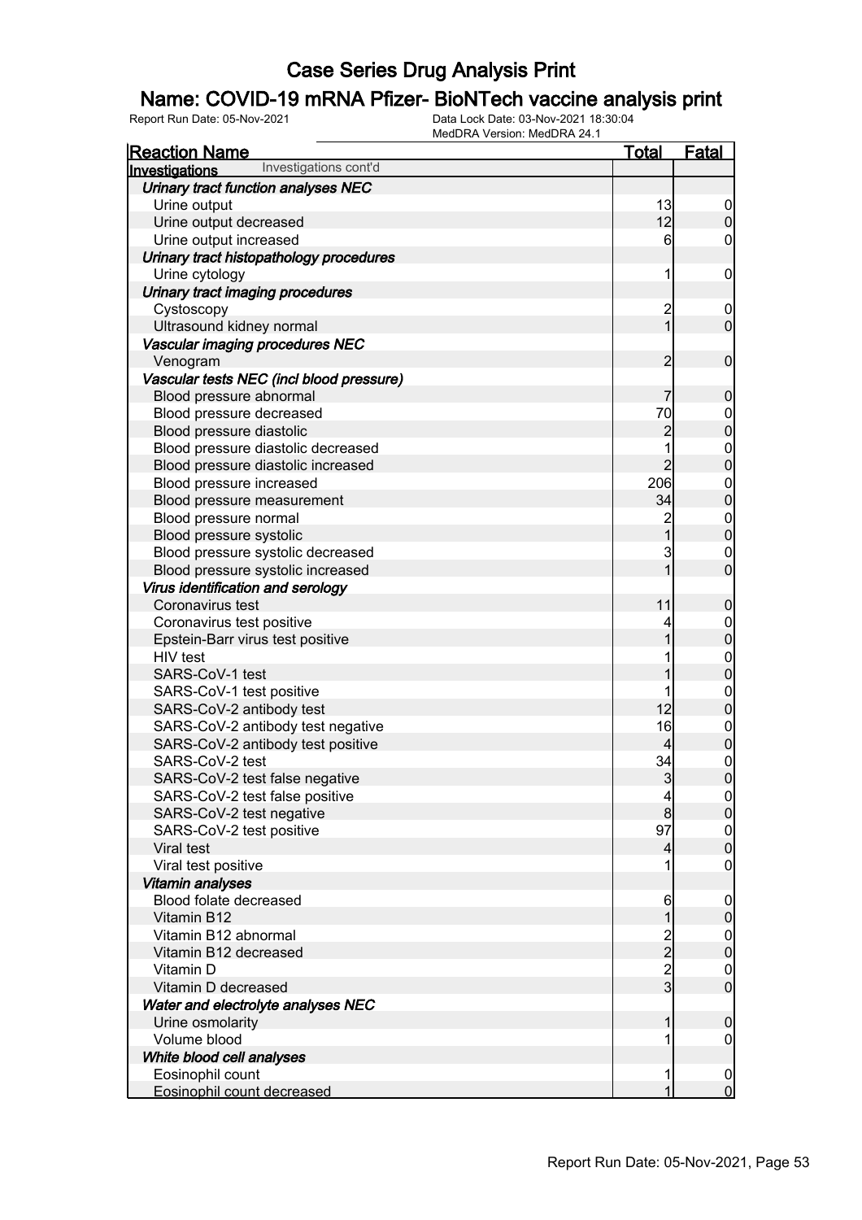# Case Series Drug Analysis Print

## Name: COVID-19 mRNA Pfizer- BioNTech vaccine analysis print

Report Run Date: 05-Nov-2021    Data Lock Date: 03-Nov-2021 18:30:04
MedDRA Version: MedDRA 24.1

| Reaction Name | Total | Fatal |
|---|---|---|
| **Investigations** Investigations cont'd | | |
| ***Urinary tract function analyses NEC*** | | |
| Urine output | 13 | 0 |
| Urine output decreased | 12 | 0 |
| Urine output increased | 6 | 0 |
| ***Urinary tract histopathology procedures*** | | |
| Urine cytology | 1 | 0 |
| ***Urinary tract imaging procedures*** | | |
| Cystoscopy | 2 | 0 |
| Ultrasound kidney normal | 1 | 0 |
| ***Vascular imaging procedures NEC*** | | |
| Venogram | 2 | 0 |
| ***Vascular tests NEC (incl blood pressure)*** | | |
| Blood pressure abnormal | 7 | 0 |
| Blood pressure decreased | 70 | 0 |
| Blood pressure diastolic | 2 | 0 |
| Blood pressure diastolic decreased | 1 | 0 |
| Blood pressure diastolic increased | 2 | 0 |
| Blood pressure increased | 206 | 0 |
| Blood pressure measurement | 34 | 0 |
| Blood pressure normal | 2 | 0 |
| Blood pressure systolic | 1 | 0 |
| Blood pressure systolic decreased | 3 | 0 |
| Blood pressure systolic increased | 1 | 0 |
| ***Virus identification and serology*** | | |
| Coronavirus test | 11 | 0 |
| Coronavirus test positive | 4 | 0 |
| Epstein-Barr virus test positive | 1 | 0 |
| HIV test | 1 | 0 |
| SARS-CoV-1 test | 1 | 0 |
| SARS-CoV-1 test positive | 1 | 0 |
| SARS-CoV-2 antibody test | 12 | 0 |
| SARS-CoV-2 antibody test negative | 16 | 0 |
| SARS-CoV-2 antibody test positive | 4 | 0 |
| SARS-CoV-2 test | 34 | 0 |
| SARS-CoV-2 test false negative | 3 | 0 |
| SARS-CoV-2 test false positive | 4 | 0 |
| SARS-CoV-2 test negative | 8 | 0 |
| SARS-CoV-2 test positive | 97 | 0 |
| Viral test | 4 | 0 |
| Viral test positive | 1 | 0 |
| ***Vitamin analyses*** | | |
| Blood folate decreased | 6 | 0 |
| Vitamin B12 | 1 | 0 |
| Vitamin B12 abnormal | 2 | 0 |
| Vitamin B12 decreased | 2 | 0 |
| Vitamin D | 2 | 0 |
| Vitamin D decreased | 3 | 0 |
| ***Water and electrolyte analyses NEC*** | | |
| Urine osmolarity | 1 | 0 |
| Volume blood | 1 | 0 |
| ***White blood cell analyses*** | | |
| Eosinophil count | 1 | 0 |
| Eosinophil count decreased | 1 | 0 |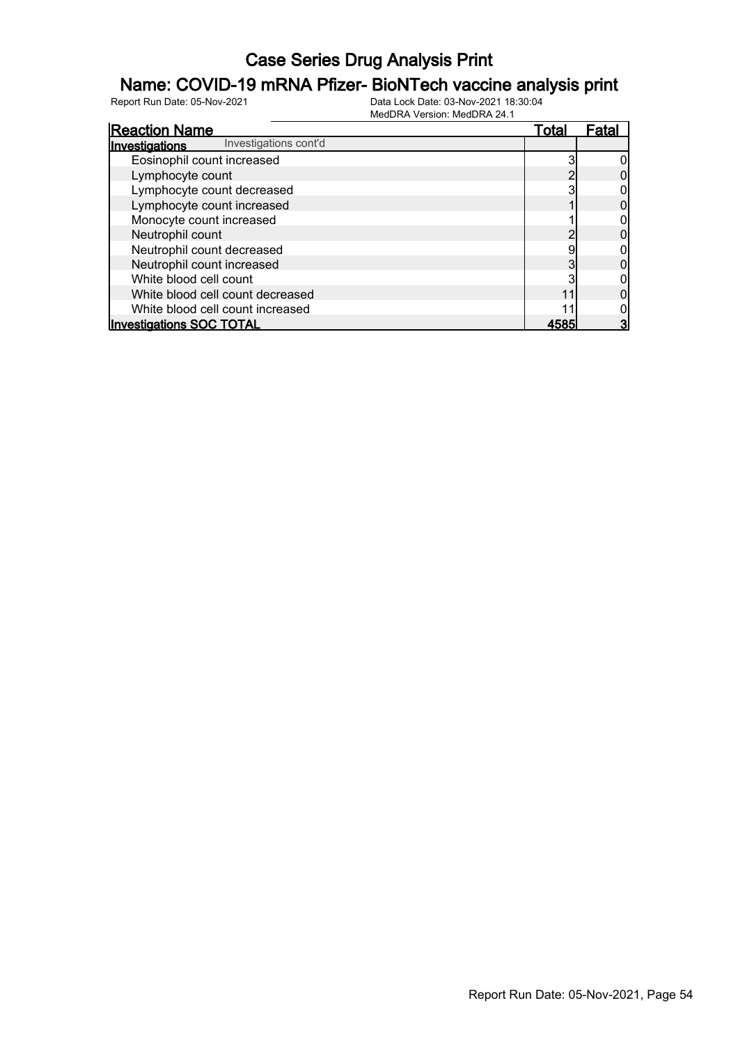# Case Series Drug Analysis Print

## Name: COVID-19 mRNA Pfizer- BioNTech vaccine analysis print

Report Run Date: 05-Nov-2021

Data Lock Date: 03-Nov-2021 18:30:04

MedDRA Version: MedDRA 24.1

| Reaction Name | Total | Fatal |
|---|---|---|
| **Investigations** Investigations cont'd | | |
| Eosinophil count increased | 3 | 0 |
| Lymphocyte count | 2 | 0 |
| Lymphocyte count decreased | 3 | 0 |
| Lymphocyte count increased | 1 | 0 |
| Monocyte count increased | 1 | 0 |
| Neutrophil count | 2 | 0 |
| Neutrophil count decreased | 9 | 0 |
| Neutrophil count increased | 3 | 0 |
| White blood cell count | 3 | 0 |
| White blood cell count decreased | 11 | 0 |
| White blood cell count increased | 11 | 0 |
| **Investigations SOC TOTAL** | **4585** | **3** |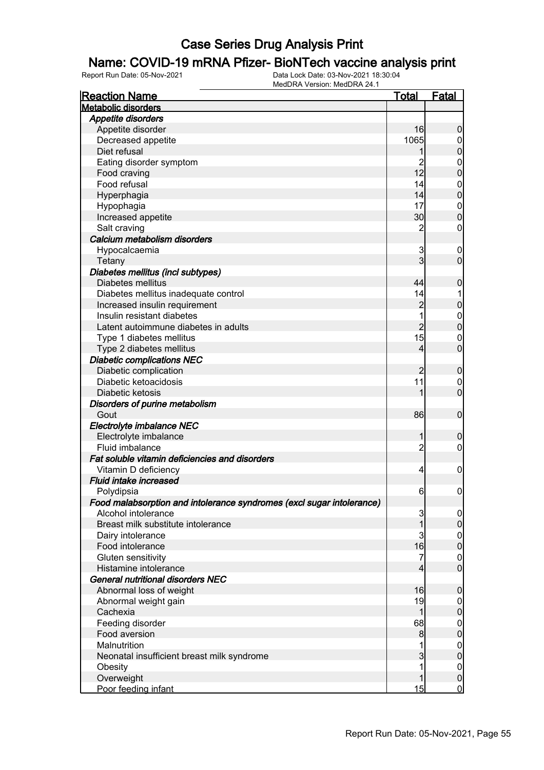# Case Series Drug Analysis Print

## Name: COVID-19 mRNA Pfizer- BioNTech vaccine analysis print

Report Run Date: 05-Nov-2021
Data Lock Date: 03-Nov-2021 18:30:04
MedDRA Version: MedDRA 24.1

| Reaction Name | Total | Fatal |
|---|---|---|
| **Metabolic disorders** | | |
| ***Appetite disorders*** | | |
| Appetite disorder | 16 | 0 |
| Decreased appetite | 1065 | 0 |
| Diet refusal | 1 | 0 |
| Eating disorder symptom | 2 | 0 |
| Food craving | 12 | 0 |
| Food refusal | 14 | 0 |
| Hyperphagia | 14 | 0 |
| Hypophagia | 17 | 0 |
| Increased appetite | 30 | 0 |
| Salt craving | 2 | 0 |
| ***Calcium metabolism disorders*** | | |
| Hypocalcaemia | 3 | 0 |
| Tetany | 3 | 0 |
| ***Diabetes mellitus (incl subtypes)*** | | |
| Diabetes mellitus | 44 | 0 |
| Diabetes mellitus inadequate control | 14 | 1 |
| Increased insulin requirement | 2 | 0 |
| Insulin resistant diabetes | 1 | 0 |
| Latent autoimmune diabetes in adults | 2 | 0 |
| Type 1 diabetes mellitus | 15 | 0 |
| Type 2 diabetes mellitus | 4 | 0 |
| ***Diabetic complications NEC*** | | |
| Diabetic complication | 2 | 0 |
| Diabetic ketoacidosis | 11 | 0 |
| Diabetic ketosis | 1 | 0 |
| ***Disorders of purine metabolism*** | | |
| Gout | 86 | 0 |
| ***Electrolyte imbalance NEC*** | | |
| Electrolyte imbalance | 1 | 0 |
| Fluid imbalance | 2 | 0 |
| ***Fat soluble vitamin deficiencies and disorders*** | | |
| Vitamin D deficiency | 4 | 0 |
| ***Fluid intake increased*** | | |
| Polydipsia | 6 | 0 |
| ***Food malabsorption and intolerance syndromes (excl sugar intolerance)*** | | |
| Alcohol intolerance | 3 | 0 |
| Breast milk substitute intolerance | 1 | 0 |
| Dairy intolerance | 3 | 0 |
| Food intolerance | 16 | 0 |
| Gluten sensitivity | 7 | 0 |
| Histamine intolerance | 4 | 0 |
| ***General nutritional disorders NEC*** | | |
| Abnormal loss of weight | 16 | 0 |
| Abnormal weight gain | 19 | 0 |
| Cachexia | 1 | 0 |
| Feeding disorder | 68 | 0 |
| Food aversion | 8 | 0 |
| Malnutrition | 1 | 0 |
| Neonatal insufficient breast milk syndrome | 3 | 0 |
| Obesity | 1 | 0 |
| Overweight | 1 | 0 |
| Poor feeding infant | 15 | 0 |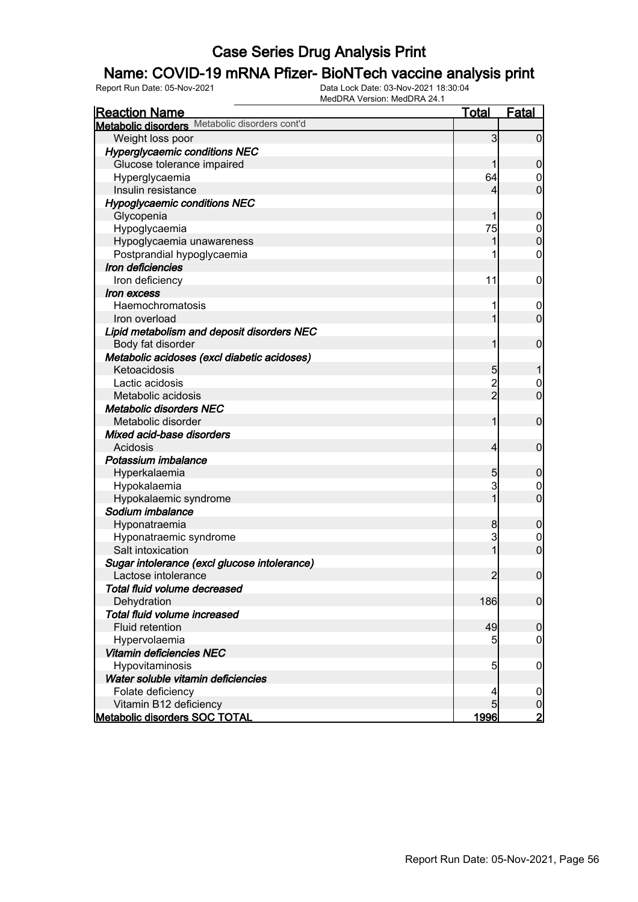# Case Series Drug Analysis Print

## Name: COVID-19 mRNA Pfizer- BioNTech vaccine analysis print

Report Run Date: 05-Nov-2021    Data Lock Date: 03-Nov-2021 18:30:04
MedDRA Version: MedDRA 24.1

| Reaction Name | Total | Fatal |
|---|---|---|
| **Metabolic disorders** Metabolic disorders cont'd | | |
| Weight loss poor | 3 | 0 |
| ***Hyperglycaemic conditions NEC*** | | |
| Glucose tolerance impaired | 1 | 0 |
| Hyperglycaemia | 64 | 0 |
| Insulin resistance | 4 | 0 |
| ***Hypoglycaemic conditions NEC*** | | |
| Glycopenia | 1 | 0 |
| Hypoglycaemia | 75 | 0 |
| Hypoglycaemia unawareness | 1 | 0 |
| Postprandial hypoglycaemia | 1 | 0 |
| ***Iron deficiencies*** | | |
| Iron deficiency | 11 | 0 |
| ***Iron excess*** | | |
| Haemochromatosis | 1 | 0 |
| Iron overload | 1 | 0 |
| ***Lipid metabolism and deposit disorders NEC*** | | |
| Body fat disorder | 1 | 0 |
| ***Metabolic acidoses (excl diabetic acidoses)*** | | |
| Ketoacidosis | 5 | 1 |
| Lactic acidosis | 2 | 0 |
| Metabolic acidosis | 2 | 0 |
| ***Metabolic disorders NEC*** | | |
| Metabolic disorder | 1 | 0 |
| ***Mixed acid-base disorders*** | | |
| Acidosis | 4 | 0 |
| ***Potassium imbalance*** | | |
| Hyperkalaemia | 5 | 0 |
| Hypokalaemia | 3 | 0 |
| Hypokalaemic syndrome | 1 | 0 |
| ***Sodium imbalance*** | | |
| Hyponatraemia | 8 | 0 |
| Hyponatraemic syndrome | 3 | 0 |
| Salt intoxication | 1 | 0 |
| ***Sugar intolerance (excl glucose intolerance)*** | | |
| Lactose intolerance | 2 | 0 |
| ***Total fluid volume decreased*** | | |
| Dehydration | 186 | 0 |
| ***Total fluid volume increased*** | | |
| Fluid retention | 49 | 0 |
| Hypervolaemia | 5 | 0 |
| ***Vitamin deficiencies NEC*** | | |
| Hypovitaminosis | 5 | 0 |
| ***Water soluble vitamin deficiencies*** | | |
| Folate deficiency | 4 | 0 |
| Vitamin B12 deficiency | 5 | 0 |
| **Metabolic disorders SOC TOTAL** | **1996** | **2** |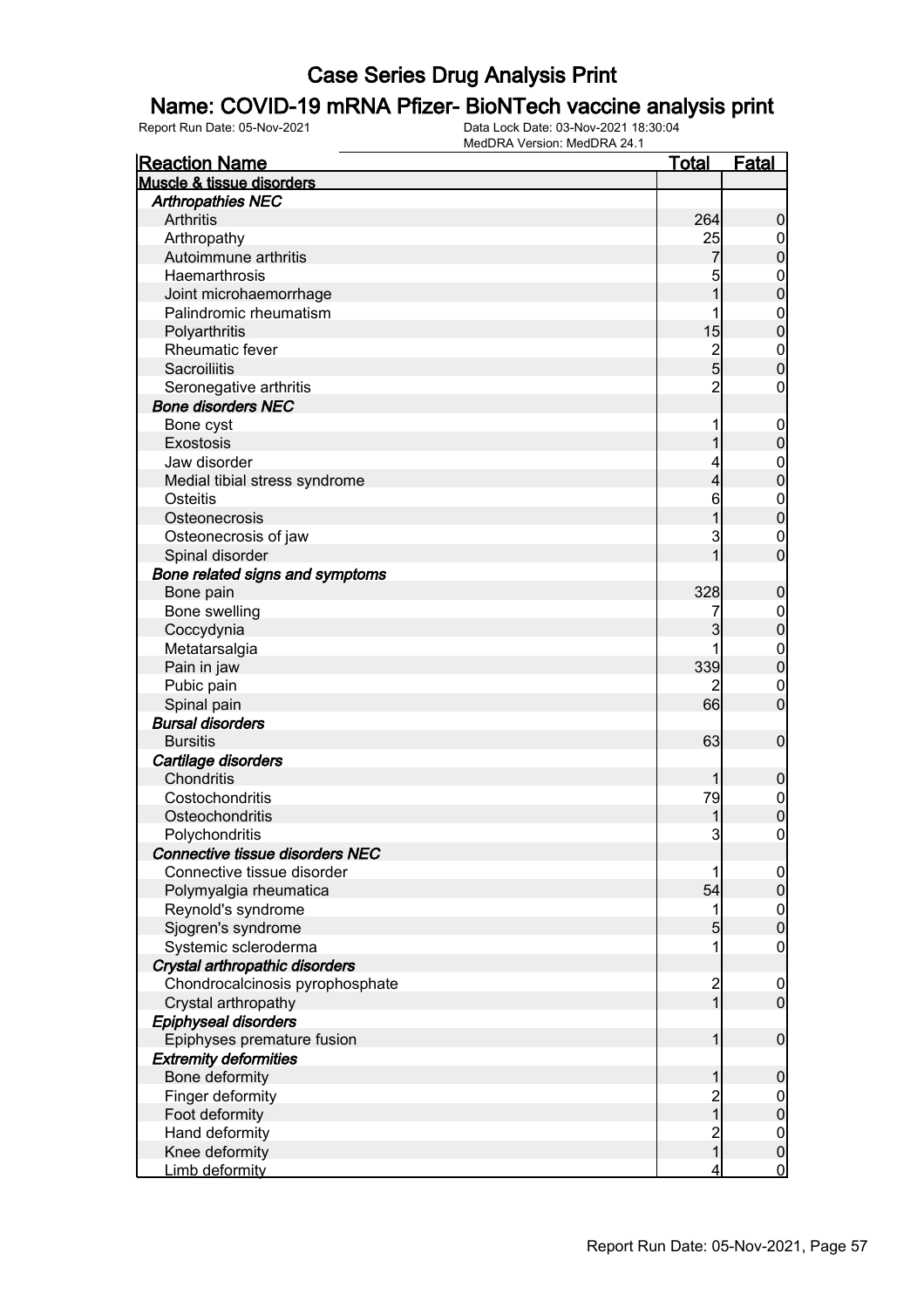# Case Series Drug Analysis Print

## Name: COVID-19 mRNA Pfizer- BioNTech vaccine analysis print

Report Run Date: 05-Nov-2021 | Data Lock Date: 03-Nov-2021 18:30:04 | MedDRA Version: MedDRA 24.1

| Reaction Name | Total | Fatal |
|---|---|---|
| **Muscle & tissue disorders** | | |
| ***Arthropathies NEC*** | | |
| Arthritis | 264 | 0 |
| Arthropathy | 25 | 0 |
| Autoimmune arthritis | 7 | 0 |
| Haemarthrosis | 5 | 0 |
| Joint microhaemorrhage | 1 | 0 |
| Palindromic rheumatism | 1 | 0 |
| Polyarthritis | 15 | 0 |
| Rheumatic fever | 2 | 0 |
| Sacroiliitis | 5 | 0 |
| Seronegative arthritis | 2 | 0 |
| ***Bone disorders NEC*** | | |
| Bone cyst | 1 | 0 |
| Exostosis | 1 | 0 |
| Jaw disorder | 4 | 0 |
| Medial tibial stress syndrome | 4 | 0 |
| Osteitis | 6 | 0 |
| Osteonecrosis | 1 | 0 |
| Osteonecrosis of jaw | 3 | 0 |
| Spinal disorder | 1 | 0 |
| ***Bone related signs and symptoms*** | | |
| Bone pain | 328 | 0 |
| Bone swelling | 7 | 0 |
| Coccydynia | 3 | 0 |
| Metatarsalgia | 1 | 0 |
| Pain in jaw | 339 | 0 |
| Pubic pain | 2 | 0 |
| Spinal pain | 66 | 0 |
| ***Bursal disorders*** | | |
| Bursitis | 63 | 0 |
| ***Cartilage disorders*** | | |
| Chondritis | 1 | 0 |
| Costochondritis | 79 | 0 |
| Osteochondritis | 1 | 0 |
| Polychondritis | 3 | 0 |
| ***Connective tissue disorders NEC*** | | |
| Connective tissue disorder | 1 | 0 |
| Polymyalgia rheumatica | 54 | 0 |
| Reynold's syndrome | 1 | 0 |
| Sjogren's syndrome | 5 | 0 |
| Systemic scleroderma | 1 | 0 |
| ***Crystal arthropathic disorders*** | | |
| Chondrocalcinosis pyrophosphate | 2 | 0 |
| Crystal arthropathy | 1 | 0 |
| ***Epiphyseal disorders*** | | |
| Epiphyses premature fusion | 1 | 0 |
| ***Extremity deformities*** | | |
| Bone deformity | 1 | 0 |
| Finger deformity | 2 | 0 |
| Foot deformity | 1 | 0 |
| Hand deformity | 2 | 0 |
| Knee deformity | 1 | 0 |
| Limb deformity | 4 | 0 |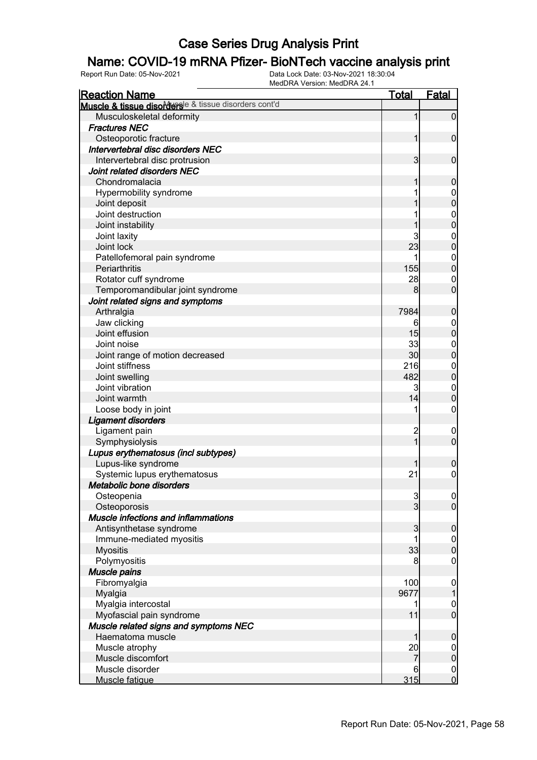# Case Series Drug Analysis Print

## Name: COVID-19 mRNA Pfizer- BioNTech vaccine analysis print

Report Run Date: 05-Nov-2021
Data Lock Date: 03-Nov-2021 18:30:04
MedDRA Version: MedDRA 24.1

| Reaction Name | Total | Fatal |
|---|---|---|
| **Muscle & tissue disorders** Muscle & tissue disorders cont'd | | |
| Musculoskeletal deformity | 1 | 0 |
| ***Fractures NEC*** | | |
| Osteoporotic fracture | 1 | 0 |
| ***Intervertebral disc disorders NEC*** | | |
| Intervertebral disc protrusion | 3 | 0 |
| ***Joint related disorders NEC*** | | |
| Chondromalacia | 1 | 0 |
| Hypermobility syndrome | 1 | 0 |
| Joint deposit | 1 | 0 |
| Joint destruction | 1 | 0 |
| Joint instability | 1 | 0 |
| Joint laxity | 3 | 0 |
| Joint lock | 23 | 0 |
| Patellofemoral pain syndrome | 1 | 0 |
| Periarthritis | 155 | 0 |
| Rotator cuff syndrome | 28 | 0 |
| Temporomandibular joint syndrome | 8 | 0 |
| ***Joint related signs and symptoms*** | | |
| Arthralgia | 7984 | 0 |
| Jaw clicking | 6 | 0 |
| Joint effusion | 15 | 0 |
| Joint noise | 33 | 0 |
| Joint range of motion decreased | 30 | 0 |
| Joint stiffness | 216 | 0 |
| Joint swelling | 482 | 0 |
| Joint vibration | 3 | 0 |
| Joint warmth | 14 | 0 |
| Loose body in joint | 1 | 0 |
| ***Ligament disorders*** | | |
| Ligament pain | 2 | 0 |
| Symphysiolysis | 1 | 0 |
| ***Lupus erythematosus (incl subtypes)*** | | |
| Lupus-like syndrome | 1 | 0 |
| Systemic lupus erythematosus | 21 | 0 |
| ***Metabolic bone disorders*** | | |
| Osteopenia | 3 | 0 |
| Osteoporosis | 3 | 0 |
| ***Muscle infections and inflammations*** | | |
| Antisynthetase syndrome | 3 | 0 |
| Immune-mediated myositis | 1 | 0 |
| Myositis | 33 | 0 |
| Polymyositis | 8 | 0 |
| ***Muscle pains*** | | |
| Fibromyalgia | 100 | 0 |
| Myalgia | 9677 | 1 |
| Myalgia intercostal | 1 | 0 |
| Myofascial pain syndrome | 11 | 0 |
| ***Muscle related signs and symptoms NEC*** | | |
| Haematoma muscle | 1 | 0 |
| Muscle atrophy | 20 | 0 |
| Muscle discomfort | 7 | 0 |
| Muscle disorder | 6 | 0 |
| Muscle fatigue | 315 | 0 |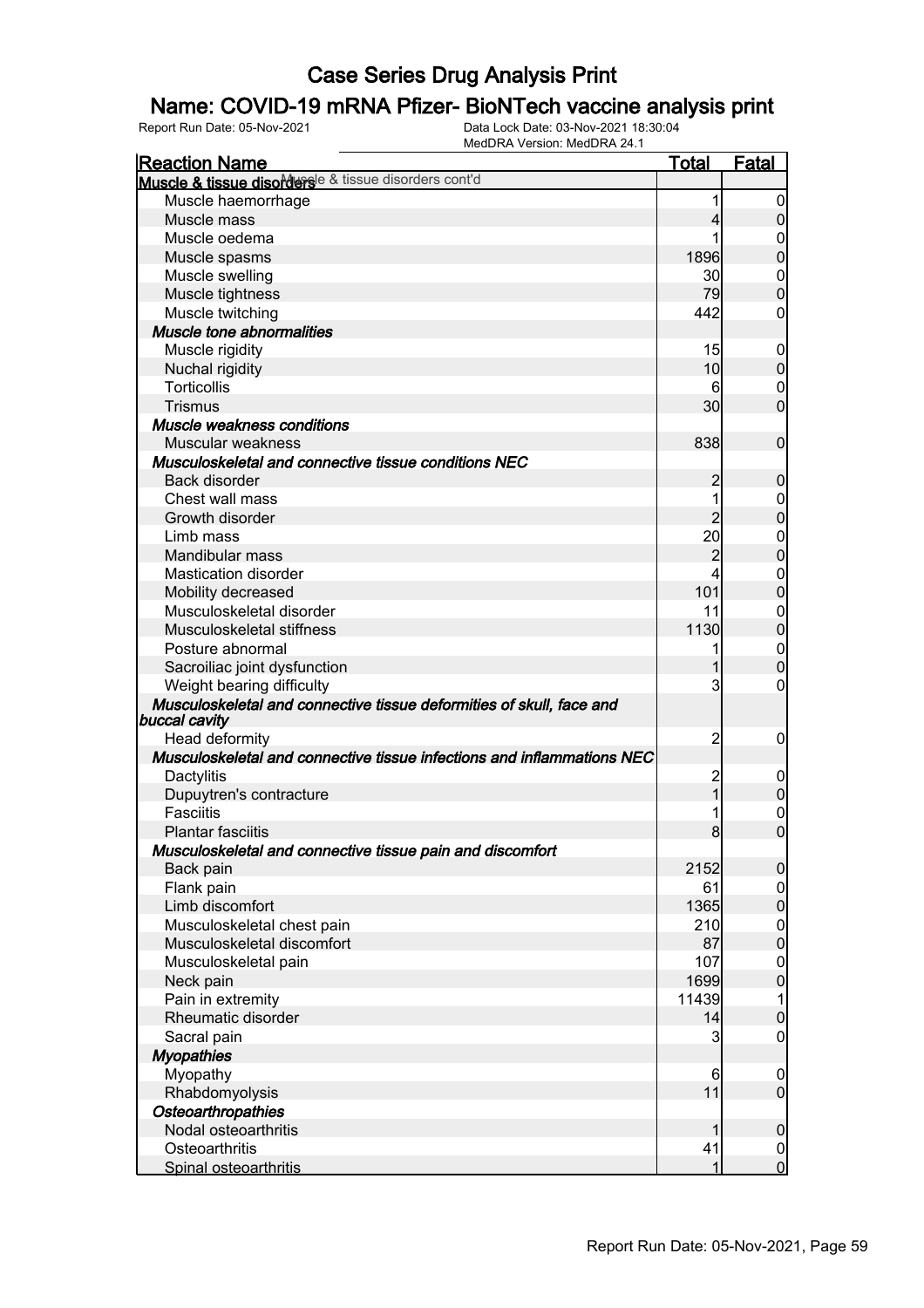# Case Series Drug Analysis Print

## Name: COVID-19 mRNA Pfizer- BioNTech vaccine analysis print

Report Run Date: 05-Nov-2021    Data Lock Date: 03-Nov-2021 18:30:04
MedDRA Version: MedDRA 24.1

| Reaction Name | Total | Fatal |
|---|---|---|
| **Muscle & tissue disorders** Muscle & tissue disorders cont'd | | |
| Muscle haemorrhage | 1 | 0 |
| Muscle mass | 4 | 0 |
| Muscle oedema | 1 | 0 |
| Muscle spasms | 1896 | 0 |
| Muscle swelling | 30 | 0 |
| Muscle tightness | 79 | 0 |
| Muscle twitching | 442 | 0 |
| ***Muscle tone abnormalities*** | | |
| Muscle rigidity | 15 | 0 |
| Nuchal rigidity | 10 | 0 |
| Torticollis | 6 | 0 |
| Trismus | 30 | 0 |
| ***Muscle weakness conditions*** | | |
| Muscular weakness | 838 | 0 |
| ***Musculoskeletal and connective tissue conditions NEC*** | | |
| Back disorder | 2 | 0 |
| Chest wall mass | 1 | 0 |
| Growth disorder | 2 | 0 |
| Limb mass | 20 | 0 |
| Mandibular mass | 2 | 0 |
| Mastication disorder | 4 | 0 |
| Mobility decreased | 101 | 0 |
| Musculoskeletal disorder | 11 | 0 |
| Musculoskeletal stiffness | 1130 | 0 |
| Posture abnormal | 1 | 0 |
| Sacroiliac joint dysfunction | 1 | 0 |
| Weight bearing difficulty | 3 | 0 |
| ***Musculoskeletal and connective tissue deformities of skull, face and buccal cavity*** | | |
| Head deformity | 2 | 0 |
| ***Musculoskeletal and connective tissue infections and inflammations NEC*** | | |
| Dactylitis | 2 | 0 |
| Dupuytren's contracture | 1 | 0 |
| Fasciitis | 1 | 0 |
| Plantar fasciitis | 8 | 0 |
| ***Musculoskeletal and connective tissue pain and discomfort*** | | |
| Back pain | 2152 | 0 |
| Flank pain | 61 | 0 |
| Limb discomfort | 1365 | 0 |
| Musculoskeletal chest pain | 210 | 0 |
| Musculoskeletal discomfort | 87 | 0 |
| Musculoskeletal pain | 107 | 0 |
| Neck pain | 1699 | 0 |
| Pain in extremity | 11439 | 1 |
| Rheumatic disorder | 14 | 0 |
| Sacral pain | 3 | 0 |
| ***Myopathies*** | | |
| Myopathy | 6 | 0 |
| Rhabdomyolysis | 11 | 0 |
| ***Osteoarthropathies*** | | |
| Nodal osteoarthritis | 1 | 0 |
| Osteoarthritis | 41 | 0 |
| Spinal osteoarthritis | 1 | 0 |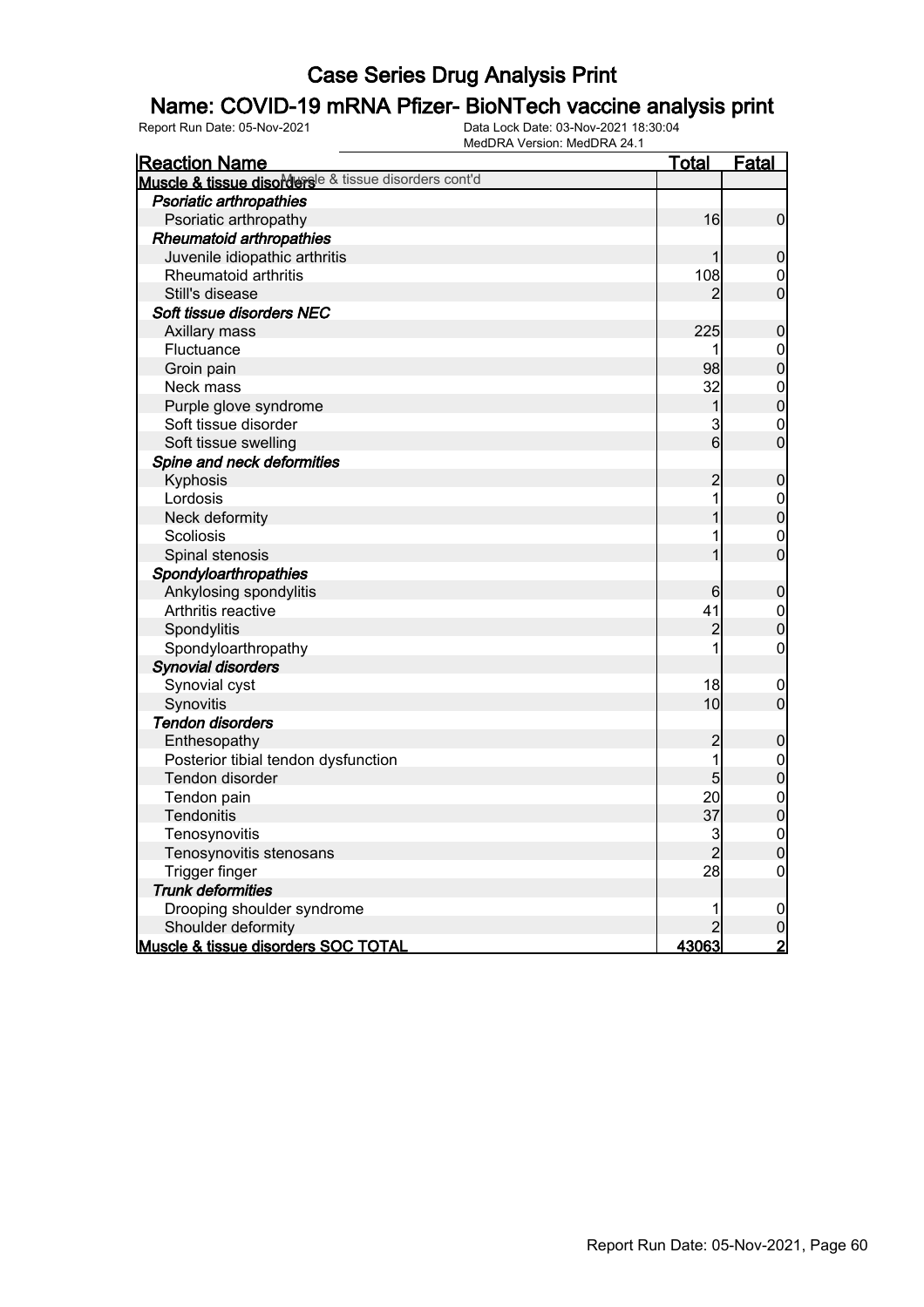# Case Series Drug Analysis Print

## Name: COVID-19 mRNA Pfizer- BioNTech vaccine analysis print

Report Run Date: 05-Nov-2021    Data Lock Date: 03-Nov-2021 18:30:04
MedDRA Version: MedDRA 24.1

| Reaction Name | Total | Fatal |
|---|---|---|
| **Muscle & tissue disorders** Muscle & tissue disorders cont'd | | |
| ***Psoriatic arthropathies*** | | |
| Psoriatic arthropathy | 16 | 0 |
| ***Rheumatoid arthropathies*** | | |
| Juvenile idiopathic arthritis | 1 | 0 |
| Rheumatoid arthritis | 108 | 0 |
| Still's disease | 2 | 0 |
| ***Soft tissue disorders NEC*** | | |
| Axillary mass | 225 | 0 |
| Fluctuance | 1 | 0 |
| Groin pain | 98 | 0 |
| Neck mass | 32 | 0 |
| Purple glove syndrome | 1 | 0 |
| Soft tissue disorder | 3 | 0 |
| Soft tissue swelling | 6 | 0 |
| ***Spine and neck deformities*** | | |
| Kyphosis | 2 | 0 |
| Lordosis | 1 | 0 |
| Neck deformity | 1 | 0 |
| Scoliosis | 1 | 0 |
| Spinal stenosis | 1 | 0 |
| ***Spondyloarthropathies*** | | |
| Ankylosing spondylitis | 6 | 0 |
| Arthritis reactive | 41 | 0 |
| Spondylitis | 2 | 0 |
| Spondyloarthropathy | 1 | 0 |
| ***Synovial disorders*** | | |
| Synovial cyst | 18 | 0 |
| Synovitis | 10 | 0 |
| ***Tendon disorders*** | | |
| Enthesopathy | 2 | 0 |
| Posterior tibial tendon dysfunction | 1 | 0 |
| Tendon disorder | 5 | 0 |
| Tendon pain | 20 | 0 |
| Tendonitis | 37 | 0 |
| Tenosynovitis | 3 | 0 |
| Tenosynovitis stenosans | 2 | 0 |
| Trigger finger | 28 | 0 |
| ***Trunk deformities*** | | |
| Drooping shoulder syndrome | 1 | 0 |
| Shoulder deformity | 2 | 0 |
| **Muscle & tissue disorders SOC TOTAL** | **43063** | **2** |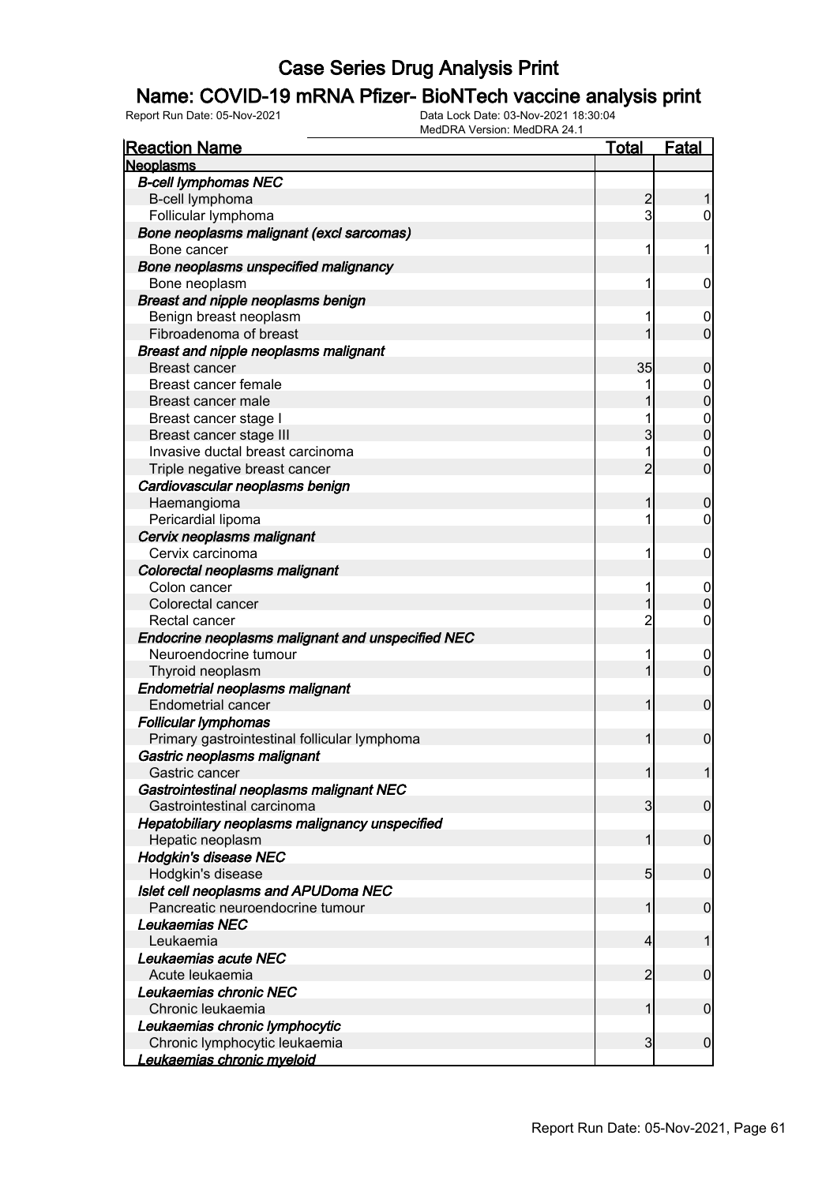# Case Series Drug Analysis Print

## Name: COVID-19 mRNA Pfizer- BioNTech vaccine analysis print

Report Run Date: 05-Nov-2021

Data Lock Date: 03-Nov-2021 18:30:04
MedDRA Version: MedDRA 24.1

| Reaction Name | Total | Fatal |
|---|---|---|
| **Neoplasms** | | |
| ***B-cell lymphomas NEC*** | | |
| B-cell lymphoma | 2 | 1 |
| Follicular lymphoma | 3 | 0 |
| ***Bone neoplasms malignant (excl sarcomas)*** | | |
| Bone cancer | 1 | 1 |
| ***Bone neoplasms unspecified malignancy*** | | |
| Bone neoplasm | 1 | 0 |
| ***Breast and nipple neoplasms benign*** | | |
| Benign breast neoplasm | 1 | 0 |
| Fibroadenoma of breast | 1 | 0 |
| ***Breast and nipple neoplasms malignant*** | | |
| Breast cancer | 35 | 0 |
| Breast cancer female | 1 | 0 |
| Breast cancer male | 1 | 0 |
| Breast cancer stage I | 1 | 0 |
| Breast cancer stage III | 3 | 0 |
| Invasive ductal breast carcinoma | 1 | 0 |
| Triple negative breast cancer | 2 | 0 |
| ***Cardiovascular neoplasms benign*** | | |
| Haemangioma | 1 | 0 |
| Pericardial lipoma | 1 | 0 |
| ***Cervix neoplasms malignant*** | | |
| Cervix carcinoma | 1 | 0 |
| ***Colorectal neoplasms malignant*** | | |
| Colon cancer | 1 | 0 |
| Colorectal cancer | 1 | 0 |
| Rectal cancer | 2 | 0 |
| ***Endocrine neoplasms malignant and unspecified NEC*** | | |
| Neuroendocrine tumour | 1 | 0 |
| Thyroid neoplasm | 1 | 0 |
| ***Endometrial neoplasms malignant*** | | |
| Endometrial cancer | 1 | 0 |
| ***Follicular lymphomas*** | | |
| Primary gastrointestinal follicular lymphoma | 1 | 0 |
| ***Gastric neoplasms malignant*** | | |
| Gastric cancer | 1 | 1 |
| ***Gastrointestinal neoplasms malignant NEC*** | | |
| Gastrointestinal carcinoma | 3 | 0 |
| ***Hepatobiliary neoplasms malignancy unspecified*** | | |
| Hepatic neoplasm | 1 | 0 |
| ***Hodgkin's disease NEC*** | | |
| Hodgkin's disease | 5 | 0 |
| ***Islet cell neoplasms and APUDoma NEC*** | | |
| Pancreatic neuroendocrine tumour | 1 | 0 |
| ***Leukaemias NEC*** | | |
| Leukaemia | 4 | 1 |
| ***Leukaemias acute NEC*** | | |
| Acute leukaemia | 2 | 0 |
| ***Leukaemias chronic NEC*** | | |
| Chronic leukaemia | 1 | 0 |
| ***Leukaemias chronic lymphocytic*** | | |
| Chronic lymphocytic leukaemia | 3 | 0 |
| ***Leukaemias chronic myeloid*** | | |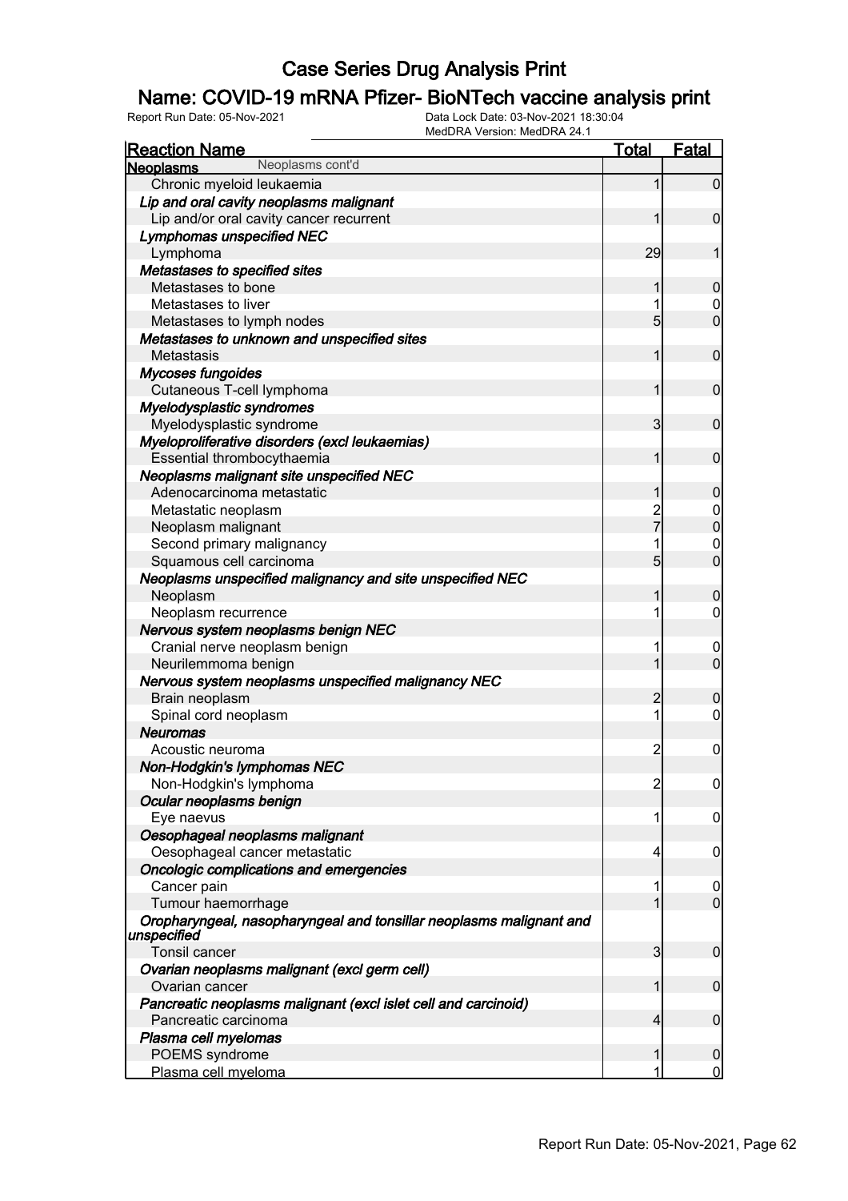# Case Series Drug Analysis Print

## Name: COVID-19 mRNA Pfizer- BioNTech vaccine analysis print

Report Run Date: 05-Nov-2021 | Data Lock Date: 03-Nov-2021 18:30:04 | MedDRA Version: MedDRA 24.1

| Reaction Name | Total | Fatal |
|---|---|---|
| **Neoplasms** Neoplasms cont'd | | |
| Chronic myeloid leukaemia | 1 | 0 |
| ***Lip and oral cavity neoplasms malignant*** | | |
| Lip and/or oral cavity cancer recurrent | 1 | 0 |
| ***Lymphomas unspecified NEC*** | | |
| Lymphoma | 29 | 1 |
| ***Metastases to specified sites*** | | |
| Metastases to bone | 1 | 0 |
| Metastases to liver | 1 | 0 |
| Metastases to lymph nodes | 5 | 0 |
| ***Metastases to unknown and unspecified sites*** | | |
| Metastasis | 1 | 0 |
| ***Mycoses fungoides*** | | |
| Cutaneous T-cell lymphoma | 1 | 0 |
| ***Myelodysplastic syndromes*** | | |
| Myelodysplastic syndrome | 3 | 0 |
| ***Myeloproliferative disorders (excl leukaemias)*** | | |
| Essential thrombocythaemia | 1 | 0 |
| ***Neoplasms malignant site unspecified NEC*** | | |
| Adenocarcinoma metastatic | 1 | 0 |
| Metastatic neoplasm | 2 | 0 |
| Neoplasm malignant | 7 | 0 |
| Second primary malignancy | 1 | 0 |
| Squamous cell carcinoma | 5 | 0 |
| ***Neoplasms unspecified malignancy and site unspecified NEC*** | | |
| Neoplasm | 1 | 0 |
| Neoplasm recurrence | 1 | 0 |
| ***Nervous system neoplasms benign NEC*** | | |
| Cranial nerve neoplasm benign | 1 | 0 |
| Neurilemmoma benign | 1 | 0 |
| ***Nervous system neoplasms unspecified malignancy NEC*** | | |
| Brain neoplasm | 2 | 0 |
| Spinal cord neoplasm | 1 | 0 |
| ***Neuromas*** | | |
| Acoustic neuroma | 2 | 0 |
| ***Non-Hodgkin's lymphomas NEC*** | | |
| Non-Hodgkin's lymphoma | 2 | 0 |
| ***Ocular neoplasms benign*** | | |
| Eye naevus | 1 | 0 |
| ***Oesophageal neoplasms malignant*** | | |
| Oesophageal cancer metastatic | 4 | 0 |
| ***Oncologic complications and emergencies*** | | |
| Cancer pain | 1 | 0 |
| Tumour haemorrhage | 1 | 0 |
| ***Oropharyngeal, nasopharyngeal and tonsillar neoplasms malignant and unspecified*** | | |
| Tonsil cancer | 3 | 0 |
| ***Ovarian neoplasms malignant (excl germ cell)*** | | |
| Ovarian cancer | 1 | 0 |
| ***Pancreatic neoplasms malignant (excl islet cell and carcinoid)*** | | |
| Pancreatic carcinoma | 4 | 0 |
| ***Plasma cell myelomas*** | | |
| POEMS syndrome | 1 | 0 |
| Plasma cell myeloma | 1 | 0 |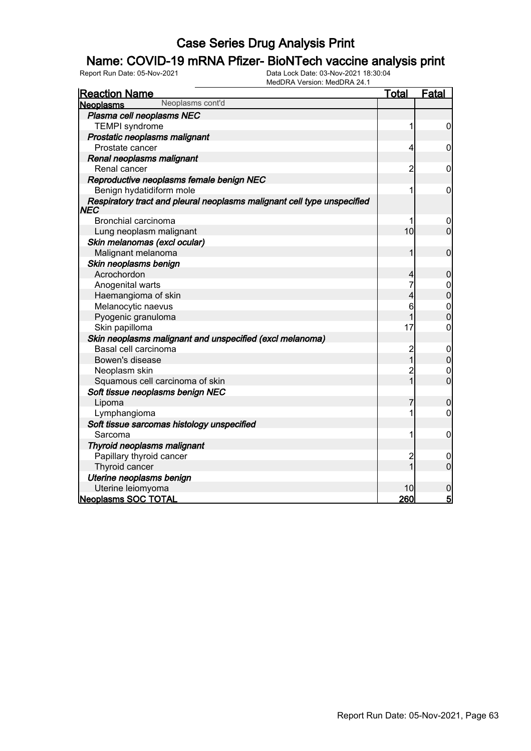# Case Series Drug Analysis Print

## Name: COVID-19 mRNA Pfizer- BioNTech vaccine analysis print

Report Run Date: 05-Nov-2021 | Data Lock Date: 03-Nov-2021 18:30:04 | MedDRA Version: MedDRA 24.1

| Reaction Name | Total | Fatal |
|---|---|---|
| **Neoplasms** Neoplasms cont'd | | |
| ***Plasma cell neoplasms NEC*** | | |
| TEMPI syndrome | 1 | 0 |
| ***Prostatic neoplasms malignant*** | | |
| Prostate cancer | 4 | 0 |
| ***Renal neoplasms malignant*** | | |
| Renal cancer | 2 | 0 |
| ***Reproductive neoplasms female benign NEC*** | | |
| Benign hydatidiform mole | 1 | 0 |
| ***Respiratory tract and pleural neoplasms malignant cell type unspecified NEC*** | | |
| Bronchial carcinoma | 1 | 0 |
| Lung neoplasm malignant | 10 | 0 |
| ***Skin melanomas (excl ocular)*** | | |
| Malignant melanoma | 1 | 0 |
| ***Skin neoplasms benign*** | | |
| Acrochordon | 4 | 0 |
| Anogenital warts | 7 | 0 |
| Haemangioma of skin | 4 | 0 |
| Melanocytic naevus | 6 | 0 |
| Pyogenic granuloma | 1 | 0 |
| Skin papilloma | 17 | 0 |
| ***Skin neoplasms malignant and unspecified (excl melanoma)*** | | |
| Basal cell carcinoma | 2 | 0 |
| Bowen's disease | 1 | 0 |
| Neoplasm skin | 2 | 0 |
| Squamous cell carcinoma of skin | 1 | 0 |
| ***Soft tissue neoplasms benign NEC*** | | |
| Lipoma | 7 | 0 |
| Lymphangioma | 1 | 0 |
| ***Soft tissue sarcomas histology unspecified*** | | |
| Sarcoma | 1 | 0 |
| ***Thyroid neoplasms malignant*** | | |
| Papillary thyroid cancer | 2 | 0 |
| Thyroid cancer | 1 | 0 |
| ***Uterine neoplasms benign*** | | |
| Uterine leiomyoma | 10 | 0 |
| **Neoplasms SOC TOTAL** | **260** | **5** |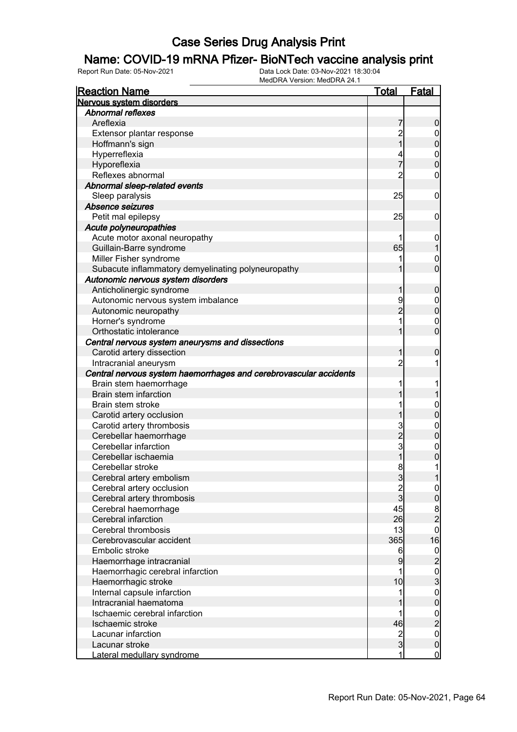# Case Series Drug Analysis Print

## Name: COVID-19 mRNA Pfizer- BioNTech vaccine analysis print

Report Run Date: 05-Nov-2021

Data Lock Date: 03-Nov-2021 18:30:04

MedDRA Version: MedDRA 24.1

| Reaction Name | Total | Fatal |
|---|---|---|
| **Nervous system disorders** | | |
| *Abnormal reflexes* | | |
| Areflexia | 7 | 0 |
| Extensor plantar response | 2 | 0 |
| Hoffmann's sign | 1 | 0 |
| Hyperreflexia | 4 | 0 |
| Hyporeflexia | 7 | 0 |
| Reflexes abnormal | 2 | 0 |
| *Abnormal sleep-related events* | | |
| Sleep paralysis | 25 | 0 |
| *Absence seizures* | | |
| Petit mal epilepsy | 25 | 0 |
| *Acute polyneuropathies* | | |
| Acute motor axonal neuropathy | 1 | 0 |
| Guillain-Barre syndrome | 65 | 1 |
| Miller Fisher syndrome | 1 | 0 |
| Subacute inflammatory demyelinating polyneuropathy | 1 | 0 |
| *Autonomic nervous system disorders* | | |
| Anticholinergic syndrome | 1 | 0 |
| Autonomic nervous system imbalance | 9 | 0 |
| Autonomic neuropathy | 2 | 0 |
| Horner's syndrome | 1 | 0 |
| Orthostatic intolerance | 1 | 0 |
| *Central nervous system aneurysms and dissections* | | |
| Carotid artery dissection | 1 | 0 |
| Intracranial aneurysm | 2 | 1 |
| *Central nervous system haemorrhages and cerebrovascular accidents* | | |
| Brain stem haemorrhage | 1 | 1 |
| Brain stem infarction | 1 | 1 |
| Brain stem stroke | 1 | 0 |
| Carotid artery occlusion | 1 | 0 |
| Carotid artery thrombosis | 3 | 0 |
| Cerebellar haemorrhage | 2 | 0 |
| Cerebellar infarction | 3 | 0 |
| Cerebellar ischaemia | 1 | 0 |
| Cerebellar stroke | 8 | 1 |
| Cerebral artery embolism | 3 | 1 |
| Cerebral artery occlusion | 2 | 0 |
| Cerebral artery thrombosis | 3 | 0 |
| Cerebral haemorrhage | 45 | 8 |
| Cerebral infarction | 26 | 2 |
| Cerebral thrombosis | 13 | 0 |
| Cerebrovascular accident | 365 | 16 |
| Embolic stroke | 6 | 0 |
| Haemorrhage intracranial | 9 | 2 |
| Haemorrhagic cerebral infarction | 1 | 0 |
| Haemorrhagic stroke | 10 | 3 |
| Internal capsule infarction | 1 | 0 |
| Intracranial haematoma | 1 | 0 |
| Ischaemic cerebral infarction | 1 | 0 |
| Ischaemic stroke | 46 | 2 |
| Lacunar infarction | 2 | 0 |
| Lacunar stroke | 3 | 0 |
| Lateral medullary syndrome | 1 | 0 |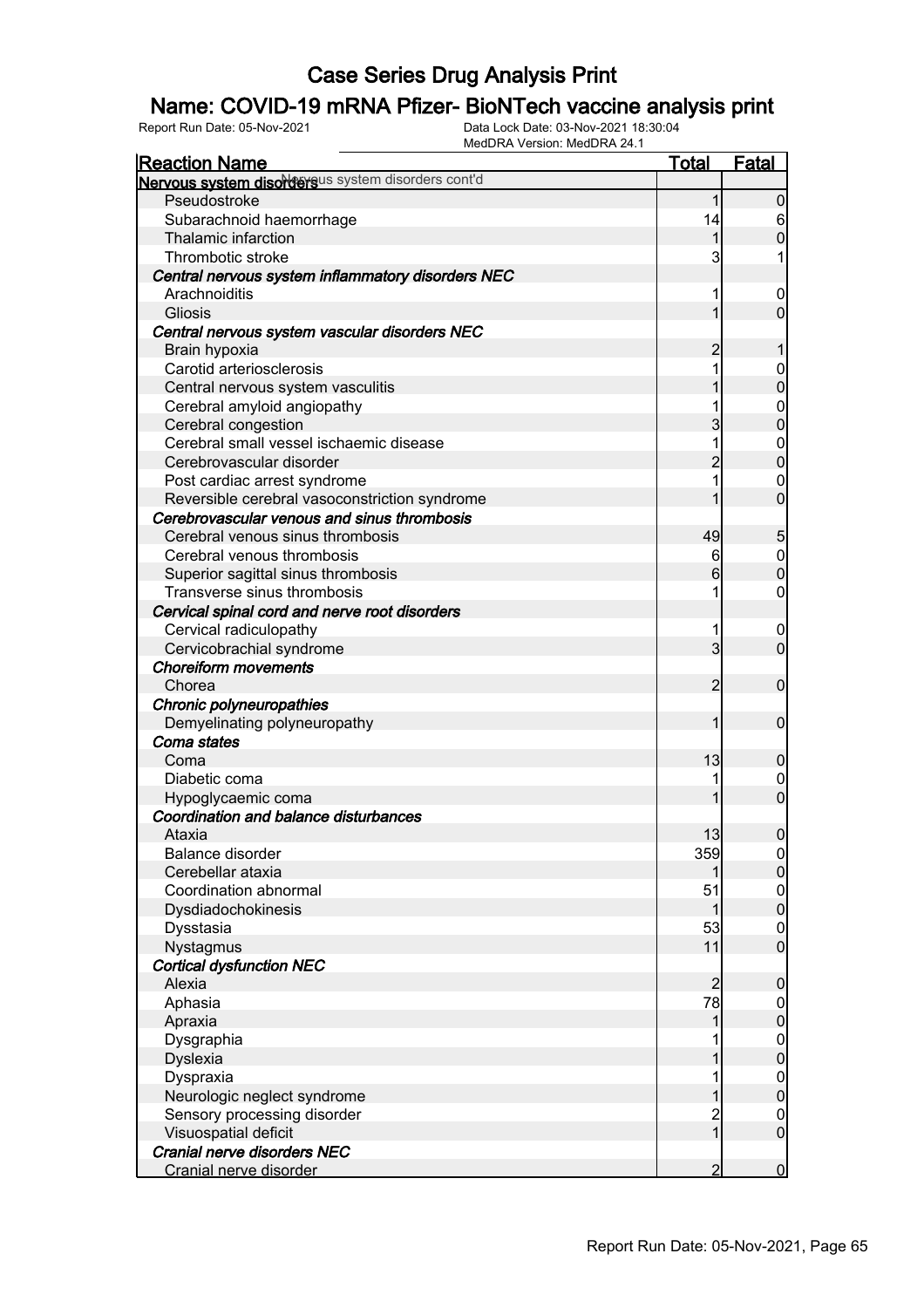# Case Series Drug Analysis Print

## Name: COVID-19 mRNA Pfizer- BioNTech vaccine analysis print

Report Run Date: 05-Nov-2021 | Data Lock Date: 03-Nov-2021 18:30:04 | MedDRA Version: MedDRA 24.1

| Reaction Name | Total | Fatal |
|---|---|---|
| **Nervous system disorders** Nervous system disorders cont'd | | |
| Pseudostroke | 1 | 0 |
| Subarachnoid haemorrhage | 14 | 6 |
| Thalamic infarction | 1 | 0 |
| Thrombotic stroke | 3 | 1 |
| ***Central nervous system inflammatory disorders NEC*** | | |
| Arachnoiditis | 1 | 0 |
| Gliosis | 1 | 0 |
| ***Central nervous system vascular disorders NEC*** | | |
| Brain hypoxia | 2 | 1 |
| Carotid arteriosclerosis | 1 | 0 |
| Central nervous system vasculitis | 1 | 0 |
| Cerebral amyloid angiopathy | 1 | 0 |
| Cerebral congestion | 3 | 0 |
| Cerebral small vessel ischaemic disease | 1 | 0 |
| Cerebrovascular disorder | 2 | 0 |
| Post cardiac arrest syndrome | 1 | 0 |
| Reversible cerebral vasoconstriction syndrome | 1 | 0 |
| ***Cerebrovascular venous and sinus thrombosis*** | | |
| Cerebral venous sinus thrombosis | 49 | 5 |
| Cerebral venous thrombosis | 6 | 0 |
| Superior sagittal sinus thrombosis | 6 | 0 |
| Transverse sinus thrombosis | 1 | 0 |
| ***Cervical spinal cord and nerve root disorders*** | | |
| Cervical radiculopathy | 1 | 0 |
| Cervicobrachial syndrome | 3 | 0 |
| ***Choreiform movements*** | | |
| Chorea | 2 | 0 |
| ***Chronic polyneuropathies*** | | |
| Demyelinating polyneuropathy | 1 | 0 |
| ***Coma states*** | | |
| Coma | 13 | 0 |
| Diabetic coma | 1 | 0 |
| Hypoglycaemic coma | 1 | 0 |
| ***Coordination and balance disturbances*** | | |
| Ataxia | 13 | 0 |
| Balance disorder | 359 | 0 |
| Cerebellar ataxia | 1 | 0 |
| Coordination abnormal | 51 | 0 |
| Dysdiadochokinesis | 1 | 0 |
| Dysstasia | 53 | 0 |
| Nystagmus | 11 | 0 |
| ***Cortical dysfunction NEC*** | | |
| Alexia | 2 | 0 |
| Aphasia | 78 | 0 |
| Apraxia | 1 | 0 |
| Dysgraphia | 1 | 0 |
| Dyslexia | 1 | 0 |
| Dyspraxia | 1 | 0 |
| Neurologic neglect syndrome | 1 | 0 |
| Sensory processing disorder | 2 | 0 |
| Visuospatial deficit | 1 | 0 |
| ***Cranial nerve disorders NEC*** | | |
| Cranial nerve disorder | 2 | 0 |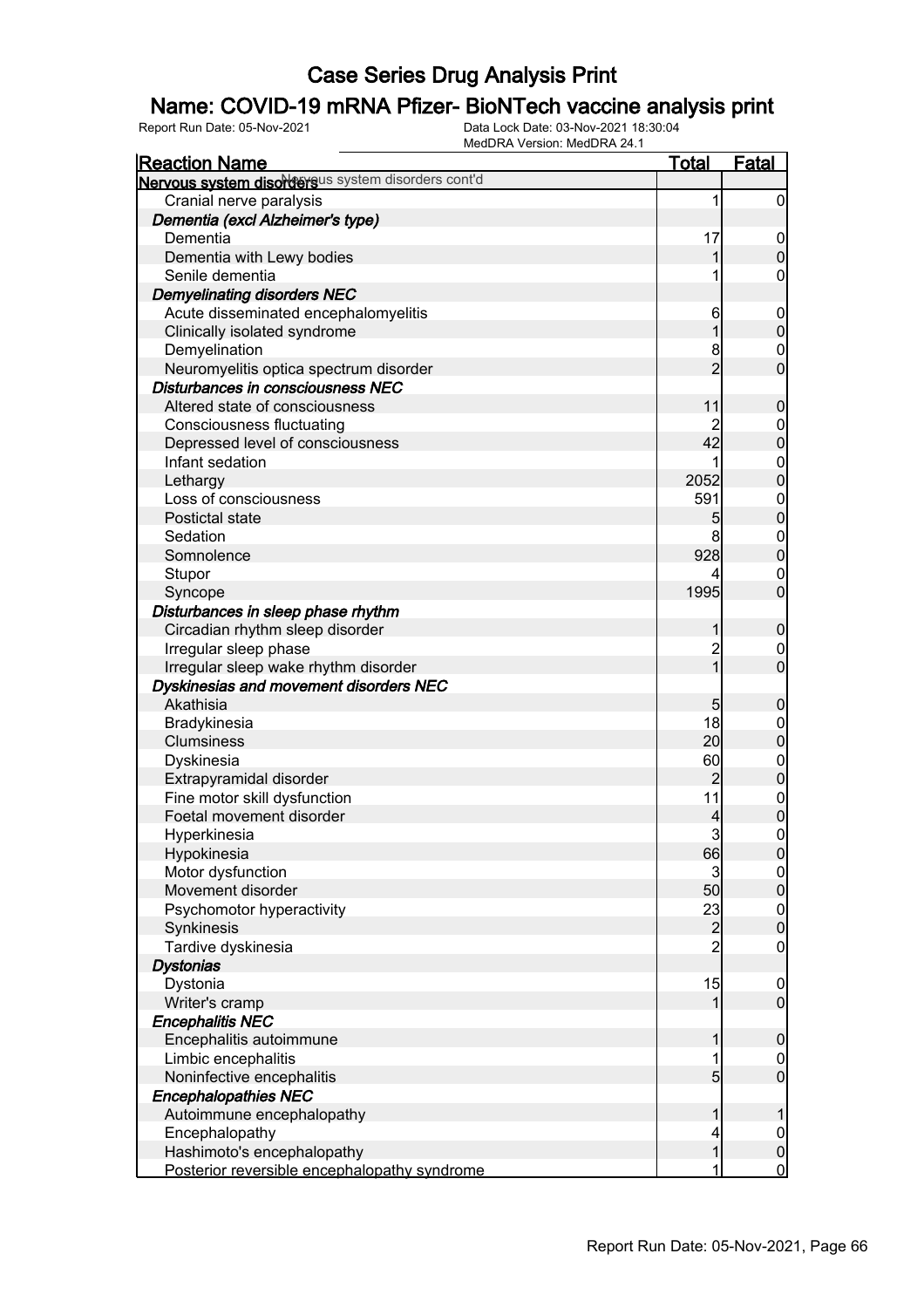# Case Series Drug Analysis Print

## Name: COVID-19 mRNA Pfizer- BioNTech vaccine analysis print

Report Run Date: 05-Nov-2021

Data Lock Date: 03-Nov-2021 18:30:04

MedDRA Version: MedDRA 24.1

| Reaction Name | Total | Fatal |
|---|---|---|
| **Nervous system disorders** Nervous system disorders cont'd | | |
| Cranial nerve paralysis | 1 | 0 |
| ***Dementia (excl Alzheimer's type)*** | | |
| Dementia | 17 | 0 |
| Dementia with Lewy bodies | 1 | 0 |
| Senile dementia | 1 | 0 |
| ***Demyelinating disorders NEC*** | | |
| Acute disseminated encephalomyelitis | 6 | 0 |
| Clinically isolated syndrome | 1 | 0 |
| Demyelination | 8 | 0 |
| Neuromyelitis optica spectrum disorder | 2 | 0 |
| ***Disturbances in consciousness NEC*** | | |
| Altered state of consciousness | 11 | 0 |
| Consciousness fluctuating | 2 | 0 |
| Depressed level of consciousness | 42 | 0 |
| Infant sedation | 1 | 0 |
| Lethargy | 2052 | 0 |
| Loss of consciousness | 591 | 0 |
| Postictal state | 5 | 0 |
| Sedation | 8 | 0 |
| Somnolence | 928 | 0 |
| Stupor | 4 | 0 |
| Syncope | 1995 | 0 |
| ***Disturbances in sleep phase rhythm*** | | |
| Circadian rhythm sleep disorder | 1 | 0 |
| Irregular sleep phase | 2 | 0 |
| Irregular sleep wake rhythm disorder | 1 | 0 |
| ***Dyskinesias and movement disorders NEC*** | | |
| Akathisia | 5 | 0 |
| Bradykinesia | 18 | 0 |
| Clumsiness | 20 | 0 |
| Dyskinesia | 60 | 0 |
| Extrapyramidal disorder | 2 | 0 |
| Fine motor skill dysfunction | 11 | 0 |
| Foetal movement disorder | 4 | 0 |
| Hyperkinesia | 3 | 0 |
| Hypokinesia | 66 | 0 |
| Motor dysfunction | 3 | 0 |
| Movement disorder | 50 | 0 |
| Psychomotor hyperactivity | 23 | 0 |
| Synkinesis | 2 | 0 |
| Tardive dyskinesia | 2 | 0 |
| ***Dystonias*** | | |
| Dystonia | 15 | 0 |
| Writer's cramp | 1 | 0 |
| ***Encephalitis NEC*** | | |
| Encephalitis autoimmune | 1 | 0 |
| Limbic encephalitis | 1 | 0 |
| Noninfective encephalitis | 5 | 0 |
| ***Encephalopathies NEC*** | | |
| Autoimmune encephalopathy | 1 | 1 |
| Encephalopathy | 4 | 0 |
| Hashimoto's encephalopathy | 1 | 0 |
| Posterior reversible encephalopathy syndrome | 1 | 0 |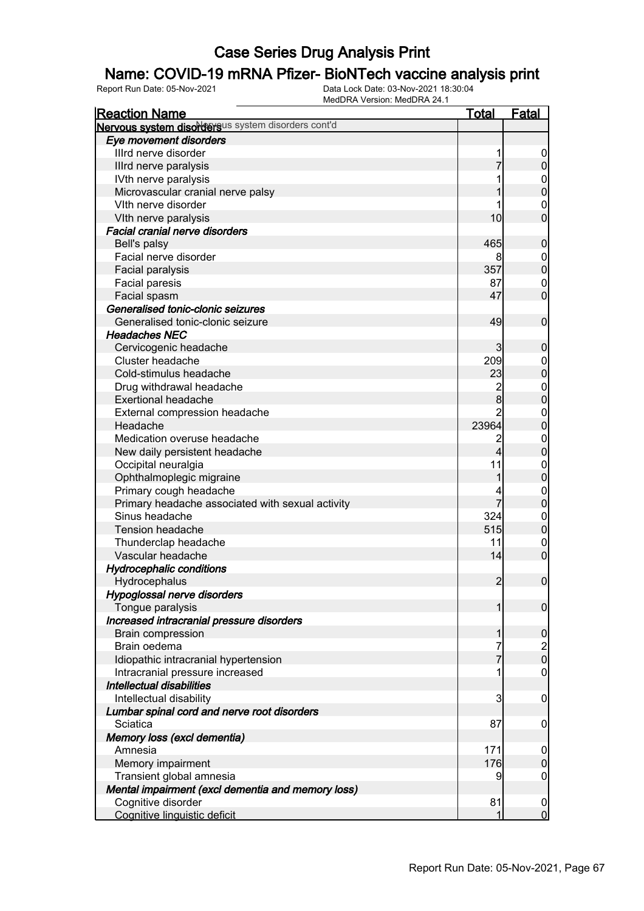# Case Series Drug Analysis Print

## Name: COVID-19 mRNA Pfizer- BioNTech vaccine analysis print

Report Run Date: 05-Nov-2021
Data Lock Date: 03-Nov-2021 18:30:04
MedDRA Version: MedDRA 24.1

| Reaction Name | Total | Fatal |
|---|---|---|
| **Nervous system disorders** Nervous system disorders cont'd | | |
| ***Eye movement disorders*** | | |
| IIIrd nerve disorder | 1 | 0 |
| IIIrd nerve paralysis | 7 | 0 |
| IVth nerve paralysis | 1 | 0 |
| Microvascular cranial nerve palsy | 1 | 0 |
| VIth nerve disorder | 1 | 0 |
| VIth nerve paralysis | 10 | 0 |
| ***Facial cranial nerve disorders*** | | |
| Bell's palsy | 465 | 0 |
| Facial nerve disorder | 8 | 0 |
| Facial paralysis | 357 | 0 |
| Facial paresis | 87 | 0 |
| Facial spasm | 47 | 0 |
| ***Generalised tonic-clonic seizures*** | | |
| Generalised tonic-clonic seizure | 49 | 0 |
| ***Headaches NEC*** | | |
| Cervicogenic headache | 3 | 0 |
| Cluster headache | 209 | 0 |
| Cold-stimulus headache | 23 | 0 |
| Drug withdrawal headache | 2 | 0 |
| Exertional headache | 8 | 0 |
| External compression headache | 2 | 0 |
| Headache | 23964 | 0 |
| Medication overuse headache | 2 | 0 |
| New daily persistent headache | 4 | 0 |
| Occipital neuralgia | 11 | 0 |
| Ophthalmoplegic migraine | 1 | 0 |
| Primary cough headache | 4 | 0 |
| Primary headache associated with sexual activity | 7 | 0 |
| Sinus headache | 324 | 0 |
| Tension headache | 515 | 0 |
| Thunderclap headache | 11 | 0 |
| Vascular headache | 14 | 0 |
| ***Hydrocephalic conditions*** | | |
| Hydrocephalus | 2 | 0 |
| ***Hypoglossal nerve disorders*** | | |
| Tongue paralysis | 1 | 0 |
| ***Increased intracranial pressure disorders*** | | |
| Brain compression | 1 | 0 |
| Brain oedema | 7 | 2 |
| Idiopathic intracranial hypertension | 7 | 0 |
| Intracranial pressure increased | 1 | 0 |
| ***Intellectual disabilities*** | | |
| Intellectual disability | 3 | 0 |
| ***Lumbar spinal cord and nerve root disorders*** | | |
| Sciatica | 87 | 0 |
| ***Memory loss (excl dementia)*** | | |
| Amnesia | 171 | 0 |
| Memory impairment | 176 | 0 |
| Transient global amnesia | 9 | 0 |
| ***Mental impairment (excl dementia and memory loss)*** | | |
| Cognitive disorder | 81 | 0 |
| Cognitive linguistic deficit | 1 | 0 |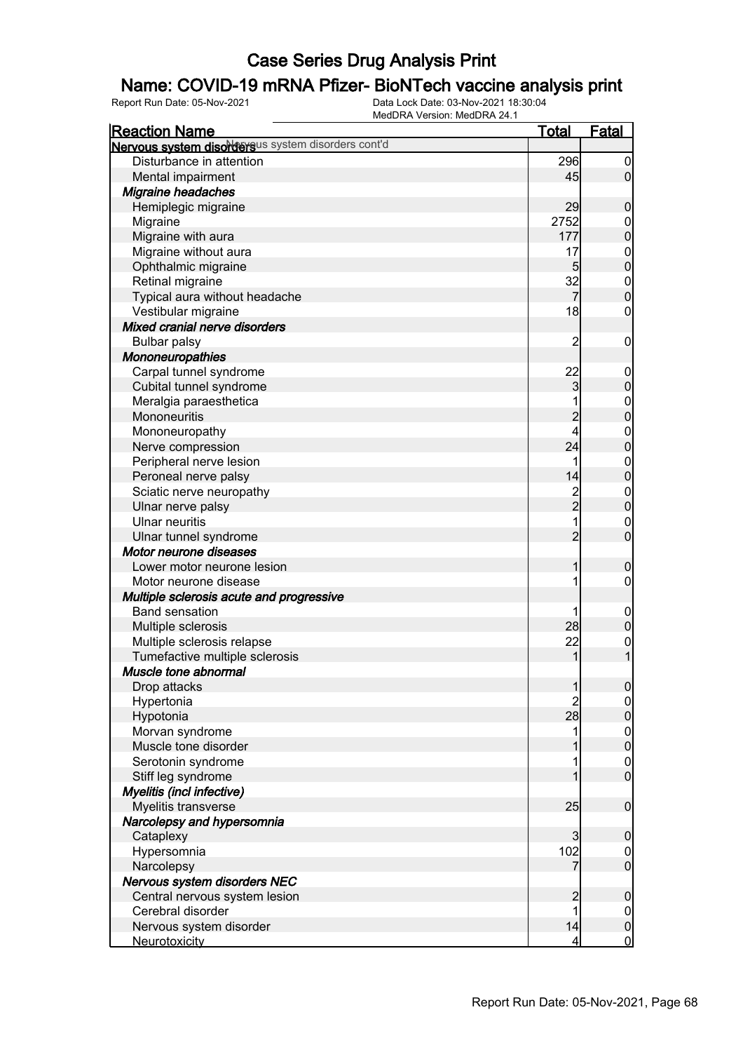# Case Series Drug Analysis Print

## Name: COVID-19 mRNA Pfizer- BioNTech vaccine analysis print

Report Run Date: 05-Nov-2021    Data Lock Date: 03-Nov-2021 18:30:04
MedDRA Version: MedDRA 24.1

| Reaction Name | Total | Fatal |
|---|---|---|
| **Nervous system disorders** Nervous system disorders cont'd | | |
| Disturbance in attention | 296 | 0 |
| Mental impairment | 45 | 0 |
| ***Migraine headaches*** | | |
| Hemiplegic migraine | 29 | 0 |
| Migraine | 2752 | 0 |
| Migraine with aura | 177 | 0 |
| Migraine without aura | 17 | 0 |
| Ophthalmic migraine | 5 | 0 |
| Retinal migraine | 32 | 0 |
| Typical aura without headache | 7 | 0 |
| Vestibular migraine | 18 | 0 |
| ***Mixed cranial nerve disorders*** | | |
| Bulbar palsy | 2 | 0 |
| ***Mononeuropathies*** | | |
| Carpal tunnel syndrome | 22 | 0 |
| Cubital tunnel syndrome | 3 | 0 |
| Meralgia paraesthetica | 1 | 0 |
| Mononeuritis | 2 | 0 |
| Mononeuropathy | 4 | 0 |
| Nerve compression | 24 | 0 |
| Peripheral nerve lesion | 1 | 0 |
| Peroneal nerve palsy | 14 | 0 |
| Sciatic nerve neuropathy | 2 | 0 |
| Ulnar nerve palsy | 2 | 0 |
| Ulnar neuritis | 1 | 0 |
| Ulnar tunnel syndrome | 2 | 0 |
| ***Motor neurone diseases*** | | |
| Lower motor neurone lesion | 1 | 0 |
| Motor neurone disease | 1 | 0 |
| ***Multiple sclerosis acute and progressive*** | | |
| Band sensation | 1 | 0 |
| Multiple sclerosis | 28 | 0 |
| Multiple sclerosis relapse | 22 | 0 |
| Tumefactive multiple sclerosis | 1 | 1 |
| ***Muscle tone abnormal*** | | |
| Drop attacks | 1 | 0 |
| Hypertonia | 2 | 0 |
| Hypotonia | 28 | 0 |
| Morvan syndrome | 1 | 0 |
| Muscle tone disorder | 1 | 0 |
| Serotonin syndrome | 1 | 0 |
| Stiff leg syndrome | 1 | 0 |
| ***Myelitis (incl infective)*** | | |
| Myelitis transverse | 25 | 0 |
| ***Narcolepsy and hypersomnia*** | | |
| Cataplexy | 3 | 0 |
| Hypersomnia | 102 | 0 |
| Narcolepsy | 7 | 0 |
| ***Nervous system disorders NEC*** | | |
| Central nervous system lesion | 2 | 0 |
| Cerebral disorder | 1 | 0 |
| Nervous system disorder | 14 | 0 |
| Neurotoxicity | 4 | 0 |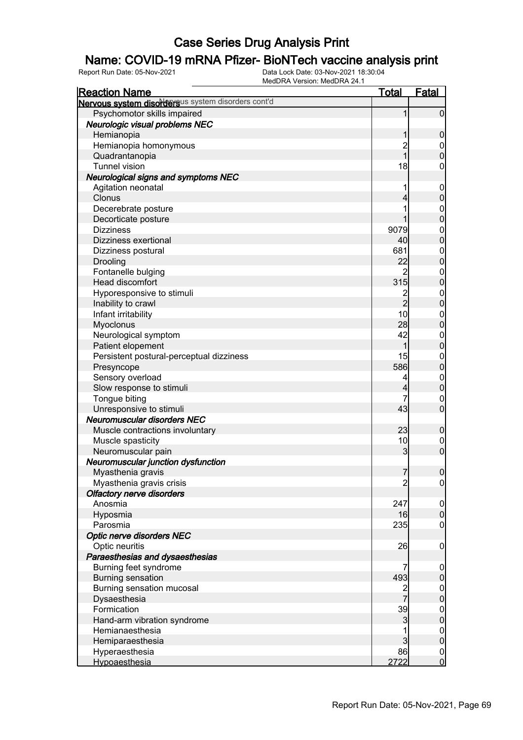# Case Series Drug Analysis Print

## Name: COVID-19 mRNA Pfizer- BioNTech vaccine analysis print

Report Run Date: 05-Nov-2021

Data Lock Date: 03-Nov-2021 18:30:04

MedDRA Version: MedDRA 24.1

| Reaction Name | Total | Fatal |
|---|---|---|
| **Nervous system disorders** Nervous system disorders cont'd | | |
| Psychomotor skills impaired | 1 | 0 |
| ***Neurologic visual problems NEC*** | | |
| Hemianopia | 1 | 0 |
| Hemianopia homonymous | 2 | 0 |
| Quadrantanopia | 1 | 0 |
| Tunnel vision | 18 | 0 |
| ***Neurological signs and symptoms NEC*** | | |
| Agitation neonatal | 1 | 0 |
| Clonus | 4 | 0 |
| Decerebrate posture | 1 | 0 |
| Decorticate posture | 1 | 0 |
| Dizziness | 9079 | 0 |
| Dizziness exertional | 40 | 0 |
| Dizziness postural | 681 | 0 |
| Drooling | 22 | 0 |
| Fontanelle bulging | 2 | 0 |
| Head discomfort | 315 | 0 |
| Hyporesponsive to stimuli | 2 | 0 |
| Inability to crawl | 2 | 0 |
| Infant irritability | 10 | 0 |
| Myoclonus | 28 | 0 |
| Neurological symptom | 42 | 0 |
| Patient elopement | 1 | 0 |
| Persistent postural-perceptual dizziness | 15 | 0 |
| Presyncope | 586 | 0 |
| Sensory overload | 4 | 0 |
| Slow response to stimuli | 4 | 0 |
| Tongue biting | 7 | 0 |
| Unresponsive to stimuli | 43 | 0 |
| ***Neuromuscular disorders NEC*** | | |
| Muscle contractions involuntary | 23 | 0 |
| Muscle spasticity | 10 | 0 |
| Neuromuscular pain | 3 | 0 |
| ***Neuromuscular junction dysfunction*** | | |
| Myasthenia gravis | 7 | 0 |
| Myasthenia gravis crisis | 2 | 0 |
| ***Olfactory nerve disorders*** | | |
| Anosmia | 247 | 0 |
| Hyposmia | 16 | 0 |
| Parosmia | 235 | 0 |
| ***Optic nerve disorders NEC*** | | |
| Optic neuritis | 26 | 0 |
| ***Paraesthesias and dysaesthesias*** | | |
| Burning feet syndrome | 7 | 0 |
| Burning sensation | 493 | 0 |
| Burning sensation mucosal | 2 | 0 |
| Dysaesthesia | 7 | 0 |
| Formication | 39 | 0 |
| Hand-arm vibration syndrome | 3 | 0 |
| Hemianaesthesia | 1 | 0 |
| Hemiparaesthesia | 3 | 0 |
| Hyperaesthesia | 86 | 0 |
| Hypoaesthesia | 2722 | 0 |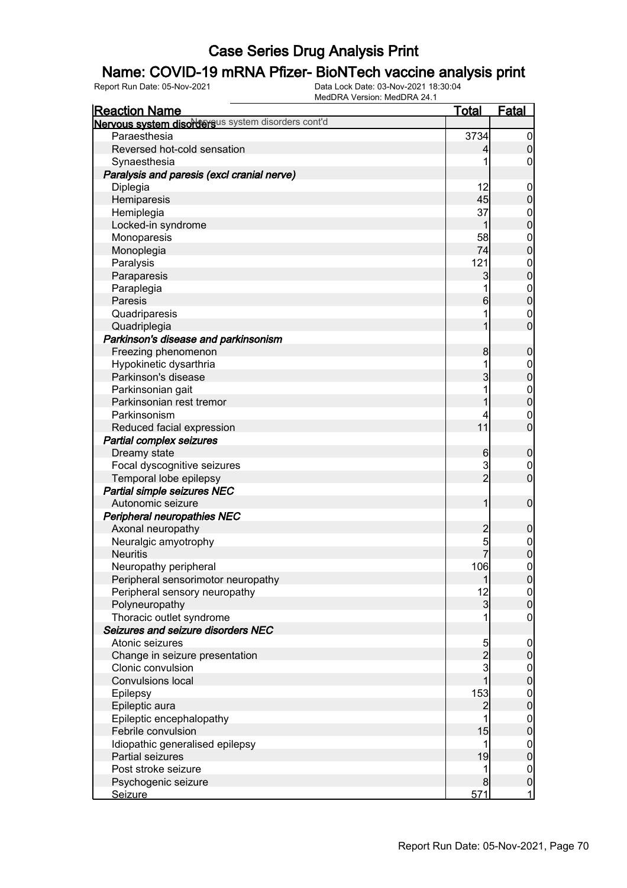# Case Series Drug Analysis Print

## Name: COVID-19 mRNA Pfizer- BioNTech vaccine analysis print

Report Run Date: 05-Nov-2021    Data Lock Date: 03-Nov-2021 18:30:04
MedDRA Version: MedDRA 24.1

| Reaction Name | Total | Fatal |
|---|---|---|
| **Nervous system disorders** Nervous system disorders cont'd | | |
| Paraesthesia | 3734 | 0 |
| Reversed hot-cold sensation | 4 | 0 |
| Synaesthesia | 1 | 0 |
| ***Paralysis and paresis (excl cranial nerve)*** | | |
| Diplegia | 12 | 0 |
| Hemiparesis | 45 | 0 |
| Hemiplegia | 37 | 0 |
| Locked-in syndrome | 1 | 0 |
| Monoparesis | 58 | 0 |
| Monoplegia | 74 | 0 |
| Paralysis | 121 | 0 |
| Paraparesis | 3 | 0 |
| Paraplegia | 1 | 0 |
| Paresis | 6 | 0 |
| Quadriparesis | 1 | 0 |
| Quadriplegia | 1 | 0 |
| ***Parkinson's disease and parkinsonism*** | | |
| Freezing phenomenon | 8 | 0 |
| Hypokinetic dysarthria | 1 | 0 |
| Parkinson's disease | 3 | 0 |
| Parkinsonian gait | 1 | 0 |
| Parkinsonian rest tremor | 1 | 0 |
| Parkinsonism | 4 | 0 |
| Reduced facial expression | 11 | 0 |
| ***Partial complex seizures*** | | |
| Dreamy state | 6 | 0 |
| Focal dyscognitive seizures | 3 | 0 |
| Temporal lobe epilepsy | 2 | 0 |
| ***Partial simple seizures NEC*** | | |
| Autonomic seizure | 1 | 0 |
| ***Peripheral neuropathies NEC*** | | |
| Axonal neuropathy | 2 | 0 |
| Neuralgic amyotrophy | 5 | 0 |
| Neuritis | 7 | 0 |
| Neuropathy peripheral | 106 | 0 |
| Peripheral sensorimotor neuropathy | 1 | 0 |
| Peripheral sensory neuropathy | 12 | 0 |
| Polyneuropathy | 3 | 0 |
| Thoracic outlet syndrome | 1 | 0 |
| ***Seizures and seizure disorders NEC*** | | |
| Atonic seizures | 5 | 0 |
| Change in seizure presentation | 2 | 0 |
| Clonic convulsion | 3 | 0 |
| Convulsions local | 1 | 0 |
| Epilepsy | 153 | 0 |
| Epileptic aura | 2 | 0 |
| Epileptic encephalopathy | 1 | 0 |
| Febrile convulsion | 15 | 0 |
| Idiopathic generalised epilepsy | 1 | 0 |
| Partial seizures | 19 | 0 |
| Post stroke seizure | 1 | 0 |
| Psychogenic seizure | 8 | 0 |
| Seizure | 571 | 1 |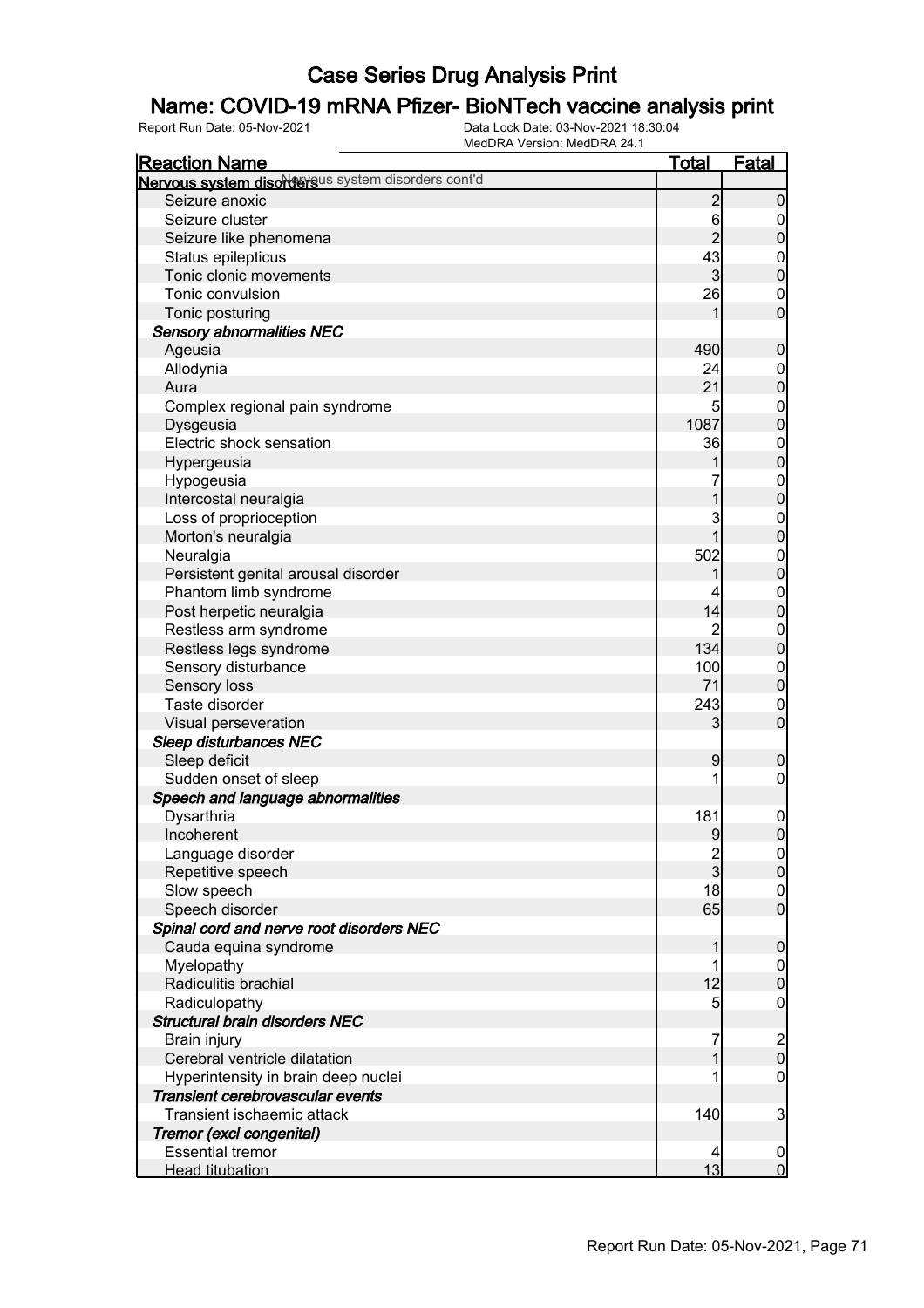# Case Series Drug Analysis Print

## Name: COVID-19 mRNA Pfizer- BioNTech vaccine analysis print

Report Run Date: 05-Nov-2021 | Data Lock Date: 03-Nov-2021 18:30:04 | MedDRA Version: MedDRA 24.1

| Reaction Name | Total | Fatal |
|---|---|---|
| **Nervous system disorders** Nervous system disorders cont'd | | |
| Seizure anoxic | 2 | 0 |
| Seizure cluster | 6 | 0 |
| Seizure like phenomena | 2 | 0 |
| Status epilepticus | 43 | 0 |
| Tonic clonic movements | 3 | 0 |
| Tonic convulsion | 26 | 0 |
| Tonic posturing | 1 | 0 |
| ***Sensory abnormalities NEC*** | | |
| Ageusia | 490 | 0 |
| Allodynia | 24 | 0 |
| Aura | 21 | 0 |
| Complex regional pain syndrome | 5 | 0 |
| Dysgeusia | 1087 | 0 |
| Electric shock sensation | 36 | 0 |
| Hypergeusia | 1 | 0 |
| Hypogeusia | 7 | 0 |
| Intercostal neuralgia | 1 | 0 |
| Loss of proprioception | 3 | 0 |
| Morton's neuralgia | 1 | 0 |
| Neuralgia | 502 | 0 |
| Persistent genital arousal disorder | 1 | 0 |
| Phantom limb syndrome | 4 | 0 |
| Post herpetic neuralgia | 14 | 0 |
| Restless arm syndrome | 2 | 0 |
| Restless legs syndrome | 134 | 0 |
| Sensory disturbance | 100 | 0 |
| Sensory loss | 71 | 0 |
| Taste disorder | 243 | 0 |
| Visual perseveration | 3 | 0 |
| ***Sleep disturbances NEC*** | | |
| Sleep deficit | 9 | 0 |
| Sudden onset of sleep | 1 | 0 |
| ***Speech and language abnormalities*** | | |
| Dysarthria | 181 | 0 |
| Incoherent | 9 | 0 |
| Language disorder | 2 | 0 |
| Repetitive speech | 3 | 0 |
| Slow speech | 18 | 0 |
| Speech disorder | 65 | 0 |
| ***Spinal cord and nerve root disorders NEC*** | | |
| Cauda equina syndrome | 1 | 0 |
| Myelopathy | 1 | 0 |
| Radiculitis brachial | 12 | 0 |
| Radiculopathy | 5 | 0 |
| ***Structural brain disorders NEC*** | | |
| Brain injury | 7 | 2 |
| Cerebral ventricle dilatation | 1 | 0 |
| Hyperintensity in brain deep nuclei | 1 | 0 |
| ***Transient cerebrovascular events*** | | |
| Transient ischaemic attack | 140 | 3 |
| ***Tremor (excl congenital)*** | | |
| Essential tremor | 4 | 0 |
| Head titubation | 13 | 0 |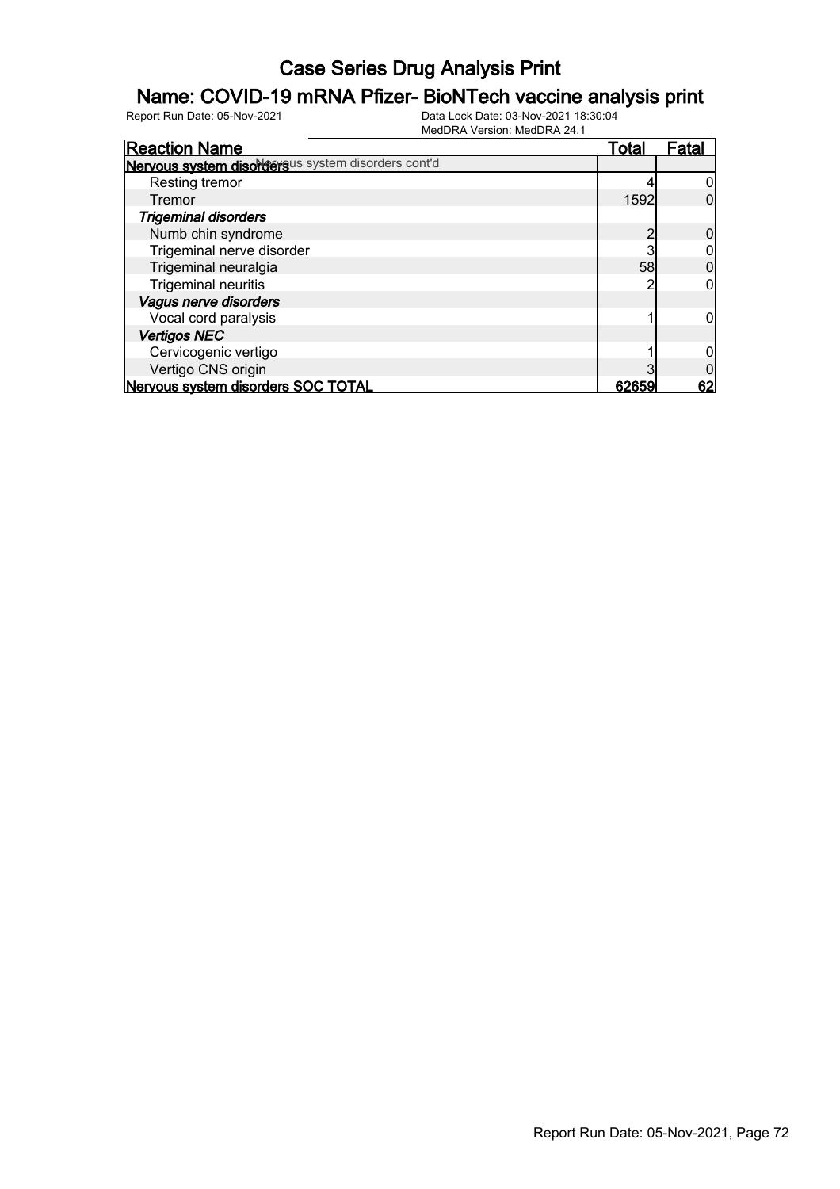# Case Series Drug Analysis Print

## Name: COVID-19 mRNA Pfizer- BioNTech vaccine analysis print

Report Run Date: 05-Nov-2021

Data Lock Date: 03-Nov-2021 18:30:04
MedDRA Version: MedDRA 24.1

| Reaction Name | Total | Fatal |
|---|---|---|
| **Nervous system disorders** Nervous system disorders cont'd | | |
| Resting tremor | 4 | 0 |
| Tremor | 1592 | 0 |
| ***Trigeminal disorders*** | | |
| Numb chin syndrome | 2 | 0 |
| Trigeminal nerve disorder | 3 | 0 |
| Trigeminal neuralgia | 58 | 0 |
| Trigeminal neuritis | 2 | 0 |
| ***Vagus nerve disorders*** | | |
| Vocal cord paralysis | 1 | 0 |
| ***Vertigos NEC*** | | |
| Cervicogenic vertigo | 1 | 0 |
| Vertigo CNS origin | 3 | 0 |
| **Nervous system disorders SOC TOTAL** | **62659** | **62** |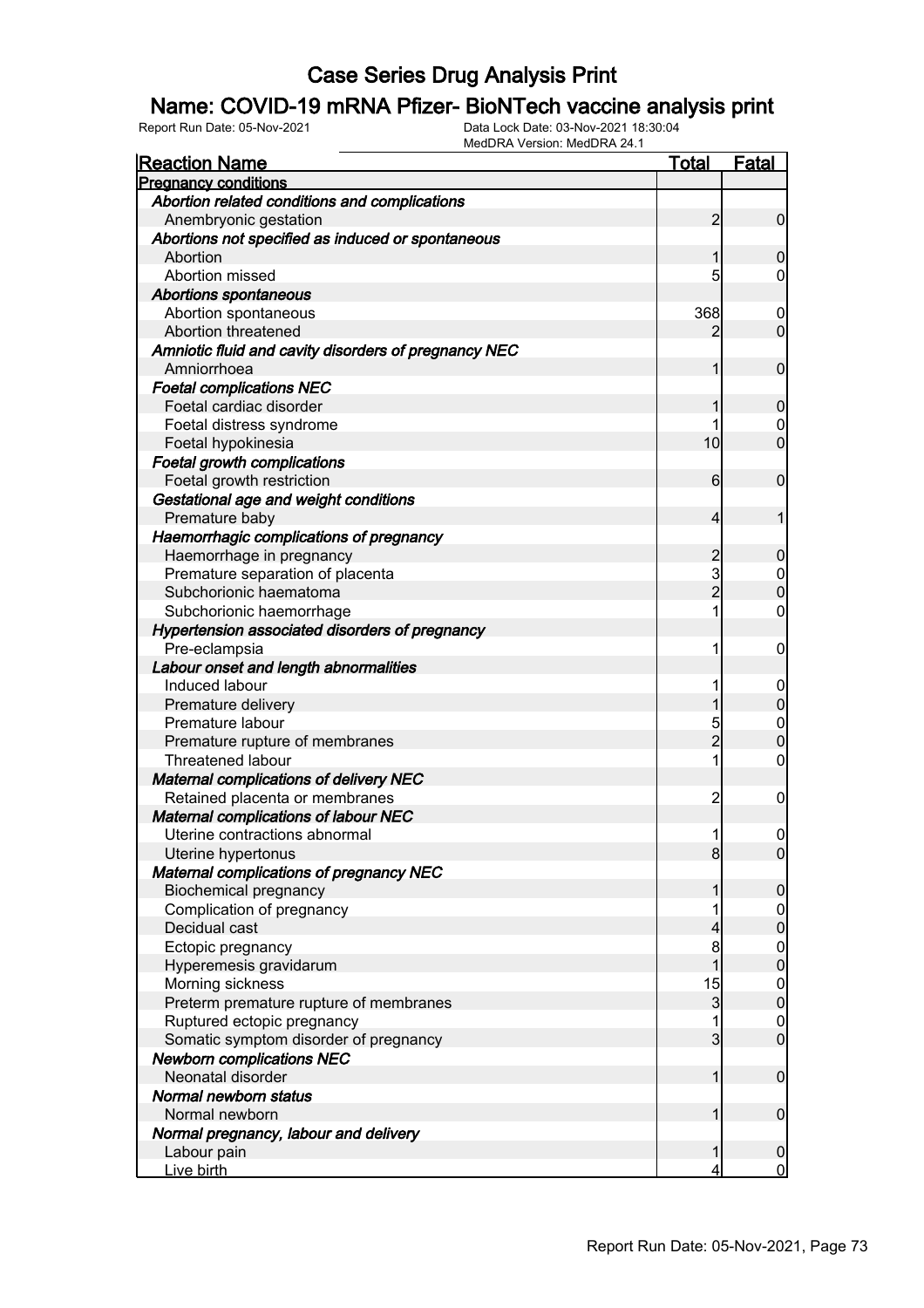# Case Series Drug Analysis Print

## Name: COVID-19 mRNA Pfizer- BioNTech vaccine analysis print

Report Run Date: 05-Nov-2021 | Data Lock Date: 03-Nov-2021 18:30:04 | MedDRA Version: MedDRA 24.1

| Reaction Name | Total | Fatal |
|---|---|---|
| **Pregnancy conditions** | | |
| ***Abortion related conditions and complications*** | | |
| Anembryonic gestation | 2 | 0 |
| ***Abortions not specified as induced or spontaneous*** | | |
| Abortion | 1 | 0 |
| Abortion missed | 5 | 0 |
| ***Abortions spontaneous*** | | |
| Abortion spontaneous | 368 | 0 |
| Abortion threatened | 2 | 0 |
| ***Amniotic fluid and cavity disorders of pregnancy NEC*** | | |
| Amniorrhoea | 1 | 0 |
| ***Foetal complications NEC*** | | |
| Foetal cardiac disorder | 1 | 0 |
| Foetal distress syndrome | 1 | 0 |
| Foetal hypokinesia | 10 | 0 |
| ***Foetal growth complications*** | | |
| Foetal growth restriction | 6 | 0 |
| ***Gestational age and weight conditions*** | | |
| Premature baby | 4 | 1 |
| ***Haemorrhagic complications of pregnancy*** | | |
| Haemorrhage in pregnancy | 2 | 0 |
| Premature separation of placenta | 3 | 0 |
| Subchorionic haematoma | 2 | 0 |
| Subchorionic haemorrhage | 1 | 0 |
| ***Hypertension associated disorders of pregnancy*** | | |
| Pre-eclampsia | 1 | 0 |
| ***Labour onset and length abnormalities*** | | |
| Induced labour | 1 | 0 |
| Premature delivery | 1 | 0 |
| Premature labour | 5 | 0 |
| Premature rupture of membranes | 2 | 0 |
| Threatened labour | 1 | 0 |
| ***Maternal complications of delivery NEC*** | | |
| Retained placenta or membranes | 2 | 0 |
| ***Maternal complications of labour NEC*** | | |
| Uterine contractions abnormal | 1 | 0 |
| Uterine hypertonus | 8 | 0 |
| ***Maternal complications of pregnancy NEC*** | | |
| Biochemical pregnancy | 1 | 0 |
| Complication of pregnancy | 1 | 0 |
| Decidual cast | 4 | 0 |
| Ectopic pregnancy | 8 | 0 |
| Hyperemesis gravidarum | 1 | 0 |
| Morning sickness | 15 | 0 |
| Preterm premature rupture of membranes | 3 | 0 |
| Ruptured ectopic pregnancy | 1 | 0 |
| Somatic symptom disorder of pregnancy | 3 | 0 |
| ***Newborn complications NEC*** | | |
| Neonatal disorder | 1 | 0 |
| ***Normal newborn status*** | | |
| Normal newborn | 1 | 0 |
| ***Normal pregnancy, labour and delivery*** | | |
| Labour pain | 1 | 0 |
| Live birth | 4 | 0 |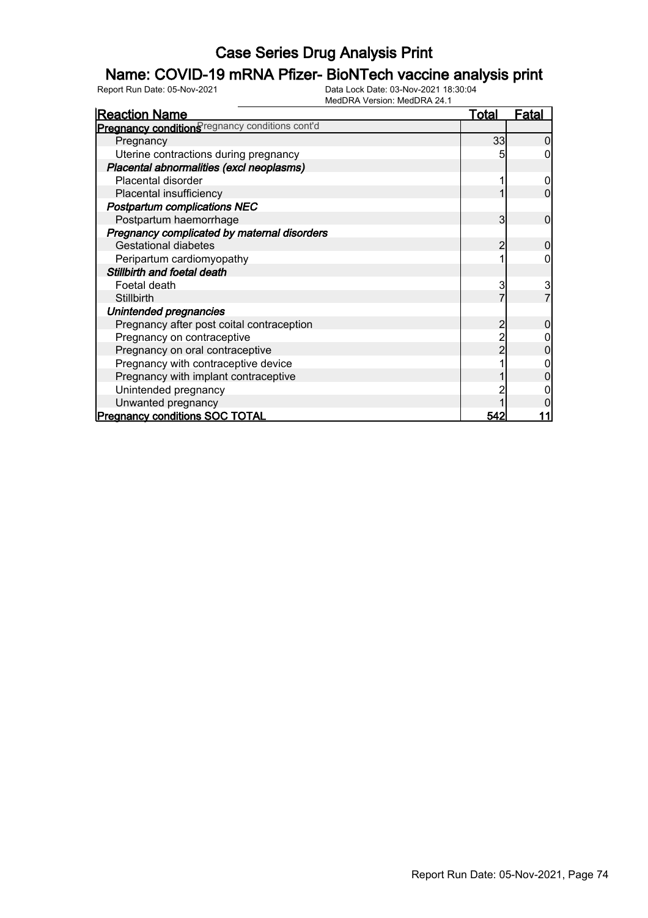# Case Series Drug Analysis Print

## Name: COVID-19 mRNA Pfizer- BioNTech vaccine analysis print

Report Run Date: 05-Nov-2021 Data Lock Date: 03-Nov-2021 18:30:04
MedDRA Version: MedDRA 24.1

| Reaction Name | Total | Fatal |
|---|---|---|
| **Pregnancy conditions** Pregnancy conditions cont'd | | |
| Pregnancy | 33 | 0 |
| Uterine contractions during pregnancy | 5 | 0 |
| ***Placental abnormalities (excl neoplasms)*** | | |
| Placental disorder | 1 | 0 |
| Placental insufficiency | 1 | 0 |
| ***Postpartum complications NEC*** | | |
| Postpartum haemorrhage | 3 | 0 |
| ***Pregnancy complicated by maternal disorders*** | | |
| Gestational diabetes | 2 | 0 |
| Peripartum cardiomyopathy | 1 | 0 |
| ***Stillbirth and foetal death*** | | |
| Foetal death | 3 | 3 |
| Stillbirth | 7 | 7 |
| ***Unintended pregnancies*** | | |
| Pregnancy after post coital contraception | 2 | 0 |
| Pregnancy on contraceptive | 2 | 0 |
| Pregnancy on oral contraceptive | 2 | 0 |
| Pregnancy with contraceptive device | 1 | 0 |
| Pregnancy with implant contraceptive | 1 | 0 |
| Unintended pregnancy | 2 | 0 |
| Unwanted pregnancy | 1 | 0 |
| **Pregnancy conditions SOC TOTAL** | **542** | **11** |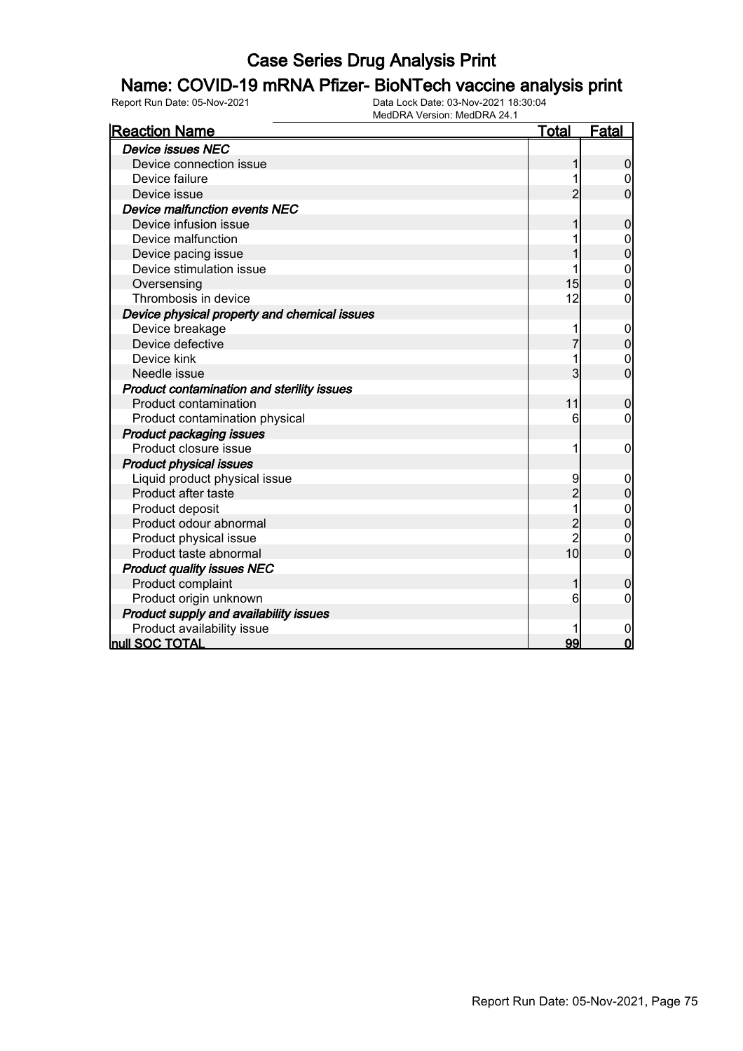# Case Series Drug Analysis Print

## Name: COVID-19 mRNA Pfizer- BioNTech vaccine analysis print

Report Run Date: 05-Nov-2021 Data Lock Date: 03-Nov-2021 18:30:04
MedDRA Version: MedDRA 24.1

| Reaction Name | Total | Fatal |
|---|---|---|
| ***Device issues NEC*** | | |
| Device connection issue | 1 | 0 |
| Device failure | 1 | 0 |
| Device issue | 2 | 0 |
| ***Device malfunction events NEC*** | | |
| Device infusion issue | 1 | 0 |
| Device malfunction | 1 | 0 |
| Device pacing issue | 1 | 0 |
| Device stimulation issue | 1 | 0 |
| Oversensing | 15 | 0 |
| Thrombosis in device | 12 | 0 |
| ***Device physical property and chemical issues*** | | |
| Device breakage | 1 | 0 |
| Device defective | 7 | 0 |
| Device kink | 1 | 0 |
| Needle issue | 3 | 0 |
| ***Product contamination and sterility issues*** | | |
| Product contamination | 11 | 0 |
| Product contamination physical | 6 | 0 |
| ***Product packaging issues*** | | |
| Product closure issue | 1 | 0 |
| ***Product physical issues*** | | |
| Liquid product physical issue | 9 | 0 |
| Product after taste | 2 | 0 |
| Product deposit | 1 | 0 |
| Product odour abnormal | 2 | 0 |
| Product physical issue | 2 | 0 |
| Product taste abnormal | 10 | 0 |
| ***Product quality issues NEC*** | | |
| Product complaint | 1 | 0 |
| Product origin unknown | 6 | 0 |
| ***Product supply and availability issues*** | | |
| Product availability issue | 1 | 0 |
| **null SOC TOTAL** | **99** | **0** |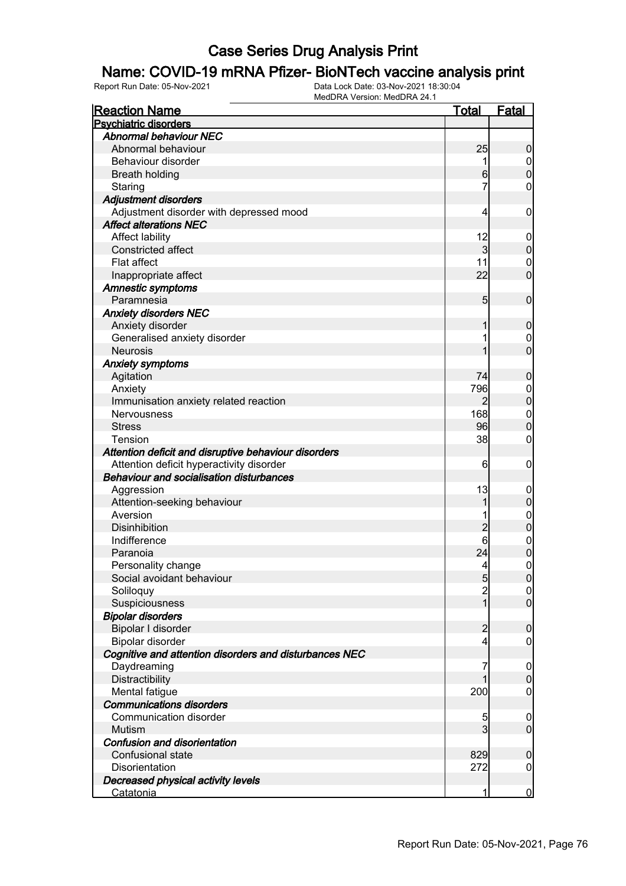# Case Series Drug Analysis Print

## Name: COVID-19 mRNA Pfizer- BioNTech vaccine analysis print

Report Run Date: 05-Nov-2021    Data Lock Date: 03-Nov-2021 18:30:04
MedDRA Version: MedDRA 24.1

| Reaction Name | Total | Fatal |
|---|---|---|
| **Psychiatric disorders** | | |
| ***Abnormal behaviour NEC*** | | |
| Abnormal behaviour | 25 | 0 |
| Behaviour disorder | 1 | 0 |
| Breath holding | 6 | 0 |
| Staring | 7 | 0 |
| ***Adjustment disorders*** | | |
| Adjustment disorder with depressed mood | 4 | 0 |
| ***Affect alterations NEC*** | | |
| Affect lability | 12 | 0 |
| Constricted affect | 3 | 0 |
| Flat affect | 11 | 0 |
| Inappropriate affect | 22 | 0 |
| ***Amnestic symptoms*** | | |
| Paramnesia | 5 | 0 |
| ***Anxiety disorders NEC*** | | |
| Anxiety disorder | 1 | 0 |
| Generalised anxiety disorder | 1 | 0 |
| Neurosis | 1 | 0 |
| ***Anxiety symptoms*** | | |
| Agitation | 74 | 0 |
| Anxiety | 796 | 0 |
| Immunisation anxiety related reaction | 2 | 0 |
| Nervousness | 168 | 0 |
| Stress | 96 | 0 |
| Tension | 38 | 0 |
| ***Attention deficit and disruptive behaviour disorders*** | | |
| Attention deficit hyperactivity disorder | 6 | 0 |
| ***Behaviour and socialisation disturbances*** | | |
| Aggression | 13 | 0 |
| Attention-seeking behaviour | 1 | 0 |
| Aversion | 1 | 0 |
| Disinhibition | 2 | 0 |
| Indifference | 6 | 0 |
| Paranoia | 24 | 0 |
| Personality change | 4 | 0 |
| Social avoidant behaviour | 5 | 0 |
| Soliloquy | 2 | 0 |
| Suspiciousness | 1 | 0 |
| ***Bipolar disorders*** | | |
| Bipolar I disorder | 2 | 0 |
| Bipolar disorder | 4 | 0 |
| ***Cognitive and attention disorders and disturbances NEC*** | | |
| Daydreaming | 7 | 0 |
| Distractibility | 1 | 0 |
| Mental fatigue | 200 | 0 |
| ***Communications disorders*** | | |
| Communication disorder | 5 | 0 |
| Mutism | 3 | 0 |
| ***Confusion and disorientation*** | | |
| Confusional state | 829 | 0 |
| Disorientation | 272 | 0 |
| ***Decreased physical activity levels*** | | |
| Catatonia | 1 | 0 |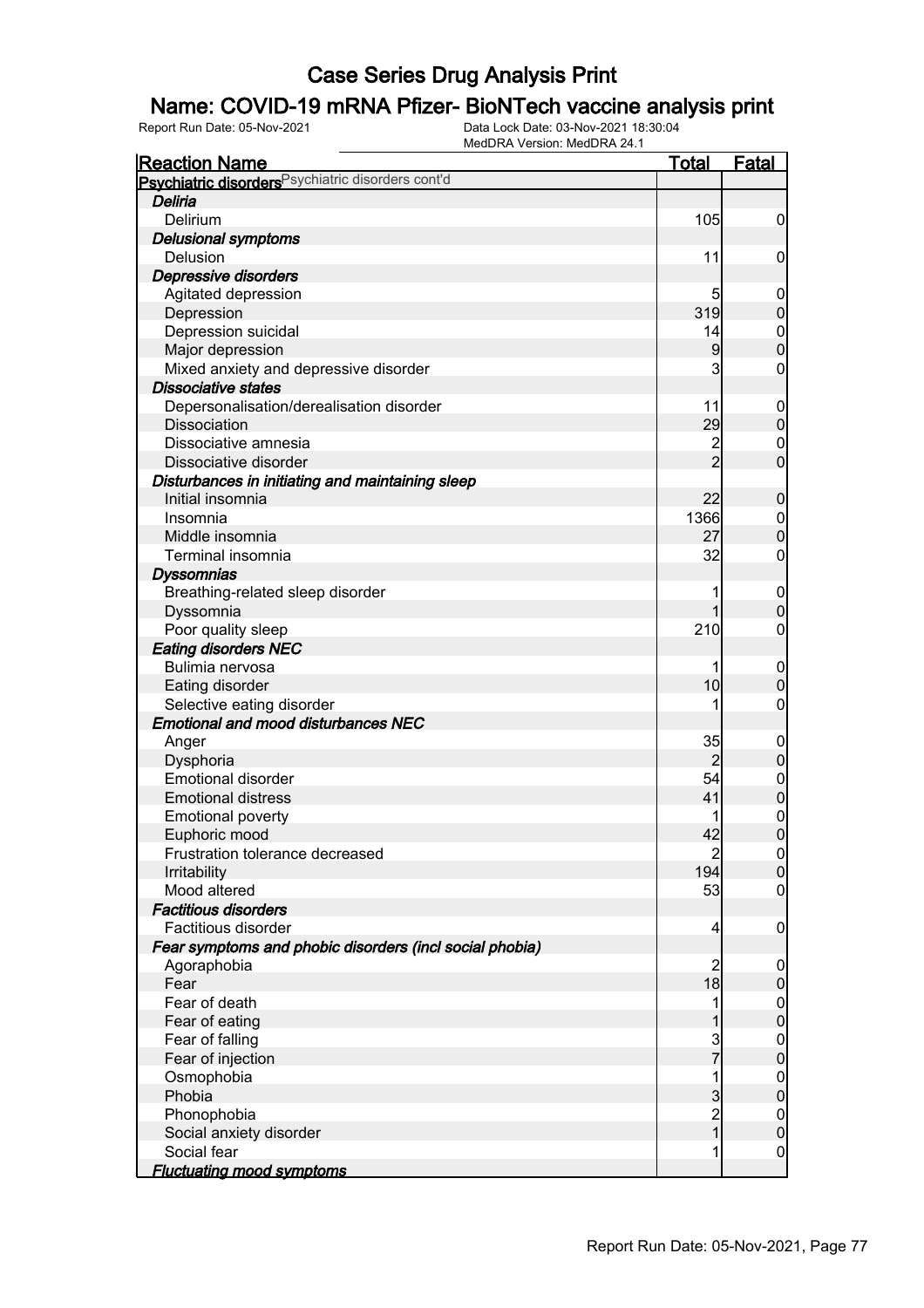# Case Series Drug Analysis Print

## Name: COVID-19 mRNA Pfizer- BioNTech vaccine analysis print

Report Run Date: 05-Nov-2021

Data Lock Date: 03-Nov-2021 18:30:04
MedDRA Version: MedDRA 24.1

| Reaction Name | Total | Fatal |
|---|---|---|
| **Psychiatric disorders** Psychiatric disorders cont'd | | |
| ***Deliria*** | | |
| Delirium | 105 | 0 |
| ***Delusional symptoms*** | | |
| Delusion | 11 | 0 |
| ***Depressive disorders*** | | |
| Agitated depression | 5 | 0 |
| Depression | 319 | 0 |
| Depression suicidal | 14 | 0 |
| Major depression | 9 | 0 |
| Mixed anxiety and depressive disorder | 3 | 0 |
| ***Dissociative states*** | | |
| Depersonalisation/derealisation disorder | 11 | 0 |
| Dissociation | 29 | 0 |
| Dissociative amnesia | 2 | 0 |
| Dissociative disorder | 2 | 0 |
| ***Disturbances in initiating and maintaining sleep*** | | |
| Initial insomnia | 22 | 0 |
| Insomnia | 1366 | 0 |
| Middle insomnia | 27 | 0 |
| Terminal insomnia | 32 | 0 |
| ***Dyssomnias*** | | |
| Breathing-related sleep disorder | 1 | 0 |
| Dyssomnia | 1 | 0 |
| Poor quality sleep | 210 | 0 |
| ***Eating disorders NEC*** | | |
| Bulimia nervosa | 1 | 0 |
| Eating disorder | 10 | 0 |
| Selective eating disorder | 1 | 0 |
| ***Emotional and mood disturbances NEC*** | | |
| Anger | 35 | 0 |
| Dysphoria | 2 | 0 |
| Emotional disorder | 54 | 0 |
| Emotional distress | 41 | 0 |
| Emotional poverty | 1 | 0 |
| Euphoric mood | 42 | 0 |
| Frustration tolerance decreased | 2 | 0 |
| Irritability | 194 | 0 |
| Mood altered | 53 | 0 |
| ***Factitious disorders*** | | |
| Factitious disorder | 4 | 0 |
| ***Fear symptoms and phobic disorders (incl social phobia)*** | | |
| Agoraphobia | 2 | 0 |
| Fear | 18 | 0 |
| Fear of death | 1 | 0 |
| Fear of eating | 1 | 0 |
| Fear of falling | 3 | 0 |
| Fear of injection | 7 | 0 |
| Osmophobia | 1 | 0 |
| Phobia | 3 | 0 |
| Phonophobia | 2 | 0 |
| Social anxiety disorder | 1 | 0 |
| Social fear | 1 | 0 |
| ***Fluctuating mood symptoms*** | | |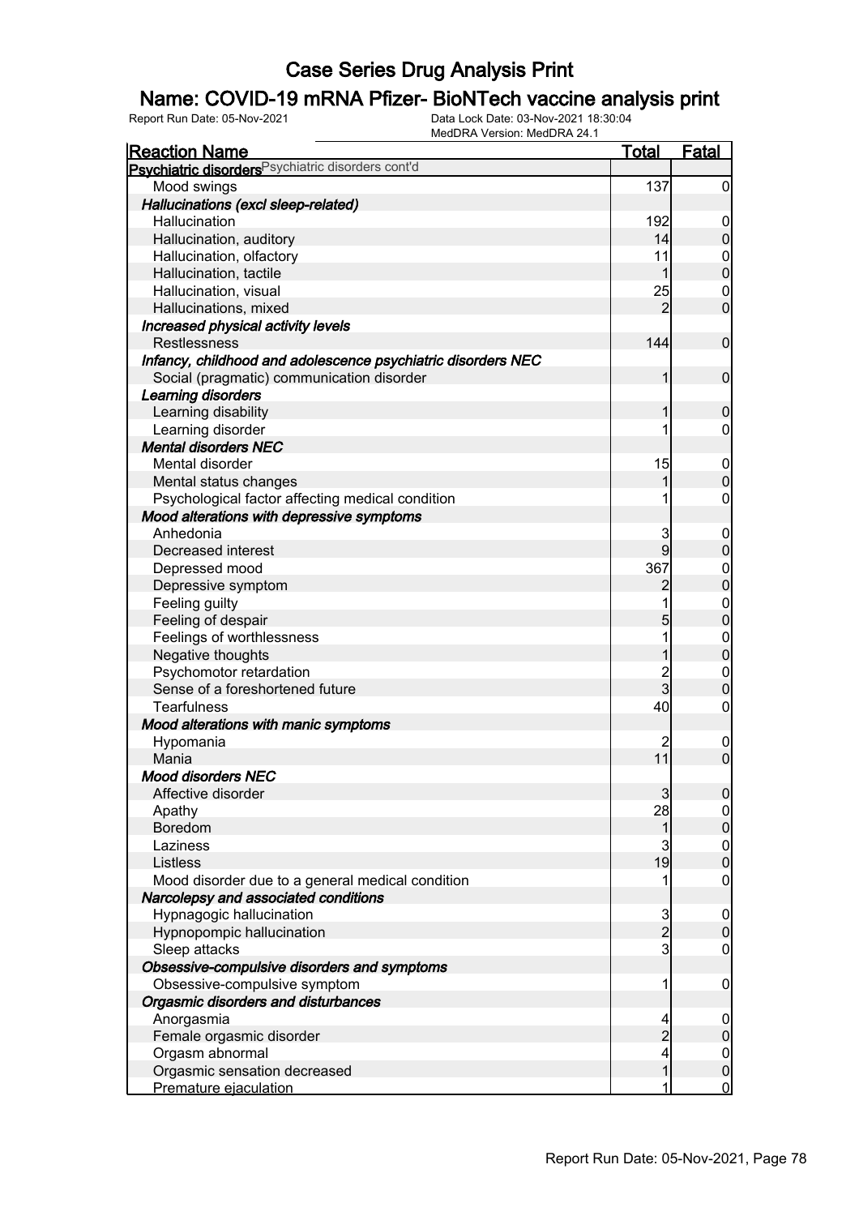# Case Series Drug Analysis Print

## Name: COVID-19 mRNA Pfizer- BioNTech vaccine analysis print

Report Run Date: 05-Nov-2021    Data Lock Date: 03-Nov-2021 18:30:04
MedDRA Version: MedDRA 24.1

| Reaction Name | Total | Fatal |
|---|---|---|
| **Psychiatric disorders** Psychiatric disorders cont'd | | |
| Mood swings | 137 | 0 |
| ***Hallucinations (excl sleep-related)*** | | |
| Hallucination | 192 | 0 |
| Hallucination, auditory | 14 | 0 |
| Hallucination, olfactory | 11 | 0 |
| Hallucination, tactile | 1 | 0 |
| Hallucination, visual | 25 | 0 |
| Hallucinations, mixed | 2 | 0 |
| ***Increased physical activity levels*** | | |
| Restlessness | 144 | 0 |
| ***Infancy, childhood and adolescence psychiatric disorders NEC*** | | |
| Social (pragmatic) communication disorder | 1 | 0 |
| ***Learning disorders*** | | |
| Learning disability | 1 | 0 |
| Learning disorder | 1 | 0 |
| ***Mental disorders NEC*** | | |
| Mental disorder | 15 | 0 |
| Mental status changes | 1 | 0 |
| Psychological factor affecting medical condition | 1 | 0 |
| ***Mood alterations with depressive symptoms*** | | |
| Anhedonia | 3 | 0 |
| Decreased interest | 9 | 0 |
| Depressed mood | 367 | 0 |
| Depressive symptom | 2 | 0 |
| Feeling guilty | 1 | 0 |
| Feeling of despair | 5 | 0 |
| Feelings of worthlessness | 1 | 0 |
| Negative thoughts | 1 | 0 |
| Psychomotor retardation | 2 | 0 |
| Sense of a foreshortened future | 3 | 0 |
| Tearfulness | 40 | 0 |
| ***Mood alterations with manic symptoms*** | | |
| Hypomania | 2 | 0 |
| Mania | 11 | 0 |
| ***Mood disorders NEC*** | | |
| Affective disorder | 3 | 0 |
| Apathy | 28 | 0 |
| Boredom | 1 | 0 |
| Laziness | 3 | 0 |
| Listless | 19 | 0 |
| Mood disorder due to a general medical condition | 1 | 0 |
| ***Narcolepsy and associated conditions*** | | |
| Hypnagogic hallucination | 3 | 0 |
| Hypnopompic hallucination | 2 | 0 |
| Sleep attacks | 3 | 0 |
| ***Obsessive-compulsive disorders and symptoms*** | | |
| Obsessive-compulsive symptom | 1 | 0 |
| ***Orgasmic disorders and disturbances*** | | |
| Anorgasmia | 4 | 0 |
| Female orgasmic disorder | 2 | 0 |
| Orgasm abnormal | 4 | 0 |
| Orgasmic sensation decreased | 1 | 0 |
| Premature ejaculation | 1 | 0 |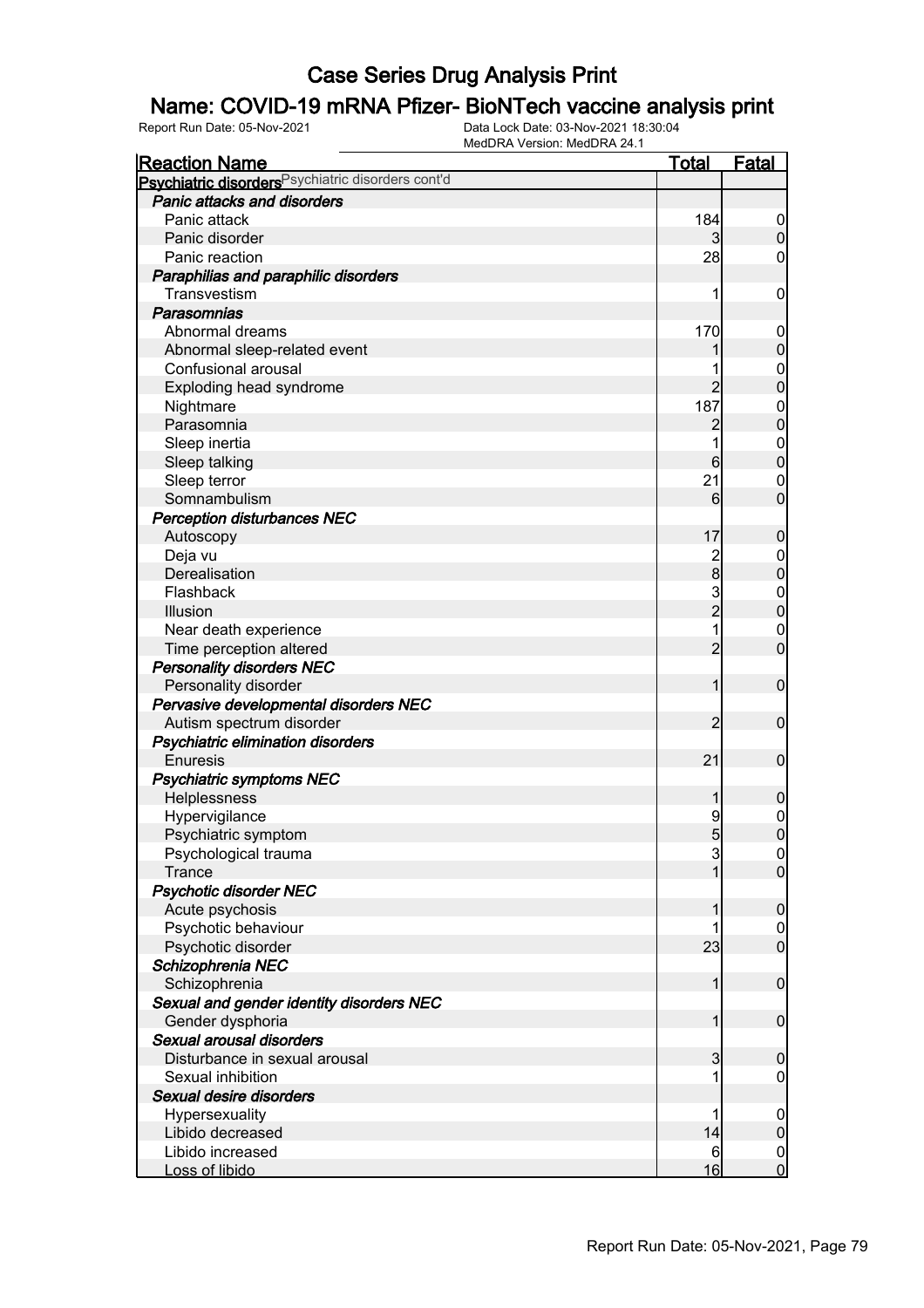# Case Series Drug Analysis Print

## Name: COVID-19 mRNA Pfizer- BioNTech vaccine analysis print

Report Run Date: 05-Nov-2021
Data Lock Date: 03-Nov-2021 18:30:04
MedDRA Version: MedDRA 24.1

| Reaction Name | Total | Fatal |
|---|---|---|
| **Psychiatric disorders** Psychiatric disorders cont'd | | |
| ***Panic attacks and disorders*** | | |
| Panic attack | 184 | 0 |
| Panic disorder | 3 | 0 |
| Panic reaction | 28 | 0 |
| ***Paraphilias and paraphilic disorders*** | | |
| Transvestism | 1 | 0 |
| ***Parasomnias*** | | |
| Abnormal dreams | 170 | 0 |
| Abnormal sleep-related event | 1 | 0 |
| Confusional arousal | 1 | 0 |
| Exploding head syndrome | 2 | 0 |
| Nightmare | 187 | 0 |
| Parasomnia | 2 | 0 |
| Sleep inertia | 1 | 0 |
| Sleep talking | 6 | 0 |
| Sleep terror | 21 | 0 |
| Somnambulism | 6 | 0 |
| ***Perception disturbances NEC*** | | |
| Autoscopy | 17 | 0 |
| Deja vu | 2 | 0 |
| Derealisation | 8 | 0 |
| Flashback | 3 | 0 |
| Illusion | 2 | 0 |
| Near death experience | 1 | 0 |
| Time perception altered | 2 | 0 |
| ***Personality disorders NEC*** | | |
| Personality disorder | 1 | 0 |
| ***Pervasive developmental disorders NEC*** | | |
| Autism spectrum disorder | 2 | 0 |
| ***Psychiatric elimination disorders*** | | |
| Enuresis | 21 | 0 |
| ***Psychiatric symptoms NEC*** | | |
| Helplessness | 1 | 0 |
| Hypervigilance | 9 | 0 |
| Psychiatric symptom | 5 | 0 |
| Psychological trauma | 3 | 0 |
| Trance | 1 | 0 |
| ***Psychotic disorder NEC*** | | |
| Acute psychosis | 1 | 0 |
| Psychotic behaviour | 1 | 0 |
| Psychotic disorder | 23 | 0 |
| ***Schizophrenia NEC*** | | |
| Schizophrenia | 1 | 0 |
| ***Sexual and gender identity disorders NEC*** | | |
| Gender dysphoria | 1 | 0 |
| ***Sexual arousal disorders*** | | |
| Disturbance in sexual arousal | 3 | 0 |
| Sexual inhibition | 1 | 0 |
| ***Sexual desire disorders*** | | |
| Hypersexuality | 1 | 0 |
| Libido decreased | 14 | 0 |
| Libido increased | 6 | 0 |
| Loss of libido | 16 | 0 |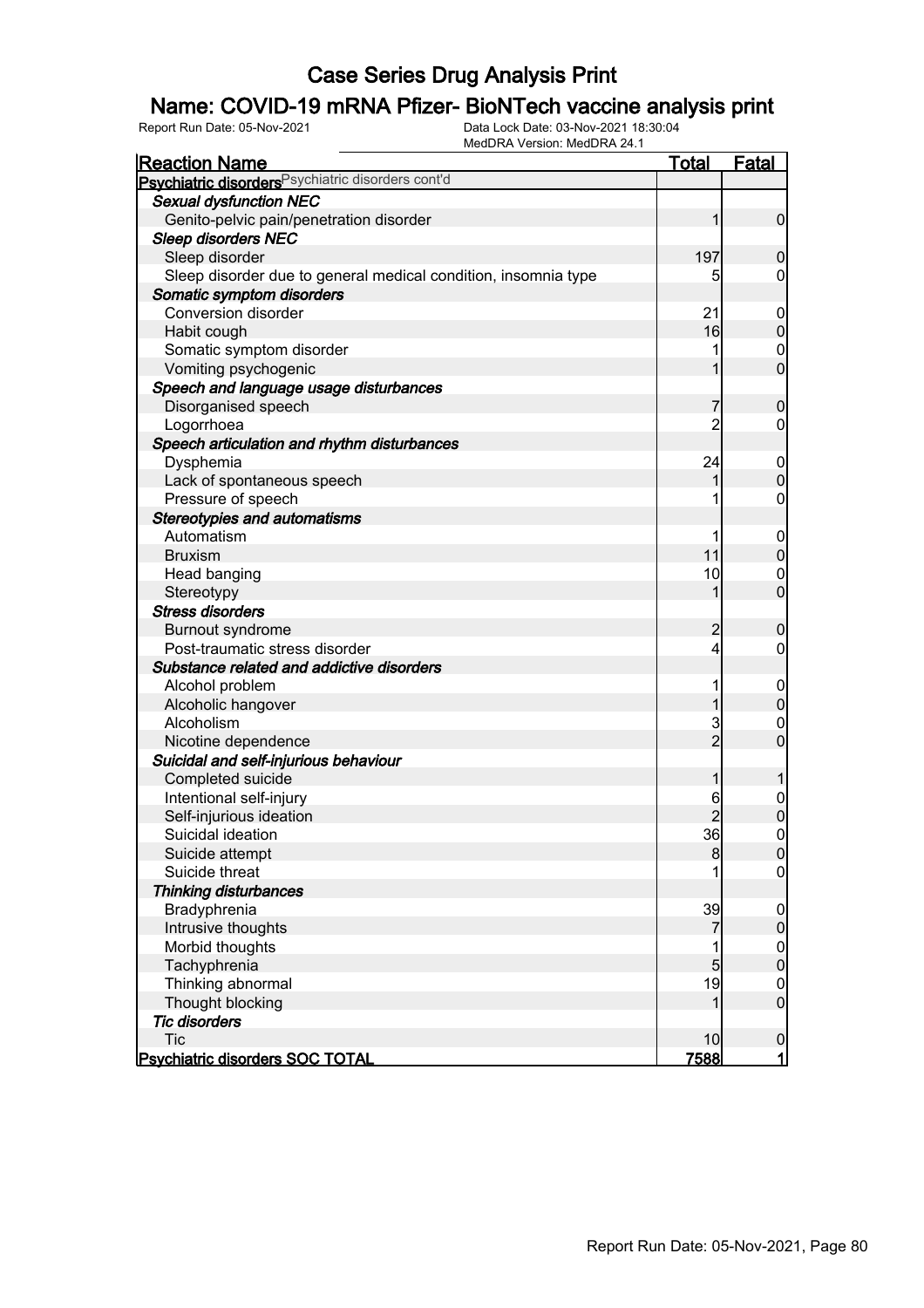# Case Series Drug Analysis Print

## Name: COVID-19 mRNA Pfizer- BioNTech vaccine analysis print

Report Run Date: 05-Nov-2021    Data Lock Date: 03-Nov-2021 18:30:04
MedDRA Version: MedDRA 24.1

| Reaction Name | Total | Fatal |
|---|---|---|
| **Psychiatric disorders** Psychiatric disorders cont'd | | |
| ***Sexual dysfunction NEC*** | | |
| Genito-pelvic pain/penetration disorder | 1 | 0 |
| ***Sleep disorders NEC*** | | |
| Sleep disorder | 197 | 0 |
| Sleep disorder due to general medical condition, insomnia type | 5 | 0 |
| ***Somatic symptom disorders*** | | |
| Conversion disorder | 21 | 0 |
| Habit cough | 16 | 0 |
| Somatic symptom disorder | 1 | 0 |
| Vomiting psychogenic | 1 | 0 |
| ***Speech and language usage disturbances*** | | |
| Disorganised speech | 7 | 0 |
| Logorrhoea | 2 | 0 |
| ***Speech articulation and rhythm disturbances*** | | |
| Dysphemia | 24 | 0 |
| Lack of spontaneous speech | 1 | 0 |
| Pressure of speech | 1 | 0 |
| ***Stereotypies and automatisms*** | | |
| Automatism | 1 | 0 |
| Bruxism | 11 | 0 |
| Head banging | 10 | 0 |
| Stereotypy | 1 | 0 |
| ***Stress disorders*** | | |
| Burnout syndrome | 2 | 0 |
| Post-traumatic stress disorder | 4 | 0 |
| ***Substance related and addictive disorders*** | | |
| Alcohol problem | 1 | 0 |
| Alcoholic hangover | 1 | 0 |
| Alcoholism | 3 | 0 |
| Nicotine dependence | 2 | 0 |
| ***Suicidal and self-injurious behaviour*** | | |
| Completed suicide | 1 | 1 |
| Intentional self-injury | 6 | 0 |
| Self-injurious ideation | 2 | 0 |
| Suicidal ideation | 36 | 0 |
| Suicide attempt | 8 | 0 |
| Suicide threat | 1 | 0 |
| ***Thinking disturbances*** | | |
| Bradyphrenia | 39 | 0 |
| Intrusive thoughts | 7 | 0 |
| Morbid thoughts | 1 | 0 |
| Tachyphrenia | 5 | 0 |
| Thinking abnormal | 19 | 0 |
| Thought blocking | 1 | 0 |
| ***Tic disorders*** | | |
| Tic | 10 | 0 |
| **Psychiatric disorders SOC TOTAL** | **7588** | **1** |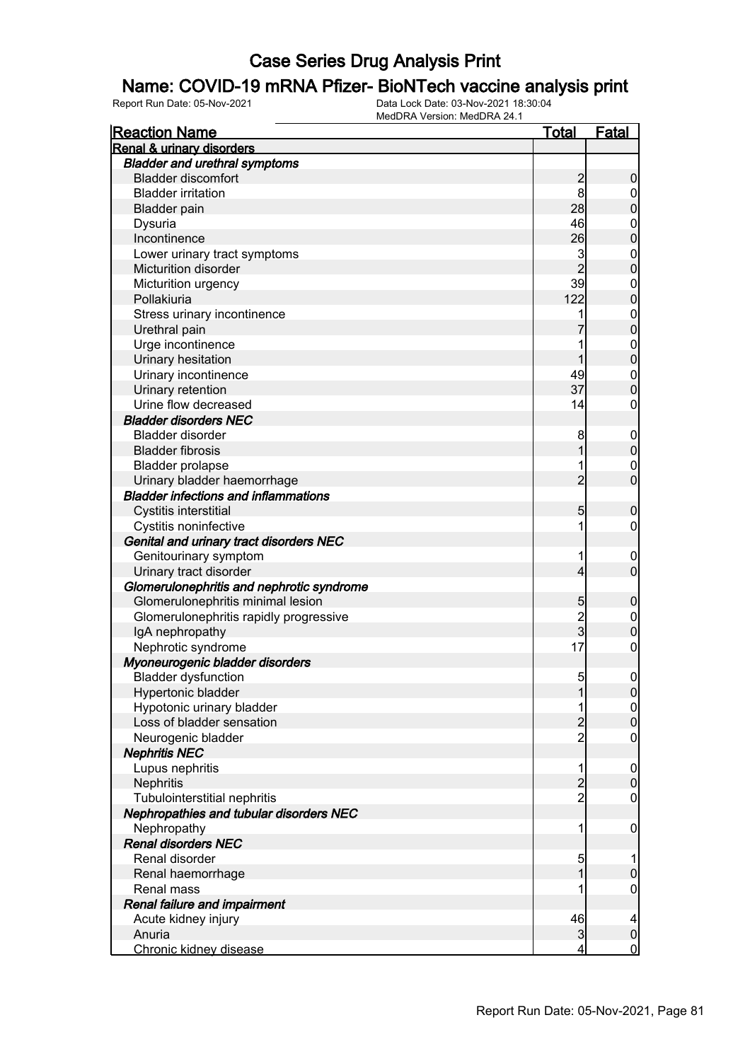# Case Series Drug Analysis Print

## Name: COVID-19 mRNA Pfizer- BioNTech vaccine analysis print

Report Run Date: 05-Nov-2021

Data Lock Date: 03-Nov-2021 18:30:04

MedDRA Version: MedDRA 24.1

| Reaction Name | Total | Fatal |
|---|---|---|
| **Renal & urinary disorders** | | |
| ***Bladder and urethral symptoms*** | | |
| Bladder discomfort | 2 | 0 |
| Bladder irritation | 8 | 0 |
| Bladder pain | 28 | 0 |
| Dysuria | 46 | 0 |
| Incontinence | 26 | 0 |
| Lower urinary tract symptoms | 3 | 0 |
| Micturition disorder | 2 | 0 |
| Micturition urgency | 39 | 0 |
| Pollakiuria | 122 | 0 |
| Stress urinary incontinence | 1 | 0 |
| Urethral pain | 7 | 0 |
| Urge incontinence | 1 | 0 |
| Urinary hesitation | 1 | 0 |
| Urinary incontinence | 49 | 0 |
| Urinary retention | 37 | 0 |
| Urine flow decreased | 14 | 0 |
| ***Bladder disorders NEC*** | | |
| Bladder disorder | 8 | 0 |
| Bladder fibrosis | 1 | 0 |
| Bladder prolapse | 1 | 0 |
| Urinary bladder haemorrhage | 2 | 0 |
| ***Bladder infections and inflammations*** | | |
| Cystitis interstitial | 5 | 0 |
| Cystitis noninfective | 1 | 0 |
| ***Genital and urinary tract disorders NEC*** | | |
| Genitourinary symptom | 1 | 0 |
| Urinary tract disorder | 4 | 0 |
| ***Glomerulonephritis and nephrotic syndrome*** | | |
| Glomerulonephritis minimal lesion | 5 | 0 |
| Glomerulonephritis rapidly progressive | 2 | 0 |
| IgA nephropathy | 3 | 0 |
| Nephrotic syndrome | 17 | 0 |
| ***Myoneurogenic bladder disorders*** | | |
| Bladder dysfunction | 5 | 0 |
| Hypertonic bladder | 1 | 0 |
| Hypotonic urinary bladder | 1 | 0 |
| Loss of bladder sensation | 2 | 0 |
| Neurogenic bladder | 2 | 0 |
| ***Nephritis NEC*** | | |
| Lupus nephritis | 1 | 0 |
| Nephritis | 2 | 0 |
| Tubulointerstitial nephritis | 2 | 0 |
| ***Nephropathies and tubular disorders NEC*** | | |
| Nephropathy | 1 | 0 |
| ***Renal disorders NEC*** | | |
| Renal disorder | 5 | 1 |
| Renal haemorrhage | 1 | 0 |
| Renal mass | 1 | 0 |
| ***Renal failure and impairment*** | | |
| Acute kidney injury | 46 | 4 |
| Anuria | 3 | 0 |
| Chronic kidney disease | 4 | 0 |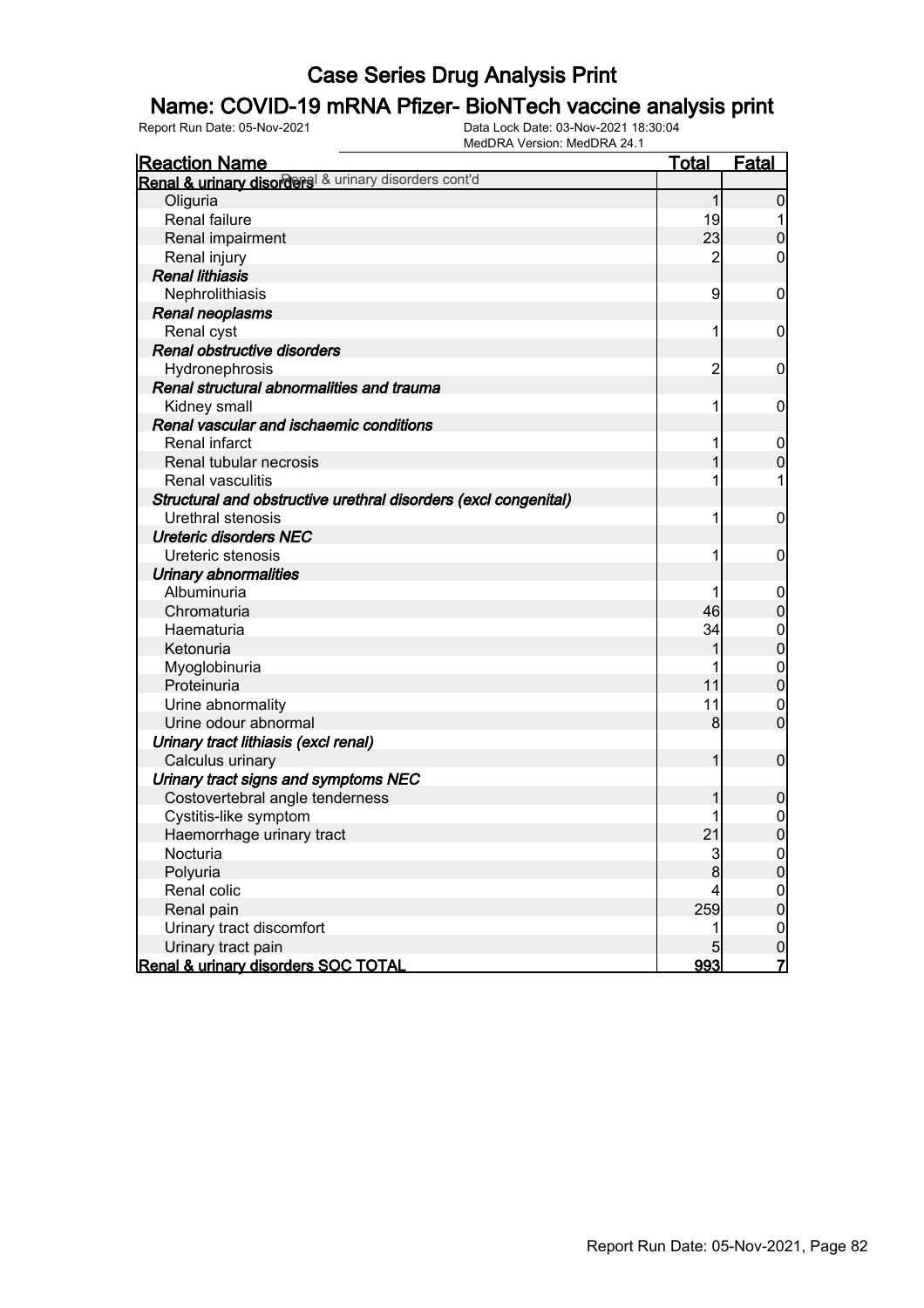# Case Series Drug Analysis Print

## Name: COVID-19 mRNA Pfizer- BioNTech vaccine analysis print

Report Run Date: 05-Nov-2021 | Data Lock Date: 03-Nov-2021 18:30:04 | MedDRA Version: MedDRA 24.1

| Reaction Name | Total | Fatal |
|---|---|---|
| **Renal & urinary disorders** Renal & urinary disorders cont'd | | |
| Oliguria | 1 | 0 |
| Renal failure | 19 | 1 |
| Renal impairment | 23 | 0 |
| Renal injury | 2 | 0 |
| ***Renal lithiasis*** | | |
| Nephrolithiasis | 9 | 0 |
| ***Renal neoplasms*** | | |
| Renal cyst | 1 | 0 |
| ***Renal obstructive disorders*** | | |
| Hydronephrosis | 2 | 0 |
| ***Renal structural abnormalities and trauma*** | | |
| Kidney small | 1 | 0 |
| ***Renal vascular and ischaemic conditions*** | | |
| Renal infarct | 1 | 0 |
| Renal tubular necrosis | 1 | 0 |
| Renal vasculitis | 1 | 1 |
| ***Structural and obstructive urethral disorders (excl congenital)*** | | |
| Urethral stenosis | 1 | 0 |
| ***Ureteric disorders NEC*** | | |
| Ureteric stenosis | 1 | 0 |
| ***Urinary abnormalities*** | | |
| Albuminuria | 1 | 0 |
| Chromaturia | 46 | 0 |
| Haematuria | 34 | 0 |
| Ketonuria | 1 | 0 |
| Myoglobinuria | 1 | 0 |
| Proteinuria | 11 | 0 |
| Urine abnormality | 11 | 0 |
| Urine odour abnormal | 8 | 0 |
| ***Urinary tract lithiasis (excl renal)*** | | |
| Calculus urinary | 1 | 0 |
| ***Urinary tract signs and symptoms NEC*** | | |
| Costovertebral angle tenderness | 1 | 0 |
| Cystitis-like symptom | 1 | 0 |
| Haemorrhage urinary tract | 21 | 0 |
| Nocturia | 3 | 0 |
| Polyuria | 8 | 0 |
| Renal colic | 4 | 0 |
| Renal pain | 259 | 0 |
| Urinary tract discomfort | 1 | 0 |
| Urinary tract pain | 5 | 0 |
| **Renal & urinary disorders SOC TOTAL** | **993** | **7** |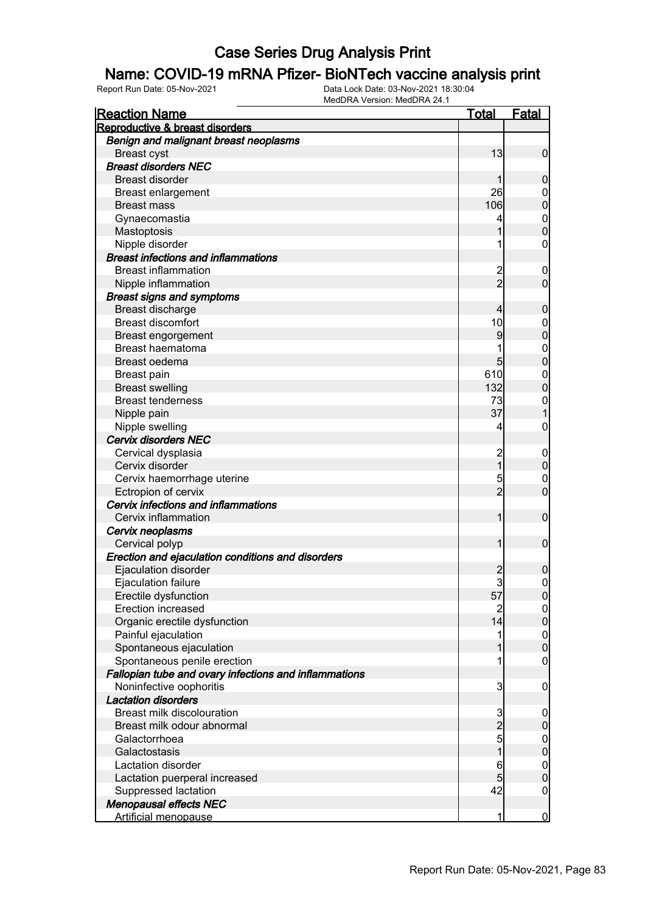# Case Series Drug Analysis Print

## Name: COVID-19 mRNA Pfizer- BioNTech vaccine analysis print

Report Run Date: 05-Nov-2021    Data Lock Date: 03-Nov-2021 18:30:04
MedDRA Version: MedDRA 24.1

| Reaction Name | Total | Fatal |
|---|---|---|
| **Reproductive & breast disorders** | | |
| ***Benign and malignant breast neoplasms*** | | |
| Breast cyst | 13 | 0 |
| ***Breast disorders NEC*** | | |
| Breast disorder | 1 | 0 |
| Breast enlargement | 26 | 0 |
| Breast mass | 106 | 0 |
| Gynaecomastia | 4 | 0 |
| Mastoptosis | 1 | 0 |
| Nipple disorder | 1 | 0 |
| ***Breast infections and inflammations*** | | |
| Breast inflammation | 2 | 0 |
| Nipple inflammation | 2 | 0 |
| ***Breast signs and symptoms*** | | |
| Breast discharge | 4 | 0 |
| Breast discomfort | 10 | 0 |
| Breast engorgement | 9 | 0 |
| Breast haematoma | 1 | 0 |
| Breast oedema | 5 | 0 |
| Breast pain | 610 | 0 |
| Breast swelling | 132 | 0 |
| Breast tenderness | 73 | 0 |
| Nipple pain | 37 | 1 |
| Nipple swelling | 4 | 0 |
| ***Cervix disorders NEC*** | | |
| Cervical dysplasia | 2 | 0 |
| Cervix disorder | 1 | 0 |
| Cervix haemorrhage uterine | 5 | 0 |
| Ectropion of cervix | 2 | 0 |
| ***Cervix infections and inflammations*** | | |
| Cervix inflammation | 1 | 0 |
| ***Cervix neoplasms*** | | |
| Cervical polyp | 1 | 0 |
| ***Erection and ejaculation conditions and disorders*** | | |
| Ejaculation disorder | 2 | 0 |
| Ejaculation failure | 3 | 0 |
| Erectile dysfunction | 57 | 0 |
| Erection increased | 2 | 0 |
| Organic erectile dysfunction | 14 | 0 |
| Painful ejaculation | 1 | 0 |
| Spontaneous ejaculation | 1 | 0 |
| Spontaneous penile erection | 1 | 0 |
| ***Fallopian tube and ovary infections and inflammations*** | | |
| Noninfective oophoritis | 3 | 0 |
| ***Lactation disorders*** | | |
| Breast milk discolouration | 3 | 0 |
| Breast milk odour abnormal | 2 | 0 |
| Galactorrhoea | 5 | 0 |
| Galactostasis | 1 | 0 |
| Lactation disorder | 6 | 0 |
| Lactation puerperal increased | 5 | 0 |
| Suppressed lactation | 42 | 0 |
| ***Menopausal effects NEC*** | | |
| Artificial menopause | 1 | 0 |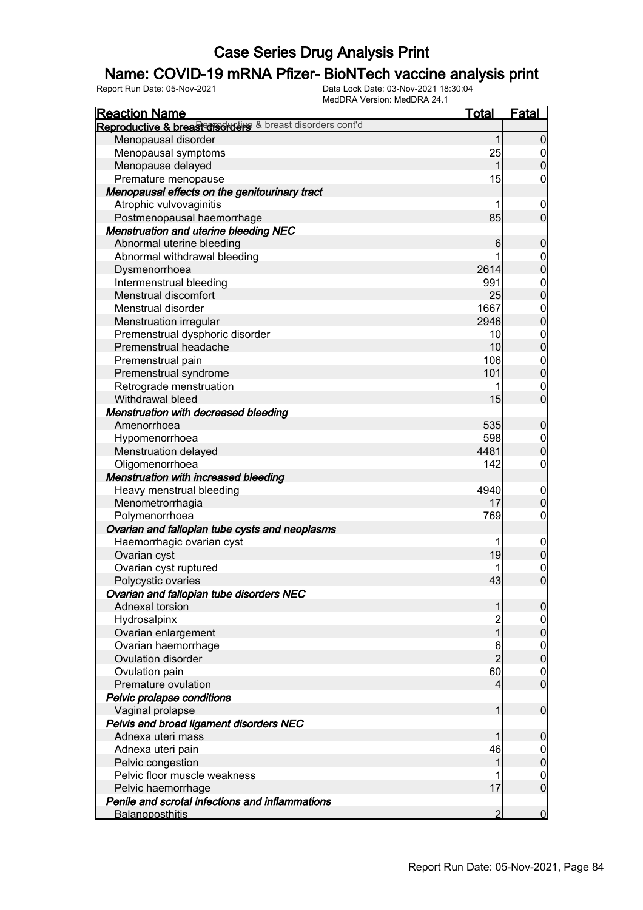# Case Series Drug Analysis Print

## Name: COVID-19 mRNA Pfizer- BioNTech vaccine analysis print

Report Run Date: 05-Nov-2021    Data Lock Date: 03-Nov-2021 18:30:04
MedDRA Version: MedDRA 24.1

| Reaction Name | Total | Fatal |
|---|---|---|
| **Reproductive & breast disorders** Reproductive & breast disorders cont'd | | |
| Menopausal disorder | 1 | 0 |
| Menopausal symptoms | 25 | 0 |
| Menopause delayed | 1 | 0 |
| Premature menopause | 15 | 0 |
| ***Menopausal effects on the genitourinary tract*** | | |
| Atrophic vulvovaginitis | 1 | 0 |
| Postmenopausal haemorrhage | 85 | 0 |
| ***Menstruation and uterine bleeding NEC*** | | |
| Abnormal uterine bleeding | 6 | 0 |
| Abnormal withdrawal bleeding | 1 | 0 |
| Dysmenorrhoea | 2614 | 0 |
| Intermenstrual bleeding | 991 | 0 |
| Menstrual discomfort | 25 | 0 |
| Menstrual disorder | 1667 | 0 |
| Menstruation irregular | 2946 | 0 |
| Premenstrual dysphoric disorder | 10 | 0 |
| Premenstrual headache | 10 | 0 |
| Premenstrual pain | 106 | 0 |
| Premenstrual syndrome | 101 | 0 |
| Retrograde menstruation | 1 | 0 |
| Withdrawal bleed | 15 | 0 |
| ***Menstruation with decreased bleeding*** | | |
| Amenorrhoea | 535 | 0 |
| Hypomenorrhoea | 598 | 0 |
| Menstruation delayed | 4481 | 0 |
| Oligomenorrhoea | 142 | 0 |
| ***Menstruation with increased bleeding*** | | |
| Heavy menstrual bleeding | 4940 | 0 |
| Menometrorrhagia | 17 | 0 |
| Polymenorrhoea | 769 | 0 |
| ***Ovarian and fallopian tube cysts and neoplasms*** | | |
| Haemorrhagic ovarian cyst | 1 | 0 |
| Ovarian cyst | 19 | 0 |
| Ovarian cyst ruptured | 1 | 0 |
| Polycystic ovaries | 43 | 0 |
| ***Ovarian and fallopian tube disorders NEC*** | | |
| Adnexal torsion | 1 | 0 |
| Hydrosalpinx | 2 | 0 |
| Ovarian enlargement | 1 | 0 |
| Ovarian haemorrhage | 6 | 0 |
| Ovulation disorder | 2 | 0 |
| Ovulation pain | 60 | 0 |
| Premature ovulation | 4 | 0 |
| ***Pelvic prolapse conditions*** | | |
| Vaginal prolapse | 1 | 0 |
| ***Pelvis and broad ligament disorders NEC*** | | |
| Adnexa uteri mass | 1 | 0 |
| Adnexa uteri pain | 46 | 0 |
| Pelvic congestion | 1 | 0 |
| Pelvic floor muscle weakness | 1 | 0 |
| Pelvic haemorrhage | 17 | 0 |
| ***Penile and scrotal infections and inflammations*** | | |
| Balanoposthitis | 2 | 0 |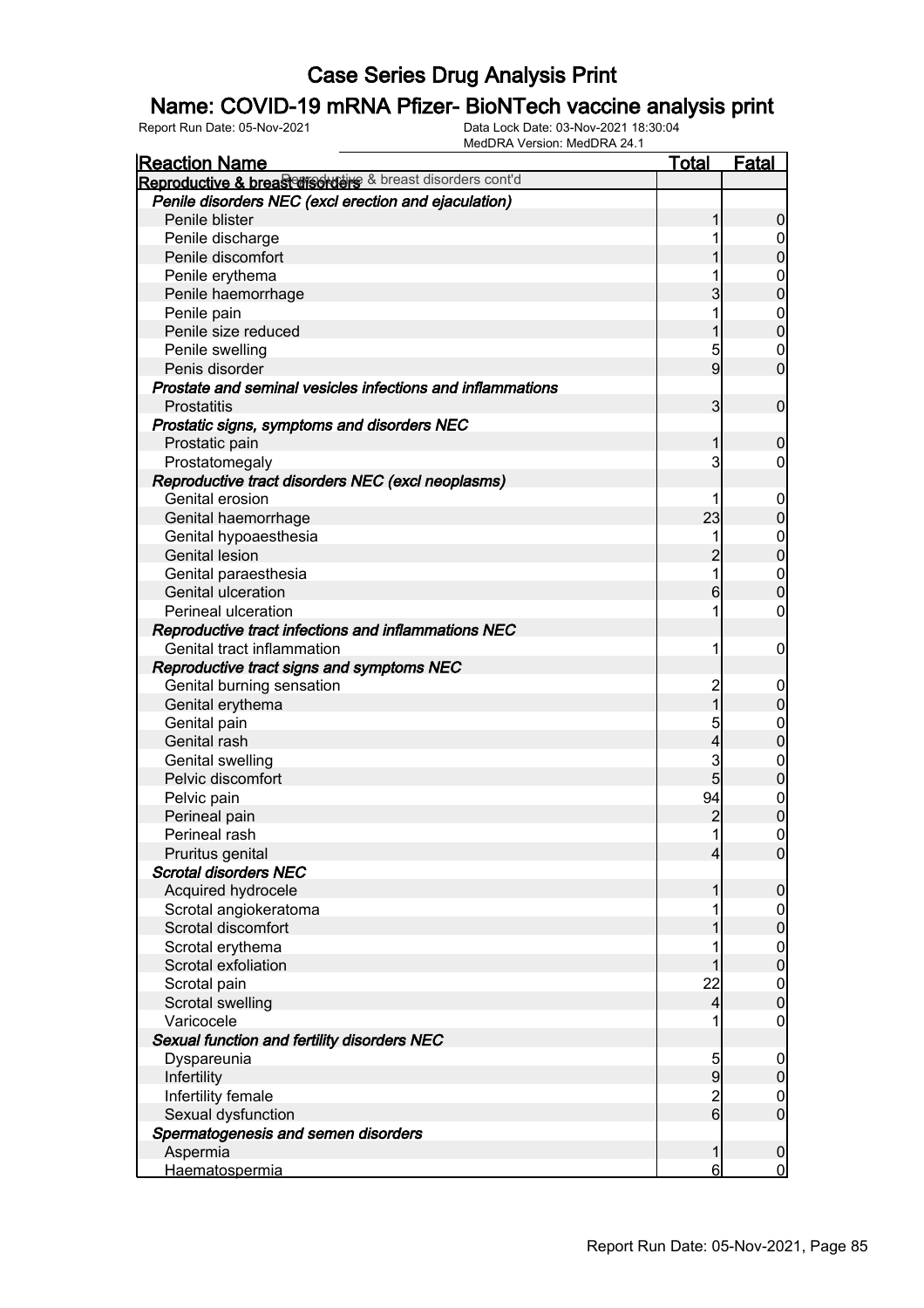# Case Series Drug Analysis Print

## Name: COVID-19 mRNA Pfizer- BioNTech vaccine analysis print

Report Run Date: 05-Nov-2021

Data Lock Date: 03-Nov-2021 18:30:04

MedDRA Version: MedDRA 24.1

| Reaction Name | Total | Fatal |
|---|---|---|
| **Reproductive & breast disorders** Reproductive & breast disorders cont'd | | |
| ***Penile disorders NEC (excl erection and ejaculation)*** | | |
| Penile blister | 1 | 0 |
| Penile discharge | 1 | 0 |
| Penile discomfort | 1 | 0 |
| Penile erythema | 1 | 0 |
| Penile haemorrhage | 3 | 0 |
| Penile pain | 1 | 0 |
| Penile size reduced | 1 | 0 |
| Penile swelling | 5 | 0 |
| Penis disorder | 9 | 0 |
| ***Prostate and seminal vesicles infections and inflammations*** | | |
| Prostatitis | 3 | 0 |
| ***Prostatic signs, symptoms and disorders NEC*** | | |
| Prostatic pain | 1 | 0 |
| Prostatomegaly | 3 | 0 |
| ***Reproductive tract disorders NEC (excl neoplasms)*** | | |
| Genital erosion | 1 | 0 |
| Genital haemorrhage | 23 | 0 |
| Genital hypoaesthesia | 1 | 0 |
| Genital lesion | 2 | 0 |
| Genital paraesthesia | 1 | 0 |
| Genital ulceration | 6 | 0 |
| Perineal ulceration | 1 | 0 |
| ***Reproductive tract infections and inflammations NEC*** | | |
| Genital tract inflammation | 1 | 0 |
| ***Reproductive tract signs and symptoms NEC*** | | |
| Genital burning sensation | 2 | 0 |
| Genital erythema | 1 | 0 |
| Genital pain | 5 | 0 |
| Genital rash | 4 | 0 |
| Genital swelling | 3 | 0 |
| Pelvic discomfort | 5 | 0 |
| Pelvic pain | 94 | 0 |
| Perineal pain | 2 | 0 |
| Perineal rash | 1 | 0 |
| Pruritus genital | 4 | 0 |
| ***Scrotal disorders NEC*** | | |
| Acquired hydrocele | 1 | 0 |
| Scrotal angiokeratoma | 1 | 0 |
| Scrotal discomfort | 1 | 0 |
| Scrotal erythema | 1 | 0 |
| Scrotal exfoliation | 1 | 0 |
| Scrotal pain | 22 | 0 |
| Scrotal swelling | 4 | 0 |
| Varicocele | 1 | 0 |
| ***Sexual function and fertility disorders NEC*** | | |
| Dyspareunia | 5 | 0 |
| Infertility | 9 | 0 |
| Infertility female | 2 | 0 |
| Sexual dysfunction | 6 | 0 |
| ***Spermatogenesis and semen disorders*** | | |
| Aspermia | 1 | 0 |
| Haematospermia | 6 | 0 |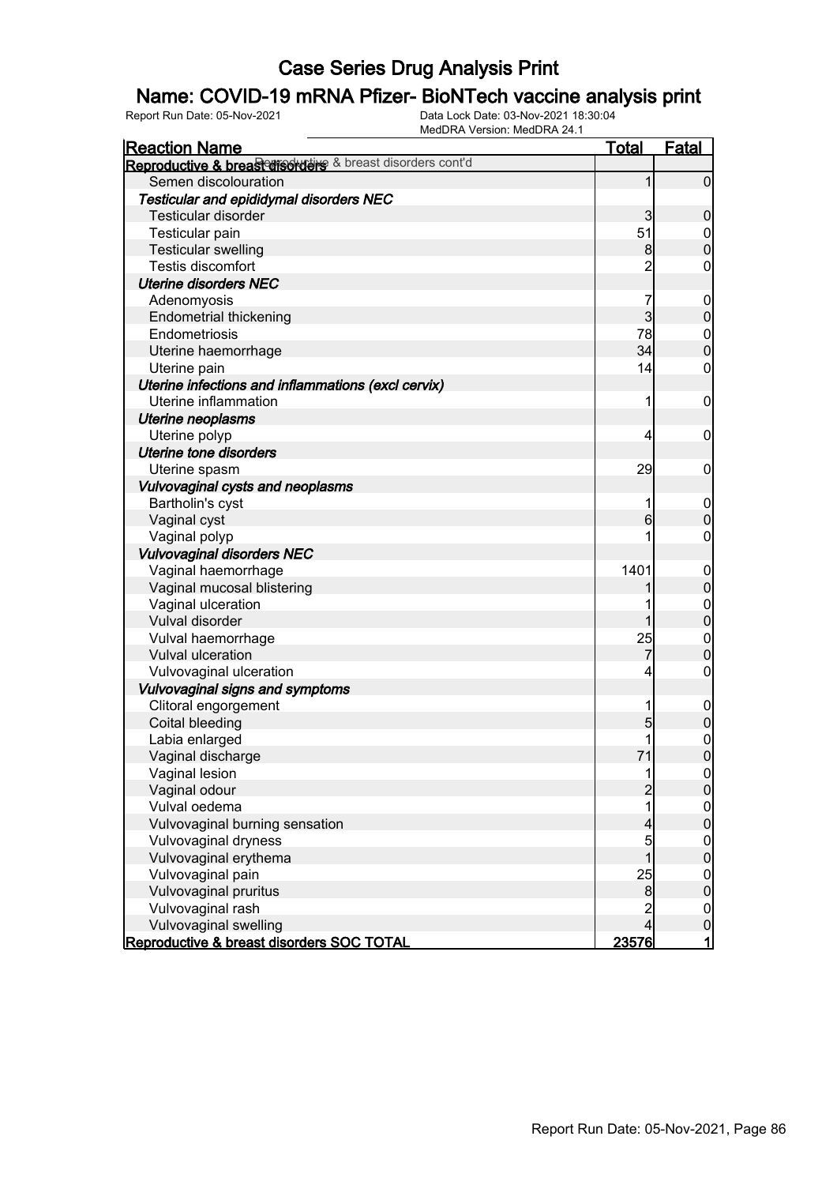# Case Series Drug Analysis Print

## Name: COVID-19 mRNA Pfizer- BioNTech vaccine analysis print

Report Run Date: 05-Nov-2021 | Data Lock Date: 03-Nov-2021 18:30:04 | MedDRA Version: MedDRA 24.1

| Reaction Name | Total | Fatal |
|---|---|---|
| **Reproductive & breast disorders** Reproductive & breast disorders cont'd | | |
| Semen discolouration | 1 | 0 |
| ***Testicular and epididymal disorders NEC*** | | |
| Testicular disorder | 3 | 0 |
| Testicular pain | 51 | 0 |
| Testicular swelling | 8 | 0 |
| Testis discomfort | 2 | 0 |
| ***Uterine disorders NEC*** | | |
| Adenomyosis | 7 | 0 |
| Endometrial thickening | 3 | 0 |
| Endometriosis | 78 | 0 |
| Uterine haemorrhage | 34 | 0 |
| Uterine pain | 14 | 0 |
| ***Uterine infections and inflammations (excl cervix)*** | | |
| Uterine inflammation | 1 | 0 |
| ***Uterine neoplasms*** | | |
| Uterine polyp | 4 | 0 |
| ***Uterine tone disorders*** | | |
| Uterine spasm | 29 | 0 |
| ***Vulvovaginal cysts and neoplasms*** | | |
| Bartholin's cyst | 1 | 0 |
| Vaginal cyst | 6 | 0 |
| Vaginal polyp | 1 | 0 |
| ***Vulvovaginal disorders NEC*** | | |
| Vaginal haemorrhage | 1401 | 0 |
| Vaginal mucosal blistering | 1 | 0 |
| Vaginal ulceration | 1 | 0 |
| Vulval disorder | 1 | 0 |
| Vulval haemorrhage | 25 | 0 |
| Vulval ulceration | 7 | 0 |
| Vulvovaginal ulceration | 4 | 0 |
| ***Vulvovaginal signs and symptoms*** | | |
| Clitoral engorgement | 1 | 0 |
| Coital bleeding | 5 | 0 |
| Labia enlarged | 1 | 0 |
| Vaginal discharge | 71 | 0 |
| Vaginal lesion | 1 | 0 |
| Vaginal odour | 2 | 0 |
| Vulval oedema | 1 | 0 |
| Vulvovaginal burning sensation | 4 | 0 |
| Vulvovaginal dryness | 5 | 0 |
| Vulvovaginal erythema | 1 | 0 |
| Vulvovaginal pain | 25 | 0 |
| Vulvovaginal pruritus | 8 | 0 |
| Vulvovaginal rash | 2 | 0 |
| Vulvovaginal swelling | 4 | 0 |
| **Reproductive & breast disorders SOC TOTAL** | **23576** | **1** |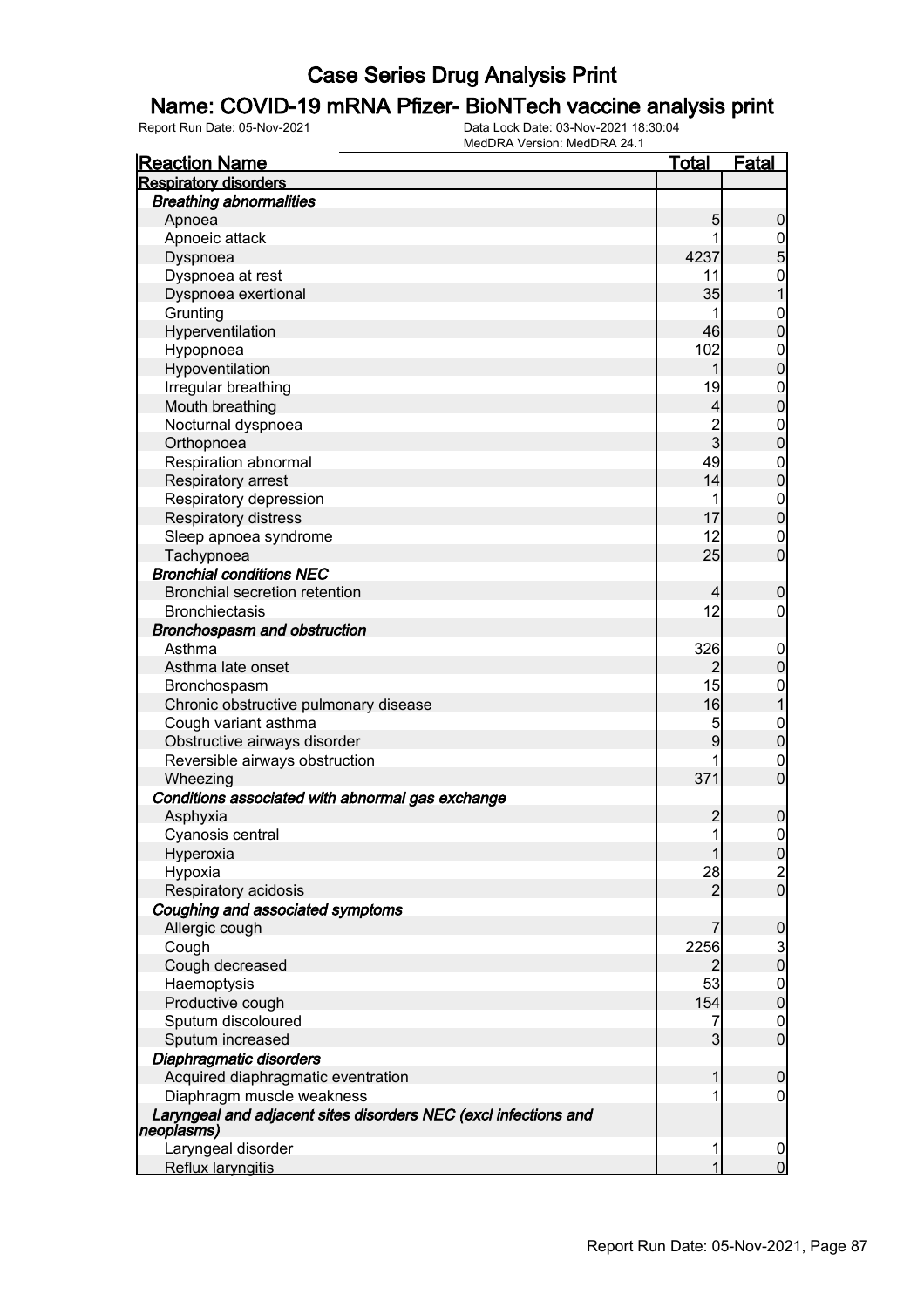# Case Series Drug Analysis Print

## Name: COVID-19 mRNA Pfizer- BioNTech vaccine analysis print

Report Run Date: 05-Nov-2021    Data Lock Date: 03-Nov-2021 18:30:04
MedDRA Version: MedDRA 24.1

| Reaction Name | Total | Fatal |
|---|---|---|
| **Respiratory disorders** | | |
| ***Breathing abnormalities*** | | |
| Apnoea | 5 | 0 |
| Apnoeic attack | 1 | 0 |
| Dyspnoea | 4237 | 5 |
| Dyspnoea at rest | 11 | 0 |
| Dyspnoea exertional | 35 | 1 |
| Grunting | 1 | 0 |
| Hyperventilation | 46 | 0 |
| Hypopnoea | 102 | 0 |
| Hypoventilation | 1 | 0 |
| Irregular breathing | 19 | 0 |
| Mouth breathing | 4 | 0 |
| Nocturnal dyspnoea | 2 | 0 |
| Orthopnoea | 3 | 0 |
| Respiration abnormal | 49 | 0 |
| Respiratory arrest | 14 | 0 |
| Respiratory depression | 1 | 0 |
| Respiratory distress | 17 | 0 |
| Sleep apnoea syndrome | 12 | 0 |
| Tachypnoea | 25 | 0 |
| ***Bronchial conditions NEC*** | | |
| Bronchial secretion retention | 4 | 0 |
| Bronchiectasis | 12 | 0 |
| ***Bronchospasm and obstruction*** | | |
| Asthma | 326 | 0 |
| Asthma late onset | 2 | 0 |
| Bronchospasm | 15 | 0 |
| Chronic obstructive pulmonary disease | 16 | 1 |
| Cough variant asthma | 5 | 0 |
| Obstructive airways disorder | 9 | 0 |
| Reversible airways obstruction | 1 | 0 |
| Wheezing | 371 | 0 |
| ***Conditions associated with abnormal gas exchange*** | | |
| Asphyxia | 2 | 0 |
| Cyanosis central | 1 | 0 |
| Hyperoxia | 1 | 0 |
| Hypoxia | 28 | 2 |
| Respiratory acidosis | 2 | 0 |
| ***Coughing and associated symptoms*** | | |
| Allergic cough | 7 | 0 |
| Cough | 2256 | 3 |
| Cough decreased | 2 | 0 |
| Haemoptysis | 53 | 0 |
| Productive cough | 154 | 0 |
| Sputum discoloured | 7 | 0 |
| Sputum increased | 3 | 0 |
| ***Diaphragmatic disorders*** | | |
| Acquired diaphragmatic eventration | 1 | 0 |
| Diaphragm muscle weakness | 1 | 0 |
| ***Laryngeal and adjacent sites disorders NEC (excl infections and neoplasms)*** | | |
| Laryngeal disorder | 1 | 0 |
| Reflux laryngitis | 1 | 0 |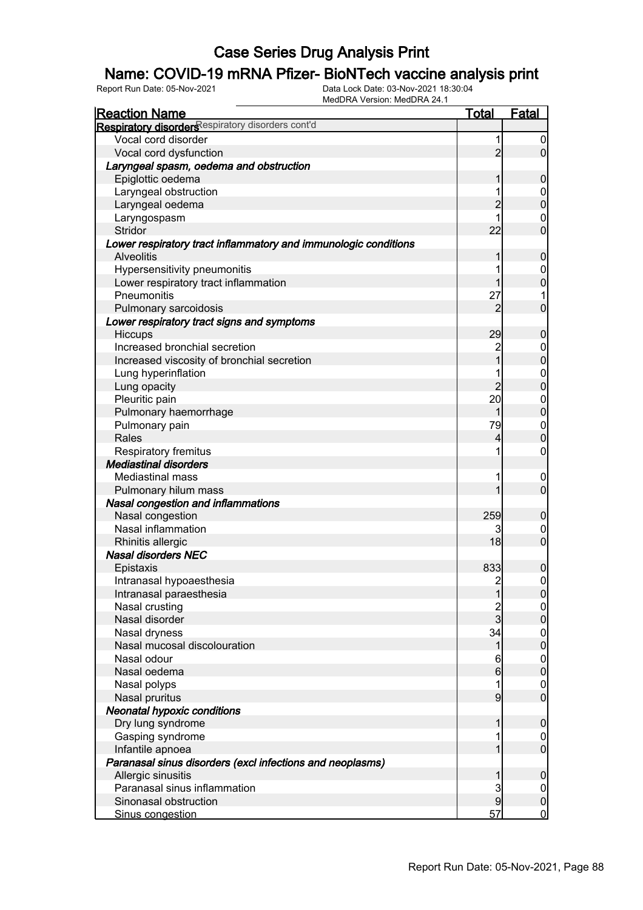# Case Series Drug Analysis Print

## Name: COVID-19 mRNA Pfizer- BioNTech vaccine analysis print

Report Run Date: 05-Nov-2021 | Data Lock Date: 03-Nov-2021 18:30:04 | MedDRA Version: MedDRA 24.1

| Reaction Name | Total | Fatal |
|---|---|---|
| **Respiratory disorders** Respiratory disorders cont'd | | |
| Vocal cord disorder | 1 | 0 |
| Vocal cord dysfunction | 2 | 0 |
| ***Laryngeal spasm, oedema and obstruction*** | | |
| Epiglottic oedema | 1 | 0 |
| Laryngeal obstruction | 1 | 0 |
| Laryngeal oedema | 2 | 0 |
| Laryngospasm | 1 | 0 |
| Stridor | 22 | 0 |
| ***Lower respiratory tract inflammatory and immunologic conditions*** | | |
| Alveolitis | 1 | 0 |
| Hypersensitivity pneumonitis | 1 | 0 |
| Lower respiratory tract inflammation | 1 | 0 |
| Pneumonitis | 27 | 1 |
| Pulmonary sarcoidosis | 2 | 0 |
| ***Lower respiratory tract signs and symptoms*** | | |
| Hiccups | 29 | 0 |
| Increased bronchial secretion | 2 | 0 |
| Increased viscosity of bronchial secretion | 1 | 0 |
| Lung hyperinflation | 1 | 0 |
| Lung opacity | 2 | 0 |
| Pleuritic pain | 20 | 0 |
| Pulmonary haemorrhage | 1 | 0 |
| Pulmonary pain | 79 | 0 |
| Rales | 4 | 0 |
| Respiratory fremitus | 1 | 0 |
| ***Mediastinal disorders*** | | |
| Mediastinal mass | 1 | 0 |
| Pulmonary hilum mass | 1 | 0 |
| ***Nasal congestion and inflammations*** | | |
| Nasal congestion | 259 | 0 |
| Nasal inflammation | 3 | 0 |
| Rhinitis allergic | 18 | 0 |
| ***Nasal disorders NEC*** | | |
| Epistaxis | 833 | 0 |
| Intranasal hypoaesthesia | 2 | 0 |
| Intranasal paraesthesia | 1 | 0 |
| Nasal crusting | 2 | 0 |
| Nasal disorder | 3 | 0 |
| Nasal dryness | 34 | 0 |
| Nasal mucosal discolouration | 1 | 0 |
| Nasal odour | 6 | 0 |
| Nasal oedema | 6 | 0 |
| Nasal polyps | 1 | 0 |
| Nasal pruritus | 9 | 0 |
| ***Neonatal hypoxic conditions*** | | |
| Dry lung syndrome | 1 | 0 |
| Gasping syndrome | 1 | 0 |
| Infantile apnoea | 1 | 0 |
| ***Paranasal sinus disorders (excl infections and neoplasms)*** | | |
| Allergic sinusitis | 1 | 0 |
| Paranasal sinus inflammation | 3 | 0 |
| Sinonasal obstruction | 9 | 0 |
| Sinus congestion | 57 | 0 |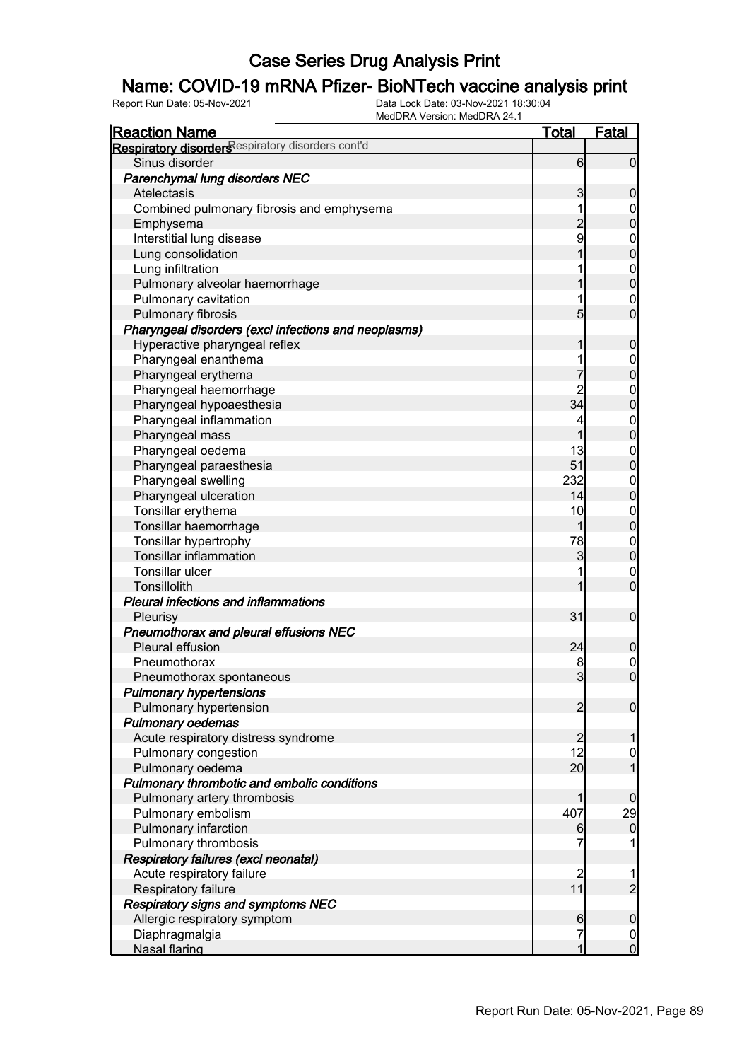# Case Series Drug Analysis Print

## Name: COVID-19 mRNA Pfizer- BioNTech vaccine analysis print

Report Run Date: 05-Nov-2021 | Data Lock Date: 03-Nov-2021 18:30:04 | MedDRA Version: MedDRA 24.1

| Reaction Name | Total | Fatal |
|---|---|---|
| **Respiratory disorders** Respiratory disorders cont'd | | |
| Sinus disorder | 6 | 0 |
| ***Parenchymal lung disorders NEC*** | | |
| Atelectasis | 3 | 0 |
| Combined pulmonary fibrosis and emphysema | 1 | 0 |
| Emphysema | 2 | 0 |
| Interstitial lung disease | 9 | 0 |
| Lung consolidation | 1 | 0 |
| Lung infiltration | 1 | 0 |
| Pulmonary alveolar haemorrhage | 1 | 0 |
| Pulmonary cavitation | 1 | 0 |
| Pulmonary fibrosis | 5 | 0 |
| ***Pharyngeal disorders (excl infections and neoplasms)*** | | |
| Hyperactive pharyngeal reflex | 1 | 0 |
| Pharyngeal enanthema | 1 | 0 |
| Pharyngeal erythema | 7 | 0 |
| Pharyngeal haemorrhage | 2 | 0 |
| Pharyngeal hypoaesthesia | 34 | 0 |
| Pharyngeal inflammation | 4 | 0 |
| Pharyngeal mass | 1 | 0 |
| Pharyngeal oedema | 13 | 0 |
| Pharyngeal paraesthesia | 51 | 0 |
| Pharyngeal swelling | 232 | 0 |
| Pharyngeal ulceration | 14 | 0 |
| Tonsillar erythema | 10 | 0 |
| Tonsillar haemorrhage | 1 | 0 |
| Tonsillar hypertrophy | 78 | 0 |
| Tonsillar inflammation | 3 | 0 |
| Tonsillar ulcer | 1 | 0 |
| Tonsillolith | 1 | 0 |
| ***Pleural infections and inflammations*** | | |
| Pleurisy | 31 | 0 |
| ***Pneumothorax and pleural effusions NEC*** | | |
| Pleural effusion | 24 | 0 |
| Pneumothorax | 8 | 0 |
| Pneumothorax spontaneous | 3 | 0 |
| ***Pulmonary hypertensions*** | | |
| Pulmonary hypertension | 2 | 0 |
| ***Pulmonary oedemas*** | | |
| Acute respiratory distress syndrome | 2 | 1 |
| Pulmonary congestion | 12 | 0 |
| Pulmonary oedema | 20 | 1 |
| ***Pulmonary thrombotic and embolic conditions*** | | |
| Pulmonary artery thrombosis | 1 | 0 |
| Pulmonary embolism | 407 | 29 |
| Pulmonary infarction | 6 | 0 |
| Pulmonary thrombosis | 7 | 1 |
| ***Respiratory failures (excl neonatal)*** | | |
| Acute respiratory failure | 2 | 1 |
| Respiratory failure | 11 | 2 |
| ***Respiratory signs and symptoms NEC*** | | |
| Allergic respiratory symptom | 6 | 0 |
| Diaphragmalgia | 7 | 0 |
| Nasal flaring | 1 | 0 |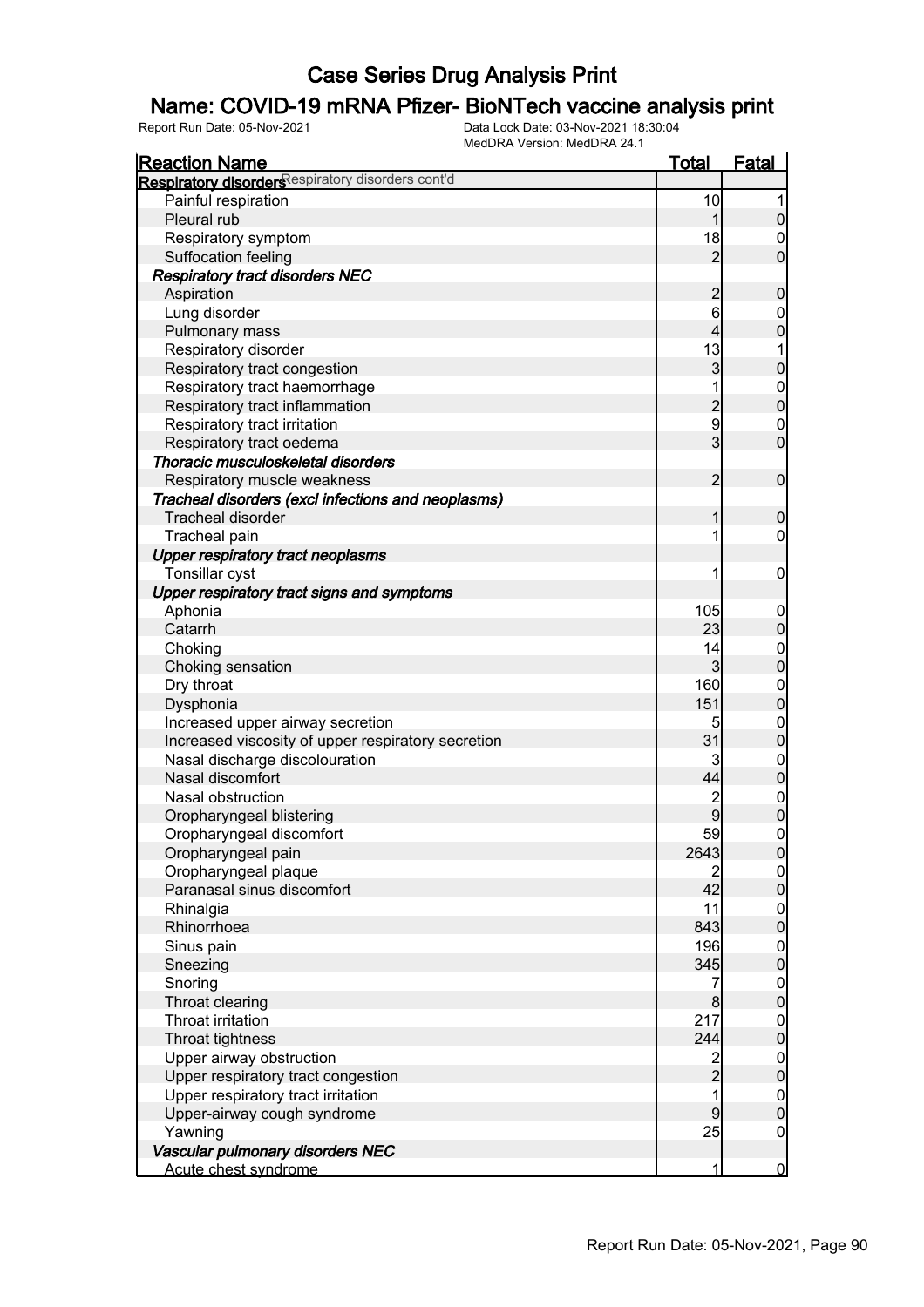# Case Series Drug Analysis Print

## Name: COVID-19 mRNA Pfizer- BioNTech vaccine analysis print

Report Run Date: 05-Nov-2021    Data Lock Date: 03-Nov-2021 18:30:04
MedDRA Version: MedDRA 24.1

| Reaction Name | Total | Fatal |
|---|---|---|
| **Respiratory disorders** Respiratory disorders cont'd | | |
| Painful respiration | 10 | 1 |
| Pleural rub | 1 | 0 |
| Respiratory symptom | 18 | 0 |
| Suffocation feeling | 2 | 0 |
| ***Respiratory tract disorders NEC*** | | |
| Aspiration | 2 | 0 |
| Lung disorder | 6 | 0 |
| Pulmonary mass | 4 | 0 |
| Respiratory disorder | 13 | 1 |
| Respiratory tract congestion | 3 | 0 |
| Respiratory tract haemorrhage | 1 | 0 |
| Respiratory tract inflammation | 2 | 0 |
| Respiratory tract irritation | 9 | 0 |
| Respiratory tract oedema | 3 | 0 |
| ***Thoracic musculoskeletal disorders*** | | |
| Respiratory muscle weakness | 2 | 0 |
| ***Tracheal disorders (excl infections and neoplasms)*** | | |
| Tracheal disorder | 1 | 0 |
| Tracheal pain | 1 | 0 |
| ***Upper respiratory tract neoplasms*** | | |
| Tonsillar cyst | 1 | 0 |
| ***Upper respiratory tract signs and symptoms*** | | |
| Aphonia | 105 | 0 |
| Catarrh | 23 | 0 |
| Choking | 14 | 0 |
| Choking sensation | 3 | 0 |
| Dry throat | 160 | 0 |
| Dysphonia | 151 | 0 |
| Increased upper airway secretion | 5 | 0 |
| Increased viscosity of upper respiratory secretion | 31 | 0 |
| Nasal discharge discolouration | 3 | 0 |
| Nasal discomfort | 44 | 0 |
| Nasal obstruction | 2 | 0 |
| Oropharyngeal blistering | 9 | 0 |
| Oropharyngeal discomfort | 59 | 0 |
| Oropharyngeal pain | 2643 | 0 |
| Oropharyngeal plaque | 2 | 0 |
| Paranasal sinus discomfort | 42 | 0 |
| Rhinalgia | 11 | 0 |
| Rhinorrhoea | 843 | 0 |
| Sinus pain | 196 | 0 |
| Sneezing | 345 | 0 |
| Snoring | 7 | 0 |
| Throat clearing | 8 | 0 |
| Throat irritation | 217 | 0 |
| Throat tightness | 244 | 0 |
| Upper airway obstruction | 2 | 0 |
| Upper respiratory tract congestion | 2 | 0 |
| Upper respiratory tract irritation | 1 | 0 |
| Upper-airway cough syndrome | 9 | 0 |
| Yawning | 25 | 0 |
| ***Vascular pulmonary disorders NEC*** | | |
| Acute chest syndrome | 1 | 0 |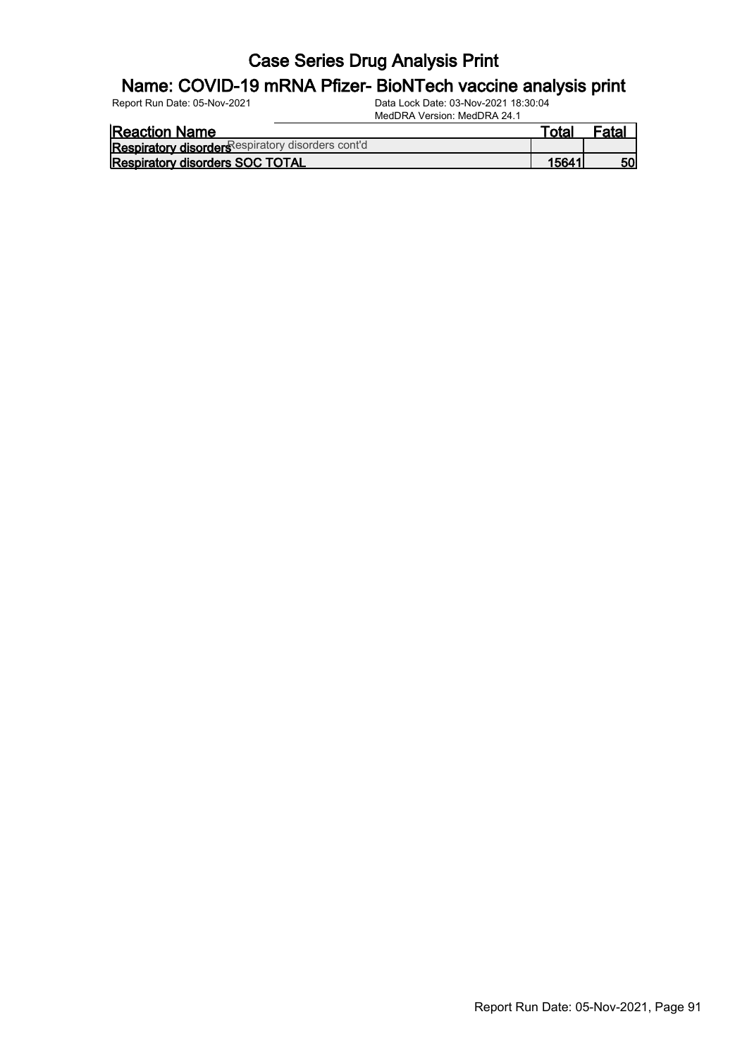# Case Series Drug Analysis Print

## Name: COVID-19 mRNA Pfizer- BioNTech vaccine analysis print

Report Run Date: 05-Nov-2021

Data Lock Date: 03-Nov-2021 18:30:04

MedDRA Version: MedDRA 24.1

| Reaction Name | Total | Fatal |
|---|---|---|
| **Respiratory disorders** Respiratory disorders cont'd | | |
| **Respiratory disorders SOC TOTAL** | **15641** | **50** |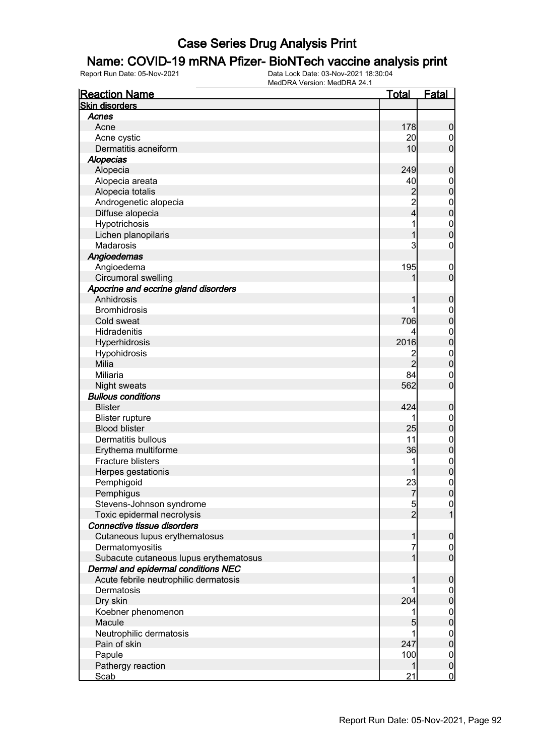# Case Series Drug Analysis Print

## Name: COVID-19 mRNA Pfizer- BioNTech vaccine analysis print

Report Run Date: 05-Nov-2021 | Data Lock Date: 03-Nov-2021 18:30:04 | MedDRA Version: MedDRA 24.1

| Reaction Name | Total | Fatal |
|---|---|---|
| **Skin disorders** | | |
| ***Acnes*** | | |
| Acne | 178 | 0 |
| Acne cystic | 20 | 0 |
| Dermatitis acneiform | 10 | 0 |
| ***Alopecias*** | | |
| Alopecia | 249 | 0 |
| Alopecia areata | 40 | 0 |
| Alopecia totalis | 2 | 0 |
| Androgenetic alopecia | 2 | 0 |
| Diffuse alopecia | 4 | 0 |
| Hypotrichosis | 1 | 0 |
| Lichen planopilaris | 1 | 0 |
| Madarosis | 3 | 0 |
| ***Angioedemas*** | | |
| Angioedema | 195 | 0 |
| Circumoral swelling | 1 | 0 |
| ***Apocrine and eccrine gland disorders*** | | |
| Anhidrosis | 1 | 0 |
| Bromhidrosis | 1 | 0 |
| Cold sweat | 706 | 0 |
| Hidradenitis | 4 | 0 |
| Hyperhidrosis | 2016 | 0 |
| Hypohidrosis | 2 | 0 |
| Milia | 2 | 0 |
| Miliaria | 84 | 0 |
| Night sweats | 562 | 0 |
| ***Bullous conditions*** | | |
| Blister | 424 | 0 |
| Blister rupture | 1 | 0 |
| Blood blister | 25 | 0 |
| Dermatitis bullous | 11 | 0 |
| Erythema multiforme | 36 | 0 |
| Fracture blisters | 1 | 0 |
| Herpes gestationis | 1 | 0 |
| Pemphigoid | 23 | 0 |
| Pemphigus | 7 | 0 |
| Stevens-Johnson syndrome | 5 | 0 |
| Toxic epidermal necrolysis | 2 | 1 |
| ***Connective tissue disorders*** | | |
| Cutaneous lupus erythematosus | 1 | 0 |
| Dermatomyositis | 7 | 0 |
| Subacute cutaneous lupus erythematosus | 1 | 0 |
| ***Dermal and epidermal conditions NEC*** | | |
| Acute febrile neutrophilic dermatosis | 1 | 0 |
| Dermatosis | 1 | 0 |
| Dry skin | 204 | 0 |
| Koebner phenomenon | 1 | 0 |
| Macule | 5 | 0 |
| Neutrophilic dermatosis | 1 | 0 |
| Pain of skin | 247 | 0 |
| Papule | 100 | 0 |
| Pathergy reaction | 1 | 0 |
| Scab | 21 | 0 |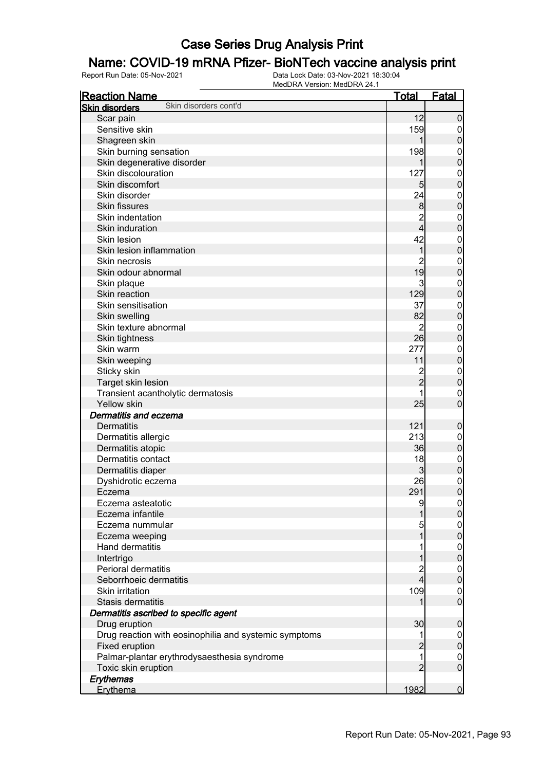# Case Series Drug Analysis Print

## Name: COVID-19 mRNA Pfizer- BioNTech vaccine analysis print

Report Run Date: 05-Nov-2021    Data Lock Date: 03-Nov-2021 18:30:04
MedDRA Version: MedDRA 24.1

| Reaction Name | Total | Fatal |
|---|---|---|
| **Skin disorders** Skin disorders cont'd | | |
| Scar pain | 12 | 0 |
| Sensitive skin | 159 | 0 |
| Shagreen skin | 1 | 0 |
| Skin burning sensation | 198 | 0 |
| Skin degenerative disorder | 1 | 0 |
| Skin discolouration | 127 | 0 |
| Skin discomfort | 5 | 0 |
| Skin disorder | 24 | 0 |
| Skin fissures | 8 | 0 |
| Skin indentation | 2 | 0 |
| Skin induration | 4 | 0 |
| Skin lesion | 42 | 0 |
| Skin lesion inflammation | 1 | 0 |
| Skin necrosis | 2 | 0 |
| Skin odour abnormal | 19 | 0 |
| Skin plaque | 3 | 0 |
| Skin reaction | 129 | 0 |
| Skin sensitisation | 37 | 0 |
| Skin swelling | 82 | 0 |
| Skin texture abnormal | 2 | 0 |
| Skin tightness | 26 | 0 |
| Skin warm | 277 | 0 |
| Skin weeping | 11 | 0 |
| Sticky skin | 2 | 0 |
| Target skin lesion | 2 | 0 |
| Transient acantholytic dermatosis | 1 | 0 |
| Yellow skin | 25 | 0 |
| ***Dermatitis and eczema*** | | |
| Dermatitis | 121 | 0 |
| Dermatitis allergic | 213 | 0 |
| Dermatitis atopic | 36 | 0 |
| Dermatitis contact | 18 | 0 |
| Dermatitis diaper | 3 | 0 |
| Dyshidrotic eczema | 26 | 0 |
| Eczema | 291 | 0 |
| Eczema asteatotic | 9 | 0 |
| Eczema infantile | 1 | 0 |
| Eczema nummular | 5 | 0 |
| Eczema weeping | 1 | 0 |
| Hand dermatitis | 1 | 0 |
| Intertrigo | 1 | 0 |
| Perioral dermatitis | 2 | 0 |
| Seborrhoeic dermatitis | 4 | 0 |
| Skin irritation | 109 | 0 |
| Stasis dermatitis | 1 | 0 |
| ***Dermatitis ascribed to specific agent*** | | |
| Drug eruption | 30 | 0 |
| Drug reaction with eosinophilia and systemic symptoms | 1 | 0 |
| Fixed eruption | 2 | 0 |
| Palmar-plantar erythrodysaesthesia syndrome | 1 | 0 |
| Toxic skin eruption | 2 | 0 |
| ***Erythemas*** | | |
| Erythema | 1982 | 0 |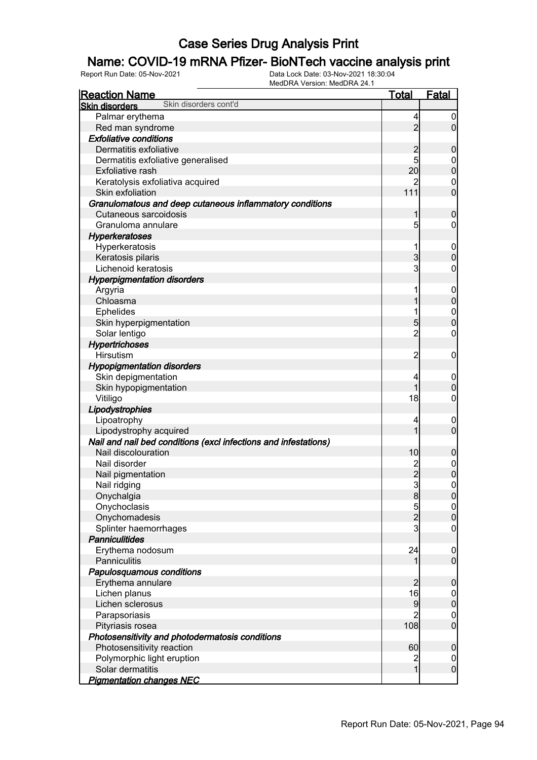# Case Series Drug Analysis Print

## Name: COVID-19 mRNA Pfizer- BioNTech vaccine analysis print

Report Run Date: 05-Nov-2021 | Data Lock Date: 03-Nov-2021 18:30:04 | MedDRA Version: MedDRA 24.1

| Reaction Name | Total | Fatal |
|---|---|---|
| **Skin disorders** Skin disorders cont'd | | |
| Palmar erythema | 4 | 0 |
| Red man syndrome | 2 | 0 |
| ***Exfoliative conditions*** | | |
| Dermatitis exfoliative | 2 | 0 |
| Dermatitis exfoliative generalised | 5 | 0 |
| Exfoliative rash | 20 | 0 |
| Keratolysis exfoliativa acquired | 2 | 0 |
| Skin exfoliation | 111 | 0 |
| ***Granulomatous and deep cutaneous inflammatory conditions*** | | |
| Cutaneous sarcoidosis | 1 | 0 |
| Granuloma annulare | 5 | 0 |
| ***Hyperkeratoses*** | | |
| Hyperkeratosis | 1 | 0 |
| Keratosis pilaris | 3 | 0 |
| Lichenoid keratosis | 3 | 0 |
| ***Hyperpigmentation disorders*** | | |
| Argyria | 1 | 0 |
| Chloasma | 1 | 0 |
| Ephelides | 1 | 0 |
| Skin hyperpigmentation | 5 | 0 |
| Solar lentigo | 2 | 0 |
| ***Hypertrichoses*** | | |
| Hirsutism | 2 | 0 |
| ***Hypopigmentation disorders*** | | |
| Skin depigmentation | 4 | 0 |
| Skin hypopigmentation | 1 | 0 |
| Vitiligo | 18 | 0 |
| ***Lipodystrophies*** | | |
| Lipoatrophy | 4 | 0 |
| Lipodystrophy acquired | 1 | 0 |
| ***Nail and nail bed conditions (excl infections and infestations)*** | | |
| Nail discolouration | 10 | 0 |
| Nail disorder | 2 | 0 |
| Nail pigmentation | 2 | 0 |
| Nail ridging | 3 | 0 |
| Onychalgia | 8 | 0 |
| Onychoclasis | 5 | 0 |
| Onychomadesis | 2 | 0 |
| Splinter haemorrhages | 3 | 0 |
| ***Panniculitides*** | | |
| Erythema nodosum | 24 | 0 |
| Panniculitis | 1 | 0 |
| ***Papulosquamous conditions*** | | |
| Erythema annulare | 2 | 0 |
| Lichen planus | 16 | 0 |
| Lichen sclerosus | 9 | 0 |
| Parapsoriasis | 2 | 0 |
| Pityriasis rosea | 108 | 0 |
| ***Photosensitivity and photodermatosis conditions*** | | |
| Photosensitivity reaction | 60 | 0 |
| Polymorphic light eruption | 2 | 0 |
| Solar dermatitis | 1 | 0 |
| ***Pigmentation changes NEC*** | | |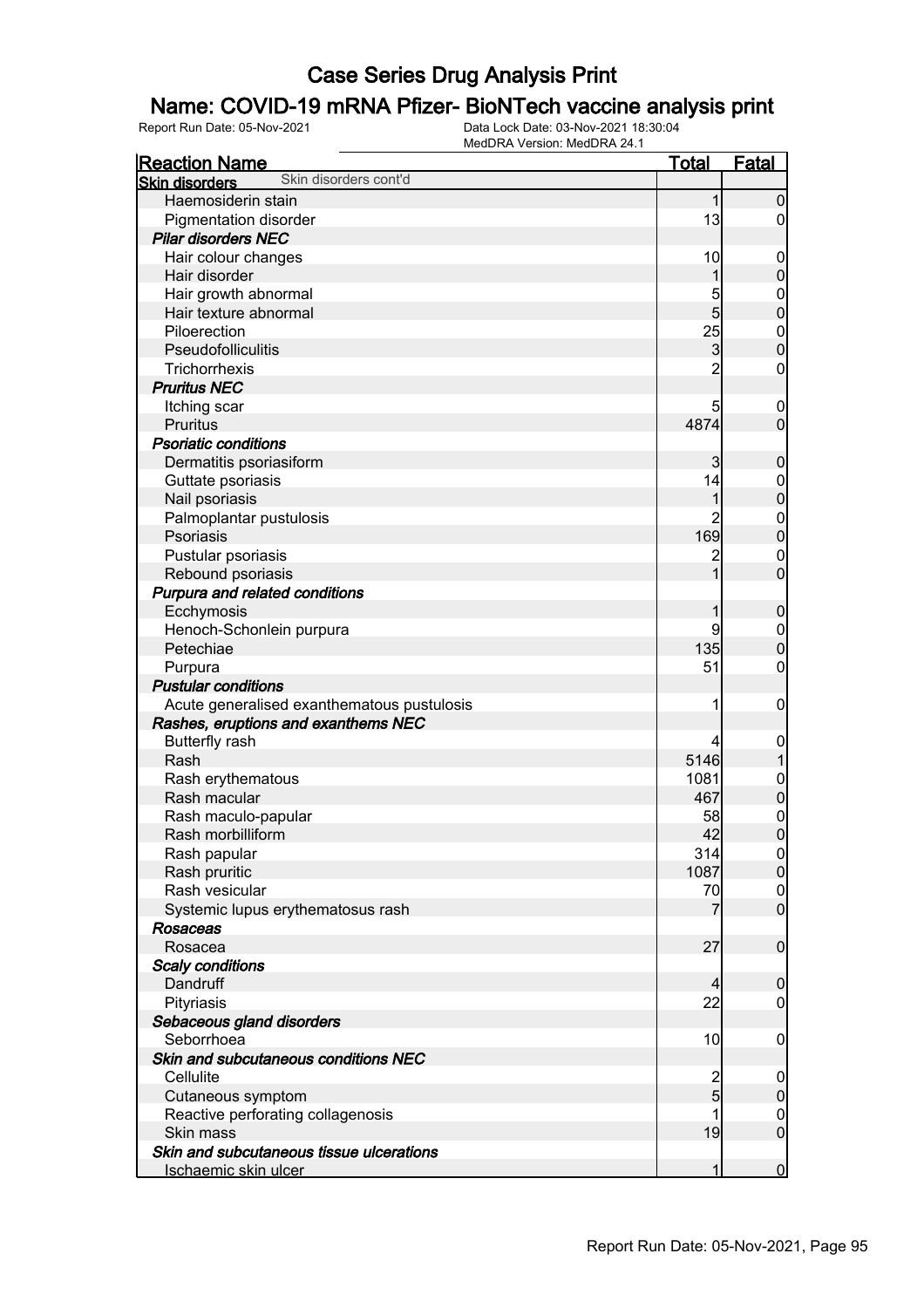# Case Series Drug Analysis Print

## Name: COVID-19 mRNA Pfizer- BioNTech vaccine analysis print

Report Run Date: 05-Nov-2021
Data Lock Date: 03-Nov-2021 18:30:04
MedDRA Version: MedDRA 24.1

| Reaction Name | Total | Fatal |
|---|---|---|
| **Skin disorders** Skin disorders cont'd | | |
| Haemosiderin stain | 1 | 0 |
| Pigmentation disorder | 13 | 0 |
| ***Pilar disorders NEC*** | | |
| Hair colour changes | 10 | 0 |
| Hair disorder | 1 | 0 |
| Hair growth abnormal | 5 | 0 |
| Hair texture abnormal | 5 | 0 |
| Piloerection | 25 | 0 |
| Pseudofolliculitis | 3 | 0 |
| Trichorrhexis | 2 | 0 |
| ***Pruritus NEC*** | | |
| Itching scar | 5 | 0 |
| Pruritus | 4874 | 0 |
| ***Psoriatic conditions*** | | |
| Dermatitis psoriasiform | 3 | 0 |
| Guttate psoriasis | 14 | 0 |
| Nail psoriasis | 1 | 0 |
| Palmoplantar pustulosis | 2 | 0 |
| Psoriasis | 169 | 0 |
| Pustular psoriasis | 2 | 0 |
| Rebound psoriasis | 1 | 0 |
| ***Purpura and related conditions*** | | |
| Ecchymosis | 1 | 0 |
| Henoch-Schonlein purpura | 9 | 0 |
| Petechiae | 135 | 0 |
| Purpura | 51 | 0 |
| ***Pustular conditions*** | | |
| Acute generalised exanthematous pustulosis | 1 | 0 |
| ***Rashes, eruptions and exanthems NEC*** | | |
| Butterfly rash | 4 | 0 |
| Rash | 5146 | 1 |
| Rash erythematous | 1081 | 0 |
| Rash macular | 467 | 0 |
| Rash maculo-papular | 58 | 0 |
| Rash morbilliform | 42 | 0 |
| Rash papular | 314 | 0 |
| Rash pruritic | 1087 | 0 |
| Rash vesicular | 70 | 0 |
| Systemic lupus erythematosus rash | 7 | 0 |
| ***Rosaceas*** | | |
| Rosacea | 27 | 0 |
| ***Scaly conditions*** | | |
| Dandruff | 4 | 0 |
| Pityriasis | 22 | 0 |
| ***Sebaceous gland disorders*** | | |
| Seborrhoea | 10 | 0 |
| ***Skin and subcutaneous conditions NEC*** | | |
| Cellulite | 2 | 0 |
| Cutaneous symptom | 5 | 0 |
| Reactive perforating collagenosis | 1 | 0 |
| Skin mass | 19 | 0 |
| ***Skin and subcutaneous tissue ulcerations*** | | |
| Ischaemic skin ulcer | 1 | 0 |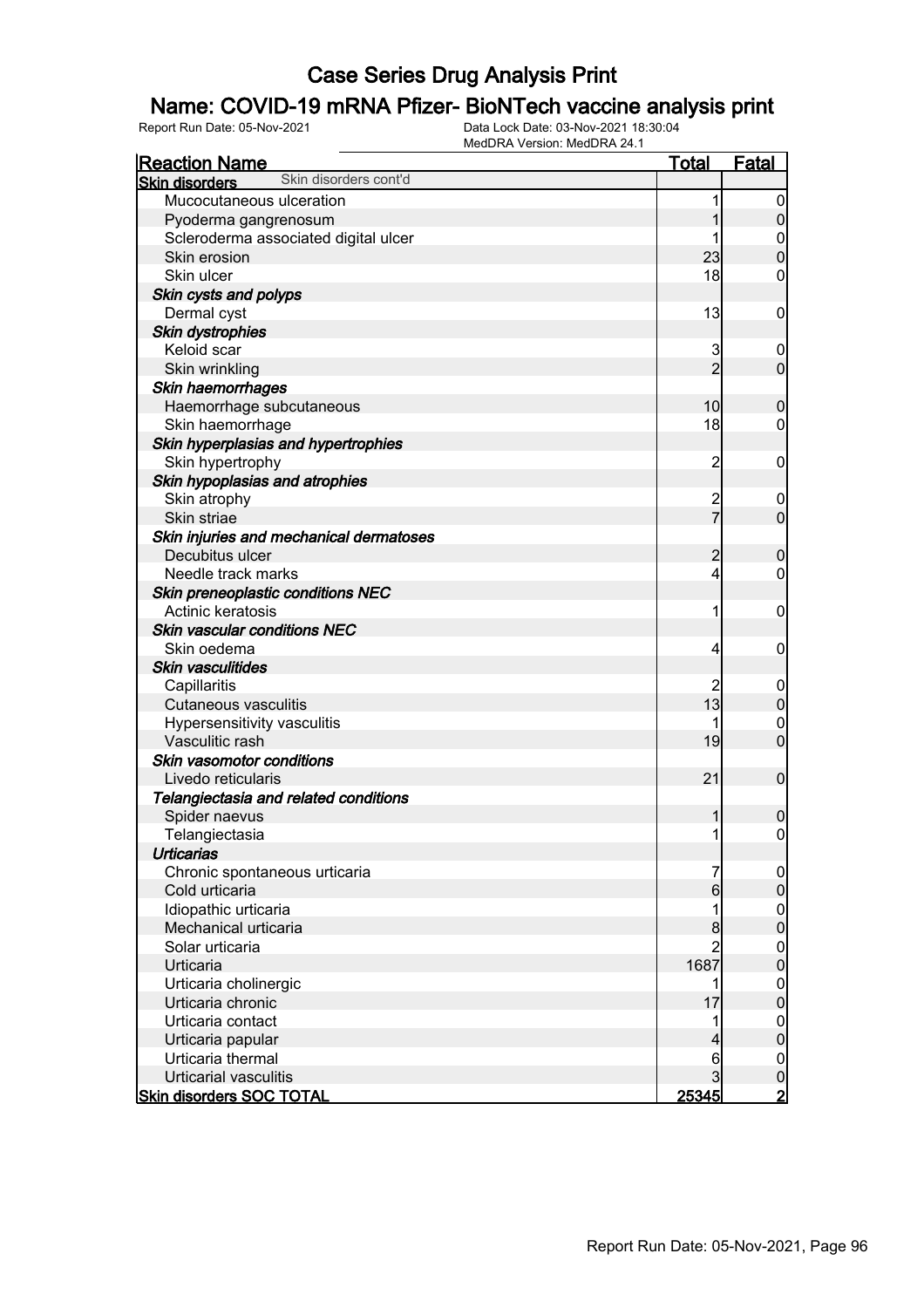# Case Series Drug Analysis Print

## Name: COVID-19 mRNA Pfizer- BioNTech vaccine analysis print

Report Run Date: 05-Nov-2021 | Data Lock Date: 03-Nov-2021 18:30:04 | MedDRA Version: MedDRA 24.1

| Reaction Name | Total | Fatal |
| --- | --- | --- |
| **Skin disorders** Skin disorders cont'd | | |
| Mucocutaneous ulceration | 1 | 0 |
| Pyoderma gangrenosum | 1 | 0 |
| Scleroderma associated digital ulcer | 1 | 0 |
| Skin erosion | 23 | 0 |
| Skin ulcer | 18 | 0 |
| ***Skin cysts and polyps*** | | |
| Dermal cyst | 13 | 0 |
| ***Skin dystrophies*** | | |
| Keloid scar | 3 | 0 |
| Skin wrinkling | 2 | 0 |
| ***Skin haemorrhages*** | | |
| Haemorrhage subcutaneous | 10 | 0 |
| Skin haemorrhage | 18 | 0 |
| ***Skin hyperplasias and hypertrophies*** | | |
| Skin hypertrophy | 2 | 0 |
| ***Skin hypoplasias and atrophies*** | | |
| Skin atrophy | 2 | 0 |
| Skin striae | 7 | 0 |
| ***Skin injuries and mechanical dermatoses*** | | |
| Decubitus ulcer | 2 | 0 |
| Needle track marks | 4 | 0 |
| ***Skin preneoplastic conditions NEC*** | | |
| Actinic keratosis | 1 | 0 |
| ***Skin vascular conditions NEC*** | | |
| Skin oedema | 4 | 0 |
| ***Skin vasculitides*** | | |
| Capillaritis | 2 | 0 |
| Cutaneous vasculitis | 13 | 0 |
| Hypersensitivity vasculitis | 1 | 0 |
| Vasculitic rash | 19 | 0 |
| ***Skin vasomotor conditions*** | | |
| Livedo reticularis | 21 | 0 |
| ***Telangiectasia and related conditions*** | | |
| Spider naevus | 1 | 0 |
| Telangiectasia | 1 | 0 |
| ***Urticarias*** | | |
| Chronic spontaneous urticaria | 7 | 0 |
| Cold urticaria | 6 | 0 |
| Idiopathic urticaria | 1 | 0 |
| Mechanical urticaria | 8 | 0 |
| Solar urticaria | 2 | 0 |
| Urticaria | 1687 | 0 |
| Urticaria cholinergic | 1 | 0 |
| Urticaria chronic | 17 | 0 |
| Urticaria contact | 1 | 0 |
| Urticaria papular | 4 | 0 |
| Urticaria thermal | 6 | 0 |
| Urticarial vasculitis | 3 | 0 |
| **Skin disorders SOC TOTAL** | **25345** | **2** |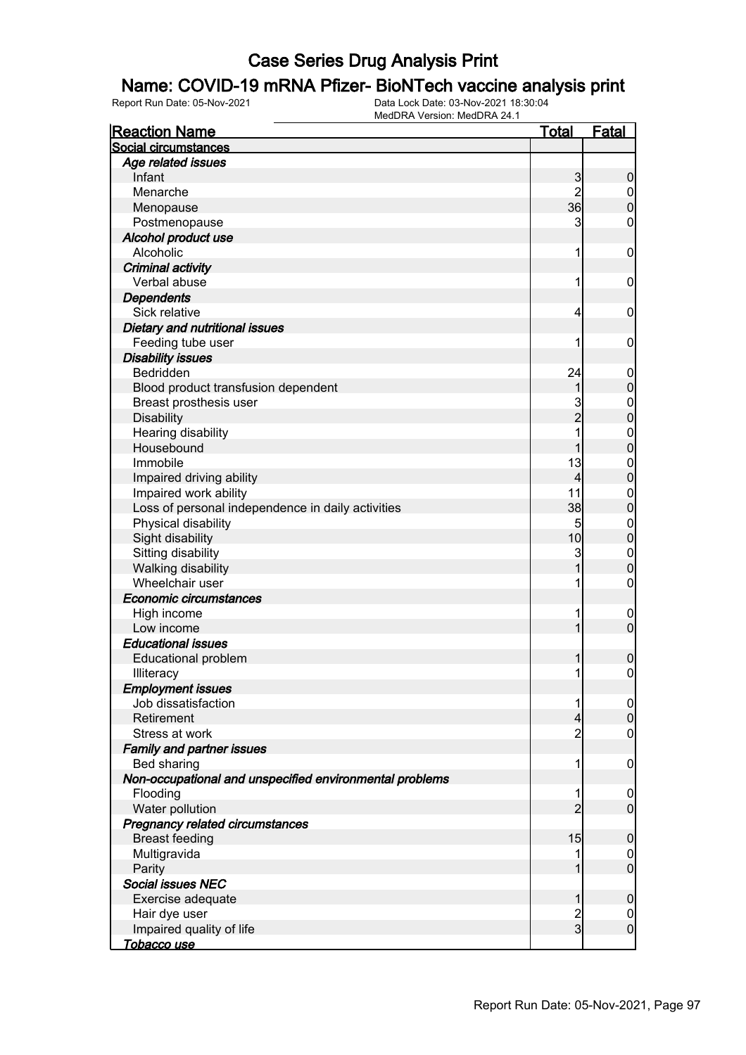# Case Series Drug Analysis Print

## Name: COVID-19 mRNA Pfizer- BioNTech vaccine analysis print

Report Run Date: 05-Nov-2021 | Data Lock Date: 03-Nov-2021 18:30:04 | MedDRA Version: MedDRA 24.1

| Reaction Name | Total | Fatal |
|---|---|---|
| **Social circumstances** | | |
| ***Age related issues*** | | |
| Infant | 3 | 0 |
| Menarche | 2 | 0 |
| Menopause | 36 | 0 |
| Postmenopause | 3 | 0 |
| ***Alcohol product use*** | | |
| Alcoholic | 1 | 0 |
| ***Criminal activity*** | | |
| Verbal abuse | 1 | 0 |
| ***Dependents*** | | |
| Sick relative | 4 | 0 |
| ***Dietary and nutritional issues*** | | |
| Feeding tube user | 1 | 0 |
| ***Disability issues*** | | |
| Bedridden | 24 | 0 |
| Blood product transfusion dependent | 1 | 0 |
| Breast prosthesis user | 3 | 0 |
| Disability | 2 | 0 |
| Hearing disability | 1 | 0 |
| Housebound | 1 | 0 |
| Immobile | 13 | 0 |
| Impaired driving ability | 4 | 0 |
| Impaired work ability | 11 | 0 |
| Loss of personal independence in daily activities | 38 | 0 |
| Physical disability | 5 | 0 |
| Sight disability | 10 | 0 |
| Sitting disability | 3 | 0 |
| Walking disability | 1 | 0 |
| Wheelchair user | 1 | 0 |
| ***Economic circumstances*** | | |
| High income | 1 | 0 |
| Low income | 1 | 0 |
| ***Educational issues*** | | |
| Educational problem | 1 | 0 |
| Illiteracy | 1 | 0 |
| ***Employment issues*** | | |
| Job dissatisfaction | 1 | 0 |
| Retirement | 4 | 0 |
| Stress at work | 2 | 0 |
| ***Family and partner issues*** | | |
| Bed sharing | 1 | 0 |
| ***Non-occupational and unspecified environmental problems*** | | |
| Flooding | 1 | 0 |
| Water pollution | 2 | 0 |
| ***Pregnancy related circumstances*** | | |
| Breast feeding | 15 | 0 |
| Multigravida | 1 | 0 |
| Parity | 1 | 0 |
| ***Social issues NEC*** | | |
| Exercise adequate | 1 | 0 |
| Hair dye user | 2 | 0 |
| Impaired quality of life | 3 | 0 |
| ***Tobacco use*** | | |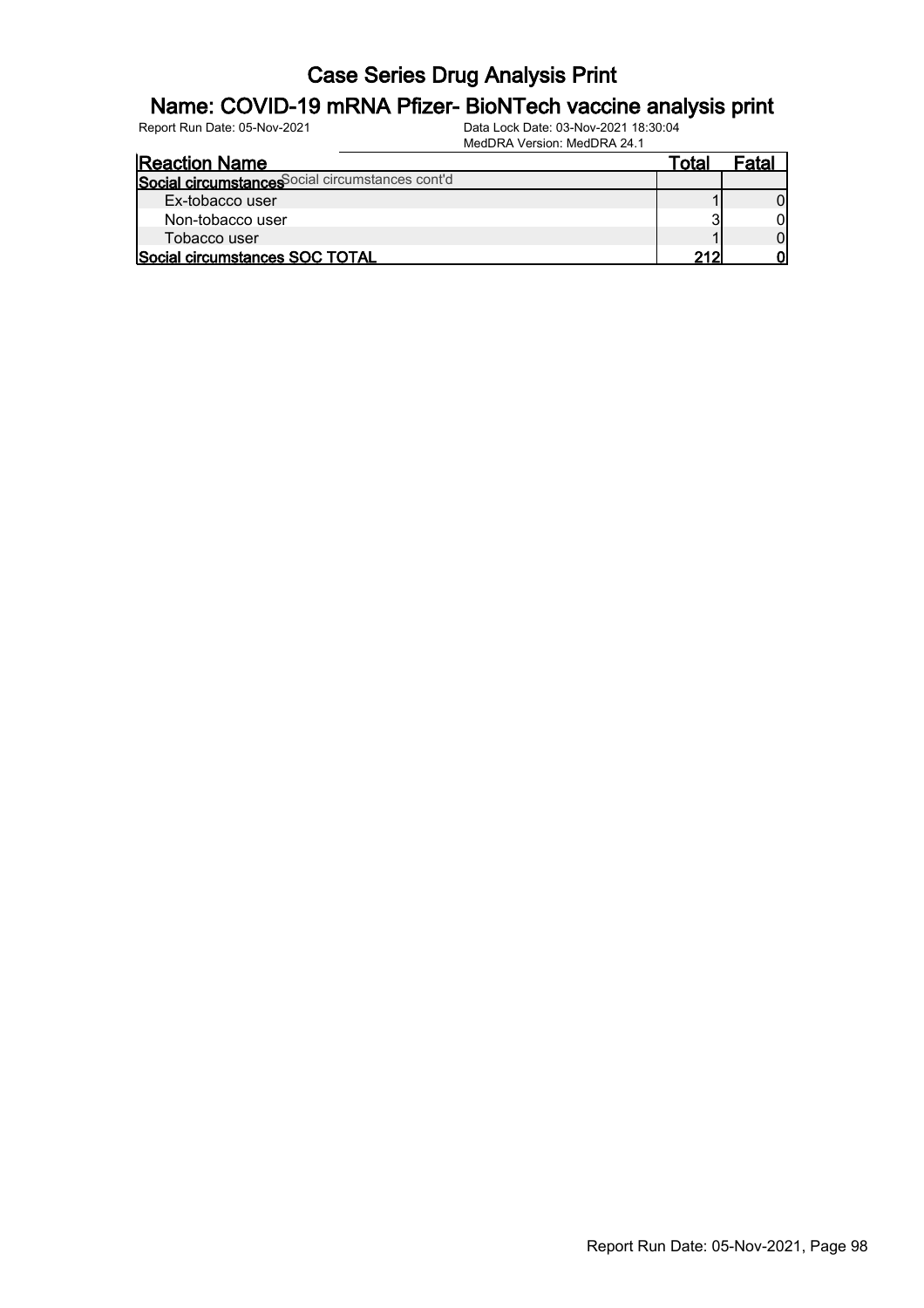| Reaction Name | Total | Fatal |
|---|---|---|
| **Social circumstances** Social circumstances cont'd | | |
| Ex-tobacco user | 1 | 0 |
| Non-tobacco user | 3 | 0 |
| Tobacco user | 1 | 0 |
| **Social circumstances SOC TOTAL** | **212** | **0** |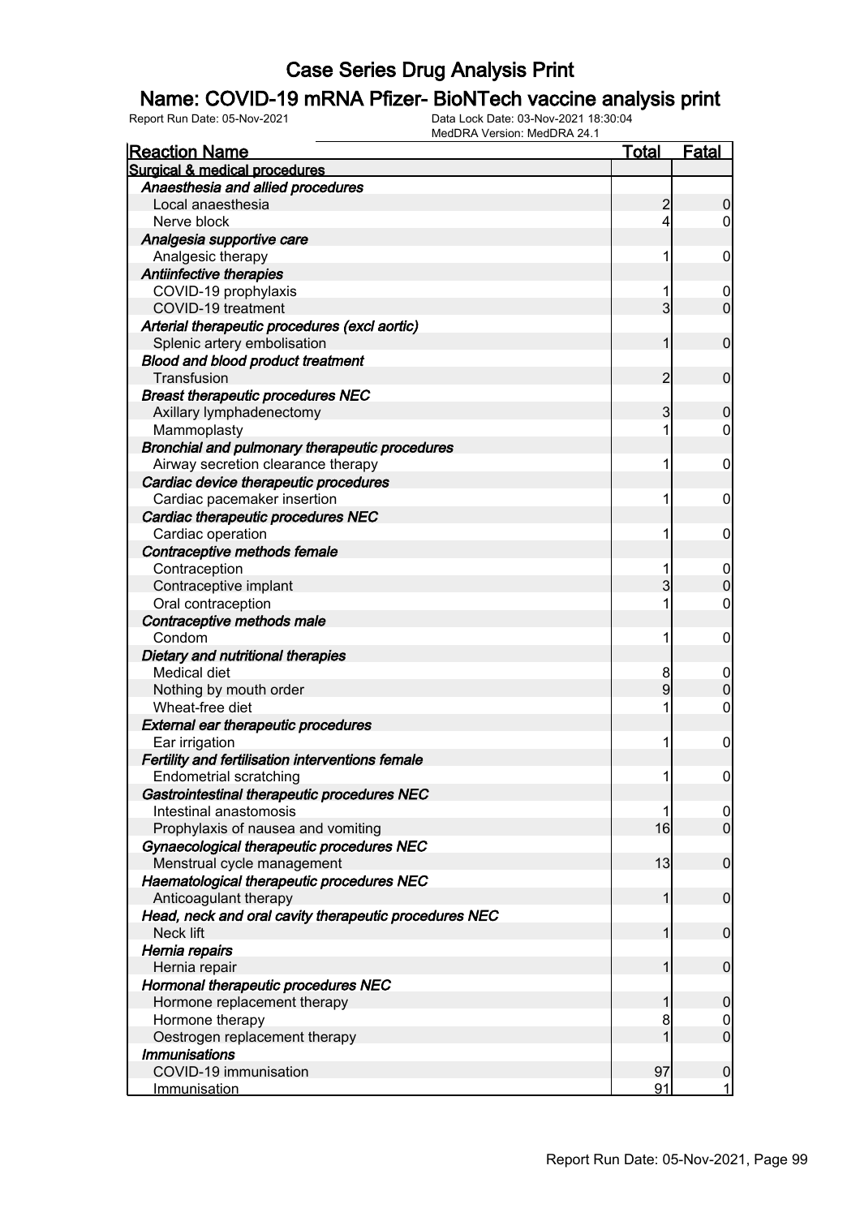# Case Series Drug Analysis Print

## Name: COVID-19 mRNA Pfizer- BioNTech vaccine analysis print

Report Run Date: 05-Nov-2021    Data Lock Date: 03-Nov-2021 18:30:04
MedDRA Version: MedDRA 24.1

| Reaction Name | Total | Fatal |
|---|---|---|
| **Surgical & medical procedures** | | |
| ***Anaesthesia and allied procedures*** | | |
| Local anaesthesia | 2 | 0 |
| Nerve block | 4 | 0 |
| ***Analgesia supportive care*** | | |
| Analgesic therapy | 1 | 0 |
| ***Antiinfective therapies*** | | |
| COVID-19 prophylaxis | 1 | 0 |
| COVID-19 treatment | 3 | 0 |
| ***Arterial therapeutic procedures (excl aortic)*** | | |
| Splenic artery embolisation | 1 | 0 |
| ***Blood and blood product treatment*** | | |
| Transfusion | 2 | 0 |
| ***Breast therapeutic procedures NEC*** | | |
| Axillary lymphadenectomy | 3 | 0 |
| Mammoplasty | 1 | 0 |
| ***Bronchial and pulmonary therapeutic procedures*** | | |
| Airway secretion clearance therapy | 1 | 0 |
| ***Cardiac device therapeutic procedures*** | | |
| Cardiac pacemaker insertion | 1 | 0 |
| ***Cardiac therapeutic procedures NEC*** | | |
| Cardiac operation | 1 | 0 |
| ***Contraceptive methods female*** | | |
| Contraception | 1 | 0 |
| Contraceptive implant | 3 | 0 |
| Oral contraception | 1 | 0 |
| ***Contraceptive methods male*** | | |
| Condom | 1 | 0 |
| ***Dietary and nutritional therapies*** | | |
| Medical diet | 8 | 0 |
| Nothing by mouth order | 9 | 0 |
| Wheat-free diet | 1 | 0 |
| ***External ear therapeutic procedures*** | | |
| Ear irrigation | 1 | 0 |
| ***Fertility and fertilisation interventions female*** | | |
| Endometrial scratching | 1 | 0 |
| ***Gastrointestinal therapeutic procedures NEC*** | | |
| Intestinal anastomosis | 1 | 0 |
| Prophylaxis of nausea and vomiting | 16 | 0 |
| ***Gynaecological therapeutic procedures NEC*** | | |
| Menstrual cycle management | 13 | 0 |
| ***Haematological therapeutic procedures NEC*** | | |
| Anticoagulant therapy | 1 | 0 |
| ***Head, neck and oral cavity therapeutic procedures NEC*** | | |
| Neck lift | 1 | 0 |
| ***Hernia repairs*** | | |
| Hernia repair | 1 | 0 |
| ***Hormonal therapeutic procedures NEC*** | | |
| Hormone replacement therapy | 1 | 0 |
| Hormone therapy | 8 | 0 |
| Oestrogen replacement therapy | 1 | 0 |
| ***Immunisations*** | | |
| COVID-19 immunisation | 97 | 0 |
| Immunisation | 91 | 1 |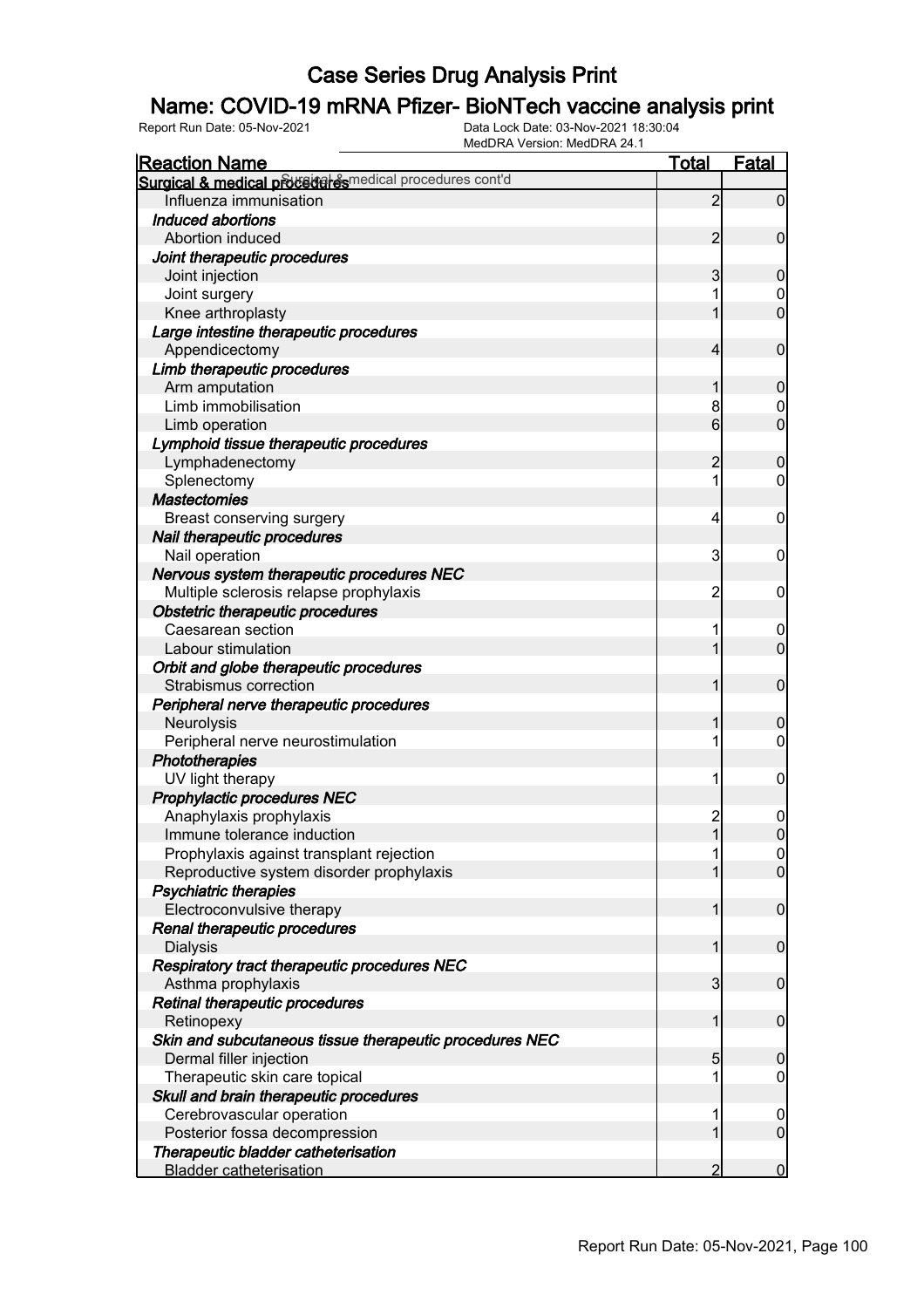# Case Series Drug Analysis Print

## Name: COVID-19 mRNA Pfizer- BioNTech vaccine analysis print

Report Run Date: 05-Nov-2021 | Data Lock Date: 03-Nov-2021 18:30:04 | MedDRA Version: MedDRA 24.1

| Reaction Name | Total | Fatal |
|---|---|---|
| **Surgical & medical procedures** Surgical & medical procedures cont'd | | |
| Influenza immunisation | 2 | 0 |
| ***Induced abortions*** | | |
| Abortion induced | 2 | 0 |
| ***Joint therapeutic procedures*** | | |
| Joint injection | 3 | 0 |
| Joint surgery | 1 | 0 |
| Knee arthroplasty | 1 | 0 |
| ***Large intestine therapeutic procedures*** | | |
| Appendicectomy | 4 | 0 |
| ***Limb therapeutic procedures*** | | |
| Arm amputation | 1 | 0 |
| Limb immobilisation | 8 | 0 |
| Limb operation | 6 | 0 |
| ***Lymphoid tissue therapeutic procedures*** | | |
| Lymphadenectomy | 2 | 0 |
| Splenectomy | 1 | 0 |
| ***Mastectomies*** | | |
| Breast conserving surgery | 4 | 0 |
| ***Nail therapeutic procedures*** | | |
| Nail operation | 3 | 0 |
| ***Nervous system therapeutic procedures NEC*** | | |
| Multiple sclerosis relapse prophylaxis | 2 | 0 |
| ***Obstetric therapeutic procedures*** | | |
| Caesarean section | 1 | 0 |
| Labour stimulation | 1 | 0 |
| ***Orbit and globe therapeutic procedures*** | | |
| Strabismus correction | 1 | 0 |
| ***Peripheral nerve therapeutic procedures*** | | |
| Neurolysis | 1 | 0 |
| Peripheral nerve neurostimulation | 1 | 0 |
| ***Phototherapies*** | | |
| UV light therapy | 1 | 0 |
| ***Prophylactic procedures NEC*** | | |
| Anaphylaxis prophylaxis | 2 | 0 |
| Immune tolerance induction | 1 | 0 |
| Prophylaxis against transplant rejection | 1 | 0 |
| Reproductive system disorder prophylaxis | 1 | 0 |
| ***Psychiatric therapies*** | | |
| Electroconvulsive therapy | 1 | 0 |
| ***Renal therapeutic procedures*** | | |
| Dialysis | 1 | 0 |
| ***Respiratory tract therapeutic procedures NEC*** | | |
| Asthma prophylaxis | 3 | 0 |
| ***Retinal therapeutic procedures*** | | |
| Retinopexy | 1 | 0 |
| ***Skin and subcutaneous tissue therapeutic procedures NEC*** | | |
| Dermal filler injection | 5 | 0 |
| Therapeutic skin care topical | 1 | 0 |
| ***Skull and brain therapeutic procedures*** | | |
| Cerebrovascular operation | 1 | 0 |
| Posterior fossa decompression | 1 | 0 |
| ***Therapeutic bladder catheterisation*** | | |
| Bladder catheterisation | 2 | 0 |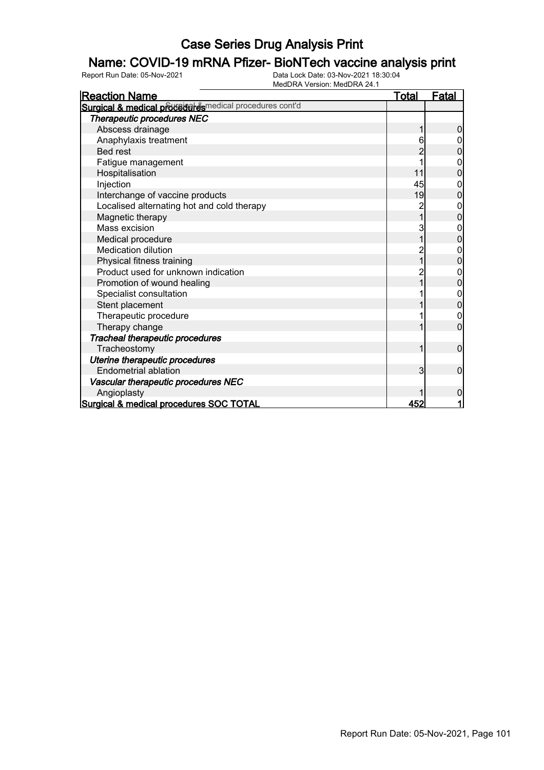# Case Series Drug Analysis Print

## Name: COVID-19 mRNA Pfizer- BioNTech vaccine analysis print

Report Run Date: 05-Nov-2021 | Data Lock Date: 03-Nov-2021 18:30:04 | MedDRA Version: MedDRA 24.1

| Reaction Name | Total | Fatal |
|---|---|---|
| **Surgical & medical procedures** Surgical & medical procedures cont'd | | |
| ***Therapeutic procedures NEC*** | | |
| Abscess drainage | 1 | 0 |
| Anaphylaxis treatment | 6 | 0 |
| Bed rest | 2 | 0 |
| Fatigue management | 1 | 0 |
| Hospitalisation | 11 | 0 |
| Injection | 45 | 0 |
| Interchange of vaccine products | 19 | 0 |
| Localised alternating hot and cold therapy | 2 | 0 |
| Magnetic therapy | 1 | 0 |
| Mass excision | 3 | 0 |
| Medical procedure | 1 | 0 |
| Medication dilution | 2 | 0 |
| Physical fitness training | 1 | 0 |
| Product used for unknown indication | 2 | 0 |
| Promotion of wound healing | 1 | 0 |
| Specialist consultation | 1 | 0 |
| Stent placement | 1 | 0 |
| Therapeutic procedure | 1 | 0 |
| Therapy change | 1 | 0 |
| ***Tracheal therapeutic procedures*** | | |
| Tracheostomy | 1 | 0 |
| ***Uterine therapeutic procedures*** | | |
| Endometrial ablation | 3 | 0 |
| ***Vascular therapeutic procedures NEC*** | | |
| Angioplasty | 1 | 0 |
| **Surgical & medical procedures SOC TOTAL** | **452** | **1** |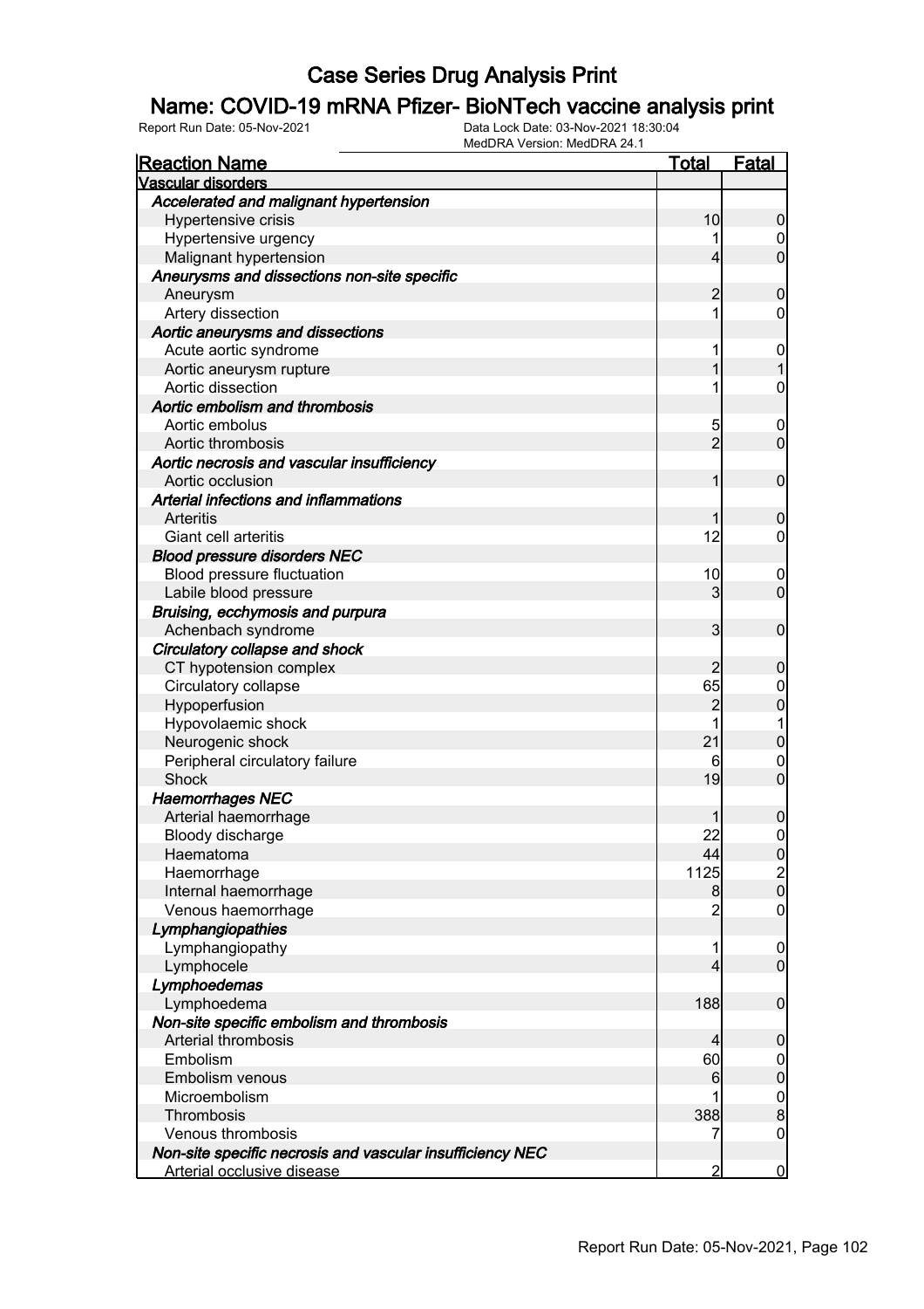# Case Series Drug Analysis Print

## Name: COVID-19 mRNA Pfizer- BioNTech vaccine analysis print

Report Run Date: 05-Nov-2021

Data Lock Date: 03-Nov-2021 18:30:04

MedDRA Version: MedDRA 24.1

| Reaction Name | Total | Fatal |
|---|---|---|
| **Vascular disorders** | | |
| ***Accelerated and malignant hypertension*** | | |
| Hypertensive crisis | 10 | 0 |
| Hypertensive urgency | 1 | 0 |
| Malignant hypertension | 4 | 0 |
| ***Aneurysms and dissections non-site specific*** | | |
| Aneurysm | 2 | 0 |
| Artery dissection | 1 | 0 |
| ***Aortic aneurysms and dissections*** | | |
| Acute aortic syndrome | 1 | 0 |
| Aortic aneurysm rupture | 1 | 1 |
| Aortic dissection | 1 | 0 |
| ***Aortic embolism and thrombosis*** | | |
| Aortic embolus | 5 | 0 |
| Aortic thrombosis | 2 | 0 |
| ***Aortic necrosis and vascular insufficiency*** | | |
| Aortic occlusion | 1 | 0 |
| ***Arterial infections and inflammations*** | | |
| Arteritis | 1 | 0 |
| Giant cell arteritis | 12 | 0 |
| ***Blood pressure disorders NEC*** | | |
| Blood pressure fluctuation | 10 | 0 |
| Labile blood pressure | 3 | 0 |
| ***Bruising, ecchymosis and purpura*** | | |
| Achenbach syndrome | 3 | 0 |
| ***Circulatory collapse and shock*** | | |
| CT hypotension complex | 2 | 0 |
| Circulatory collapse | 65 | 0 |
| Hypoperfusion | 2 | 0 |
| Hypovolaemic shock | 1 | 1 |
| Neurogenic shock | 21 | 0 |
| Peripheral circulatory failure | 6 | 0 |
| Shock | 19 | 0 |
| ***Haemorrhages NEC*** | | |
| Arterial haemorrhage | 1 | 0 |
| Bloody discharge | 22 | 0 |
| Haematoma | 44 | 0 |
| Haemorrhage | 1125 | 2 |
| Internal haemorrhage | 8 | 0 |
| Venous haemorrhage | 2 | 0 |
| ***Lymphangiopathies*** | | |
| Lymphangiopathy | 1 | 0 |
| Lymphocele | 4 | 0 |
| ***Lymphoedemas*** | | |
| Lymphoedema | 188 | 0 |
| ***Non-site specific embolism and thrombosis*** | | |
| Arterial thrombosis | 4 | 0 |
| Embolism | 60 | 0 |
| Embolism venous | 6 | 0 |
| Microembolism | 1 | 0 |
| Thrombosis | 388 | 8 |
| Venous thrombosis | 7 | 0 |
| ***Non-site specific necrosis and vascular insufficiency NEC*** | | |
| Arterial occlusive disease | 2 | 0 |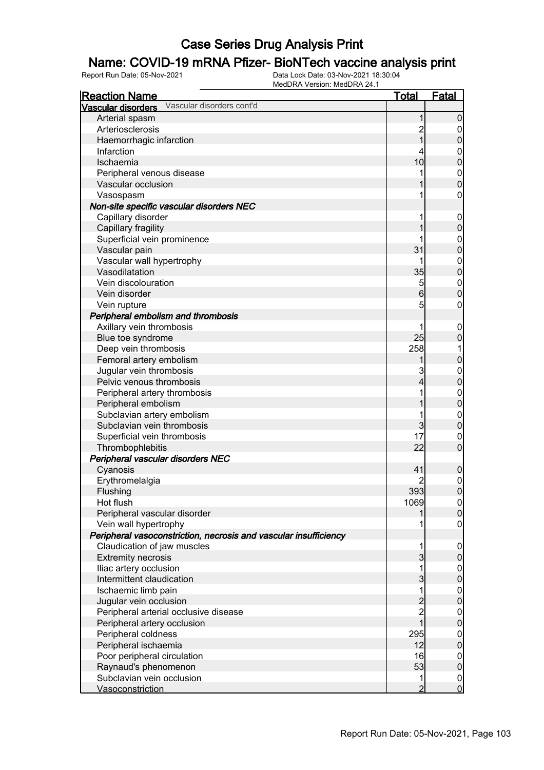# Case Series Drug Analysis Print

## Name: COVID-19 mRNA Pfizer- BioNTech vaccine analysis print

Report Run Date: 05-Nov-2021    Data Lock Date: 03-Nov-2021 18:30:04
MedDRA Version: MedDRA 24.1

| Reaction Name | Total | Fatal |
|---|---|---|
| **Vascular disorders** Vascular disorders cont'd | | |
| Arterial spasm | 1 | 0 |
| Arteriosclerosis | 2 | 0 |
| Haemorrhagic infarction | 1 | 0 |
| Infarction | 4 | 0 |
| Ischaemia | 10 | 0 |
| Peripheral venous disease | 1 | 0 |
| Vascular occlusion | 1 | 0 |
| Vasospasm | 1 | 0 |
| ***Non-site specific vascular disorders NEC*** | | |
| Capillary disorder | 1 | 0 |
| Capillary fragility | 1 | 0 |
| Superficial vein prominence | 1 | 0 |
| Vascular pain | 31 | 0 |
| Vascular wall hypertrophy | 1 | 0 |
| Vasodilatation | 35 | 0 |
| Vein discolouration | 5 | 0 |
| Vein disorder | 6 | 0 |
| Vein rupture | 5 | 0 |
| ***Peripheral embolism and thrombosis*** | | |
| Axillary vein thrombosis | 1 | 0 |
| Blue toe syndrome | 25 | 0 |
| Deep vein thrombosis | 258 | 1 |
| Femoral artery embolism | 1 | 0 |
| Jugular vein thrombosis | 3 | 0 |
| Pelvic venous thrombosis | 4 | 0 |
| Peripheral artery thrombosis | 1 | 0 |
| Peripheral embolism | 1 | 0 |
| Subclavian artery embolism | 1 | 0 |
| Subclavian vein thrombosis | 3 | 0 |
| Superficial vein thrombosis | 17 | 0 |
| Thrombophlebitis | 22 | 0 |
| ***Peripheral vascular disorders NEC*** | | |
| Cyanosis | 41 | 0 |
| Erythromelalgia | 2 | 0 |
| Flushing | 393 | 0 |
| Hot flush | 1069 | 0 |
| Peripheral vascular disorder | 1 | 0 |
| Vein wall hypertrophy | 1 | 0 |
| ***Peripheral vasoconstriction, necrosis and vascular insufficiency*** | | |
| Claudication of jaw muscles | 1 | 0 |
| Extremity necrosis | 3 | 0 |
| Iliac artery occlusion | 1 | 0 |
| Intermittent claudication | 3 | 0 |
| Ischaemic limb pain | 1 | 0 |
| Jugular vein occlusion | 2 | 0 |
| Peripheral arterial occlusive disease | 2 | 0 |
| Peripheral artery occlusion | 1 | 0 |
| Peripheral coldness | 295 | 0 |
| Peripheral ischaemia | 12 | 0 |
| Poor peripheral circulation | 16 | 0 |
| Raynaud's phenomenon | 53 | 0 |
| Subclavian vein occlusion | 1 | 0 |
| Vasoconstriction | 2 | 0 |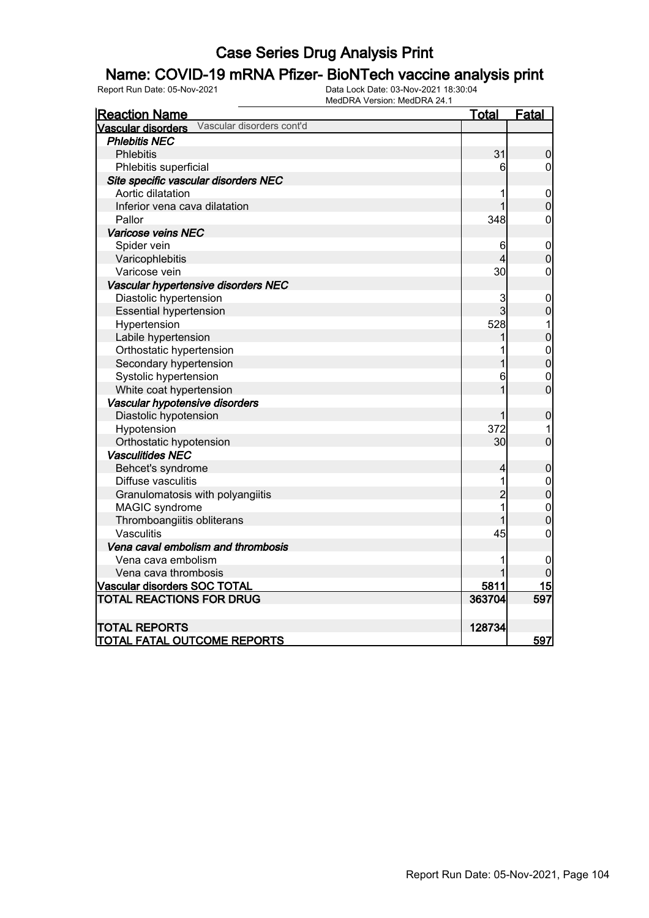# Case Series Drug Analysis Print

## Name: COVID-19 mRNA Pfizer- BioNTech vaccine analysis print

Report Run Date: 05-Nov-2021 | Data Lock Date: 03-Nov-2021 18:30:04 | MedDRA Version: MedDRA 24.1

| Reaction Name | Total | Fatal |
|---|---|---|
| **Vascular disorders** Vascular disorders cont'd | | |
| ***Phlebitis NEC*** | | |
| Phlebitis | 31 | 0 |
| Phlebitis superficial | 6 | 0 |
| ***Site specific vascular disorders NEC*** | | |
| Aortic dilatation | 1 | 0 |
| Inferior vena cava dilatation | 1 | 0 |
| Pallor | 348 | 0 |
| ***Varicose veins NEC*** | | |
| Spider vein | 6 | 0 |
| Varicophlebitis | 4 | 0 |
| Varicose vein | 30 | 0 |
| ***Vascular hypertensive disorders NEC*** | | |
| Diastolic hypertension | 3 | 0 |
| Essential hypertension | 3 | 0 |
| Hypertension | 528 | 1 |
| Labile hypertension | 1 | 0 |
| Orthostatic hypertension | 1 | 0 |
| Secondary hypertension | 1 | 0 |
| Systolic hypertension | 6 | 0 |
| White coat hypertension | 1 | 0 |
| ***Vascular hypotensive disorders*** | | |
| Diastolic hypotension | 1 | 0 |
| Hypotension | 372 | 1 |
| Orthostatic hypotension | 30 | 0 |
| ***Vasculitides NEC*** | | |
| Behcet's syndrome | 4 | 0 |
| Diffuse vasculitis | 1 | 0 |
| Granulomatosis with polyangiitis | 2 | 0 |
| MAGIC syndrome | 1 | 0 |
| Thromboangiitis obliterans | 1 | 0 |
| Vasculitis | 45 | 0 |
| ***Vena caval embolism and thrombosis*** | | |
| Vena cava embolism | 1 | 0 |
| Vena cava thrombosis | 1 | 0 |
| **Vascular disorders SOC TOTAL** | **5811** | **15** |
| **TOTAL REACTIONS FOR DRUG** | **363704** | **597** |
| | | |
| **TOTAL REPORTS** | **128734** | |
| **TOTAL FATAL OUTCOME REPORTS** | | **597** |